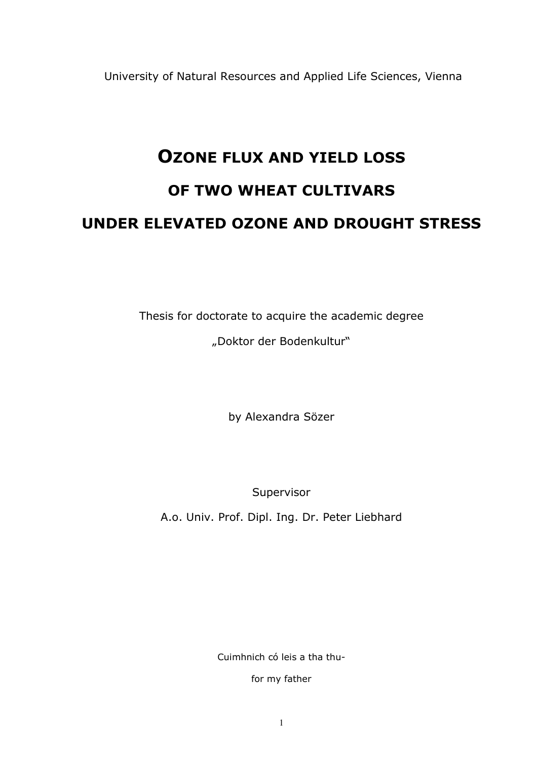University of Natural Resources and Applied Life Sciences, Vienna

# OZONE FLUX AND YIELD LOSS OF TWO WHEAT CULTIVARS UNDER ELEVATED OZONE AND DROUGHT STRESS

Thesis for doctorate to acquire the academic degree

„Doktor der Bodenkultur"

by Alexandra Sözer

Supervisor

A.o. Univ. Prof. Dipl. Ing. Dr. Peter Liebhard

Cuimhnich có leis a tha thu-

for my father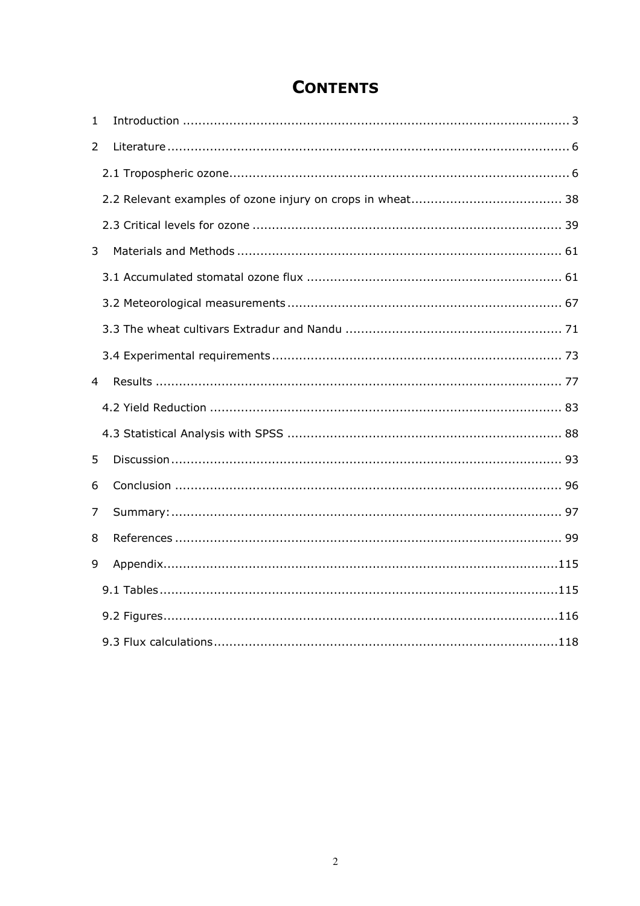# CONTENTS

1 Introduction ..................................................................................................... 3

2 Literature ......................................................................................................... 6

2.1 Tropospheric ozone....................................................................................... 6

2.2 Relevant examples of ozone injury on crops in wheat...................................... 38

2.3 Critical levels for ozone ............................................................................... 39

3 Materials and Methods .................................................................................... 61

3.1 Accumulated stomatal ozone flux ................................................................. 61

3.2 Meteorological measurements ...................................................................... 67

3.3 The wheat cultivars Extradur and Nandu ....................................................... 71

3.4 Experimental requirements .......................................................................... 73

4 Results ........................................................................................................... 77

4.2 Yield Reduction ........................................................................................... 83

4.3 Statistical Analysis with SPSS ...................................................................... 88

5 Discussion ....................................................................................................... 93

6 Conclusion ...................................................................................................... 96

7 Summary: ....................................................................................................... 97

8 References ...................................................................................................... 99

9 Appendix........................................................................................................115

9.1 Tables .........................................................................................................115

9.2 Figures ........................................................................................................116

9.3 Flux calculations ...........................................................................................118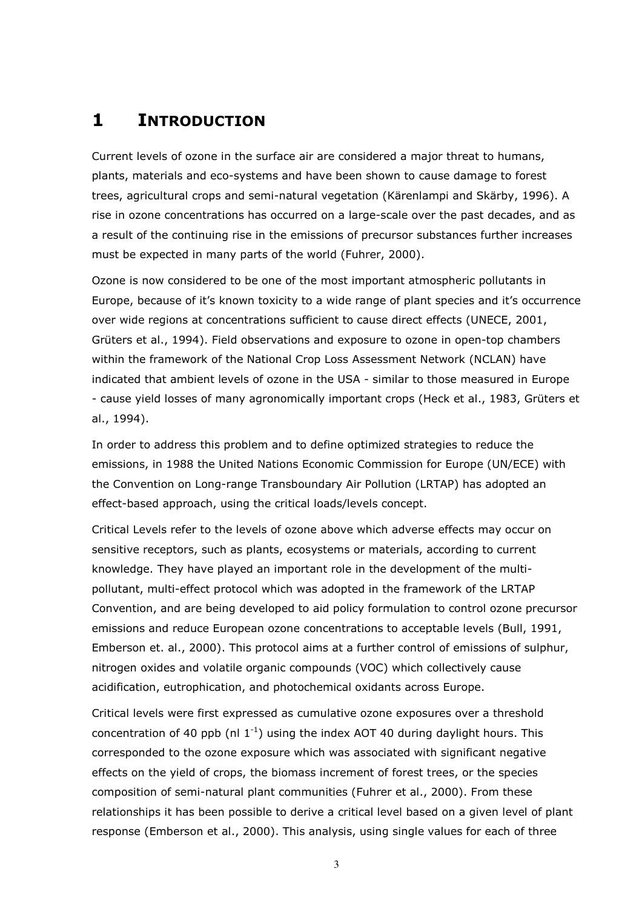# 1 INTRODUCTION

Current levels of ozone in the surface air are considered a major threat to humans, plants, materials and eco-systems and have been shown to cause damage to forest trees, agricultural crops and semi-natural vegetation (Kärenlampi and Skärby, 1996). A rise in ozone concentrations has occurred on a large-scale over the past decades, and as a result of the continuing rise in the emissions of precursor substances further increases must be expected in many parts of the world (Fuhrer, 2000).

Ozone is now considered to be one of the most important atmospheric pollutants in Europe, because of it's known toxicity to a wide range of plant species and it's occurrence over wide regions at concentrations sufficient to cause direct effects (UNECE, 2001, Grüters et al., 1994). Field observations and exposure to ozone in open-top chambers within the framework of the National Crop Loss Assessment Network (NCLAN) have indicated that ambient levels of ozone in the USA - similar to those measured in Europe - cause yield losses of many agronomically important crops (Heck et al., 1983, Grüters et al., 1994).

In order to address this problem and to define optimized strategies to reduce the emissions, in 1988 the United Nations Economic Commission for Europe (UN/ECE) with the Convention on Long-range Transboundary Air Pollution (LRTAP) has adopted an effect-based approach, using the critical loads/levels concept.

Critical Levels refer to the levels of ozone above which adverse effects may occur on sensitive receptors, such as plants, ecosystems or materials, according to current knowledge. They have played an important role in the development of the multi-pollutant, multi-effect protocol which was adopted in the framework of the LRTAP Convention, and are being developed to aid policy formulation to control ozone precursor emissions and reduce European ozone concentrations to acceptable levels (Bull, 1991, Emberson et. al., 2000). This protocol aims at a further control of emissions of sulphur, nitrogen oxides and volatile organic compounds (VOC) which collectively cause acidification, eutrophication, and photochemical oxidants across Europe.

Critical levels were first expressed as cumulative ozone exposures over a threshold concentration of 40 ppb (nl $1^{-1}$) using the index AOT 40 during daylight hours. This corresponded to the ozone exposure which was associated with significant negative effects on the yield of crops, the biomass increment of forest trees, or the species composition of semi-natural plant communities (Fuhrer et al., 2000). From these relationships it has been possible to derive a critical level based on a given level of plant response (Emberson et al., 2000). This analysis, using single values for each of three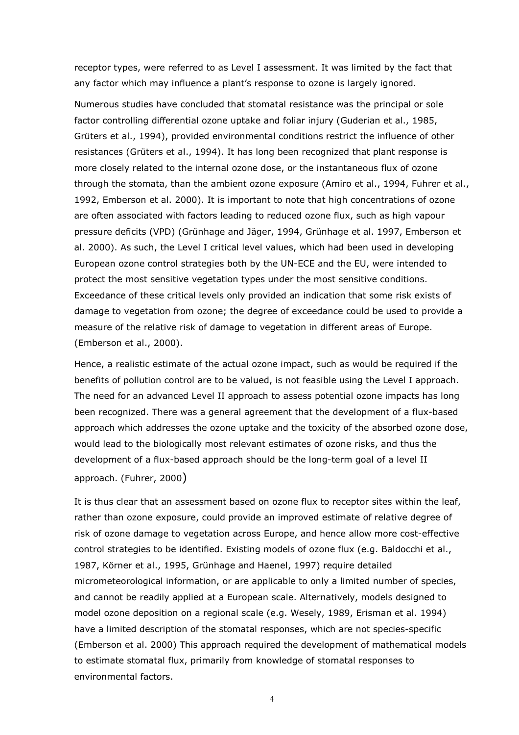receptor types, were referred to as Level I assessment. It was limited by the fact that any factor which may influence a plant's response to ozone is largely ignored.

Numerous studies have concluded that stomatal resistance was the principal or sole factor controlling differential ozone uptake and foliar injury (Guderian et al., 1985, Grüters et al., 1994), provided environmental conditions restrict the influence of other resistances (Grüters et al., 1994). It has long been recognized that plant response is more closely related to the internal ozone dose, or the instantaneous flux of ozone through the stomata, than the ambient ozone exposure (Amiro et al., 1994, Fuhrer et al., 1992, Emberson et al. 2000). It is important to note that high concentrations of ozone are often associated with factors leading to reduced ozone flux, such as high vapour pressure deficits (VPD) (Grünhage and Jäger, 1994, Grünhage et al. 1997, Emberson et al. 2000). As such, the Level I critical level values, which had been used in developing European ozone control strategies both by the UN-ECE and the EU, were intended to protect the most sensitive vegetation types under the most sensitive conditions. Exceedance of these critical levels only provided an indication that some risk exists of damage to vegetation from ozone; the degree of exceedance could be used to provide a measure of the relative risk of damage to vegetation in different areas of Europe. (Emberson et al., 2000).

Hence, a realistic estimate of the actual ozone impact, such as would be required if the benefits of pollution control are to be valued, is not feasible using the Level I approach. The need for an advanced Level II approach to assess potential ozone impacts has long been recognized. There was a general agreement that the development of a flux-based approach which addresses the ozone uptake and the toxicity of the absorbed ozone dose, would lead to the biologically most relevant estimates of ozone risks, and thus the development of a flux-based approach should be the long-term goal of a level II approach. (Fuhrer, 2000)

It is thus clear that an assessment based on ozone flux to receptor sites within the leaf, rather than ozone exposure, could provide an improved estimate of relative degree of risk of ozone damage to vegetation across Europe, and hence allow more cost-effective control strategies to be identified. Existing models of ozone flux (e.g. Baldocchi et al., 1987, Körner et al., 1995, Grünhage and Haenel, 1997) require detailed micrometeorological information, or are applicable to only a limited number of species, and cannot be readily applied at a European scale. Alternatively, models designed to model ozone deposition on a regional scale (e.g. Wesely, 1989, Erisman et al. 1994) have a limited description of the stomatal responses, which are not species-specific (Emberson et al. 2000) This approach required the development of mathematical models to estimate stomatal flux, primarily from knowledge of stomatal responses to environmental factors.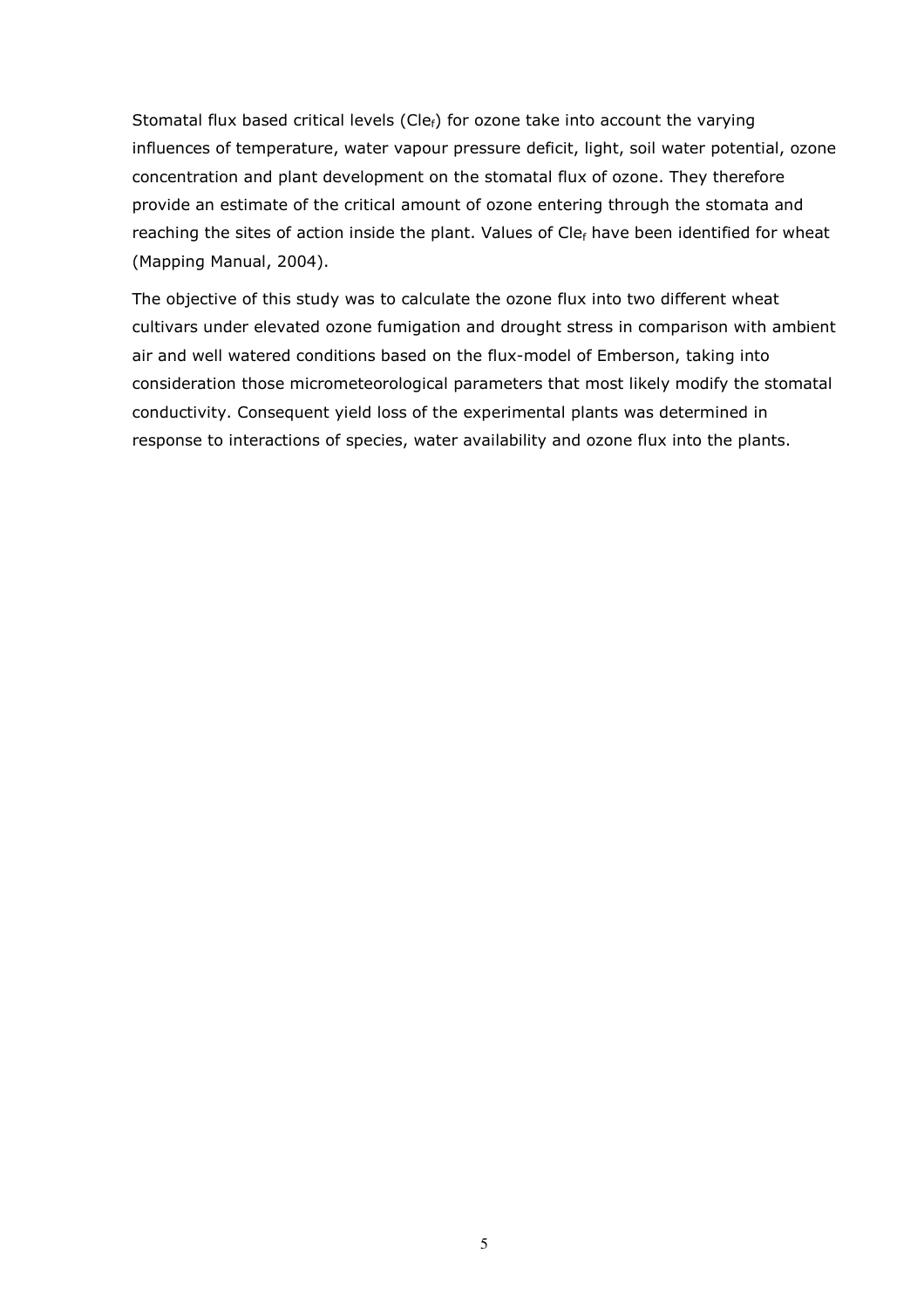Stomatal flux based critical levels ($Cle_f$) for ozone take into account the varying influences of temperature, water vapour pressure deficit, light, soil water potential, ozone concentration and plant development on the stomatal flux of ozone. They therefore provide an estimate of the critical amount of ozone entering through the stomata and reaching the sites of action inside the plant. Values of $Cle_f$ have been identified for wheat (Mapping Manual, 2004).

The objective of this study was to calculate the ozone flux into two different wheat cultivars under elevated ozone fumigation and drought stress in comparison with ambient air and well watered conditions based on the flux-model of Emberson, taking into consideration those micrometeorological parameters that most likely modify the stomatal conductivity. Consequent yield loss of the experimental plants was determined in response to interactions of species, water availability and ozone flux into the plants.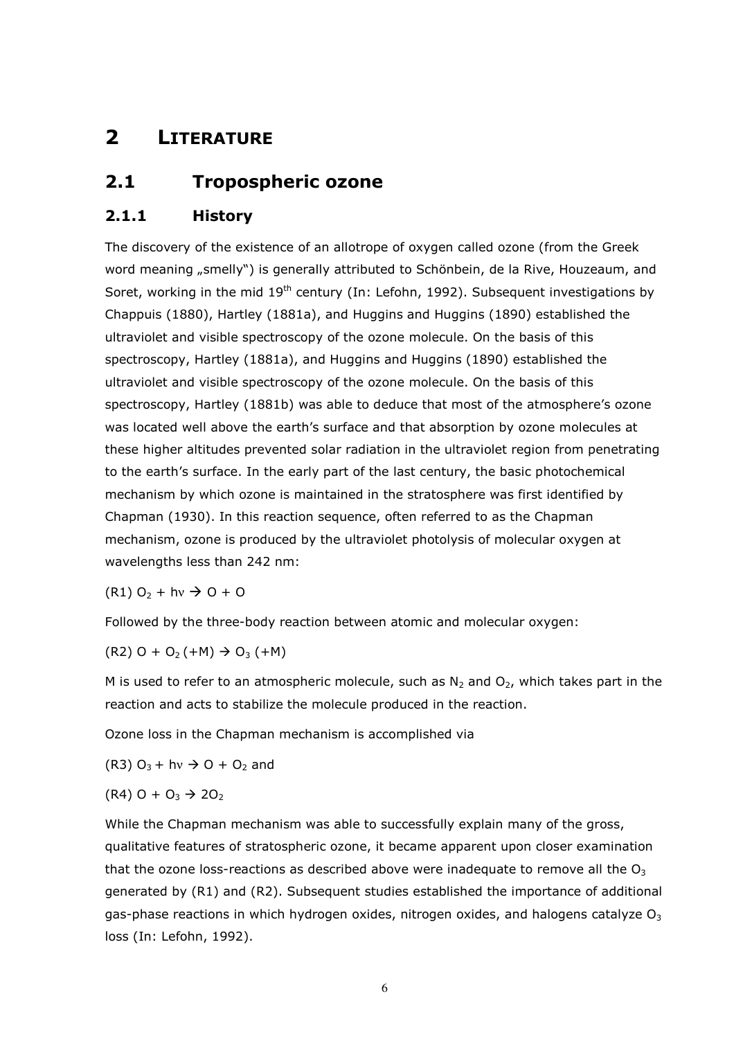// 2 LITERATURE

## 2.1 Tropospheric ozone

### 2.1.1 History

The discovery of the existence of an allotrope of oxygen called ozone (from the Greek word meaning „smelly") is generally attributed to Schönbein, de la Rive, Houzeaum, and Soret, working in the mid 19th century (In: Lefohn, 1992). Subsequent investigations by Chappuis (1880), Hartley (1881a), and Huggins and Huggins (1890) established the ultraviolet and visible spectroscopy of the ozone molecule. On the basis of this spectroscopy, Hartley (1881a), and Huggins and Huggins (1890) established the ultraviolet and visible spectroscopy of the ozone molecule. On the basis of this spectroscopy, Hartley (1881b) was able to deduce that most of the atmosphere's ozone was located well above the earth's surface and that absorption by ozone molecules at these higher altitudes prevented solar radiation in the ultraviolet region from penetrating to the earth's surface. In the early part of the last century, the basic photochemical mechanism by which ozone is maintained in the stratosphere was first identified by Chapman (1930). In this reaction sequence, often referred to as the Chapman mechanism, ozone is produced by the ultraviolet photolysis of molecular oxygen at wavelengths less than 242 nm:

(R1) $O_2 + h\nu \rightarrow O + O$

Followed by the three-body reaction between atomic and molecular oxygen:

(R2) $O + O_2\,(+M) \rightarrow O_3\,(+M)$

M is used to refer to an atmospheric molecule, such as $N_2$ and $O_2$, which takes part in the reaction and acts to stabilize the molecule produced in the reaction.

Ozone loss in the Chapman mechanism is accomplished via

(R3) $O_3 + h\nu \rightarrow O + O_2$ and

(R4) $O + O_3 \rightarrow 2O_2$

While the Chapman mechanism was able to successfully explain many of the gross, qualitative features of stratospheric ozone, it became apparent upon closer examination that the ozone loss-reactions as described above were inadequate to remove all the $O_3$ generated by (R1) and (R2). Subsequent studies established the importance of additional gas-phase reactions in which hydrogen oxides, nitrogen oxides, and halogens catalyze $O_3$ loss (In: Lefohn, 1992).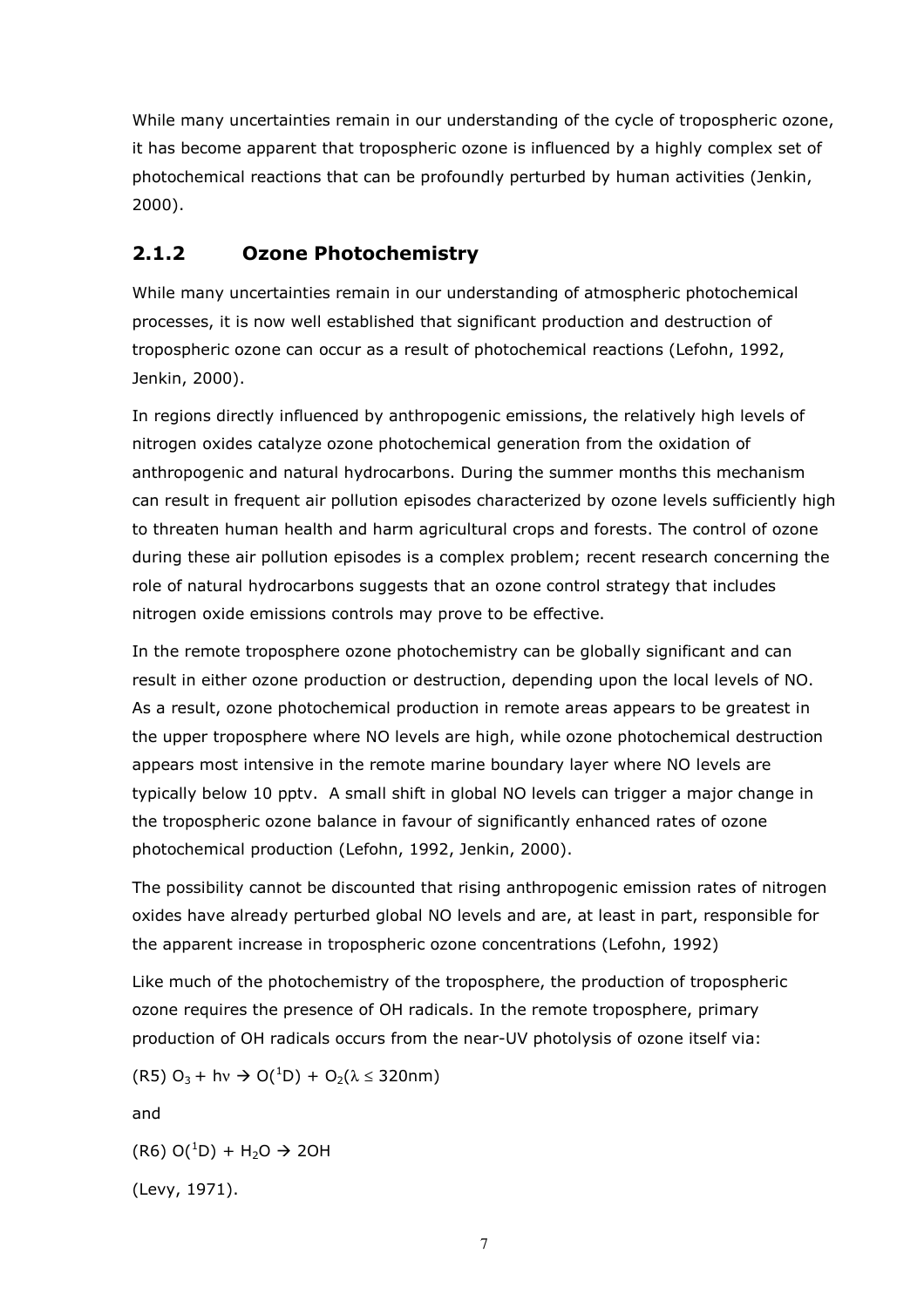While many uncertainties remain in our understanding of the cycle of tropospheric ozone, it has become apparent that tropospheric ozone is influenced by a highly complex set of photochemical reactions that can be profoundly perturbed by human activities (Jenkin, 2000).

### 2.1.2 Ozone Photochemistry

While many uncertainties remain in our understanding of atmospheric photochemical processes, it is now well established that significant production and destruction of tropospheric ozone can occur as a result of photochemical reactions (Lefohn, 1992, Jenkin, 2000).

In regions directly influenced by anthropogenic emissions, the relatively high levels of nitrogen oxides catalyze ozone photochemical generation from the oxidation of anthropogenic and natural hydrocarbons. During the summer months this mechanism can result in frequent air pollution episodes characterized by ozone levels sufficiently high to threaten human health and harm agricultural crops and forests. The control of ozone during these air pollution episodes is a complex problem; recent research concerning the role of natural hydrocarbons suggests that an ozone control strategy that includes nitrogen oxide emissions controls may prove to be effective.

In the remote troposphere ozone photochemistry can be globally significant and can result in either ozone production or destruction, depending upon the local levels of NO. As a result, ozone photochemical production in remote areas appears to be greatest in the upper troposphere where NO levels are high, while ozone photochemical destruction appears most intensive in the remote marine boundary layer where NO levels are typically below 10 pptv. A small shift in global NO levels can trigger a major change in the tropospheric ozone balance in favour of significantly enhanced rates of ozone photochemical production (Lefohn, 1992, Jenkin, 2000).

The possibility cannot be discounted that rising anthropogenic emission rates of nitrogen oxides have already perturbed global NO levels and are, at least in part, responsible for the apparent increase in tropospheric ozone concentrations (Lefohn, 1992)

Like much of the photochemistry of the troposphere, the production of tropospheric ozone requires the presence of OH radicals. In the remote troposphere, primary production of OH radicals occurs from the near-UV photolysis of ozone itself via:

(R5) $O_3 + h\nu \rightarrow O(^1D) + O_2 (\lambda \leq 320\text{nm})$

and

(R6) $O(^1D) + H_2O \rightarrow 2OH$

(Levy, 1971).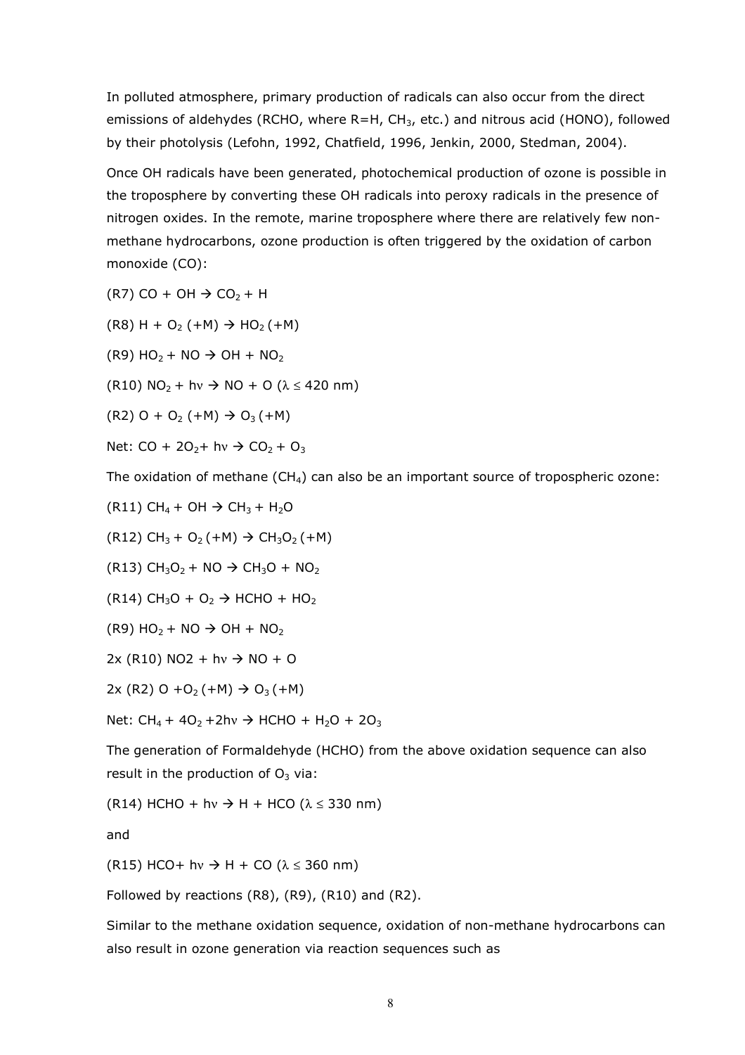In polluted atmosphere, primary production of radicals can also occur from the direct emissions of aldehydes (RCHO, where R=H, $CH_3$, etc.) and nitrous acid (HONO), followed by their photolysis (Lefohn, 1992, Chatfield, 1996, Jenkin, 2000, Stedman, 2004).

Once OH radicals have been generated, photochemical production of ozone is possible in the troposphere by converting these OH radicals into peroxy radicals in the presence of nitrogen oxides. In the remote, marine troposphere where there are relatively few non-methane hydrocarbons, ozone production is often triggered by the oxidation of carbon monoxide (CO):

(R7) $CO + OH \rightarrow CO_2 + H$

(R8) $H + O_2 (+M) \rightarrow HO_2 (+M)$

(R9) $HO_2 + NO \rightarrow OH + NO_2$

(R10) $NO_2 + h\nu \rightarrow NO + O$ ($\lambda \leq 420$ nm)

(R2) $O + O_2 (+M) \rightarrow O_3 (+M)$

Net: $CO + 2O_2 + h\nu \rightarrow CO_2 + O_3$

The oxidation of methane ($CH_4$) can also be an important source of tropospheric ozone:

(R11) $CH_4 + OH \rightarrow CH_3 + H_2O$

(R12) $CH_3 + O_2 (+M) \rightarrow CH_3O_2 (+M)$

(R13) $CH_3O_2 + NO \rightarrow CH_3O + NO_2$

(R14) $CH_3O + O_2 \rightarrow HCHO + HO_2$

(R9) $HO_2 + NO \rightarrow OH + NO_2$

2x (R10) $NO2 + h\nu \rightarrow NO + O$

2x (R2) $O + O_2 (+M) \rightarrow O_3 (+M)$

Net: $CH_4 + 4O_2 + 2h\nu \rightarrow HCHO + H_2O + 2O_3$

The generation of Formaldehyde (HCHO) from the above oxidation sequence can also result in the production of $O_3$ via:

(R14) $HCHO + h\nu \rightarrow H + HCO$ ($\lambda \leq 330$ nm)

and

(R15) $HCO + h\nu \rightarrow H + CO$ ($\lambda \leq 360$ nm)

Followed by reactions (R8), (R9), (R10) and (R2).

Similar to the methane oxidation sequence, oxidation of non-methane hydrocarbons can also result in ozone generation via reaction sequences such as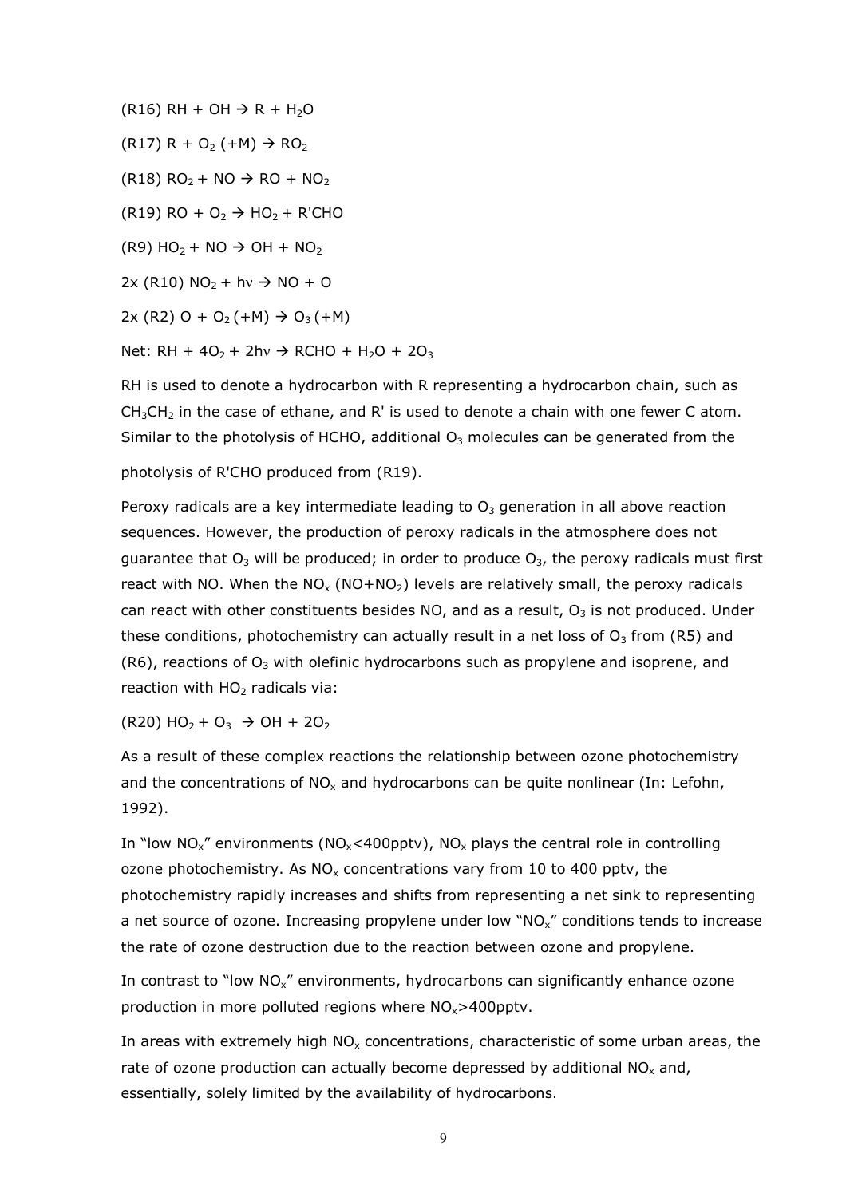(R16) $RH + OH \rightarrow R + H_2O$

(R17) $R + O_2 (+M) \rightarrow RO_2$

(R18) $RO_2 + NO \rightarrow RO + NO_2$

(R19) $RO + O_2 \rightarrow HO_2 + R'CHO$

(R9) $HO_2 + NO \rightarrow OH + NO_2$

2x (R10) $NO_2 + h\nu \rightarrow NO + O$

2x (R2) $O + O_2 (+M) \rightarrow O_3 (+M)$

Net: $RH + 4O_2 + 2h\nu \rightarrow RCHO + H_2O + 2O_3$

RH is used to denote a hydrocarbon with R representing a hydrocarbon chain, such as $CH_3CH_2$ in the case of ethane, and R' is used to denote a chain with one fewer C atom. Similar to the photolysis of HCHO, additional $O_3$ molecules can be generated from the photolysis of R'CHO produced from (R19).

Peroxy radicals are a key intermediate leading to $O_3$ generation in all above reaction sequences. However, the production of peroxy radicals in the atmosphere does not guarantee that $O_3$ will be produced; in order to produce $O_3$, the peroxy radicals must first react with NO. When the $NO_x$ ($NO+NO_2$) levels are relatively small, the peroxy radicals can react with other constituents besides NO, and as a result, $O_3$ is not produced. Under these conditions, photochemistry can actually result in a net loss of $O_3$ from (R5) and (R6), reactions of $O_3$ with olefinic hydrocarbons such as propylene and isoprene, and reaction with $HO_2$ radicals via:

(R20) $HO_2 + O_3 \rightarrow OH + 2O_2$

As a result of these complex reactions the relationship between ozone photochemistry and the concentrations of $NO_x$ and hydrocarbons can be quite nonlinear (In: Lefohn, 1992).

In "low $NO_x$" environments ($NO_x$<400pptv), $NO_x$ plays the central role in controlling ozone photochemistry. As $NO_x$ concentrations vary from 10 to 400 pptv, the photochemistry rapidly increases and shifts from representing a net sink to representing a net source of ozone. Increasing propylene under low "$NO_x$" conditions tends to increase the rate of ozone destruction due to the reaction between ozone and propylene.

In contrast to "low $NO_x$" environments, hydrocarbons can significantly enhance ozone production in more polluted regions where $NO_x$>400pptv.

In areas with extremely high $NO_x$ concentrations, characteristic of some urban areas, the rate of ozone production can actually become depressed by additional $NO_x$ and, essentially, solely limited by the availability of hydrocarbons.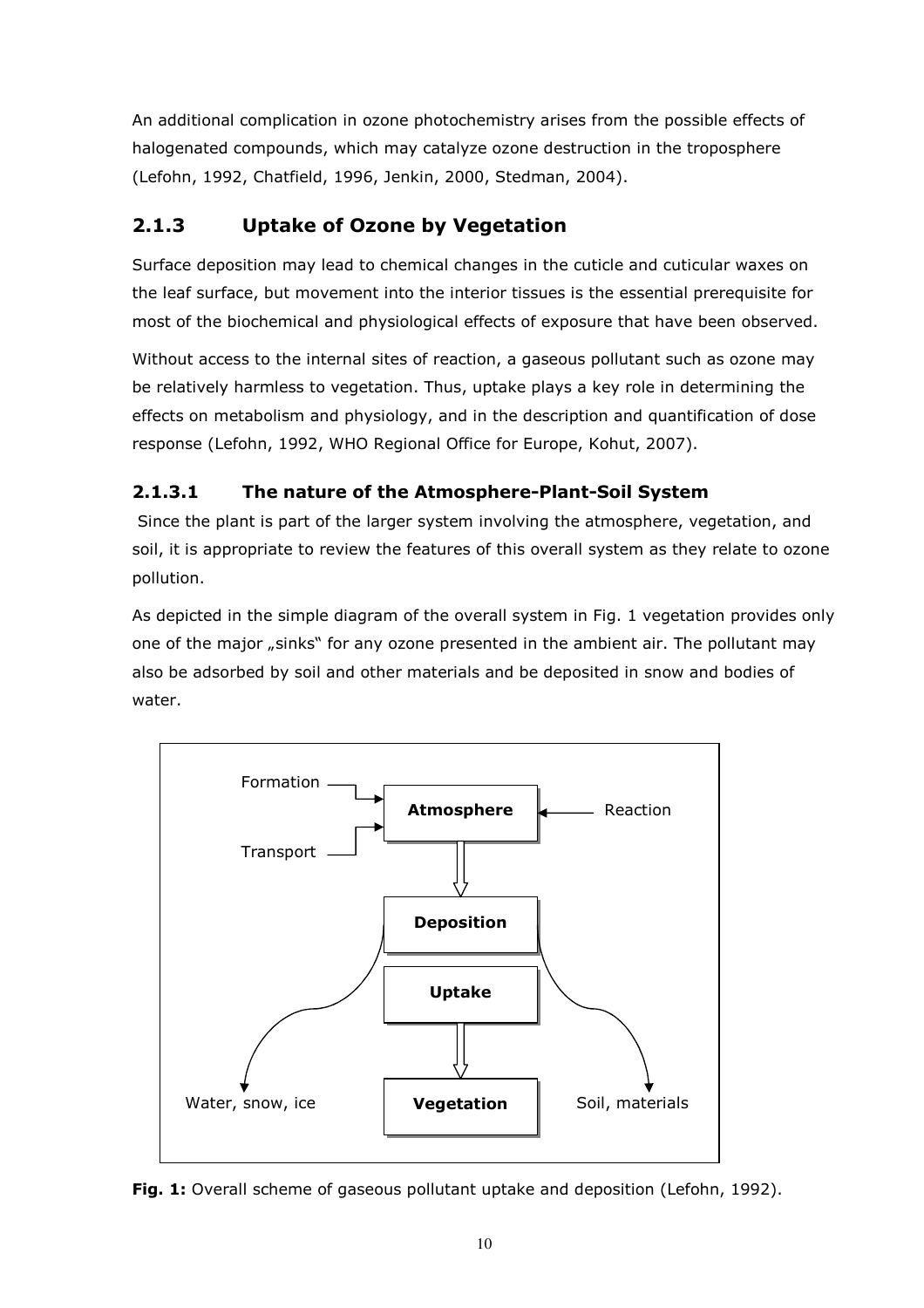An additional complication in ozone photochemistry arises from the possible effects of halogenated compounds, which may catalyze ozone destruction in the troposphere (Lefohn, 1992, Chatfield, 1996, Jenkin, 2000, Stedman, 2004).

## 2.1.3 Uptake of Ozone by Vegetation

Surface deposition may lead to chemical changes in the cuticle and cuticular waxes on the leaf surface, but movement into the interior tissues is the essential prerequisite for most of the biochemical and physiological effects of exposure that have been observed.

Without access to the internal sites of reaction, a gaseous pollutant such as ozone may be relatively harmless to vegetation. Thus, uptake plays a key role in determining the effects on metabolism and physiology, and in the description and quantification of dose response (Lefohn, 1992, WHO Regional Office for Europe, Kohut, 2007).

### 2.1.3.1 The nature of the Atmosphere-Plant-Soil System

Since the plant is part of the larger system involving the atmosphere, vegetation, and soil, it is appropriate to review the features of this overall system as they relate to ozone pollution.

As depicted in the simple diagram of the overall system in Fig. 1 vegetation provides only one of the major „sinks" for any ozone presented in the ambient air. The pollutant may also be adsorbed by soil and other materials and be deposited in snow and bodies of water.

Formation

Transport

Atmosphere

Reaction

Deposition

Uptake

Vegetation

Water, snow, ice

Soil, materials

**Fig. 1:** Overall scheme of gaseous pollutant uptake and deposition (Lefohn, 1992).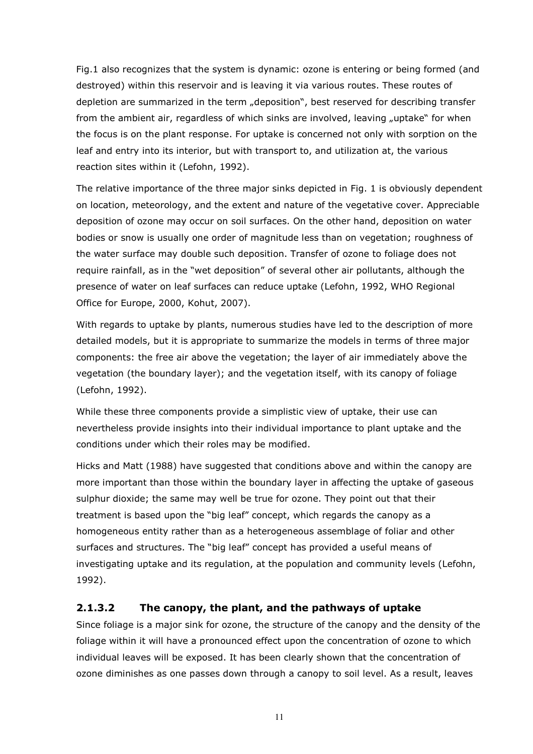Fig.1 also recognizes that the system is dynamic: ozone is entering or being formed (and destroyed) within this reservoir and is leaving it via various routes. These routes of depletion are summarized in the term „deposition", best reserved for describing transfer from the ambient air, regardless of which sinks are involved, leaving „uptake" for when the focus is on the plant response. For uptake is concerned not only with sorption on the leaf and entry into its interior, but with transport to, and utilization at, the various reaction sites within it (Lefohn, 1992).

The relative importance of the three major sinks depicted in Fig. 1 is obviously dependent on location, meteorology, and the extent and nature of the vegetative cover. Appreciable deposition of ozone may occur on soil surfaces. On the other hand, deposition on water bodies or snow is usually one order of magnitude less than on vegetation; roughness of the water surface may double such deposition. Transfer of ozone to foliage does not require rainfall, as in the "wet deposition" of several other air pollutants, although the presence of water on leaf surfaces can reduce uptake (Lefohn, 1992, WHO Regional Office for Europe, 2000, Kohut, 2007).

With regards to uptake by plants, numerous studies have led to the description of more detailed models, but it is appropriate to summarize the models in terms of three major components: the free air above the vegetation; the layer of air immediately above the vegetation (the boundary layer); and the vegetation itself, with its canopy of foliage (Lefohn, 1992).

While these three components provide a simplistic view of uptake, their use can nevertheless provide insights into their individual importance to plant uptake and the conditions under which their roles may be modified.

Hicks and Matt (1988) have suggested that conditions above and within the canopy are more important than those within the boundary layer in affecting the uptake of gaseous sulphur dioxide; the same may well be true for ozone. They point out that their treatment is based upon the "big leaf" concept, which regards the canopy as a homogeneous entity rather than as a heterogeneous assemblage of foliar and other surfaces and structures. The "big leaf" concept has provided a useful means of investigating uptake and its regulation, at the population and community levels (Lefohn, 1992).

#### 2.1.3.2 The canopy, the plant, and the pathways of uptake

Since foliage is a major sink for ozone, the structure of the canopy and the density of the foliage within it will have a pronounced effect upon the concentration of ozone to which individual leaves will be exposed. It has been clearly shown that the concentration of ozone diminishes as one passes down through a canopy to soil level. As a result, leaves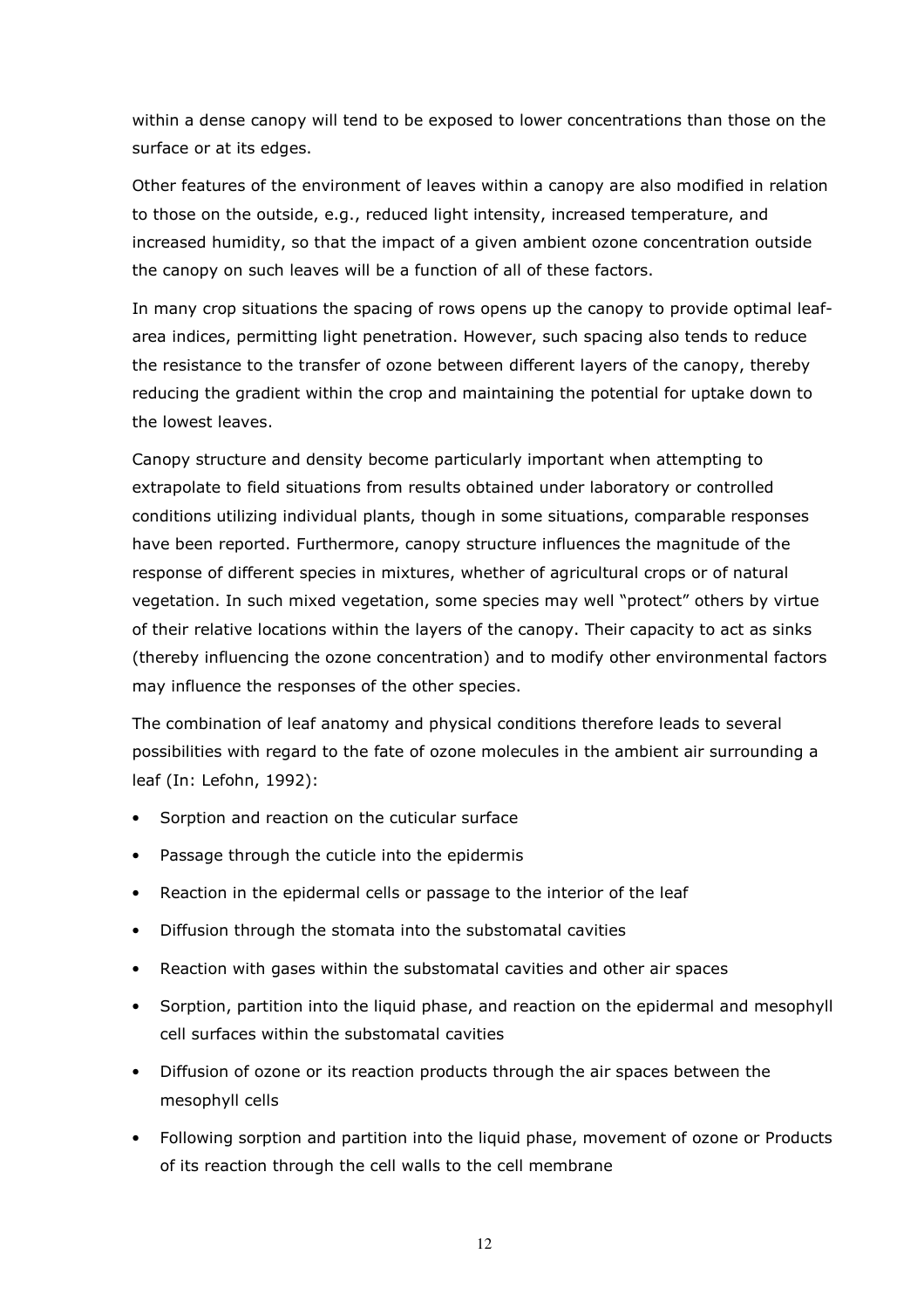within a dense canopy will tend to be exposed to lower concentrations than those on the surface or at its edges.

Other features of the environment of leaves within a canopy are also modified in relation to those on the outside, e.g., reduced light intensity, increased temperature, and increased humidity, so that the impact of a given ambient ozone concentration outside the canopy on such leaves will be a function of all of these factors.

In many crop situations the spacing of rows opens up the canopy to provide optimal leaf-area indices, permitting light penetration. However, such spacing also tends to reduce the resistance to the transfer of ozone between different layers of the canopy, thereby reducing the gradient within the crop and maintaining the potential for uptake down to the lowest leaves.

Canopy structure and density become particularly important when attempting to extrapolate to field situations from results obtained under laboratory or controlled conditions utilizing individual plants, though in some situations, comparable responses have been reported. Furthermore, canopy structure influences the magnitude of the response of different species in mixtures, whether of agricultural crops or of natural vegetation. In such mixed vegetation, some species may well "protect" others by virtue of their relative locations within the layers of the canopy. Their capacity to act as sinks (thereby influencing the ozone concentration) and to modify other environmental factors may influence the responses of the other species.

The combination of leaf anatomy and physical conditions therefore leads to several possibilities with regard to the fate of ozone molecules in the ambient air surrounding a leaf (In: Lefohn, 1992):

- Sorption and reaction on the cuticular surface
- Passage through the cuticle into the epidermis
- Reaction in the epidermal cells or passage to the interior of the leaf
- Diffusion through the stomata into the substomatal cavities
- Reaction with gases within the substomatal cavities and other air spaces
- Sorption, partition into the liquid phase, and reaction on the epidermal and mesophyll cell surfaces within the substomatal cavities
- Diffusion of ozone or its reaction products through the air spaces between the mesophyll cells
- Following sorption and partition into the liquid phase, movement of ozone or Products of its reaction through the cell walls to the cell membrane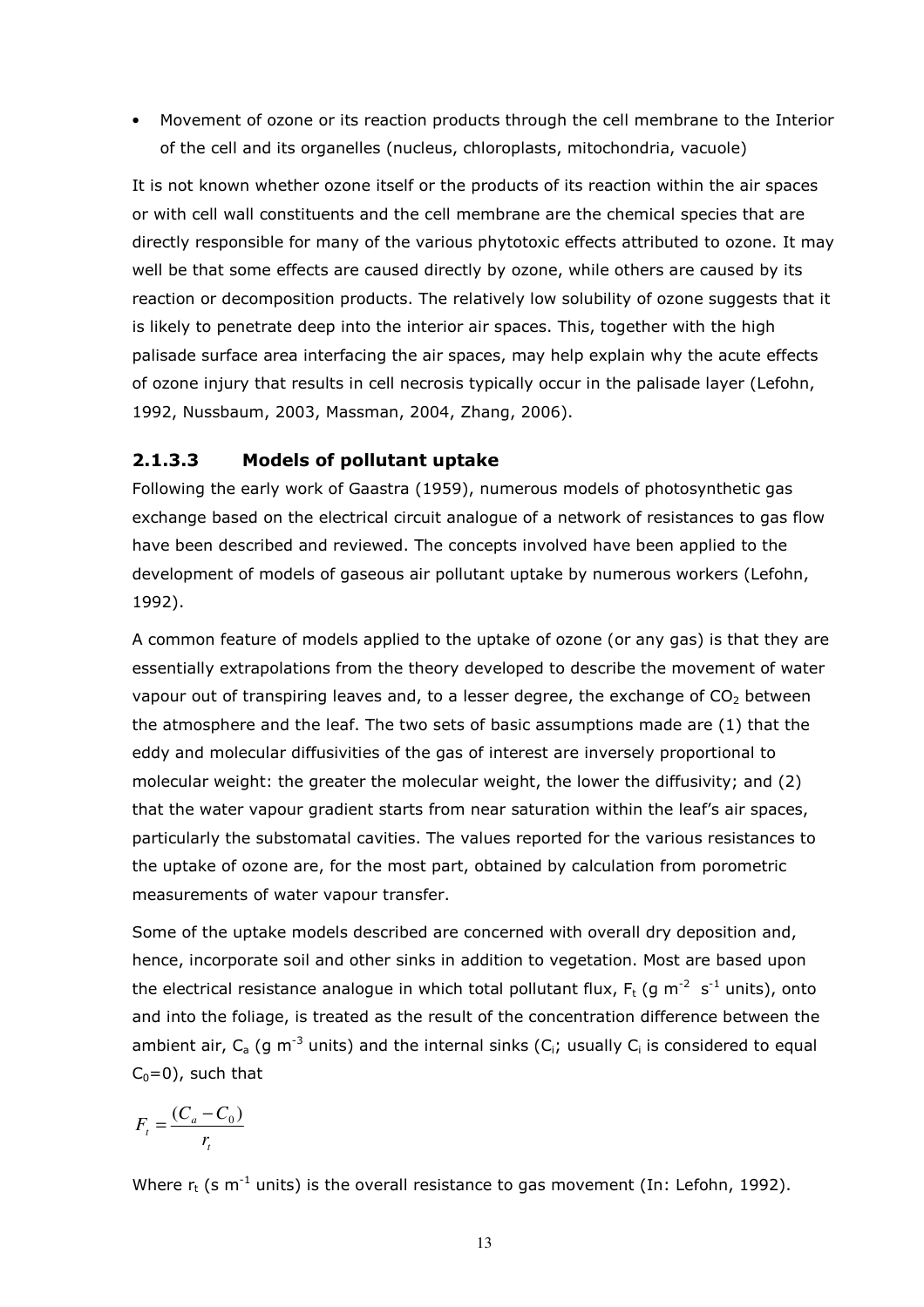- Movement of ozone or its reaction products through the cell membrane to the Interior of the cell and its organelles (nucleus, chloroplasts, mitochondria, vacuole)

It is not known whether ozone itself or the products of its reaction within the air spaces or with cell wall constituents and the cell membrane are the chemical species that are directly responsible for many of the various phytotoxic effects attributed to ozone. It may well be that some effects are caused directly by ozone, while others are caused by its reaction or decomposition products. The relatively low solubility of ozone suggests that it is likely to penetrate deep into the interior air spaces. This, together with the high palisade surface area interfacing the air spaces, may help explain why the acute effects of ozone injury that results in cell necrosis typically occur in the palisade layer (Lefohn, 1992, Nussbaum, 2003, Massman, 2004, Zhang, 2006).

### 2.1.3.3 Models of pollutant uptake

Following the early work of Gaastra (1959), numerous models of photosynthetic gas exchange based on the electrical circuit analogue of a network of resistances to gas flow have been described and reviewed. The concepts involved have been applied to the development of models of gaseous air pollutant uptake by numerous workers (Lefohn, 1992).

A common feature of models applied to the uptake of ozone (or any gas) is that they are essentially extrapolations from the theory developed to describe the movement of water vapour out of transpiring leaves and, to a lesser degree, the exchange of $CO_2$ between the atmosphere and the leaf. The two sets of basic assumptions made are (1) that the eddy and molecular diffusivities of the gas of interest are inversely proportional to molecular weight: the greater the molecular weight, the lower the diffusivity; and (2) that the water vapour gradient starts from near saturation within the leaf's air spaces, particularly the substomatal cavities. The values reported for the various resistances to the uptake of ozone are, for the most part, obtained by calculation from porometric measurements of water vapour transfer.

Some of the uptake models described are concerned with overall dry deposition and, hence, incorporate soil and other sinks in addition to vegetation. Most are based upon the electrical resistance analogue in which total pollutant flux, $F_t$ (g m$^{-2}$ s$^{-1}$ units), onto and into the foliage, is treated as the result of the concentration difference between the ambient air, $C_a$ (g m$^{-3}$ units) and the internal sinks ($C_i$; usually $C_i$ is considered to equal $C_0$=0), such that

$$F_t = \frac{(C_a - C_0)}{r_t}$$

Where $r_t$ (s m$^{-1}$ units) is the overall resistance to gas movement (In: Lefohn, 1992).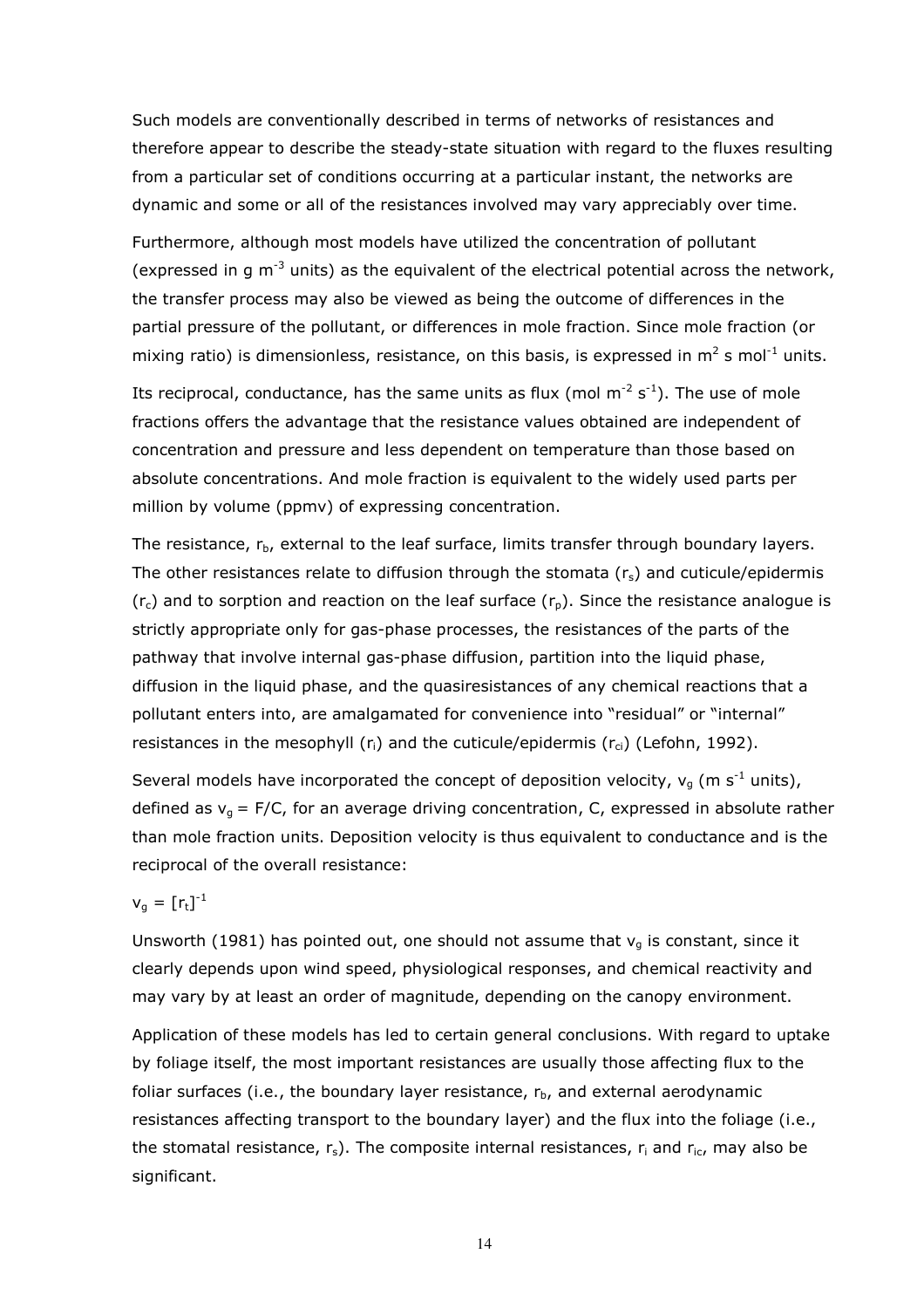Such models are conventionally described in terms of networks of resistances and therefore appear to describe the steady-state situation with regard to the fluxes resulting from a particular set of conditions occurring at a particular instant, the networks are dynamic and some or all of the resistances involved may vary appreciably over time.

Furthermore, although most models have utilized the concentration of pollutant (expressed in g $m^{-3}$ units) as the equivalent of the electrical potential across the network, the transfer process may also be viewed as being the outcome of differences in the partial pressure of the pollutant, or differences in mole fraction. Since mole fraction (or mixing ratio) is dimensionless, resistance, on this basis, is expressed in $m^2$ s $mol^{-1}$ units.

Its reciprocal, conductance, has the same units as flux (mol $m^{-2}$ $s^{-1}$). The use of mole fractions offers the advantage that the resistance values obtained are independent of concentration and pressure and less dependent on temperature than those based on absolute concentrations. And mole fraction is equivalent to the widely used parts per million by volume (ppmv) of expressing concentration.

The resistance, $r_b$, external to the leaf surface, limits transfer through boundary layers. The other resistances relate to diffusion through the stomata ($r_s$) and cuticule/epidermis ($r_c$) and to sorption and reaction on the leaf surface ($r_p$). Since the resistance analogue is strictly appropriate only for gas-phase processes, the resistances of the parts of the pathway that involve internal gas-phase diffusion, partition into the liquid phase, diffusion in the liquid phase, and the quasiresistances of any chemical reactions that a pollutant enters into, are amalgamated for convenience into "residual" or "internal" resistances in the mesophyll ($r_i$) and the cuticule/epidermis ($r_{ci}$) (Lefohn, 1992).

Several models have incorporated the concept of deposition velocity, $v_g$ (m $s^{-1}$ units), defined as $v_g = F/C$, for an average driving concentration, C, expressed in absolute rather than mole fraction units. Deposition velocity is thus equivalent to conductance and is the reciprocal of the overall resistance:

$$v_g = [r_t]^{-1}$$

Unsworth (1981) has pointed out, one should not assume that $v_g$ is constant, since it clearly depends upon wind speed, physiological responses, and chemical reactivity and may vary by at least an order of magnitude, depending on the canopy environment.

Application of these models has led to certain general conclusions. With regard to uptake by foliage itself, the most important resistances are usually those affecting flux to the foliar surfaces (i.e., the boundary layer resistance, $r_b$, and external aerodynamic resistances affecting transport to the boundary layer) and the flux into the foliage (i.e., the stomatal resistance, $r_s$). The composite internal resistances, $r_i$ and $r_{ic}$, may also be significant.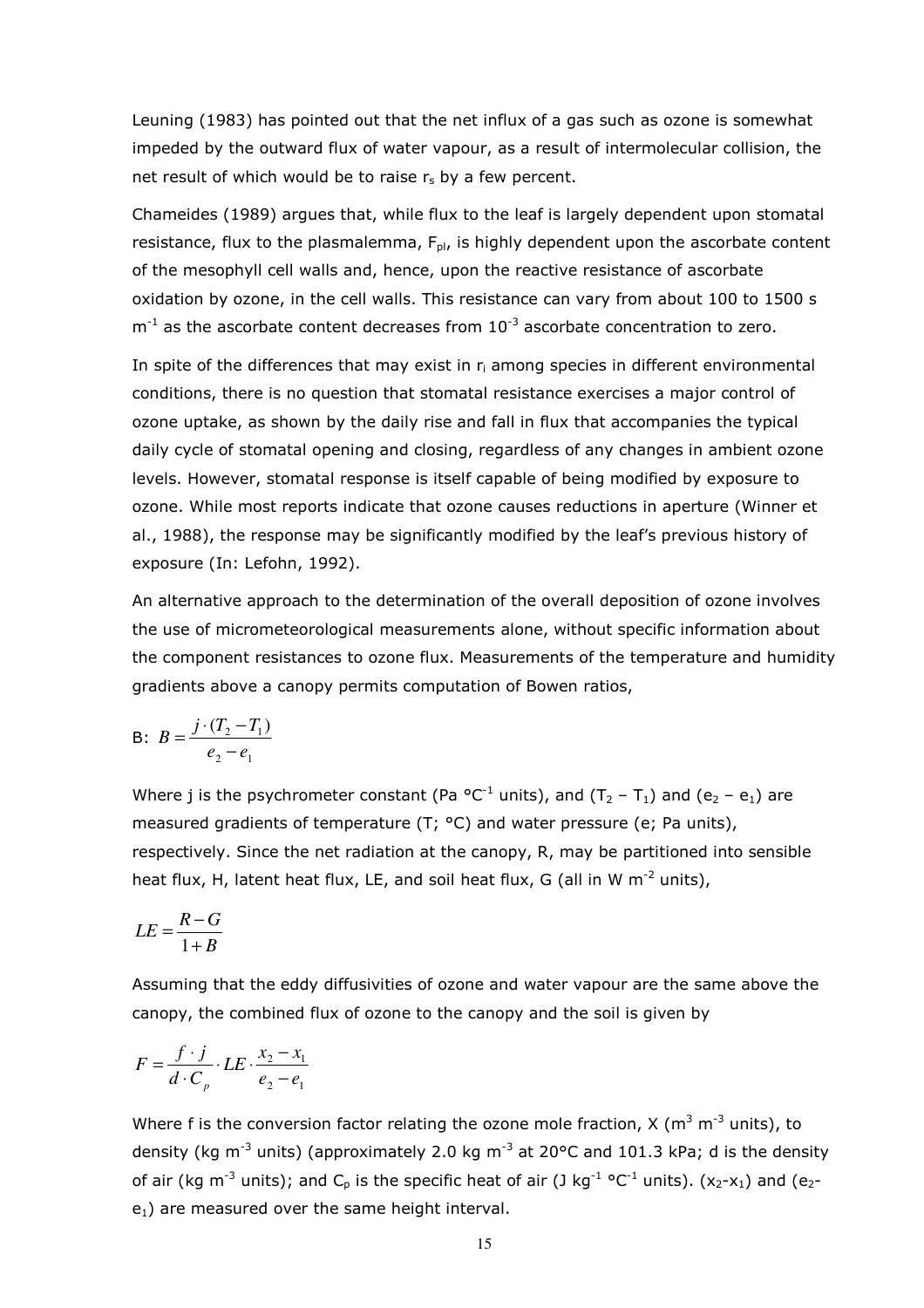Leuning (1983) has pointed out that the net influx of a gas such as ozone is somewhat impeded by the outward flux of water vapour, as a result of intermolecular collision, the net result of which would be to raise $r_s$ by a few percent.

Chameides (1989) argues that, while flux to the leaf is largely dependent upon stomatal resistance, flux to the plasmalemma, $F_{pl}$, is highly dependent upon the ascorbate content of the mesophyll cell walls and, hence, upon the reactive resistance of ascorbate oxidation by ozone, in the cell walls. This resistance can vary from about 100 to 1500 s $m^{-1}$ as the ascorbate content decreases from $10^{-3}$ ascorbate concentration to zero.

In spite of the differences that may exist in $r_i$ among species in different environmental conditions, there is no question that stomatal resistance exercises a major control of ozone uptake, as shown by the daily rise and fall in flux that accompanies the typical daily cycle of stomatal opening and closing, regardless of any changes in ambient ozone levels. However, stomatal response is itself capable of being modified by exposure to ozone. While most reports indicate that ozone causes reductions in aperture (Winner et al., 1988), the response may be significantly modified by the leaf's previous history of exposure (In: Lefohn, 1992).

An alternative approach to the determination of the overall deposition of ozone involves the use of micrometeorological measurements alone, without specific information about the component resistances to ozone flux. Measurements of the temperature and humidity gradients above a canopy permits computation of Bowen ratios,

B: $$B = \frac{j \cdot (T_2 - T_1)}{e_2 - e_1}$$

Where j is the psychrometer constant (Pa °C$^{-1}$ units), and $(T_2 - T_1)$ and $(e_2 - e_1)$ are measured gradients of temperature (T; °C) and water pressure (e; Pa units), respectively. Since the net radiation at the canopy, R, may be partitioned into sensible heat flux, H, latent heat flux, LE, and soil heat flux, G (all in W $m^{-2}$ units),

$$LE = \frac{R - G}{1 + B}$$

Assuming that the eddy diffusivities of ozone and water vapour are the same above the canopy, the combined flux of ozone to the canopy and the soil is given by

$$F = \frac{f \cdot j}{d \cdot C_p} \cdot LE \cdot \frac{x_2 - x_1}{e_2 - e_1}$$

Where f is the conversion factor relating the ozone mole fraction, X ($m^3$ $m^{-3}$ units), to density (kg $m^{-3}$ units) (approximately 2.0 kg $m^{-3}$ at 20°C and 101.3 kPa; d is the density of air (kg $m^{-3}$ units); and $C_p$ is the specific heat of air (J kg$^{-1}$ °C$^{-1}$ units). $(x_2 - x_1)$ and $(e_2 - e_1)$ are measured over the same height interval.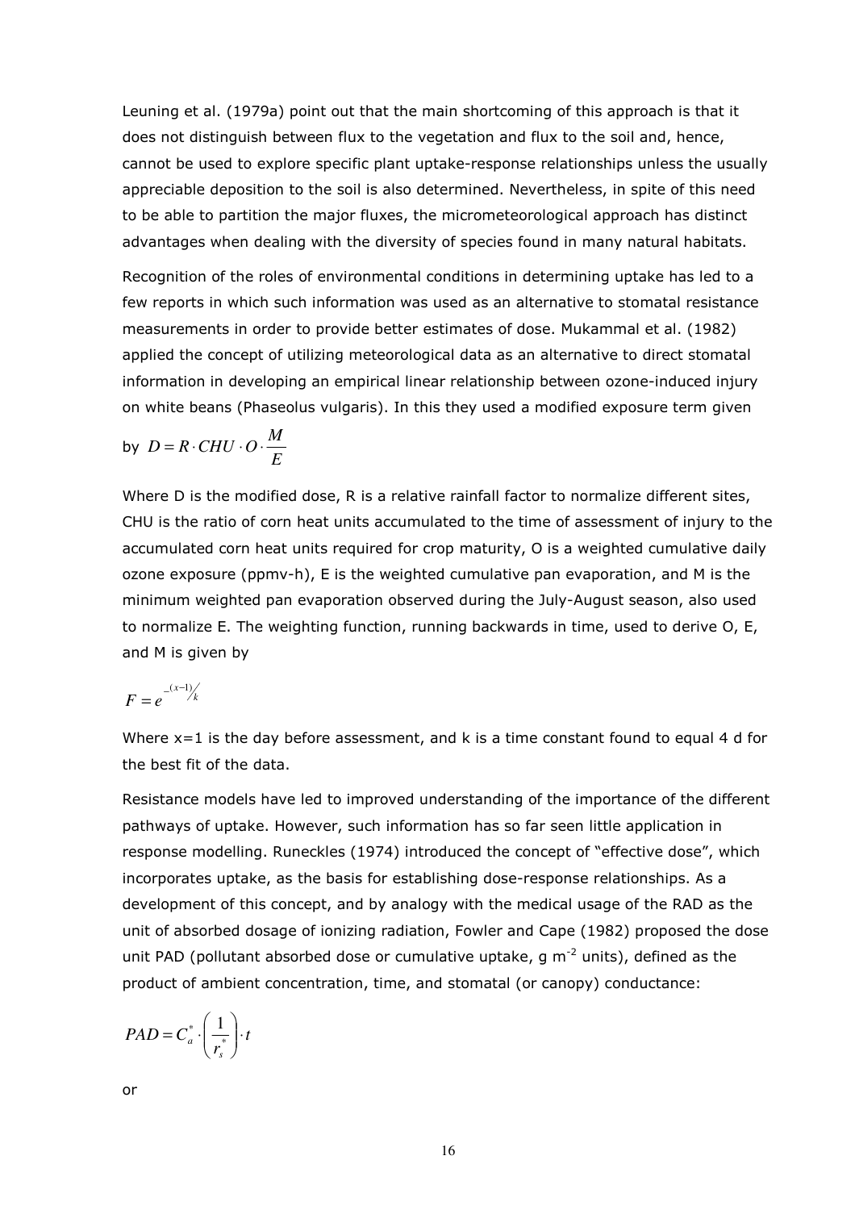Leuning et al. (1979a) point out that the main shortcoming of this approach is that it does not distinguish between flux to the vegetation and flux to the soil and, hence, cannot be used to explore specific plant uptake-response relationships unless the usually appreciable deposition to the soil is also determined. Nevertheless, in spite of this need to be able to partition the major fluxes, the micrometeorological approach has distinct advantages when dealing with the diversity of species found in many natural habitats.

Recognition of the roles of environmental conditions in determining uptake has led to a few reports in which such information was used as an alternative to stomatal resistance measurements in order to provide better estimates of dose. Mukammal et al. (1982) applied the concept of utilizing meteorological data as an alternative to direct stomatal information in developing an empirical linear relationship between ozone-induced injury on white beans (Phaseolus vulgaris). In this they used a modified exposure term given by $D = R \cdot CHU \cdot O \cdot \frac{M}{E}$

Where D is the modified dose, R is a relative rainfall factor to normalize different sites, CHU is the ratio of corn heat units accumulated to the time of assessment of injury to the accumulated corn heat units required for crop maturity, O is a weighted cumulative daily ozone exposure (ppmv-h), E is the weighted cumulative pan evaporation, and M is the minimum weighted pan evaporation observed during the July-August season, also used to normalize E. The weighting function, running backwards in time, used to derive O, E, and M is given by

$$F = e^{-(x-1)/k}$$

Where x=1 is the day before assessment, and k is a time constant found to equal 4 d for the best fit of the data.

Resistance models have led to improved understanding of the importance of the different pathways of uptake. However, such information has so far seen little application in response modelling. Runeckles (1974) introduced the concept of "effective dose", which incorporates uptake, as the basis for establishing dose-response relationships. As a development of this concept, and by analogy with the medical usage of the RAD as the unit of absorbed dosage of ionizing radiation, Fowler and Cape (1982) proposed the dose unit PAD (pollutant absorbed dose or cumulative uptake, g $m^{-2}$ units), defined as the product of ambient concentration, time, and stomatal (or canopy) conductance:

$$PAD = C_a^* \cdot \left( \frac{1}{r_s^*} \right) \cdot t$$

or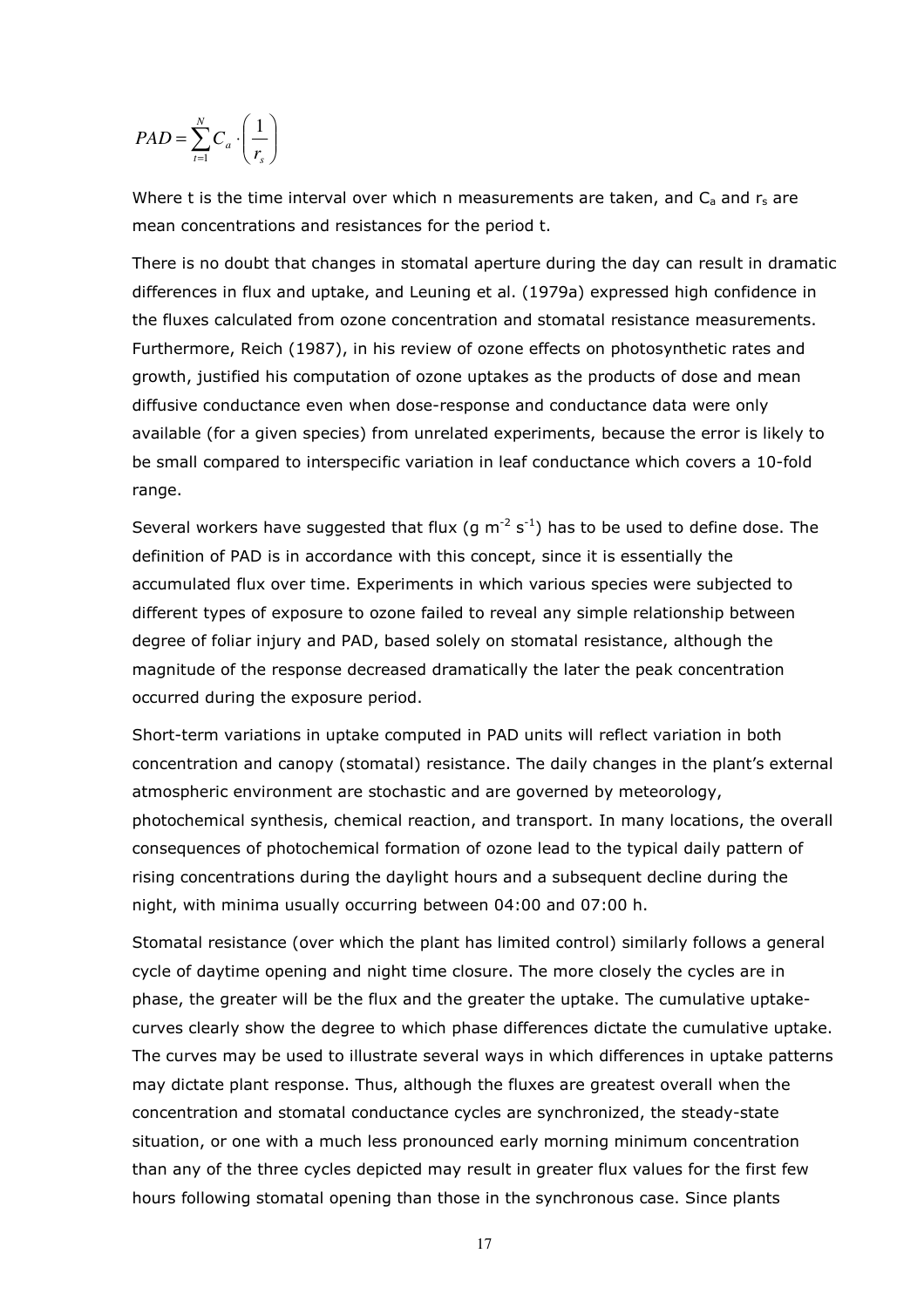$$PAD = \sum_{t=1}^{N} C_a \cdot \left(\frac{1}{r_s}\right)$$

Where t is the time interval over which n measurements are taken, and $C_a$ and $r_s$ are mean concentrations and resistances for the period t.

There is no doubt that changes in stomatal aperture during the day can result in dramatic differences in flux and uptake, and Leuning et al. (1979a) expressed high confidence in the fluxes calculated from ozone concentration and stomatal resistance measurements. Furthermore, Reich (1987), in his review of ozone effects on photosynthetic rates and growth, justified his computation of ozone uptakes as the products of dose and mean diffusive conductance even when dose-response and conductance data were only available (for a given species) from unrelated experiments, because the error is likely to be small compared to interspecific variation in leaf conductance which covers a 10-fold range.

Several workers have suggested that flux (g $m^{-2}$ $s^{-1}$) has to be used to define dose. The definition of PAD is in accordance with this concept, since it is essentially the accumulated flux over time. Experiments in which various species were subjected to different types of exposure to ozone failed to reveal any simple relationship between degree of foliar injury and PAD, based solely on stomatal resistance, although the magnitude of the response decreased dramatically the later the peak concentration occurred during the exposure period.

Short-term variations in uptake computed in PAD units will reflect variation in both concentration and canopy (stomatal) resistance. The daily changes in the plant's external atmospheric environment are stochastic and are governed by meteorology, photochemical synthesis, chemical reaction, and transport. In many locations, the overall consequences of photochemical formation of ozone lead to the typical daily pattern of rising concentrations during the daylight hours and a subsequent decline during the night, with minima usually occurring between 04:00 and 07:00 h.

Stomatal resistance (over which the plant has limited control) similarly follows a general cycle of daytime opening and night time closure. The more closely the cycles are in phase, the greater will be the flux and the greater the uptake. The cumulative uptake-curves clearly show the degree to which phase differences dictate the cumulative uptake. The curves may be used to illustrate several ways in which differences in uptake patterns may dictate plant response. Thus, although the fluxes are greatest overall when the concentration and stomatal conductance cycles are synchronized, the steady-state situation, or one with a much less pronounced early morning minimum concentration than any of the three cycles depicted may result in greater flux values for the first few hours following stomatal opening than those in the synchronous case. Since plants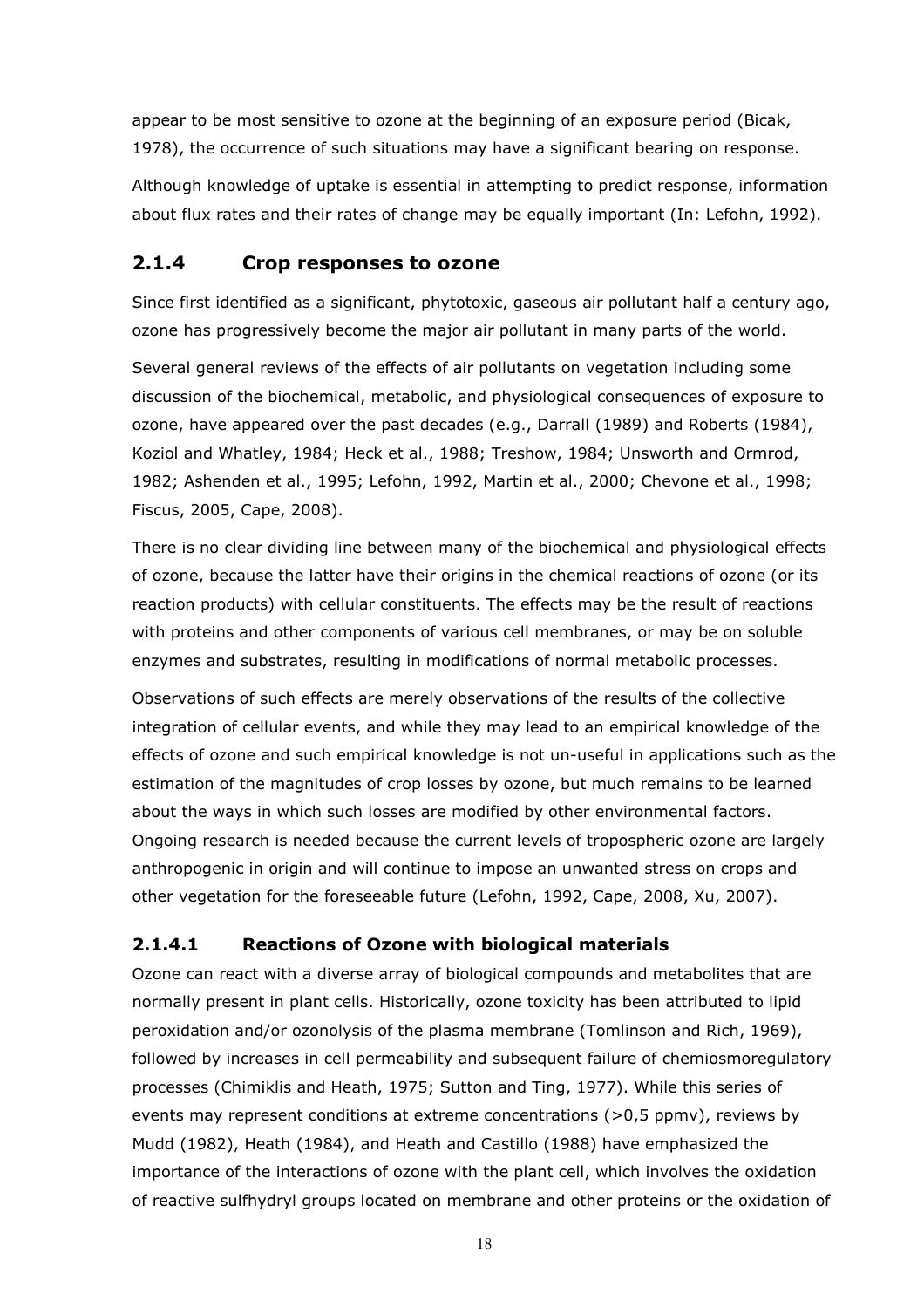appear to be most sensitive to ozone at the beginning of an exposure period (Bicak, 1978), the occurrence of such situations may have a significant bearing on response.

Although knowledge of uptake is essential in attempting to predict response, information about flux rates and their rates of change may be equally important (In: Lefohn, 1992).

### 2.1.4 Crop responses to ozone

Since first identified as a significant, phytotoxic, gaseous air pollutant half a century ago, ozone has progressively become the major air pollutant in many parts of the world.

Several general reviews of the effects of air pollutants on vegetation including some discussion of the biochemical, metabolic, and physiological consequences of exposure to ozone, have appeared over the past decades (e.g., Darrall (1989) and Roberts (1984), Koziol and Whatley, 1984; Heck et al., 1988; Treshow, 1984; Unsworth and Ormrod, 1982; Ashenden et al., 1995; Lefohn, 1992, Martin et al., 2000; Chevone et al., 1998; Fiscus, 2005, Cape, 2008).

There is no clear dividing line between many of the biochemical and physiological effects of ozone, because the latter have their origins in the chemical reactions of ozone (or its reaction products) with cellular constituents. The effects may be the result of reactions with proteins and other components of various cell membranes, or may be on soluble enzymes and substrates, resulting in modifications of normal metabolic processes.

Observations of such effects are merely observations of the results of the collective integration of cellular events, and while they may lead to an empirical knowledge of the effects of ozone and such empirical knowledge is not un-useful in applications such as the estimation of the magnitudes of crop losses by ozone, but much remains to be learned about the ways in which such losses are modified by other environmental factors. Ongoing research is needed because the current levels of tropospheric ozone are largely anthropogenic in origin and will continue to impose an unwanted stress on crops and other vegetation for the foreseeable future (Lefohn, 1992, Cape, 2008, Xu, 2007).

#### 2.1.4.1 Reactions of Ozone with biological materials

Ozone can react with a diverse array of biological compounds and metabolites that are normally present in plant cells. Historically, ozone toxicity has been attributed to lipid peroxidation and/or ozonolysis of the plasma membrane (Tomlinson and Rich, 1969), followed by increases in cell permeability and subsequent failure of chemiosmoregulatory processes (Chimiklis and Heath, 1975; Sutton and Ting, 1977). While this series of events may represent conditions at extreme concentrations (>0,5 ppmv), reviews by Mudd (1982), Heath (1984), and Heath and Castillo (1988) have emphasized the importance of the interactions of ozone with the plant cell, which involves the oxidation of reactive sulfhydryl groups located on membrane and other proteins or the oxidation of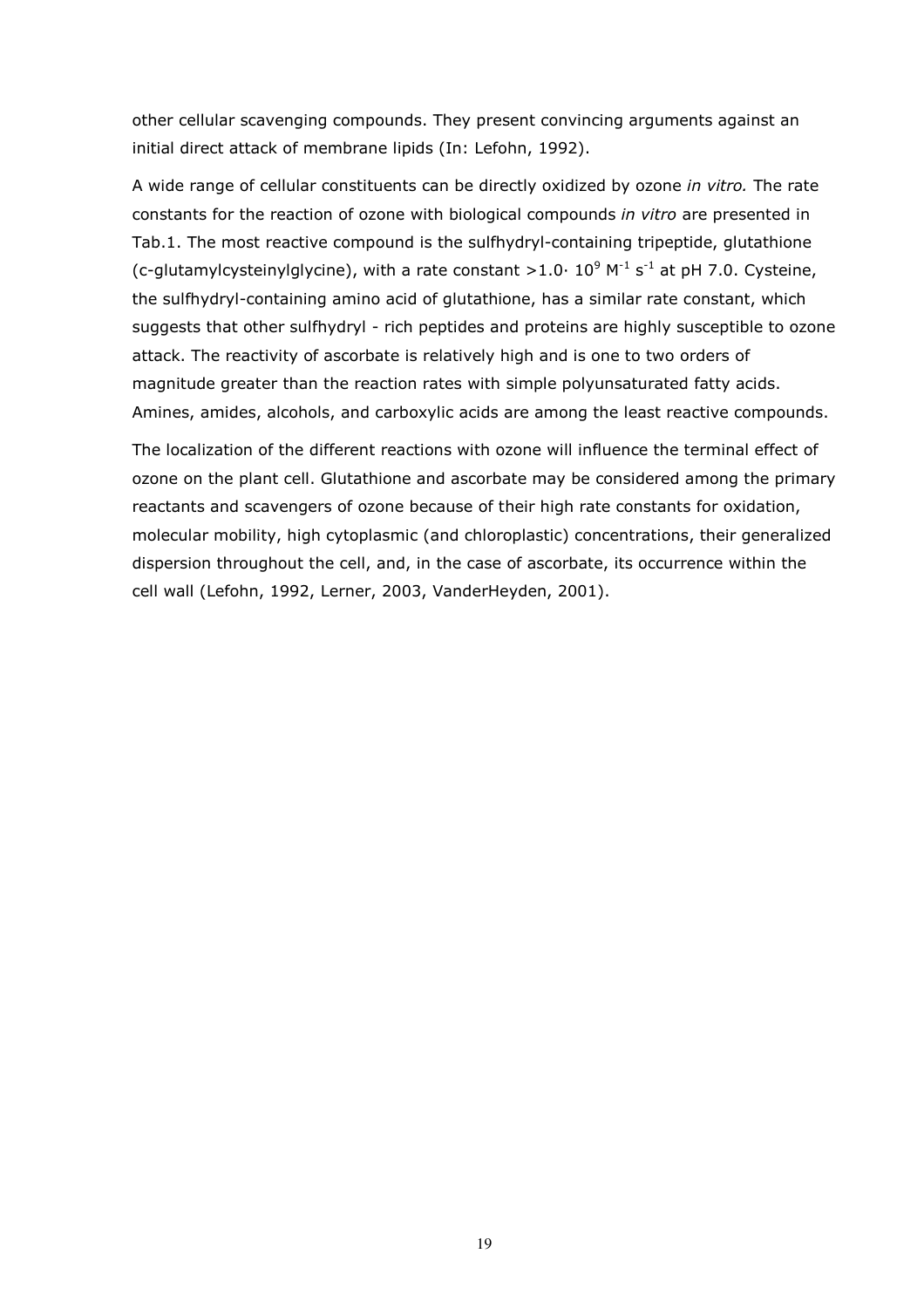other cellular scavenging compounds. They present convincing arguments against an initial direct attack of membrane lipids (In: Lefohn, 1992).

A wide range of cellular constituents can be directly oxidized by ozone *in vitro.* The rate constants for the reaction of ozone with biological compounds *in vitro* are presented in Tab.1. The most reactive compound is the sulfhydryl-containing tripeptide, glutathione (c-glutamylcysteinylglycine), with a rate constant $>1.0 \cdot 10^9\ M^{-1}\ s^{-1}$ at pH 7.0. Cysteine, the sulfhydryl-containing amino acid of glutathione, has a similar rate constant, which suggests that other sulfhydryl - rich peptides and proteins are highly susceptible to ozone attack. The reactivity of ascorbate is relatively high and is one to two orders of magnitude greater than the reaction rates with simple polyunsaturated fatty acids. Amines, amides, alcohols, and carboxylic acids are among the least reactive compounds.

The localization of the different reactions with ozone will influence the terminal effect of ozone on the plant cell. Glutathione and ascorbate may be considered among the primary reactants and scavengers of ozone because of their high rate constants for oxidation, molecular mobility, high cytoplasmic (and chloroplastic) concentrations, their generalized dispersion throughout the cell, and, in the case of ascorbate, its occurrence within the cell wall (Lefohn, 1992, Lerner, 2003, VanderHeyden, 2001).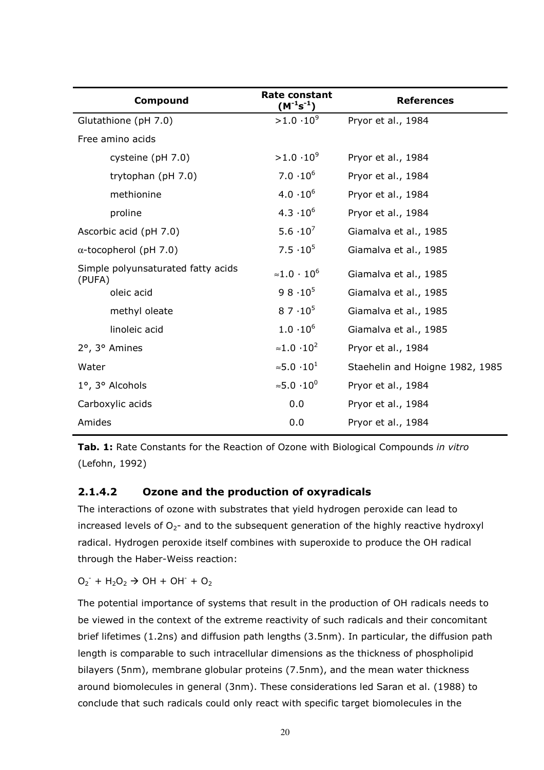| Compound | Rate constant ($M^{-1}s^{-1}$) | References |
| --- | --- | --- |
| Glutathione (pH 7.0) | $>1.0 \cdot 10^9$ | Pryor et al., 1984 |
| Free amino acids | | |
| cysteine (pH 7.0) | $>1.0 \cdot 10^9$ | Pryor et al., 1984 |
| trytophan (pH 7.0) | $7.0 \cdot 10^6$ | Pryor et al., 1984 |
| methionine | $4.0 \cdot 10^6$ | Pryor et al., 1984 |
| proline | $4.3 \cdot 10^6$ | Pryor et al., 1984 |
| Ascorbic acid (pH 7.0) | $5.6 \cdot 10^7$ | Giamalva et al., 1985 |
| α-tocopherol (pH 7.0) | $7.5 \cdot 10^5$ | Giamalva et al., 1985 |
| Simple polyunsaturated fatty acids (PUFA) | $\approx 1.0 \cdot 10^6$ | Giamalva et al., 1985 |
| oleic acid | $9\ 8 \cdot 10^5$ | Giamalva et al., 1985 |
| methyl oleate | $8\ 7 \cdot 10^5$ | Giamalva et al., 1985 |
| linoleic acid | $1.0 \cdot 10^6$ | Giamalva et al., 1985 |
| 2°, 3° Amines | $\approx 1.0 \cdot 10^2$ | Pryor et al., 1984 |
| Water | $\approx 5.0 \cdot 10^1$ | Staehelin and Hoigne 1982, 1985 |
| 1°, 3° Alcohols | $\approx 5.0 \cdot 10^0$ | Pryor et al., 1984 |
| Carboxylic acids | 0.0 | Pryor et al., 1984 |
| Amides | 0.0 | Pryor et al., 1984 |

**Tab. 1:** Rate Constants for the Reaction of Ozone with Biological Compounds *in vitro* (Lefohn, 1992)

### 2.1.4.2 Ozone and the production of oxyradicals

The interactions of ozone with substrates that yield hydrogen peroxide can lead to increased levels of $O_2$- and to the subsequent generation of the highly reactive hydroxyl radical. Hydrogen peroxide itself combines with superoxide to produce the OH radical through the Haber-Weiss reaction:

$$O_2^- + H_2O_2 \rightarrow OH + OH^- + O_2$$

The potential importance of systems that result in the production of OH radicals needs to be viewed in the context of the extreme reactivity of such radicals and their concomitant brief lifetimes (1.2ns) and diffusion path lengths (3.5nm). In particular, the diffusion path length is comparable to such intracellular dimensions as the thickness of phospholipid bilayers (5nm), membrane globular proteins (7.5nm), and the mean water thickness around biomolecules in general (3nm). These considerations led Saran et al. (1988) to conclude that such radicals could only react with specific target biomolecules in the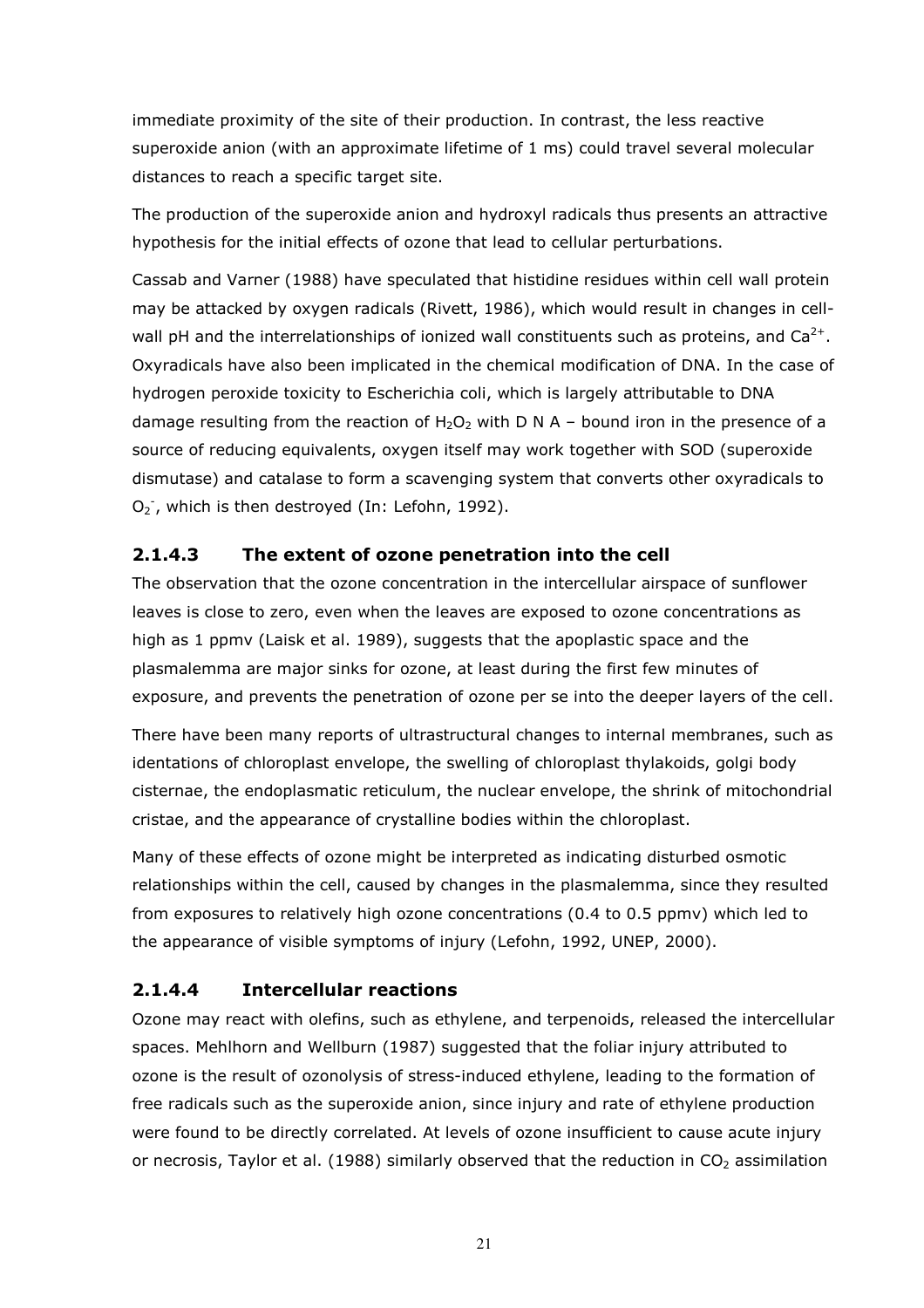immediate proximity of the site of their production. In contrast, the less reactive superoxide anion (with an approximate lifetime of 1 ms) could travel several molecular distances to reach a specific target site.

The production of the superoxide anion and hydroxyl radicals thus presents an attractive hypothesis for the initial effects of ozone that lead to cellular perturbations.

Cassab and Varner (1988) have speculated that histidine residues within cell wall protein may be attacked by oxygen radicals (Rivett, 1986), which would result in changes in cell-wall pH and the interrelationships of ionized wall constituents such as proteins, and $Ca^{2+}$. Oxyradicals have also been implicated in the chemical modification of DNA. In the case of hydrogen peroxide toxicity to Escherichia coli, which is largely attributable to DNA damage resulting from the reaction of $H_2O_2$ with D N A – bound iron in the presence of a source of reducing equivalents, oxygen itself may work together with SOD (superoxide dismutase) and catalase to form a scavenging system that converts other oxyradicals to $O_2^-$, which is then destroyed (In: Lefohn, 1992).

### 2.1.4.3 The extent of ozone penetration into the cell

The observation that the ozone concentration in the intercellular airspace of sunflower leaves is close to zero, even when the leaves are exposed to ozone concentrations as high as 1 ppmv (Laisk et al. 1989), suggests that the apoplastic space and the plasmalemma are major sinks for ozone, at least during the first few minutes of exposure, and prevents the penetration of ozone per se into the deeper layers of the cell.

There have been many reports of ultrastructural changes to internal membranes, such as identations of chloroplast envelope, the swelling of chloroplast thylakoids, golgi body cisternae, the endoplasmatic reticulum, the nuclear envelope, the shrink of mitochondrial cristae, and the appearance of crystalline bodies within the chloroplast.

Many of these effects of ozone might be interpreted as indicating disturbed osmotic relationships within the cell, caused by changes in the plasmalemma, since they resulted from exposures to relatively high ozone concentrations (0.4 to 0.5 ppmv) which led to the appearance of visible symptoms of injury (Lefohn, 1992, UNEP, 2000).

### 2.1.4.4 Intercellular reactions

Ozone may react with olefins, such as ethylene, and terpenoids, released the intercellular spaces. Mehlhorn and Wellburn (1987) suggested that the foliar injury attributed to ozone is the result of ozonolysis of stress-induced ethylene, leading to the formation of free radicals such as the superoxide anion, since injury and rate of ethylene production were found to be directly correlated. At levels of ozone insufficient to cause acute injury or necrosis, Taylor et al. (1988) similarly observed that the reduction in $CO_2$ assimilation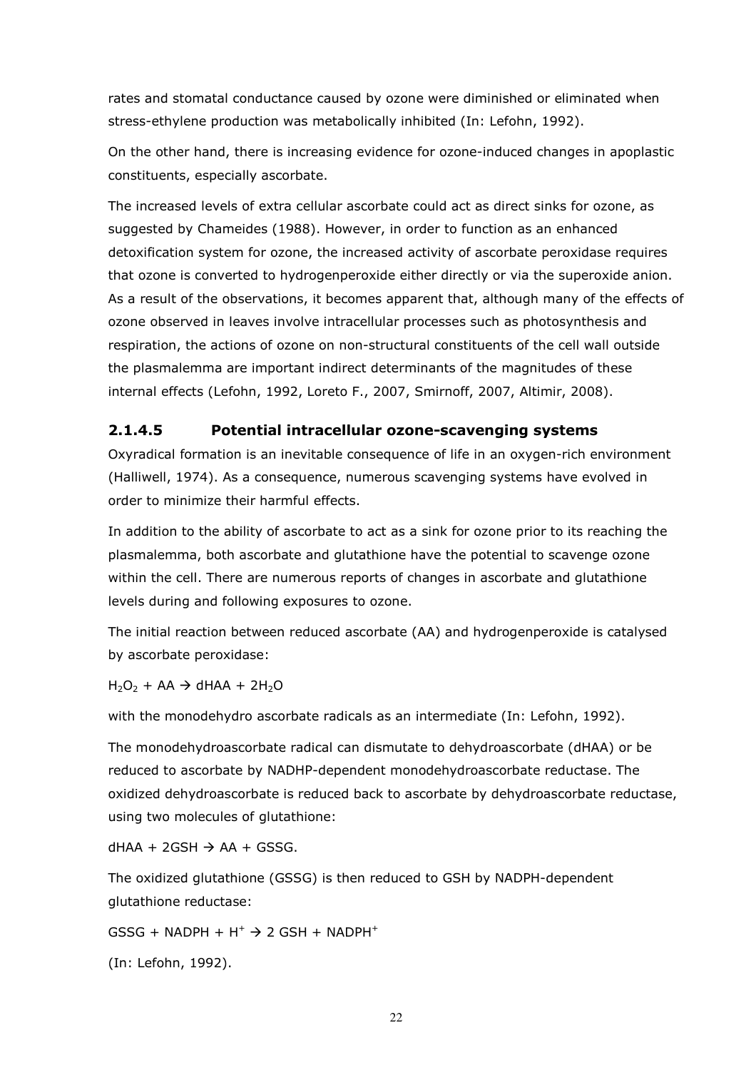rates and stomatal conductance caused by ozone were diminished or eliminated when stress-ethylene production was metabolically inhibited (In: Lefohn, 1992).

On the other hand, there is increasing evidence for ozone-induced changes in apoplastic constituents, especially ascorbate.

The increased levels of extra cellular ascorbate could act as direct sinks for ozone, as suggested by Chameides (1988). However, in order to function as an enhanced detoxification system for ozone, the increased activity of ascorbate peroxidase requires that ozone is converted to hydrogenperoxide either directly or via the superoxide anion. As a result of the observations, it becomes apparent that, although many of the effects of ozone observed in leaves involve intracellular processes such as photosynthesis and respiration, the actions of ozone on non-structural constituents of the cell wall outside the plasmalemma are important indirect determinants of the magnitudes of these internal effects (Lefohn, 1992, Loreto F., 2007, Smirnoff, 2007, Altimir, 2008).

### 2.1.4.5 Potential intracellular ozone-scavenging systems

Oxyradical formation is an inevitable consequence of life in an oxygen-rich environment (Halliwell, 1974). As a consequence, numerous scavenging systems have evolved in order to minimize their harmful effects.

In addition to the ability of ascorbate to act as a sink for ozone prior to its reaching the plasmalemma, both ascorbate and glutathione have the potential to scavenge ozone within the cell. There are numerous reports of changes in ascorbate and glutathione levels during and following exposures to ozone.

The initial reaction between reduced ascorbate (AA) and hydrogenperoxide is catalysed by ascorbate peroxidase:

$H_2O_2 + AA \rightarrow dHAA + 2H_2O$

with the monodehydro ascorbate radicals as an intermediate (In: Lefohn, 1992).

The monodehydroascorbate radical can dismutate to dehydroascorbate (dHAA) or be reduced to ascorbate by NADHP-dependent monodehydroascorbate reductase. The oxidized dehydroascorbate is reduced back to ascorbate by dehydroascorbate reductase, using two molecules of glutathione:

$dHAA + 2GSH \rightarrow AA + GSSG$.

The oxidized glutathione (GSSG) is then reduced to GSH by NADPH-dependent glutathione reductase:

$GSSG + NADPH + H^+ \rightarrow 2\ GSH + NADPH^+$

(In: Lefohn, 1992).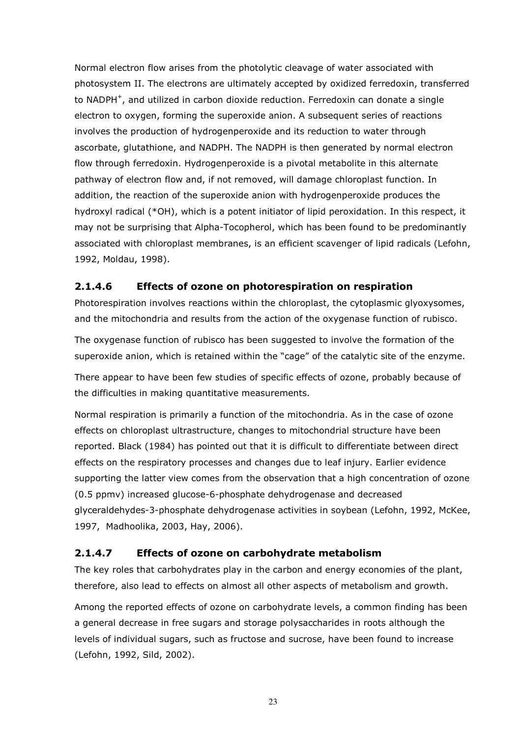Normal electron flow arises from the photolytic cleavage of water associated with photosystem II. The electrons are ultimately accepted by oxidized ferredoxin, transferred to $NADPH^+$, and utilized in carbon dioxide reduction. Ferredoxin can donate a single electron to oxygen, forming the superoxide anion. A subsequent series of reactions involves the production of hydrogenperoxide and its reduction to water through ascorbate, glutathione, and NADPH. The NADPH is then generated by normal electron flow through ferredoxin. Hydrogenperoxide is a pivotal metabolite in this alternate pathway of electron flow and, if not removed, will damage chloroplast function. In addition, the reaction of the superoxide anion with hydrogenperoxide produces the hydroxyl radical (*OH), which is a potent initiator of lipid peroxidation. In this respect, it may not be surprising that Alpha-Tocopherol, which has been found to be predominantly associated with chloroplast membranes, is an efficient scavenger of lipid radicals (Lefohn, 1992, Moldau, 1998).

#### 2.1.4.6 Effects of ozone on photorespiration on respiration

Photorespiration involves reactions within the chloroplast, the cytoplasmic glyoxysomes, and the mitochondria and results from the action of the oxygenase function of rubisco.

The oxygenase function of rubisco has been suggested to involve the formation of the superoxide anion, which is retained within the "cage" of the catalytic site of the enzyme.

There appear to have been few studies of specific effects of ozone, probably because of the difficulties in making quantitative measurements.

Normal respiration is primarily a function of the mitochondria. As in the case of ozone effects on chloroplast ultrastructure, changes to mitochondrial structure have been reported. Black (1984) has pointed out that it is difficult to differentiate between direct effects on the respiratory processes and changes due to leaf injury. Earlier evidence supporting the latter view comes from the observation that a high concentration of ozone (0.5 ppmv) increased glucose-6-phosphate dehydrogenase and decreased glyceraldehydes-3-phosphate dehydrogenase activities in soybean (Lefohn, 1992, McKee, 1997, Madhoolika, 2003, Hay, 2006).

#### 2.1.4.7 Effects of ozone on carbohydrate metabolism

The key roles that carbohydrates play in the carbon and energy economies of the plant, therefore, also lead to effects on almost all other aspects of metabolism and growth.

Among the reported effects of ozone on carbohydrate levels, a common finding has been a general decrease in free sugars and storage polysaccharides in roots although the levels of individual sugars, such as fructose and sucrose, have been found to increase (Lefohn, 1992, Sild, 2002).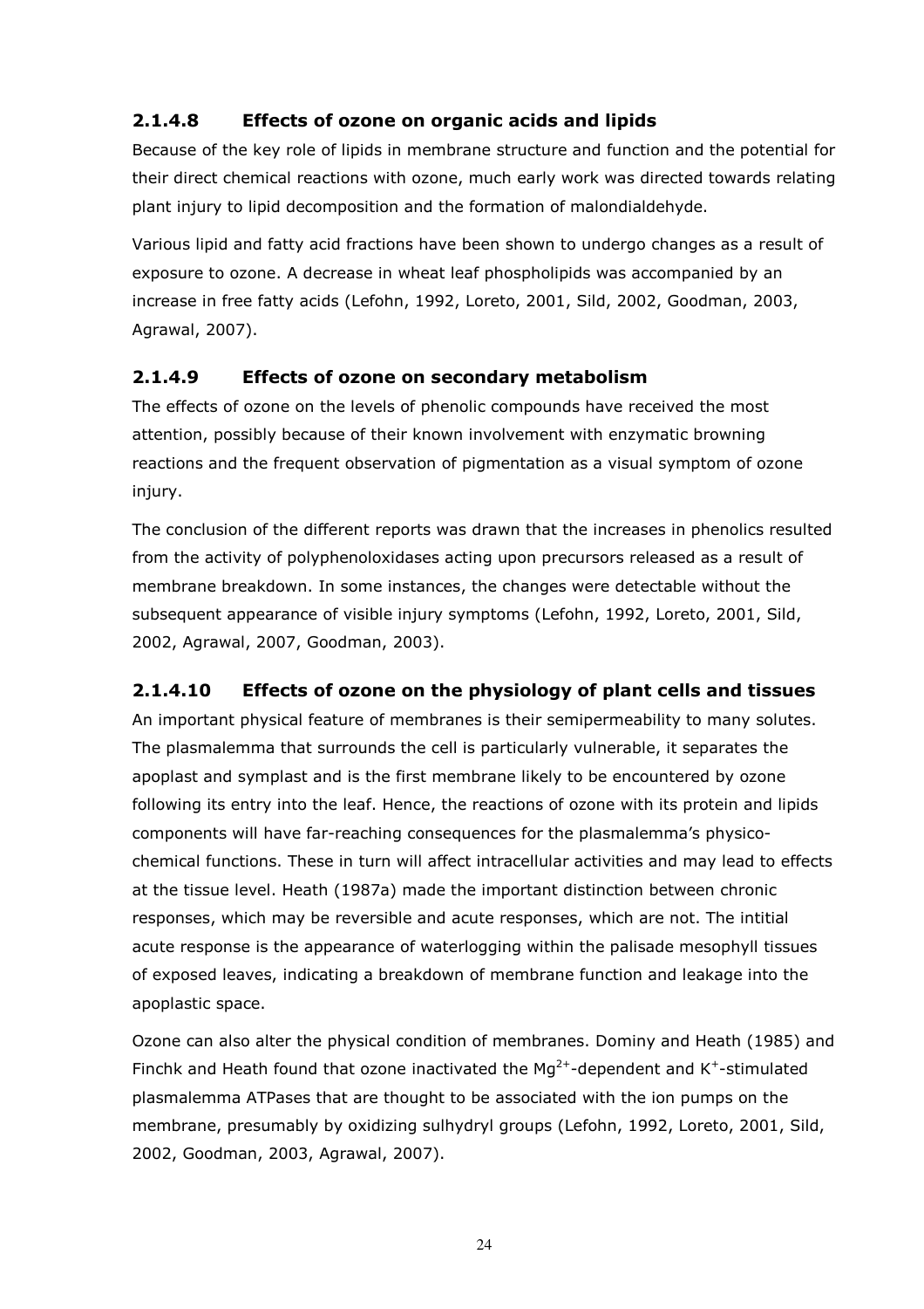### 2.1.4.8 Effects of ozone on organic acids and lipids

Because of the key role of lipids in membrane structure and function and the potential for their direct chemical reactions with ozone, much early work was directed towards relating plant injury to lipid decomposition and the formation of malondialdehyde.

Various lipid and fatty acid fractions have been shown to undergo changes as a result of exposure to ozone. A decrease in wheat leaf phospholipids was accompanied by an increase in free fatty acids (Lefohn, 1992, Loreto, 2001, Sild, 2002, Goodman, 2003, Agrawal, 2007).

### 2.1.4.9 Effects of ozone on secondary metabolism

The effects of ozone on the levels of phenolic compounds have received the most attention, possibly because of their known involvement with enzymatic browning reactions and the frequent observation of pigmentation as a visual symptom of ozone injury.

The conclusion of the different reports was drawn that the increases in phenolics resulted from the activity of polyphenoloxidases acting upon precursors released as a result of membrane breakdown. In some instances, the changes were detectable without the subsequent appearance of visible injury symptoms (Lefohn, 1992, Loreto, 2001, Sild, 2002, Agrawal, 2007, Goodman, 2003).

### 2.1.4.10 Effects of ozone on the physiology of plant cells and tissues

An important physical feature of membranes is their semipermeability to many solutes. The plasmalemma that surrounds the cell is particularly vulnerable, it separates the apoplast and symplast and is the first membrane likely to be encountered by ozone following its entry into the leaf. Hence, the reactions of ozone with its protein and lipids components will have far-reaching consequences for the plasmalemma's physico-chemical functions. These in turn will affect intracellular activities and may lead to effects at the tissue level. Heath (1987a) made the important distinction between chronic responses, which may be reversible and acute responses, which are not. The intitial acute response is the appearance of waterlogging within the palisade mesophyll tissues of exposed leaves, indicating a breakdown of membrane function and leakage into the apoplastic space.

Ozone can also alter the physical condition of membranes. Dominy and Heath (1985) and Finchk and Heath found that ozone inactivated the $Mg^{2+}$-dependent and $K^{+}$-stimulated plasmalemma ATPases that are thought to be associated with the ion pumps on the membrane, presumably by oxidizing sulhydryl groups (Lefohn, 1992, Loreto, 2001, Sild, 2002, Goodman, 2003, Agrawal, 2007).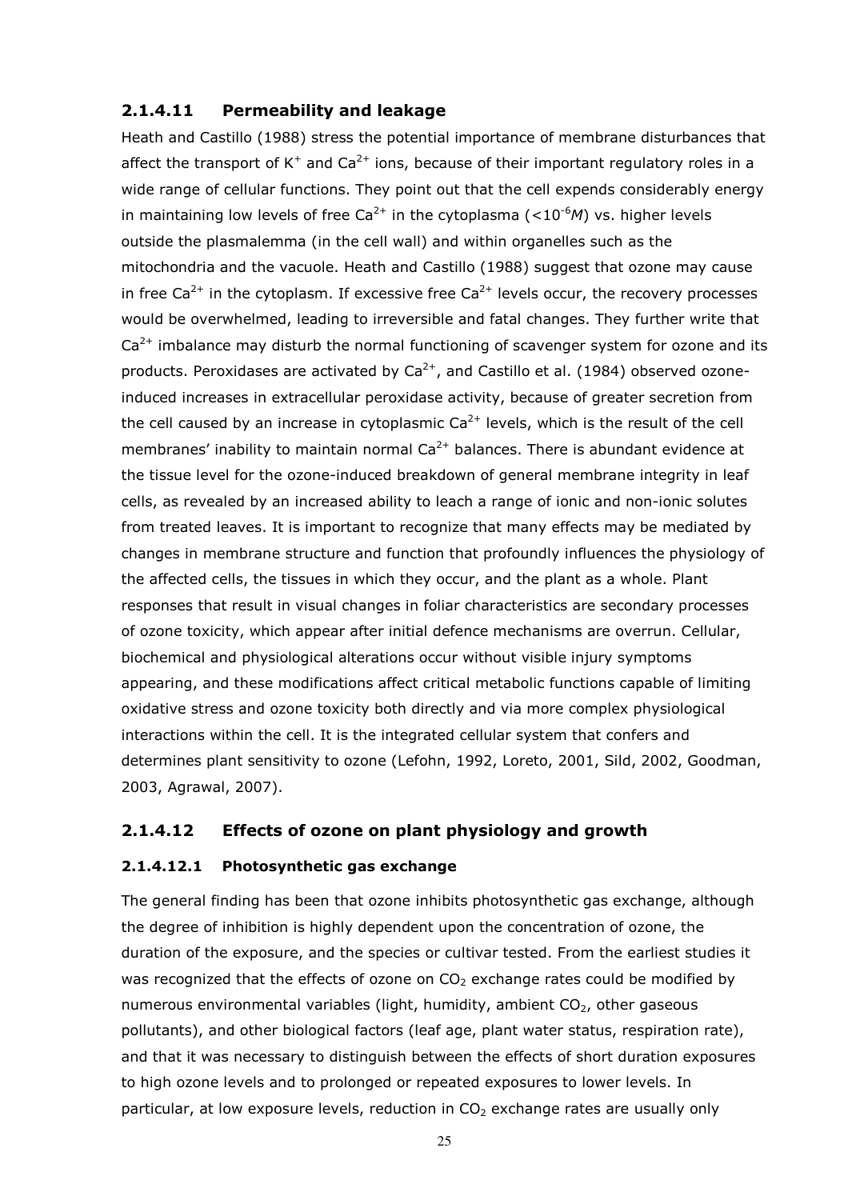### 2.1.4.11 Permeability and leakage

Heath and Castillo (1988) stress the potential importance of membrane disturbances that affect the transport of $K^+$ and $Ca^{2+}$ ions, because of their important regulatory roles in a wide range of cellular functions. They point out that the cell expends considerably energy in maintaining low levels of free $Ca^{2+}$ in the cytoplasma ($<10^{-6}M$) vs. higher levels outside the plasmalemma (in the cell wall) and within organelles such as the mitochondria and the vacuole. Heath and Castillo (1988) suggest that ozone may cause in free $Ca^{2+}$ in the cytoplasm. If excessive free $Ca^{2+}$ levels occur, the recovery processes would be overwhelmed, leading to irreversible and fatal changes. They further write that $Ca^{2+}$ imbalance may disturb the normal functioning of scavenger system for ozone and its products. Peroxidases are activated by $Ca^{2+}$, and Castillo et al. (1984) observed ozone-induced increases in extracellular peroxidase activity, because of greater secretion from the cell caused by an increase in cytoplasmic $Ca^{2+}$ levels, which is the result of the cell membranes' inability to maintain normal $Ca^{2+}$ balances. There is abundant evidence at the tissue level for the ozone-induced breakdown of general membrane integrity in leaf cells, as revealed by an increased ability to leach a range of ionic and non-ionic solutes from treated leaves. It is important to recognize that many effects may be mediated by changes in membrane structure and function that profoundly influences the physiology of the affected cells, the tissues in which they occur, and the plant as a whole. Plant responses that result in visual changes in foliar characteristics are secondary processes of ozone toxicity, which appear after initial defence mechanisms are overrun. Cellular, biochemical and physiological alterations occur without visible injury symptoms appearing, and these modifications affect critical metabolic functions capable of limiting oxidative stress and ozone toxicity both directly and via more complex physiological interactions within the cell. It is the integrated cellular system that confers and determines plant sensitivity to ozone (Lefohn, 1992, Loreto, 2001, Sild, 2002, Goodman, 2003, Agrawal, 2007).

### 2.1.4.12 Effects of ozone on plant physiology and growth

#### 2.1.4.12.1 Photosynthetic gas exchange

The general finding has been that ozone inhibits photosynthetic gas exchange, although the degree of inhibition is highly dependent upon the concentration of ozone, the duration of the exposure, and the species or cultivar tested. From the earliest studies it was recognized that the effects of ozone on $CO_2$ exchange rates could be modified by numerous environmental variables (light, humidity, ambient $CO_2$, other gaseous pollutants), and other biological factors (leaf age, plant water status, respiration rate), and that it was necessary to distinguish between the effects of short duration exposures to high ozone levels and to prolonged or repeated exposures to lower levels. In particular, at low exposure levels, reduction in $CO_2$ exchange rates are usually only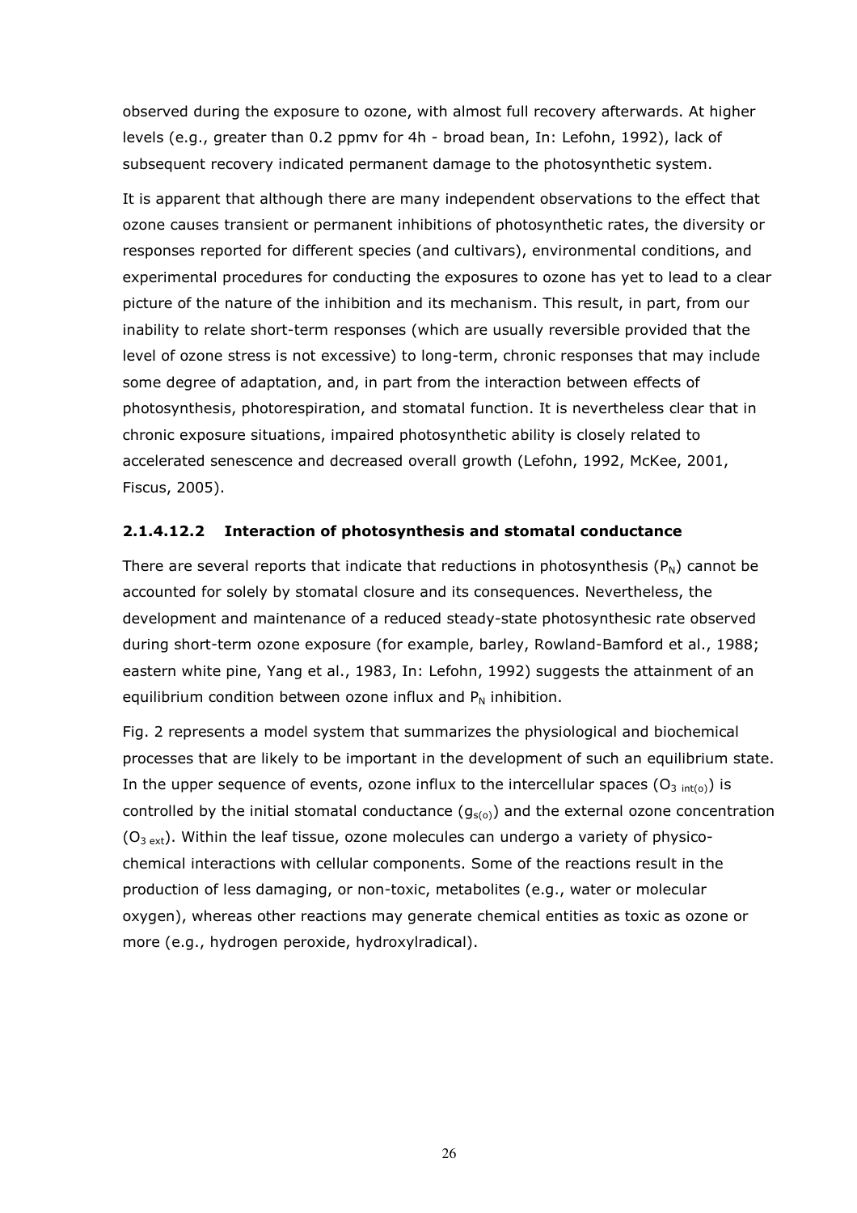observed during the exposure to ozone, with almost full recovery afterwards. At higher levels (e.g., greater than 0.2 ppmv for 4h - broad bean, In: Lefohn, 1992), lack of subsequent recovery indicated permanent damage to the photosynthetic system.

It is apparent that although there are many independent observations to the effect that ozone causes transient or permanent inhibitions of photosynthetic rates, the diversity or responses reported for different species (and cultivars), environmental conditions, and experimental procedures for conducting the exposures to ozone has yet to lead to a clear picture of the nature of the inhibition and its mechanism. This result, in part, from our inability to relate short-term responses (which are usually reversible provided that the level of ozone stress is not excessive) to long-term, chronic responses that may include some degree of adaptation, and, in part from the interaction between effects of photosynthesis, photorespiration, and stomatal function. It is nevertheless clear that in chronic exposure situations, impaired photosynthetic ability is closely related to accelerated senescence and decreased overall growth (Lefohn, 1992, McKee, 2001, Fiscus, 2005).

#### 2.1.4.12.2 Interaction of photosynthesis and stomatal conductance

There are several reports that indicate that reductions in photosynthesis ($P_N$) cannot be accounted for solely by stomatal closure and its consequences. Nevertheless, the development and maintenance of a reduced steady-state photosynthesic rate observed during short-term ozone exposure (for example, barley, Rowland-Bamford et al., 1988; eastern white pine, Yang et al., 1983, In: Lefohn, 1992) suggests the attainment of an equilibrium condition between ozone influx and $P_N$ inhibition.

Fig. 2 represents a model system that summarizes the physiological and biochemical processes that are likely to be important in the development of such an equilibrium state. In the upper sequence of events, ozone influx to the intercellular spaces ($O_{3\ int(o)}$) is controlled by the initial stomatal conductance ($g_{s(o)}$) and the external ozone concentration ($O_{3\ ext}$). Within the leaf tissue, ozone molecules can undergo a variety of physico-chemical interactions with cellular components. Some of the reactions result in the production of less damaging, or non-toxic, metabolites (e.g., water or molecular oxygen), whereas other reactions may generate chemical entities as toxic as ozone or more (e.g., hydrogen peroxide, hydroxylradical).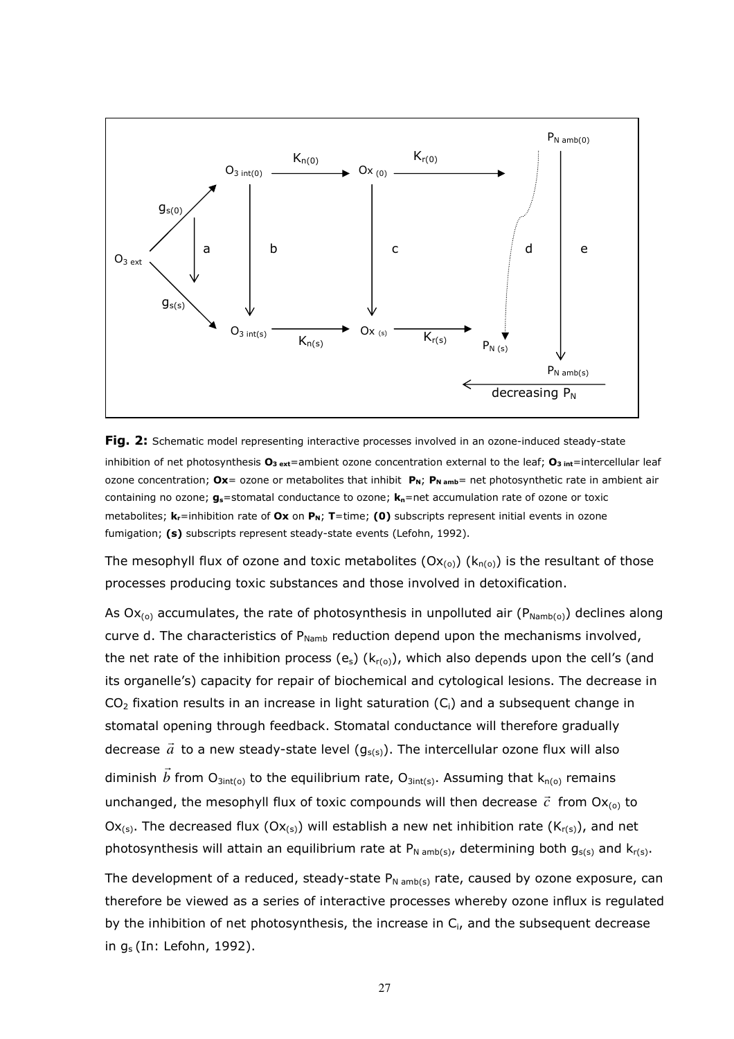**Fig. 2:** Schematic model representing interactive processes involved in an ozone-induced steady-state inhibition of net photosynthesis **$O_{3\ ext}$**=ambient ozone concentration external to the leaf; **$O_{3\ int}$**=intercellular leaf ozone concentration; **Ox**= ozone or metabolites that inhibit **$P_N$**; **$P_{N\ amb}$**= net photosynthetic rate in ambient air containing no ozone; **$g_s$**=stomatal conductance to ozone; **$k_n$**=net accumulation rate of ozone or toxic metabolites; **$k_r$**=inhibition rate of **Ox** on **$P_N$**; **T**=time; **(0)** subscripts represent initial events in ozone fumigation; **(s)** subscripts represent steady-state events (Lefohn, 1992).

The mesophyll flux of ozone and toxic metabolites ($Ox_{(o)}$) ($k_{n(o)}$) is the resultant of those processes producing toxic substances and those involved in detoxification.

As $Ox_{(o)}$ accumulates, the rate of photosynthesis in unpolluted air ($P_{Namb(o)}$) declines along curve d. The characteristics of $P_{Namb}$ reduction depend upon the mechanisms involved, the net rate of the inhibition process ($e_s$) ($k_{r(o)}$), which also depends upon the cell's (and its organelle's) capacity for repair of biochemical and cytological lesions. The decrease in $CO_2$ fixation results in an increase in light saturation ($C_i$) and a subsequent change in stomatal opening through feedback. Stomatal conductance will therefore gradually decrease $\vec{a}$ to a new steady-state level ($g_{s(s)}$). The intercellular ozone flux will also diminish $\vec{b}$ from $O_{3int(o)}$ to the equilibrium rate, $O_{3int(s)}$. Assuming that $k_{n(o)}$ remains unchanged, the mesophyll flux of toxic compounds will then decrease $\vec{c}$ from $Ox_{(o)}$ to $Ox_{(s)}$. The decreased flux ($Ox_{(s)}$) will establish a new net inhibition rate ($K_{r(s)}$), and net photosynthesis will attain an equilibrium rate at $P_{N\ amb(s)}$, determining both $g_{s(s)}$ and $k_{r(s)}$.

The development of a reduced, steady-state $P_{N\ amb(s)}$ rate, caused by ozone exposure, can therefore be viewed as a series of interactive processes whereby ozone influx is regulated by the inhibition of net photosynthesis, the increase in $C_i$, and the subsequent decrease in $g_s$ (In: Lefohn, 1992).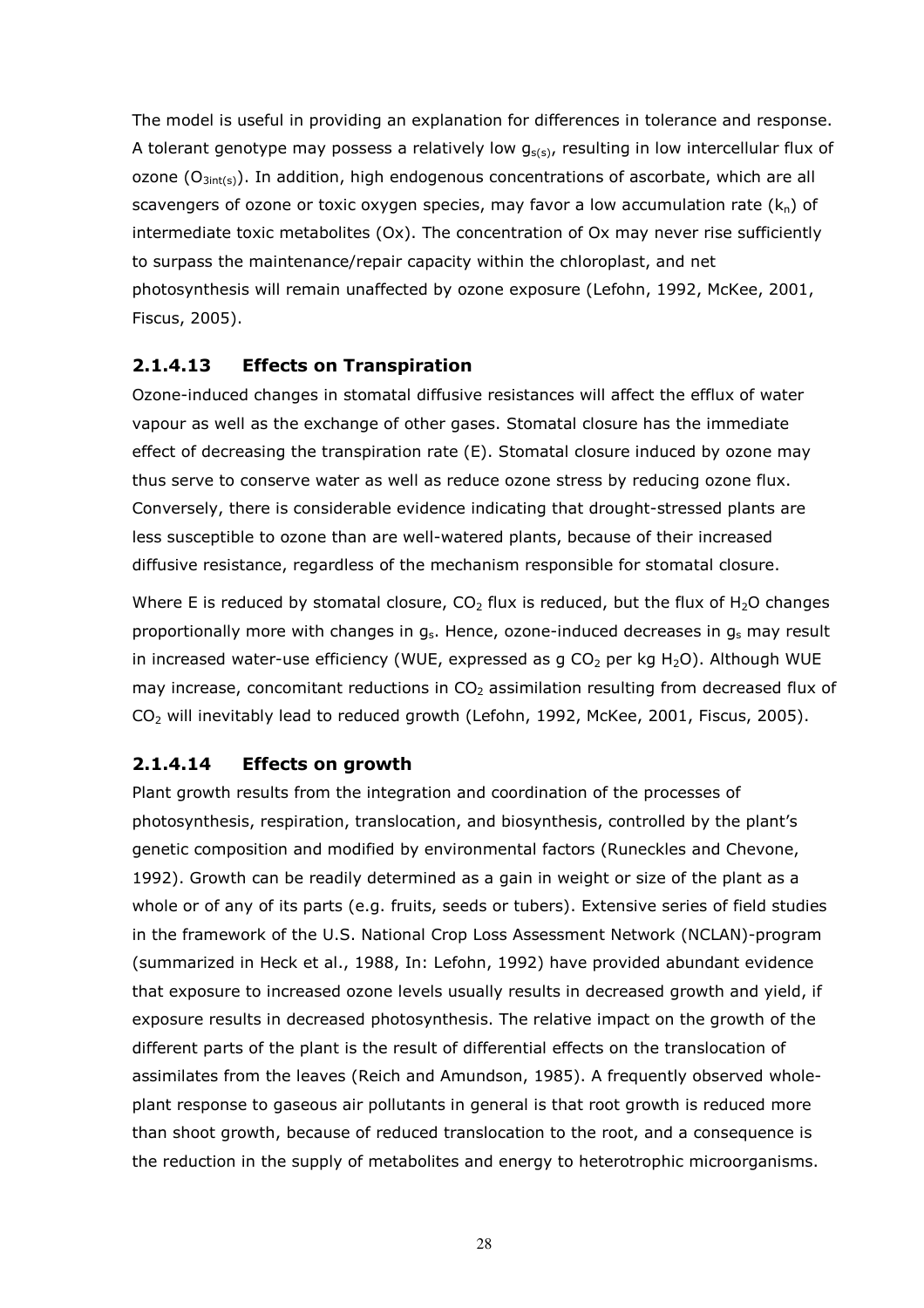The model is useful in providing an explanation for differences in tolerance and response. A tolerant genotype may possess a relatively low $g_{s(s)}$, resulting in low intercellular flux of ozone ($O_{3int(s)}$). In addition, high endogenous concentrations of ascorbate, which are all scavengers of ozone or toxic oxygen species, may favor a low accumulation rate ($k_n$) of intermediate toxic metabolites (Ox). The concentration of Ox may never rise sufficiently to surpass the maintenance/repair capacity within the chloroplast, and net photosynthesis will remain unaffected by ozone exposure (Lefohn, 1992, McKee, 2001, Fiscus, 2005).

#### 2.1.4.13 Effects on Transpiration

Ozone-induced changes in stomatal diffusive resistances will affect the efflux of water vapour as well as the exchange of other gases. Stomatal closure has the immediate effect of decreasing the transpiration rate (E). Stomatal closure induced by ozone may thus serve to conserve water as well as reduce ozone stress by reducing ozone flux. Conversely, there is considerable evidence indicating that drought-stressed plants are less susceptible to ozone than are well-watered plants, because of their increased diffusive resistance, regardless of the mechanism responsible for stomatal closure.

Where E is reduced by stomatal closure, $CO_2$ flux is reduced, but the flux of $H_2O$ changes proportionally more with changes in $g_s$. Hence, ozone-induced decreases in $g_s$ may result in increased water-use efficiency (WUE, expressed as g $CO_2$ per kg $H_2O$). Although WUE may increase, concomitant reductions in $CO_2$ assimilation resulting from decreased flux of $CO_2$ will inevitably lead to reduced growth (Lefohn, 1992, McKee, 2001, Fiscus, 2005).

#### 2.1.4.14 Effects on growth

Plant growth results from the integration and coordination of the processes of photosynthesis, respiration, translocation, and biosynthesis, controlled by the plant's genetic composition and modified by environmental factors (Runeckles and Chevone, 1992). Growth can be readily determined as a gain in weight or size of the plant as a whole or of any of its parts (e.g. fruits, seeds or tubers). Extensive series of field studies in the framework of the U.S. National Crop Loss Assessment Network (NCLAN)-program (summarized in Heck et al., 1988, In: Lefohn, 1992) have provided abundant evidence that exposure to increased ozone levels usually results in decreased growth and yield, if exposure results in decreased photosynthesis. The relative impact on the growth of the different parts of the plant is the result of differential effects on the translocation of assimilates from the leaves (Reich and Amundson, 1985). A frequently observed whole-plant response to gaseous air pollutants in general is that root growth is reduced more than shoot growth, because of reduced translocation to the root, and a consequence is the reduction in the supply of metabolites and energy to heterotrophic microorganisms.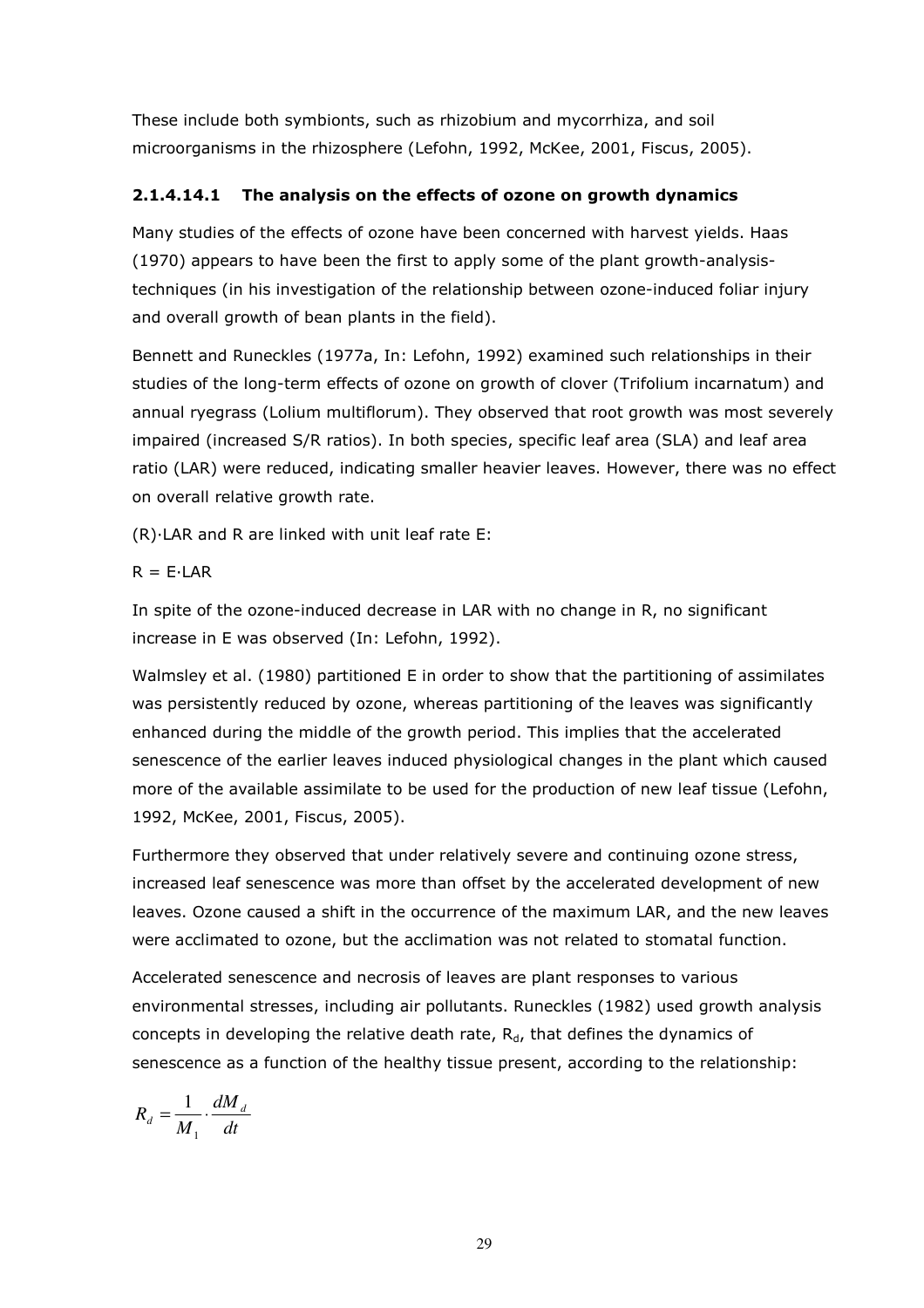These include both symbionts, such as rhizobium and mycorrhiza, and soil microorganisms in the rhizosphere (Lefohn, 1992, McKee, 2001, Fiscus, 2005).

#### 2.1.4.14.1 The analysis on the effects of ozone on growth dynamics

Many studies of the effects of ozone have been concerned with harvest yields. Haas (1970) appears to have been the first to apply some of the plant growth-analysis-techniques (in his investigation of the relationship between ozone-induced foliar injury and overall growth of bean plants in the field).

Bennett and Runeckles (1977a, In: Lefohn, 1992) examined such relationships in their studies of the long-term effects of ozone on growth of clover (Trifolium incarnatum) and annual ryegrass (Lolium multiflorum). They observed that root growth was most severely impaired (increased S/R ratios). In both species, specific leaf area (SLA) and leaf area ratio (LAR) were reduced, indicating smaller heavier leaves. However, there was no effect on overall relative growth rate.

(R)·LAR and R are linked with unit leaf rate E:

$R = E \cdot LAR$

In spite of the ozone-induced decrease in LAR with no change in R, no significant increase in E was observed (In: Lefohn, 1992).

Walmsley et al. (1980) partitioned E in order to show that the partitioning of assimilates was persistently reduced by ozone, whereas partitioning of the leaves was significantly enhanced during the middle of the growth period. This implies that the accelerated senescence of the earlier leaves induced physiological changes in the plant which caused more of the available assimilate to be used for the production of new leaf tissue (Lefohn, 1992, McKee, 2001, Fiscus, 2005).

Furthermore they observed that under relatively severe and continuing ozone stress, increased leaf senescence was more than offset by the accelerated development of new leaves. Ozone caused a shift in the occurrence of the maximum LAR, and the new leaves were acclimated to ozone, but the acclimation was not related to stomatal function.

Accelerated senescence and necrosis of leaves are plant responses to various environmental stresses, including air pollutants. Runeckles (1982) used growth analysis concepts in developing the relative death rate, $R_d$, that defines the dynamics of senescence as a function of the healthy tissue present, according to the relationship:

$$R_d = \frac{1}{M_1} \cdot \frac{dM_d}{dt}$$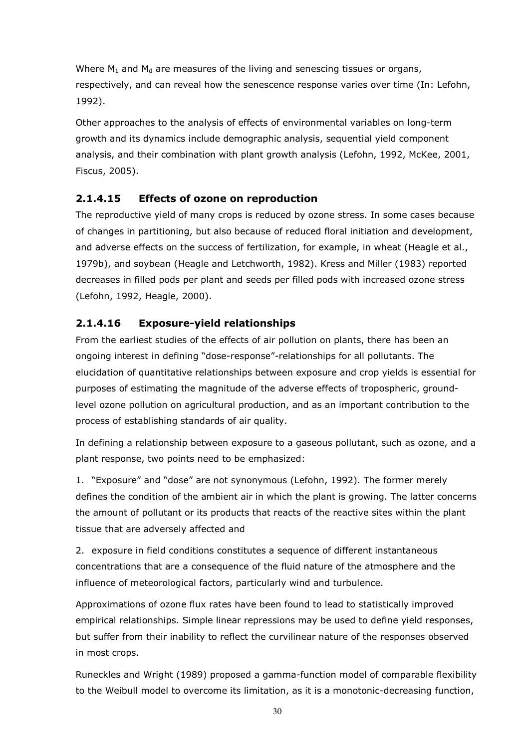Where $M_1$ and $M_d$ are measures of the living and senescing tissues or organs, respectively, and can reveal how the senescence response varies over time (In: Lefohn, 1992).

Other approaches to the analysis of effects of environmental variables on long-term growth and its dynamics include demographic analysis, sequential yield component analysis, and their combination with plant growth analysis (Lefohn, 1992, McKee, 2001, Fiscus, 2005).

### 2.1.4.15 Effects of ozone on reproduction

The reproductive yield of many crops is reduced by ozone stress. In some cases because of changes in partitioning, but also because of reduced floral initiation and development, and adverse effects on the success of fertilization, for example, in wheat (Heagle et al., 1979b), and soybean (Heagle and Letchworth, 1982). Kress and Miller (1983) reported decreases in filled pods per plant and seeds per filled pods with increased ozone stress (Lefohn, 1992, Heagle, 2000).

### 2.1.4.16 Exposure-yield relationships

From the earliest studies of the effects of air pollution on plants, there has been an ongoing interest in defining "dose-response"-relationships for all pollutants. The elucidation of quantitative relationships between exposure and crop yields is essential for purposes of estimating the magnitude of the adverse effects of tropospheric, ground-level ozone pollution on agricultural production, and as an important contribution to the process of establishing standards of air quality.

In defining a relationship between exposure to a gaseous pollutant, such as ozone, and a plant response, two points need to be emphasized:

1. "Exposure" and "dose" are not synonymous (Lefohn, 1992). The former merely defines the condition of the ambient air in which the plant is growing. The latter concerns the amount of pollutant or its products that reacts of the reactive sites within the plant tissue that are adversely affected and

2. exposure in field conditions constitutes a sequence of different instantaneous concentrations that are a consequence of the fluid nature of the atmosphere and the influence of meteorological factors, particularly wind and turbulence.

Approximations of ozone flux rates have been found to lead to statistically improved empirical relationships. Simple linear repressions may be used to define yield responses, but suffer from their inability to reflect the curvilinear nature of the responses observed in most crops.

Runeckles and Wright (1989) proposed a gamma-function model of comparable flexibility to the Weibull model to overcome its limitation, as it is a monotonic-decreasing function,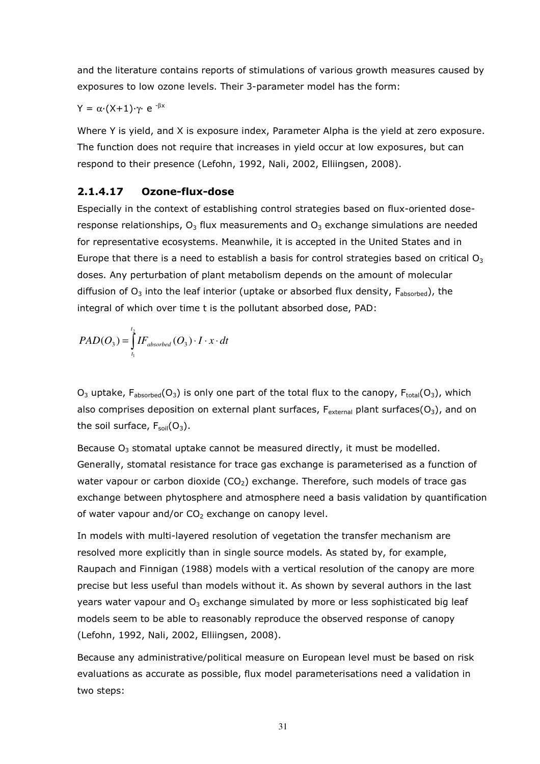and the literature contains reports of stimulations of various growth measures caused by exposures to low ozone levels. Their 3-parameter model has the form:

$Y = \alpha \cdot (X+1) \cdot \gamma \cdot e^{-\beta x}$

Where Y is yield, and X is exposure index, Parameter Alpha is the yield at zero exposure. The function does not require that increases in yield occur at low exposures, but can respond to their presence (Lefohn, 1992, Nali, 2002, Elliingsen, 2008).

### 2.1.4.17 Ozone-flux-dose

Especially in the context of establishing control strategies based on flux-oriented dose-response relationships, $O_3$ flux measurements and $O_3$ exchange simulations are needed for representative ecosystems. Meanwhile, it is accepted in the United States and in Europe that there is a need to establish a basis for control strategies based on critical $O_3$ doses. Any perturbation of plant metabolism depends on the amount of molecular diffusion of $O_3$ into the leaf interior (uptake or absorbed flux density, $F_{absorbed}$), the integral of which over time t is the pollutant absorbed dose, PAD:

$$PAD(O_3) = \int_{t_1}^{t_2} IF_{absorbed}(O_3) \cdot I \cdot x \cdot dt$$

$O_3$ uptake, $F_{absorbed}(O_3)$ is only one part of the total flux to the canopy, $F_{total}(O_3)$, which also comprises deposition on external plant surfaces, $F_{external}$ plant surfaces$(O_3)$, and on the soil surface, $F_{soil}(O_3)$.

Because $O_3$ stomatal uptake cannot be measured directly, it must be modelled. Generally, stomatal resistance for trace gas exchange is parameterised as a function of water vapour or carbon dioxide ($CO_2$) exchange. Therefore, such models of trace gas exchange between phytosphere and atmosphere need a basis validation by quantification of water vapour and/or $CO_2$ exchange on canopy level.

In models with multi-layered resolution of vegetation the transfer mechanism are resolved more explicitly than in single source models. As stated by, for example, Raupach and Finnigan (1988) models with a vertical resolution of the canopy are more precise but less useful than models without it. As shown by several authors in the last years water vapour and $O_3$ exchange simulated by more or less sophisticated big leaf models seem to be able to reasonably reproduce the observed response of canopy (Lefohn, 1992, Nali, 2002, Elliingsen, 2008).

Because any administrative/political measure on European level must be based on risk evaluations as accurate as possible, flux model parameterisations need a validation in two steps: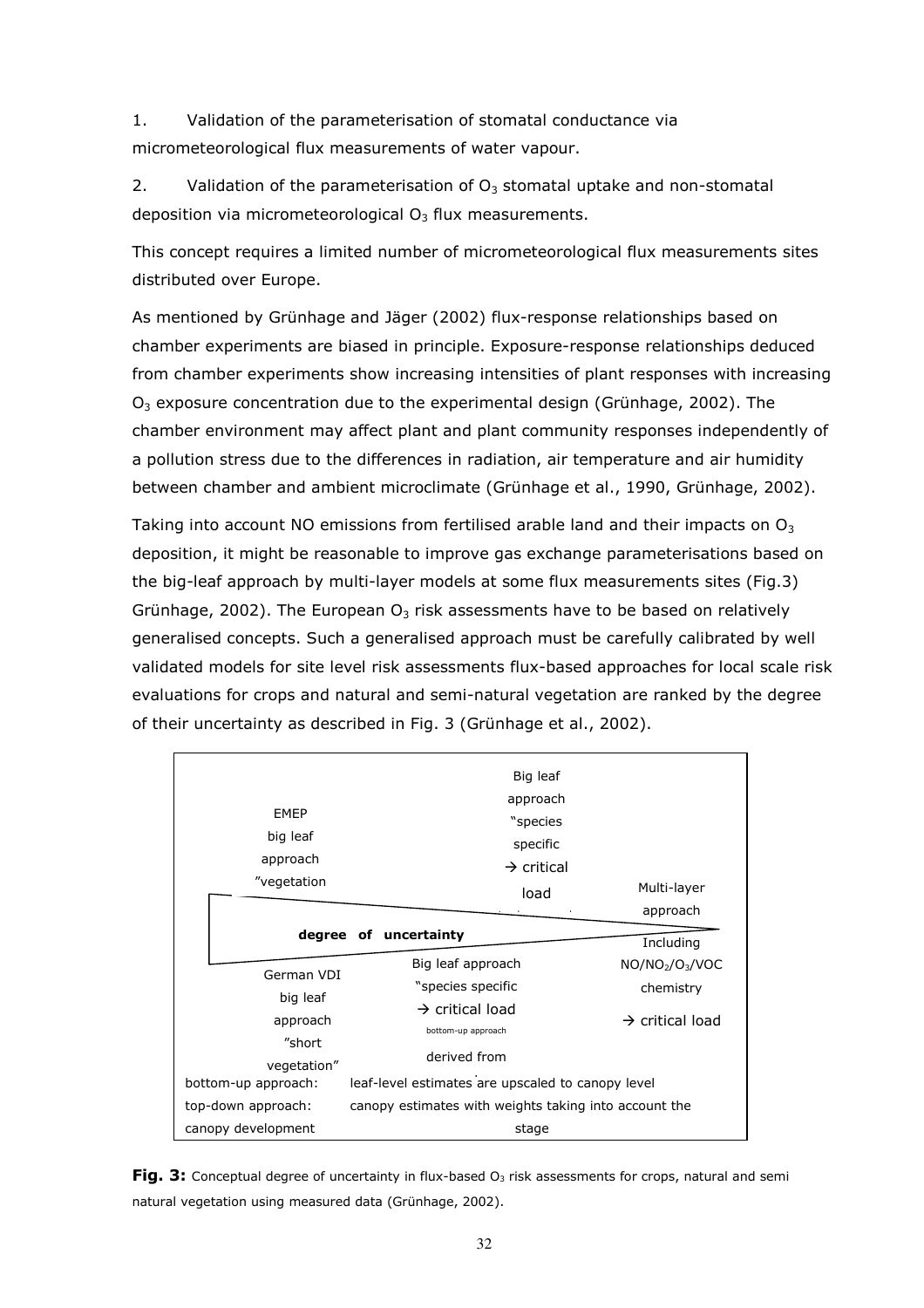1. Validation of the parameterisation of stomatal conductance via micrometeorological flux measurements of water vapour.

2. Validation of the parameterisation of $O_3$ stomatal uptake and non-stomatal deposition via micrometeorological $O_3$ flux measurements.

This concept requires a limited number of micrometeorological flux measurements sites distributed over Europe.

As mentioned by Grünhage and Jäger (2002) flux-response relationships based on chamber experiments are biased in principle. Exposure-response relationships deduced from chamber experiments show increasing intensities of plant responses with increasing $O_3$ exposure concentration due to the experimental design (Grünhage, 2002). The chamber environment may affect plant and plant community responses independently of a pollution stress due to the differences in radiation, air temperature and air humidity between chamber and ambient microclimate (Grünhage et al., 1990, Grünhage, 2002).

Taking into account NO emissions from fertilised arable land and their impacts on $O_3$ deposition, it might be reasonable to improve gas exchange parameterisations based on the big-leaf approach by multi-layer models at some flux measurements sites (Fig.3) Grünhage, 2002). The European $O_3$ risk assessments have to be based on relatively generalised concepts. Such a generalised approach must be carefully calibrated by well validated models for site level risk assessments flux-based approaches for local scale risk evaluations for crops and natural and semi-natural vegetation are ranked by the degree of their uncertainty as described in Fig. 3 (Grünhage et al., 2002).

EMEP big leaf approach "vegetation

Big leaf approach "species specific → critical load

Multi-layer approach Including $NO/NO_2/O_3/VOC$ chemistry → critical load

**degree of uncertainty**

German VDI big leaf approach "short vegetation"

Big leaf approach "species specific → critical load bottom-up approach derived from

bottom-up approach: leaf-level estimates are upscaled to canopy level

top-down approach: canopy estimates with weights taking into account the canopy development stage

**Fig. 3:** Conceptual degree of uncertainty in flux-based $O_3$ risk assessments for crops, natural and semi natural vegetation using measured data (Grünhage, 2002).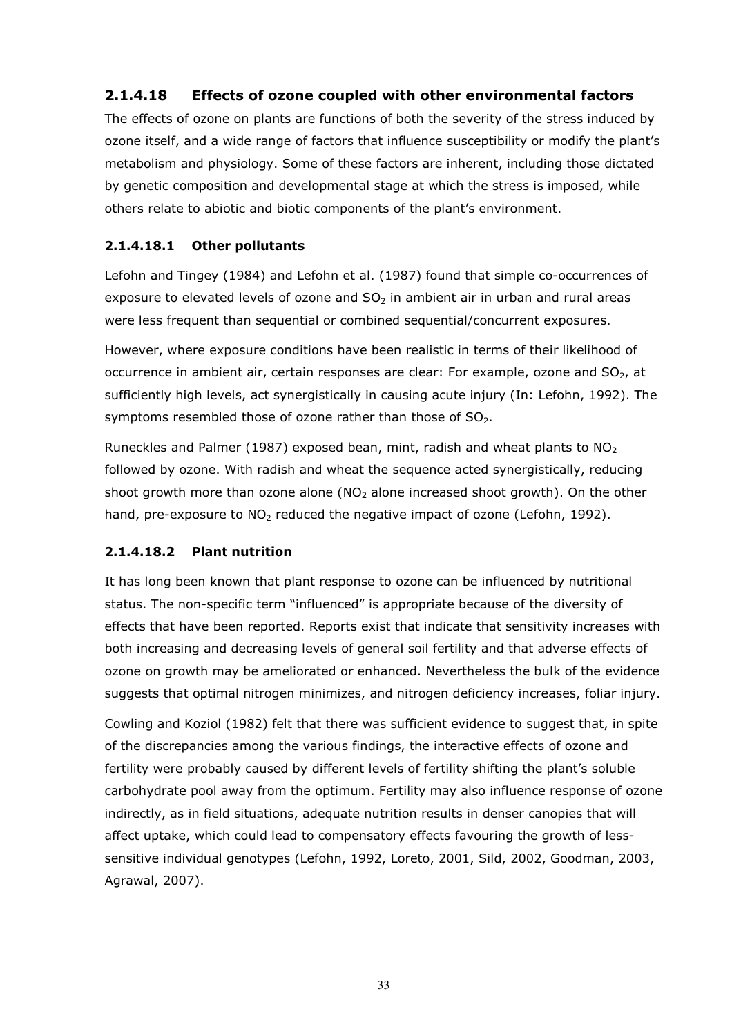### 2.1.4.18 Effects of ozone coupled with other environmental factors

The effects of ozone on plants are functions of both the severity of the stress induced by ozone itself, and a wide range of factors that influence susceptibility or modify the plant's metabolism and physiology. Some of these factors are inherent, including those dictated by genetic composition and developmental stage at which the stress is imposed, while others relate to abiotic and biotic components of the plant's environment.

#### 2.1.4.18.1 Other pollutants

Lefohn and Tingey (1984) and Lefohn et al. (1987) found that simple co-occurrences of exposure to elevated levels of ozone and $SO_2$ in ambient air in urban and rural areas were less frequent than sequential or combined sequential/concurrent exposures.

However, where exposure conditions have been realistic in terms of their likelihood of occurrence in ambient air, certain responses are clear: For example, ozone and $SO_2$, at sufficiently high levels, act synergistically in causing acute injury (In: Lefohn, 1992). The symptoms resembled those of ozone rather than those of $SO_2$.

Runeckles and Palmer (1987) exposed bean, mint, radish and wheat plants to $NO_2$ followed by ozone. With radish and wheat the sequence acted synergistically, reducing shoot growth more than ozone alone ($NO_2$ alone increased shoot growth). On the other hand, pre-exposure to $NO_2$ reduced the negative impact of ozone (Lefohn, 1992).

#### 2.1.4.18.2 Plant nutrition

It has long been known that plant response to ozone can be influenced by nutritional status. The non-specific term "influenced" is appropriate because of the diversity of effects that have been reported. Reports exist that indicate that sensitivity increases with both increasing and decreasing levels of general soil fertility and that adverse effects of ozone on growth may be ameliorated or enhanced. Nevertheless the bulk of the evidence suggests that optimal nitrogen minimizes, and nitrogen deficiency increases, foliar injury.

Cowling and Koziol (1982) felt that there was sufficient evidence to suggest that, in spite of the discrepancies among the various findings, the interactive effects of ozone and fertility were probably caused by different levels of fertility shifting the plant's soluble carbohydrate pool away from the optimum. Fertility may also influence response of ozone indirectly, as in field situations, adequate nutrition results in denser canopies that will affect uptake, which could lead to compensatory effects favouring the growth of less-sensitive individual genotypes (Lefohn, 1992, Loreto, 2001, Sild, 2002, Goodman, 2003, Agrawal, 2007).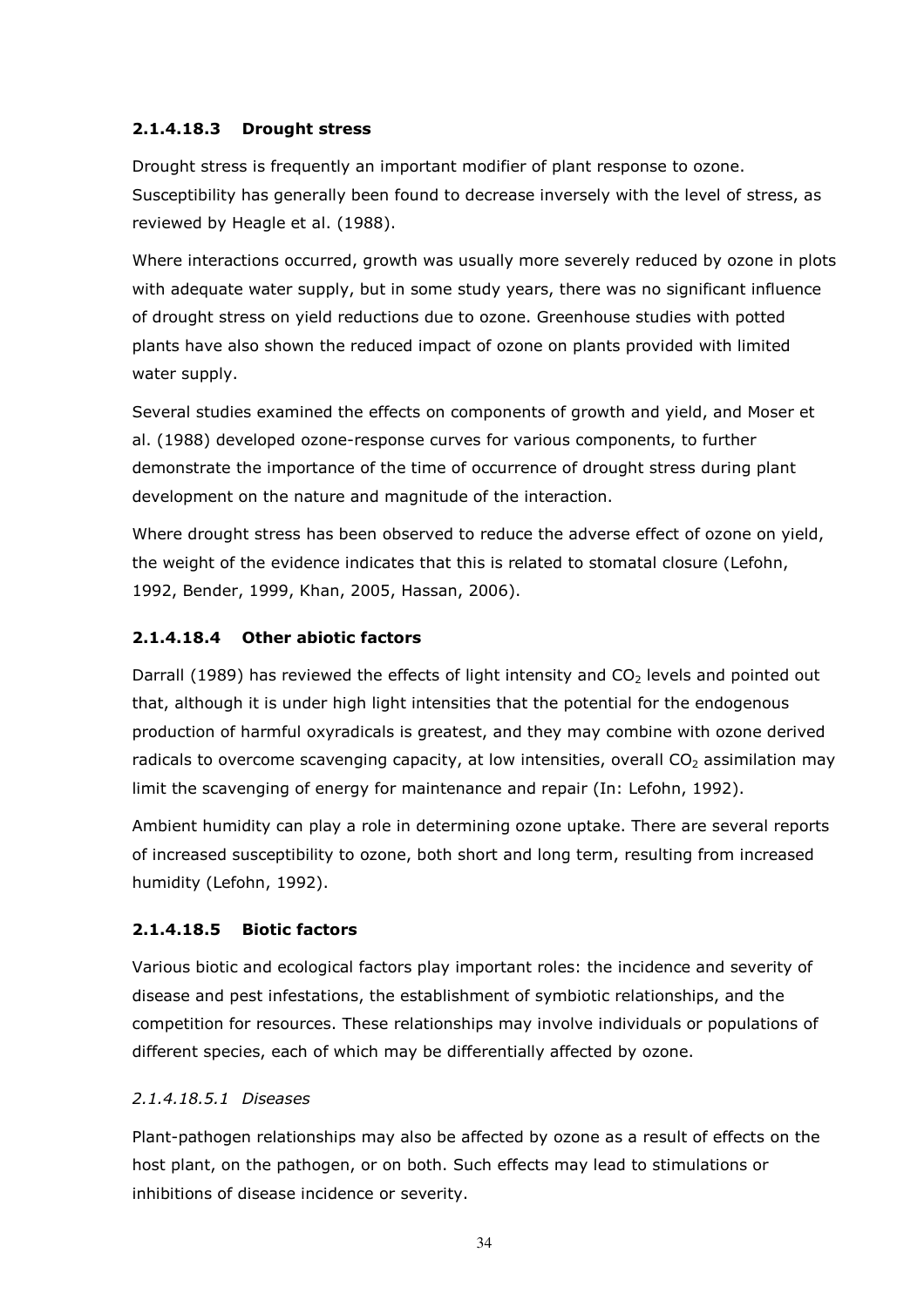#### 2.1.4.18.3 Drought stress

Drought stress is frequently an important modifier of plant response to ozone. Susceptibility has generally been found to decrease inversely with the level of stress, as reviewed by Heagle et al. (1988).

Where interactions occurred, growth was usually more severely reduced by ozone in plots with adequate water supply, but in some study years, there was no significant influence of drought stress on yield reductions due to ozone. Greenhouse studies with potted plants have also shown the reduced impact of ozone on plants provided with limited water supply.

Several studies examined the effects on components of growth and yield, and Moser et al. (1988) developed ozone-response curves for various components, to further demonstrate the importance of the time of occurrence of drought stress during plant development on the nature and magnitude of the interaction.

Where drought stress has been observed to reduce the adverse effect of ozone on yield, the weight of the evidence indicates that this is related to stomatal closure (Lefohn, 1992, Bender, 1999, Khan, 2005, Hassan, 2006).

#### 2.1.4.18.4 Other abiotic factors

Darrall (1989) has reviewed the effects of light intensity and $CO_2$ levels and pointed out that, although it is under high light intensities that the potential for the endogenous production of harmful oxyradicals is greatest, and they may combine with ozone derived radicals to overcome scavenging capacity, at low intensities, overall $CO_2$ assimilation may limit the scavenging of energy for maintenance and repair (In: Lefohn, 1992).

Ambient humidity can play a role in determining ozone uptake. There are several reports of increased susceptibility to ozone, both short and long term, resulting from increased humidity (Lefohn, 1992).

#### 2.1.4.18.5 Biotic factors

Various biotic and ecological factors play important roles: the incidence and severity of disease and pest infestations, the establishment of symbiotic relationships, and the competition for resources. These relationships may involve individuals or populations of different species, each of which may be differentially affected by ozone.

##### *2.1.4.18.5.1 Diseases*

Plant-pathogen relationships may also be affected by ozone as a result of effects on the host plant, on the pathogen, or on both. Such effects may lead to stimulations or inhibitions of disease incidence or severity.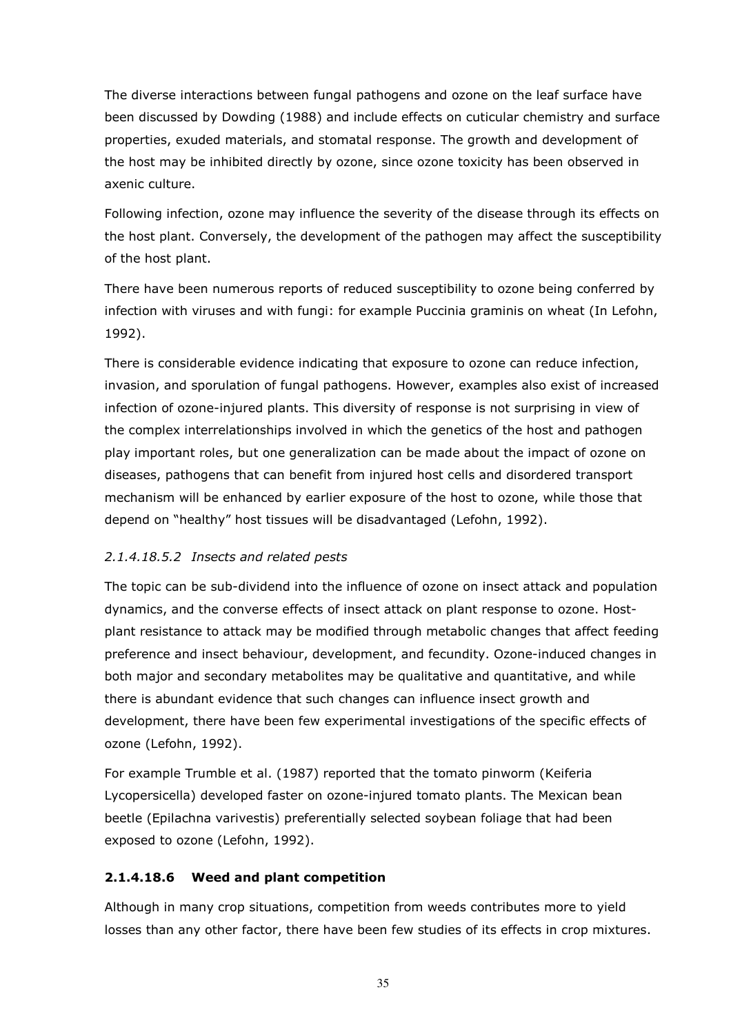The diverse interactions between fungal pathogens and ozone on the leaf surface have been discussed by Dowding (1988) and include effects on cuticular chemistry and surface properties, exuded materials, and stomatal response. The growth and development of the host may be inhibited directly by ozone, since ozone toxicity has been observed in axenic culture.

Following infection, ozone may influence the severity of the disease through its effects on the host plant. Conversely, the development of the pathogen may affect the susceptibility of the host plant.

There have been numerous reports of reduced susceptibility to ozone being conferred by infection with viruses and with fungi: for example Puccinia graminis on wheat (In Lefohn, 1992).

There is considerable evidence indicating that exposure to ozone can reduce infection, invasion, and sporulation of fungal pathogens. However, examples also exist of increased infection of ozone-injured plants. This diversity of response is not surprising in view of the complex interrelationships involved in which the genetics of the host and pathogen play important roles, but one generalization can be made about the impact of ozone on diseases, pathogens that can benefit from injured host cells and disordered transport mechanism will be enhanced by earlier exposure of the host to ozone, while those that depend on "healthy" host tissues will be disadvantaged (Lefohn, 1992).

##### *2.1.4.18.5.2 Insects and related pests*

The topic can be sub-dividend into the influence of ozone on insect attack and population dynamics, and the converse effects of insect attack on plant response to ozone. Host-plant resistance to attack may be modified through metabolic changes that affect feeding preference and insect behaviour, development, and fecundity. Ozone-induced changes in both major and secondary metabolites may be qualitative and quantitative, and while there is abundant evidence that such changes can influence insect growth and development, there have been few experimental investigations of the specific effects of ozone (Lefohn, 1992).

For example Trumble et al. (1987) reported that the tomato pinworm (Keiferia Lycopersicella) developed faster on ozone-injured tomato plants. The Mexican bean beetle (Epilachna varivestis) preferentially selected soybean foliage that had been exposed to ozone (Lefohn, 1992).

#### **2.1.4.18.6 Weed and plant competition**

Although in many crop situations, competition from weeds contributes more to yield losses than any other factor, there have been few studies of its effects in crop mixtures.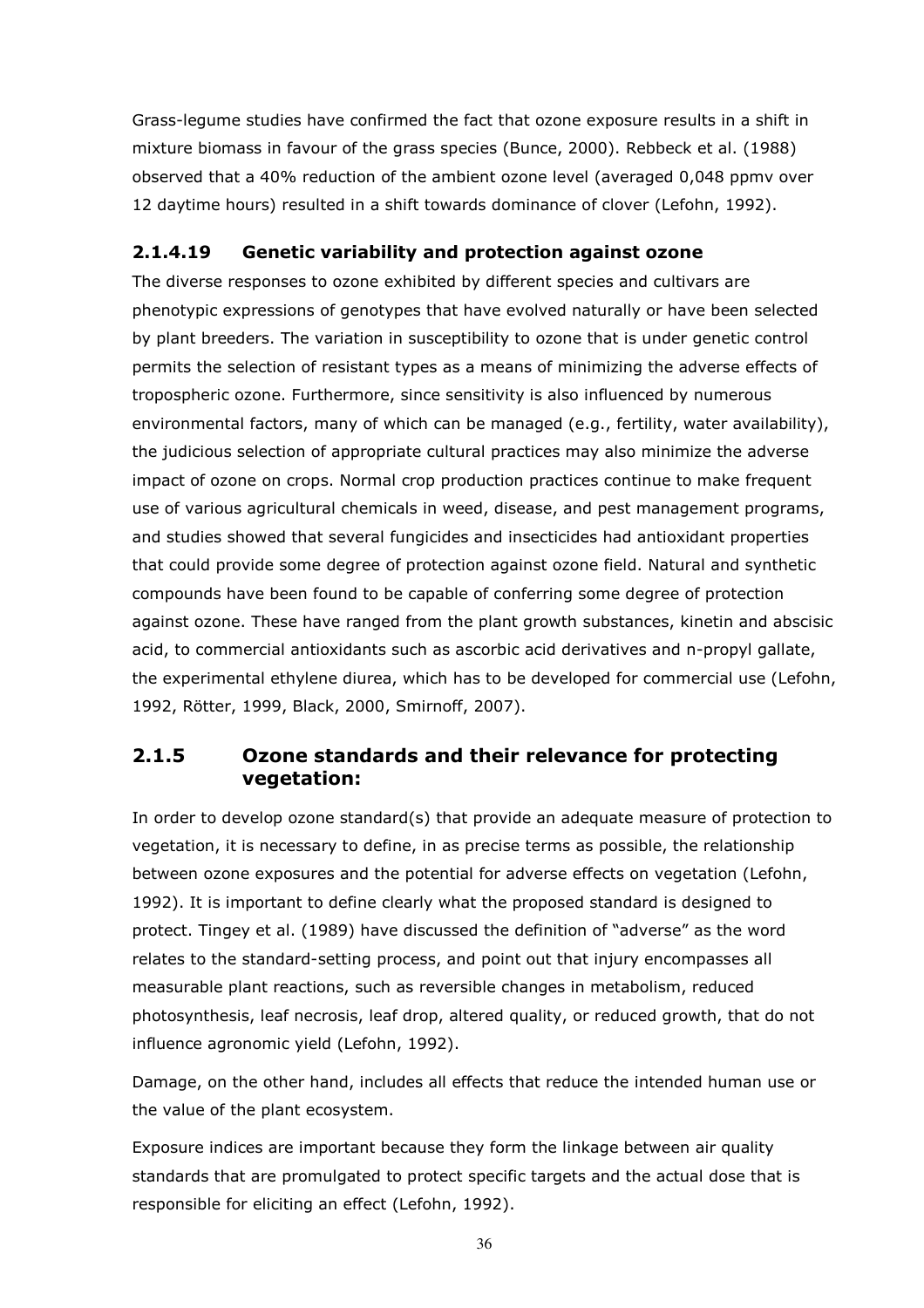Grass-legume studies have confirmed the fact that ozone exposure results in a shift in mixture biomass in favour of the grass species (Bunce, 2000). Rebbeck et al. (1988) observed that a 40% reduction of the ambient ozone level (averaged 0,048 ppmv over 12 daytime hours) resulted in a shift towards dominance of clover (Lefohn, 1992).

#### 2.1.4.19 Genetic variability and protection against ozone

The diverse responses to ozone exhibited by different species and cultivars are phenotypic expressions of genotypes that have evolved naturally or have been selected by plant breeders. The variation in susceptibility to ozone that is under genetic control permits the selection of resistant types as a means of minimizing the adverse effects of tropospheric ozone. Furthermore, since sensitivity is also influenced by numerous environmental factors, many of which can be managed (e.g., fertility, water availability), the judicious selection of appropriate cultural practices may also minimize the adverse impact of ozone on crops. Normal crop production practices continue to make frequent use of various agricultural chemicals in weed, disease, and pest management programs, and studies showed that several fungicides and insecticides had antioxidant properties that could provide some degree of protection against ozone field. Natural and synthetic compounds have been found to be capable of conferring some degree of protection against ozone. These have ranged from the plant growth substances, kinetin and abscisic acid, to commercial antioxidants such as ascorbic acid derivatives and n-propyl gallate, the experimental ethylene diurea, which has to be developed for commercial use (Lefohn, 1992, Rötter, 1999, Black, 2000, Smirnoff, 2007).

### 2.1.5 Ozone standards and their relevance for protecting vegetation:

In order to develop ozone standard(s) that provide an adequate measure of protection to vegetation, it is necessary to define, in as precise terms as possible, the relationship between ozone exposures and the potential for adverse effects on vegetation (Lefohn, 1992). It is important to define clearly what the proposed standard is designed to protect. Tingey et al. (1989) have discussed the definition of "adverse" as the word relates to the standard-setting process, and point out that injury encompasses all measurable plant reactions, such as reversible changes in metabolism, reduced photosynthesis, leaf necrosis, leaf drop, altered quality, or reduced growth, that do not influence agronomic yield (Lefohn, 1992).

Damage, on the other hand, includes all effects that reduce the intended human use or the value of the plant ecosystem.

Exposure indices are important because they form the linkage between air quality standards that are promulgated to protect specific targets and the actual dose that is responsible for eliciting an effect (Lefohn, 1992).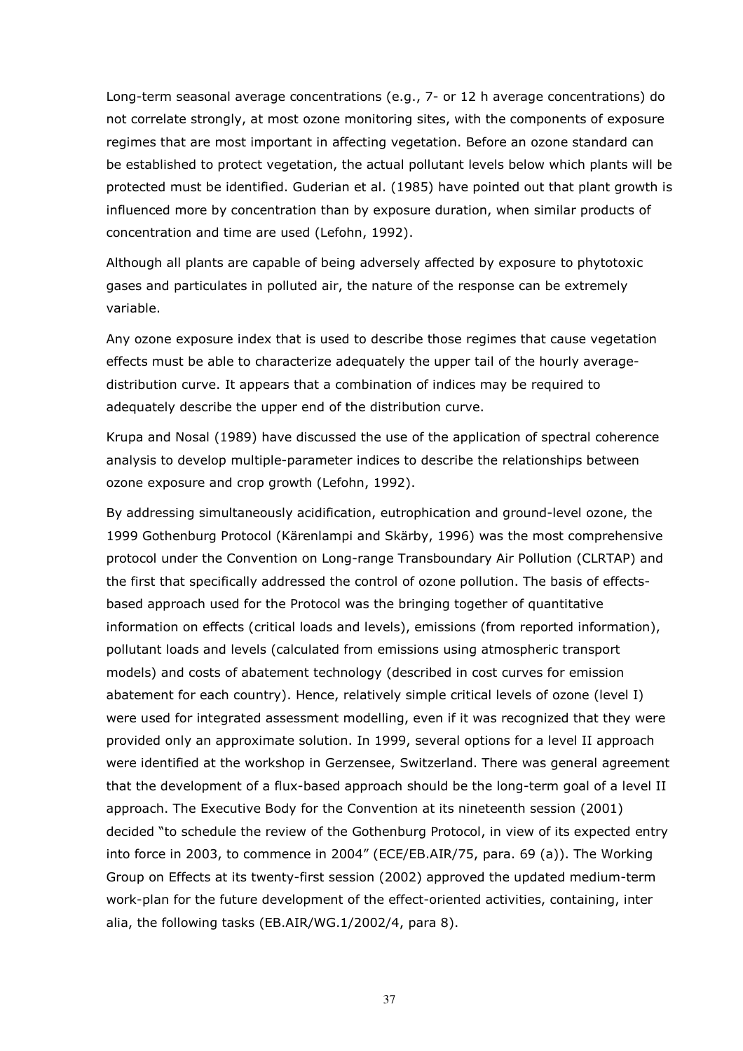Long-term seasonal average concentrations (e.g., 7- or 12 h average concentrations) do not correlate strongly, at most ozone monitoring sites, with the components of exposure regimes that are most important in affecting vegetation. Before an ozone standard can be established to protect vegetation, the actual pollutant levels below which plants will be protected must be identified. Guderian et al. (1985) have pointed out that plant growth is influenced more by concentration than by exposure duration, when similar products of concentration and time are used (Lefohn, 1992).

Although all plants are capable of being adversely affected by exposure to phytotoxic gases and particulates in polluted air, the nature of the response can be extremely variable.

Any ozone exposure index that is used to describe those regimes that cause vegetation effects must be able to characterize adequately the upper tail of the hourly average-distribution curve. It appears that a combination of indices may be required to adequately describe the upper end of the distribution curve.

Krupa and Nosal (1989) have discussed the use of the application of spectral coherence analysis to develop multiple-parameter indices to describe the relationships between ozone exposure and crop growth (Lefohn, 1992).

By addressing simultaneously acidification, eutrophication and ground-level ozone, the 1999 Gothenburg Protocol (Kärenlampi and Skärby, 1996) was the most comprehensive protocol under the Convention on Long-range Transboundary Air Pollution (CLRTAP) and the first that specifically addressed the control of ozone pollution. The basis of effects-based approach used for the Protocol was the bringing together of quantitative information on effects (critical loads and levels), emissions (from reported information), pollutant loads and levels (calculated from emissions using atmospheric transport models) and costs of abatement technology (described in cost curves for emission abatement for each country). Hence, relatively simple critical levels of ozone (level I) were used for integrated assessment modelling, even if it was recognized that they were provided only an approximate solution. In 1999, several options for a level II approach were identified at the workshop in Gerzensee, Switzerland. There was general agreement that the development of a flux-based approach should be the long-term goal of a level II approach. The Executive Body for the Convention at its nineteenth session (2001) decided "to schedule the review of the Gothenburg Protocol, in view of its expected entry into force in 2003, to commence in 2004" (ECE/EB.AIR/75, para. 69 (a)). The Working Group on Effects at its twenty-first session (2002) approved the updated medium-term work-plan for the future development of the effect-oriented activities, containing, inter alia, the following tasks (EB.AIR/WG.1/2002/4, para 8).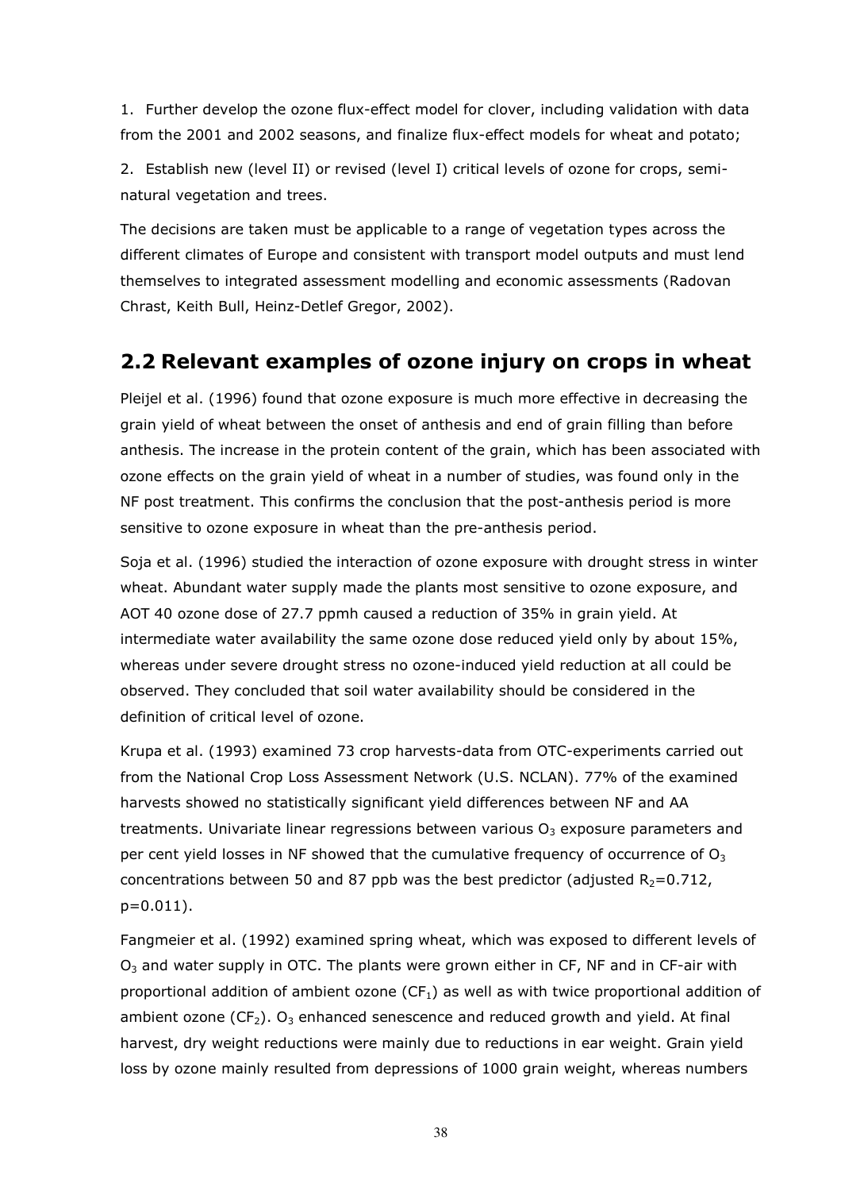1. Further develop the ozone flux-effect model for clover, including validation with data from the 2001 and 2002 seasons, and finalize flux-effect models for wheat and potato;

2. Establish new (level II) or revised (level I) critical levels of ozone for crops, semi-natural vegetation and trees.

The decisions are taken must be applicable to a range of vegetation types across the different climates of Europe and consistent with transport model outputs and must lend themselves to integrated assessment modelling and economic assessments (Radovan Chrast, Keith Bull, Heinz-Detlef Gregor, 2002).

## 2.2 Relevant examples of ozone injury on crops in wheat

Pleijel et al. (1996) found that ozone exposure is much more effective in decreasing the grain yield of wheat between the onset of anthesis and end of grain filling than before anthesis. The increase in the protein content of the grain, which has been associated with ozone effects on the grain yield of wheat in a number of studies, was found only in the NF post treatment. This confirms the conclusion that the post-anthesis period is more sensitive to ozone exposure in wheat than the pre-anthesis period.

Soja et al. (1996) studied the interaction of ozone exposure with drought stress in winter wheat. Abundant water supply made the plants most sensitive to ozone exposure, and AOT 40 ozone dose of 27.7 ppmh caused a reduction of 35% in grain yield. At intermediate water availability the same ozone dose reduced yield only by about 15%, whereas under severe drought stress no ozone-induced yield reduction at all could be observed. They concluded that soil water availability should be considered in the definition of critical level of ozone.

Krupa et al. (1993) examined 73 crop harvests-data from OTC-experiments carried out from the National Crop Loss Assessment Network (U.S. NCLAN). 77% of the examined harvests showed no statistically significant yield differences between NF and AA treatments. Univariate linear regressions between various $O_3$ exposure parameters and per cent yield losses in NF showed that the cumulative frequency of occurrence of $O_3$ concentrations between 50 and 87 ppb was the best predictor (adjusted $R_2$=0.712, p=0.011).

Fangmeier et al. (1992) examined spring wheat, which was exposed to different levels of $O_3$ and water supply in OTC. The plants were grown either in CF, NF and in CF-air with proportional addition of ambient ozone ($CF_1$) as well as with twice proportional addition of ambient ozone ($CF_2$). $O_3$ enhanced senescence and reduced growth and yield. At final harvest, dry weight reductions were mainly due to reductions in ear weight. Grain yield loss by ozone mainly resulted from depressions of 1000 grain weight, whereas numbers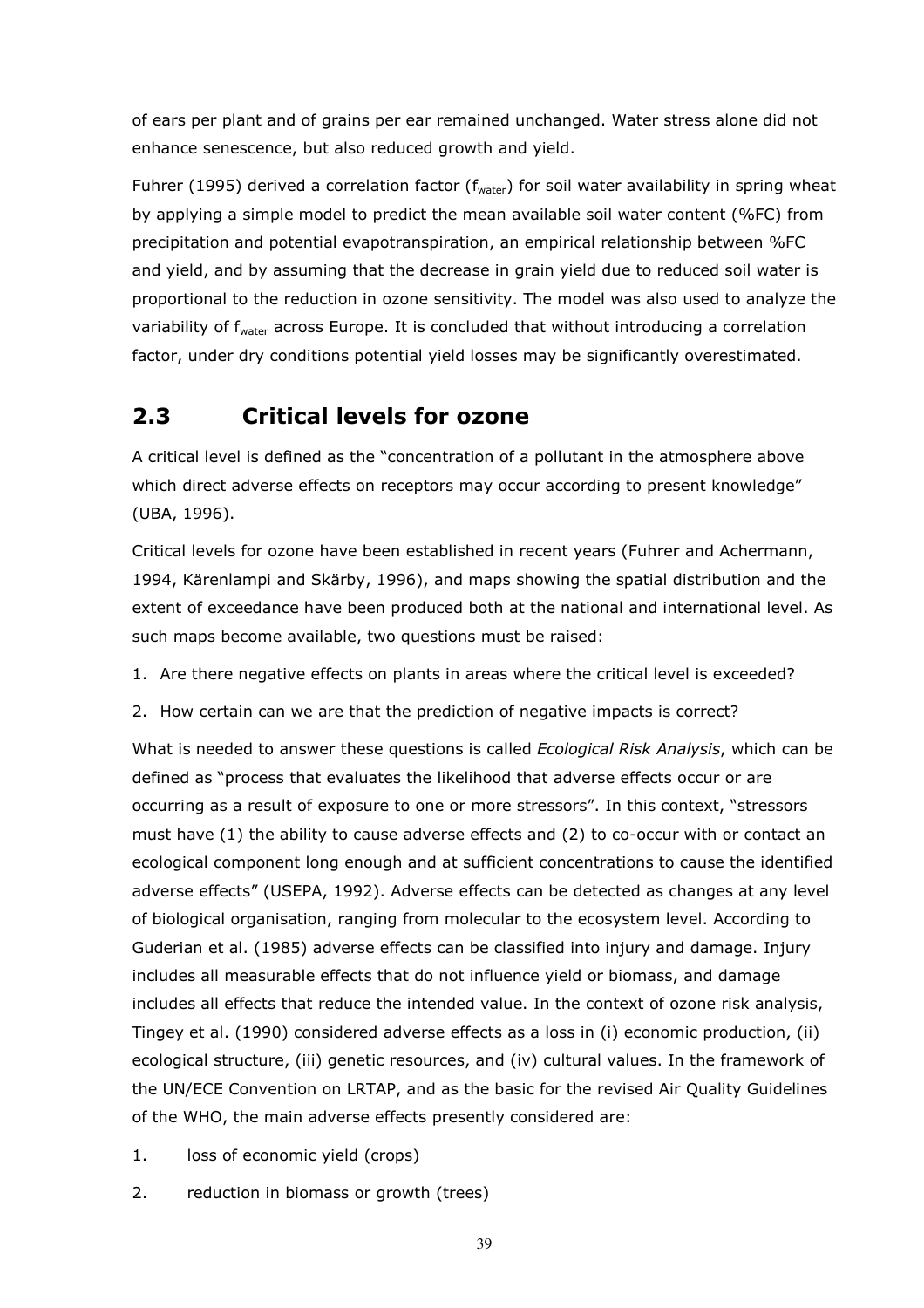of ears per plant and of grains per ear remained unchanged. Water stress alone did not enhance senescence, but also reduced growth and yield.

Fuhrer (1995) derived a correlation factor ($f_{water}$) for soil water availability in spring wheat by applying a simple model to predict the mean available soil water content (%FC) from precipitation and potential evapotranspiration, an empirical relationship between %FC and yield, and by assuming that the decrease in grain yield due to reduced soil water is proportional to the reduction in ozone sensitivity. The model was also used to analyze the variability of $f_{water}$ across Europe. It is concluded that without introducing a correlation factor, under dry conditions potential yield losses may be significantly overestimated.

## 2.3 Critical levels for ozone

A critical level is defined as the "concentration of a pollutant in the atmosphere above which direct adverse effects on receptors may occur according to present knowledge" (UBA, 1996).

Critical levels for ozone have been established in recent years (Fuhrer and Achermann, 1994, Kärenlampi and Skärby, 1996), and maps showing the spatial distribution and the extent of exceedance have been produced both at the national and international level. As such maps become available, two questions must be raised:

1. Are there negative effects on plants in areas where the critical level is exceeded?
2. How certain can we are that the prediction of negative impacts is correct?

What is needed to answer these questions is called *Ecological Risk Analysis*, which can be defined as "process that evaluates the likelihood that adverse effects occur or are occurring as a result of exposure to one or more stressors". In this context, "stressors must have (1) the ability to cause adverse effects and (2) to co-occur with or contact an ecological component long enough and at sufficient concentrations to cause the identified adverse effects" (USEPA, 1992). Adverse effects can be detected as changes at any level of biological organisation, ranging from molecular to the ecosystem level. According to Guderian et al. (1985) adverse effects can be classified into injury and damage. Injury includes all measurable effects that do not influence yield or biomass, and damage includes all effects that reduce the intended value. In the context of ozone risk analysis, Tingey et al. (1990) considered adverse effects as a loss in (i) economic production, (ii) ecological structure, (iii) genetic resources, and (iv) cultural values. In the framework of the UN/ECE Convention on LRTAP, and as the basic for the revised Air Quality Guidelines of the WHO, the main adverse effects presently considered are:

1. loss of economic yield (crops)
2. reduction in biomass or growth (trees)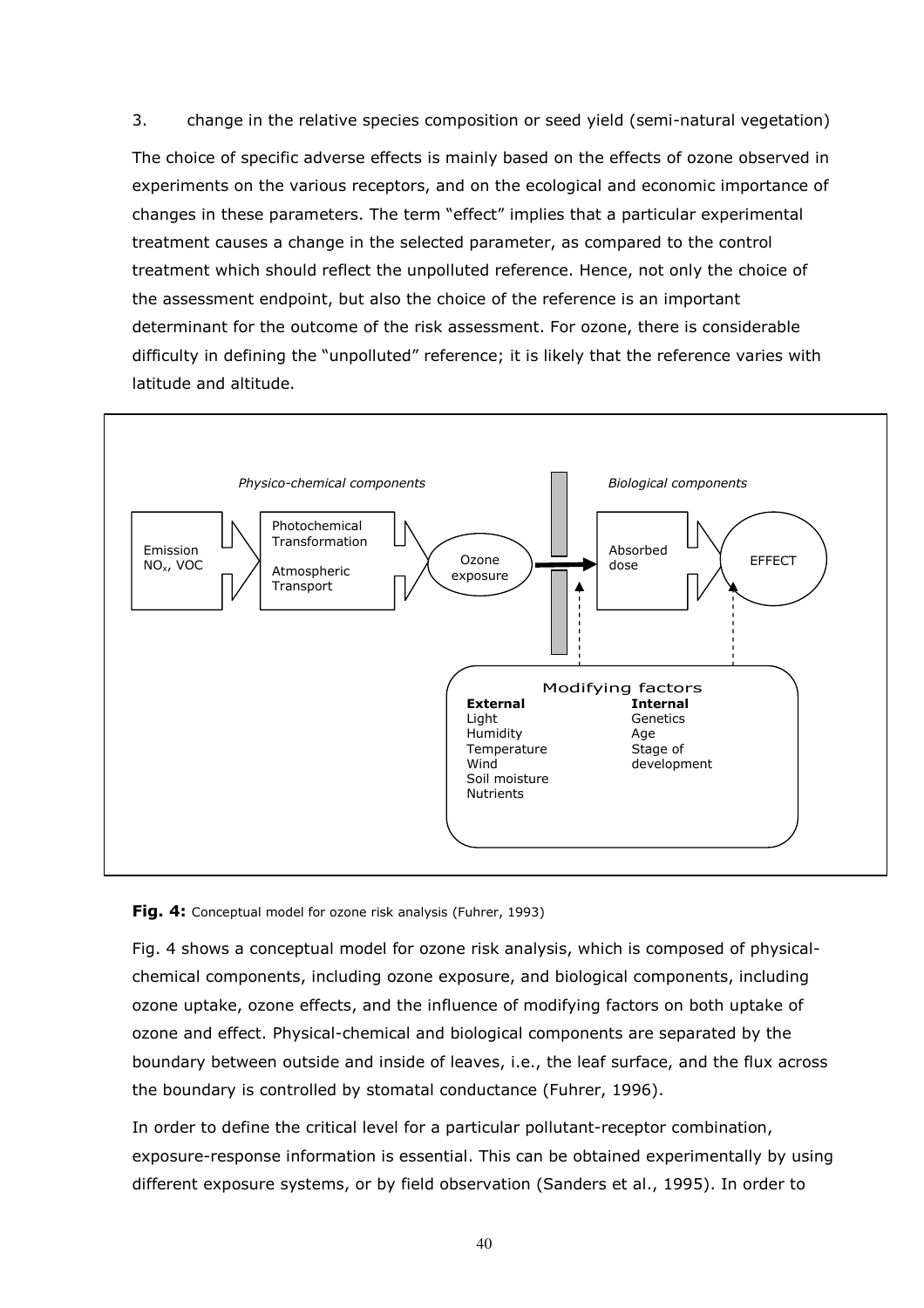3. change in the relative species composition or seed yield (semi-natural vegetation)

The choice of specific adverse effects is mainly based on the effects of ozone observed in experiments on the various receptors, and on the ecological and economic importance of changes in these parameters. The term "effect" implies that a particular experimental treatment causes a change in the selected parameter, as compared to the control treatment which should reflect the unpolluted reference. Hence, not only the choice of the assessment endpoint, but also the choice of the reference is an important determinant for the outcome of the risk assessment. For ozone, there is considerable difficulty in defining the "unpolluted" reference; it is likely that the reference varies with latitude and altitude.

*Physico-chemical components* | *Biological components*

Emission $NO_x$, VOC → Photochemical Transformation, Atmospheric Transport → Ozone exposure → Absorbed dose → EFFECT

Modifying factors

**External**: Light, Humidity, Temperature, Wind, Soil moisture, Nutrients

**Internal**: Genetics, Age, Stage of development

**Fig. 4:** Conceptual model for ozone risk analysis (Fuhrer, 1993)

Fig. 4 shows a conceptual model for ozone risk analysis, which is composed of physical-chemical components, including ozone exposure, and biological components, including ozone uptake, ozone effects, and the influence of modifying factors on both uptake of ozone and effect. Physical-chemical and biological components are separated by the boundary between outside and inside of leaves, i.e., the leaf surface, and the flux across the boundary is controlled by stomatal conductance (Fuhrer, 1996).

In order to define the critical level for a particular pollutant-receptor combination, exposure-response information is essential. This can be obtained experimentally by using different exposure systems, or by field observation (Sanders et al., 1995). In order to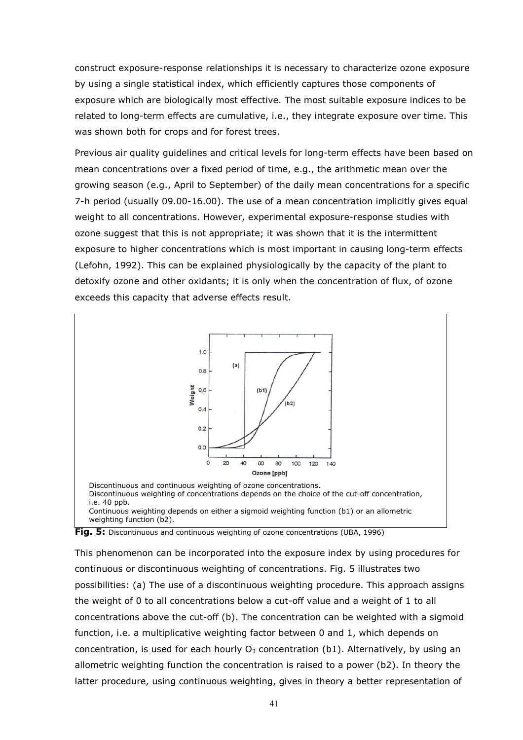construct exposure-response relationships it is necessary to characterize ozone exposure by using a single statistical index, which efficiently captures those components of exposure which are biologically most effective. The most suitable exposure indices to be related to long-term effects are cumulative, i.e., they integrate exposure over time. This was shown both for crops and for forest trees.

Previous air quality guidelines and critical levels for long-term effects have been based on mean concentrations over a fixed period of time, e.g., the arithmetic mean over the growing season (e.g., April to September) of the daily mean concentrations for a specific 7-h period (usually 09.00-16.00). The use of a mean concentration implicitly gives equal weight to all concentrations. However, experimental exposure-response studies with ozone suggest that this is not appropriate; it was shown that it is the intermittent exposure to higher concentrations which is most important in causing long-term effects (Lefohn, 1992). This can be explained physiologically by the capacity of the plant to detoxify ozone and other oxidants; it is only when the concentration of flux, of ozone exceeds this capacity that adverse effects result.

Discontinuous and continuous weighting of ozone concentrations.
Discontinuous weighting of concentrations depends on the choice of the cut-off concentration, i.e. 40 ppb.
Continuous weighting depends on either a sigmoid weighting function (b1) or an allometric weighting function (b2).

**Fig. 5:** Discontinuous and continuous weighting of ozone concentrations (UBA, 1996)

This phenomenon can be incorporated into the exposure index by using procedures for continuous or discontinuous weighting of concentrations. Fig. 5 illustrates two possibilities: (a) The use of a discontinuous weighting procedure. This approach assigns the weight of 0 to all concentrations below a cut-off value and a weight of 1 to all concentrations above the cut-off (b). The concentration can be weighted with a sigmoid function, i.e. a multiplicative weighting factor between 0 and 1, which depends on concentration, is used for each hourly $O_3$ concentration (b1). Alternatively, by using an allometric weighting function the concentration is raised to a power (b2). In theory the latter procedure, using continuous weighting, gives in theory a better representation of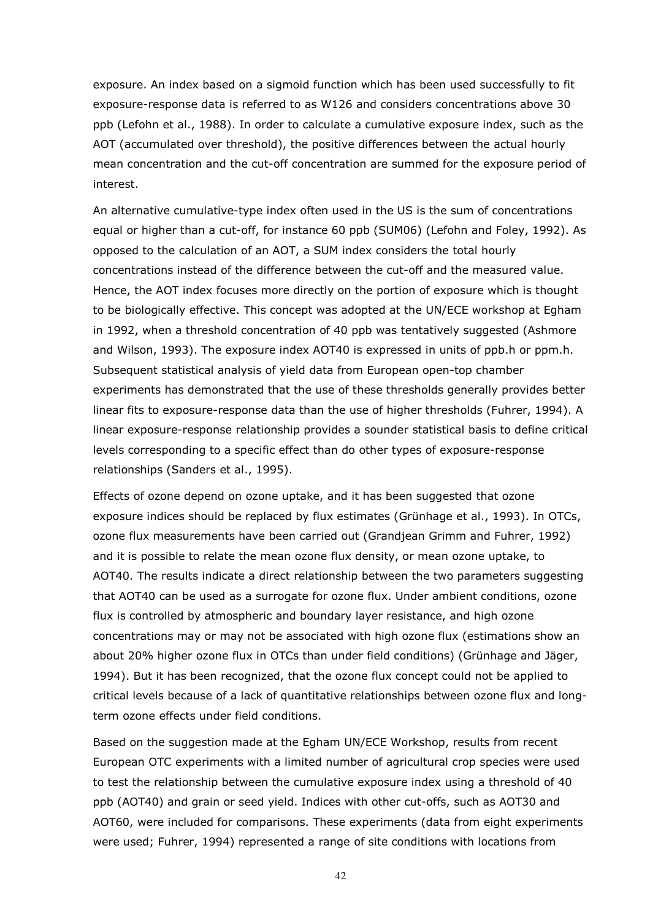exposure. An index based on a sigmoid function which has been used successfully to fit exposure-response data is referred to as W126 and considers concentrations above 30 ppb (Lefohn et al., 1988). In order to calculate a cumulative exposure index, such as the AOT (accumulated over threshold), the positive differences between the actual hourly mean concentration and the cut-off concentration are summed for the exposure period of interest.

An alternative cumulative-type index often used in the US is the sum of concentrations equal or higher than a cut-off, for instance 60 ppb (SUM06) (Lefohn and Foley, 1992). As opposed to the calculation of an AOT, a SUM index considers the total hourly concentrations instead of the difference between the cut-off and the measured value. Hence, the AOT index focuses more directly on the portion of exposure which is thought to be biologically effective. This concept was adopted at the UN/ECE workshop at Egham in 1992, when a threshold concentration of 40 ppb was tentatively suggested (Ashmore and Wilson, 1993). The exposure index AOT40 is expressed in units of ppb.h or ppm.h. Subsequent statistical analysis of yield data from European open-top chamber experiments has demonstrated that the use of these thresholds generally provides better linear fits to exposure-response data than the use of higher thresholds (Fuhrer, 1994). A linear exposure-response relationship provides a sounder statistical basis to define critical levels corresponding to a specific effect than do other types of exposure-response relationships (Sanders et al., 1995).

Effects of ozone depend on ozone uptake, and it has been suggested that ozone exposure indices should be replaced by flux estimates (Grünhage et al., 1993). In OTCs, ozone flux measurements have been carried out (Grandjean Grimm and Fuhrer, 1992) and it is possible to relate the mean ozone flux density, or mean ozone uptake, to AOT40. The results indicate a direct relationship between the two parameters suggesting that AOT40 can be used as a surrogate for ozone flux. Under ambient conditions, ozone flux is controlled by atmospheric and boundary layer resistance, and high ozone concentrations may or may not be associated with high ozone flux (estimations show an about 20% higher ozone flux in OTCs than under field conditions) (Grünhage and Jäger, 1994). But it has been recognized, that the ozone flux concept could not be applied to critical levels because of a lack of quantitative relationships between ozone flux and long-term ozone effects under field conditions.

Based on the suggestion made at the Egham UN/ECE Workshop, results from recent European OTC experiments with a limited number of agricultural crop species were used to test the relationship between the cumulative exposure index using a threshold of 40 ppb (AOT40) and grain or seed yield. Indices with other cut-offs, such as AOT30 and AOT60, were included for comparisons. These experiments (data from eight experiments were used; Fuhrer, 1994) represented a range of site conditions with locations from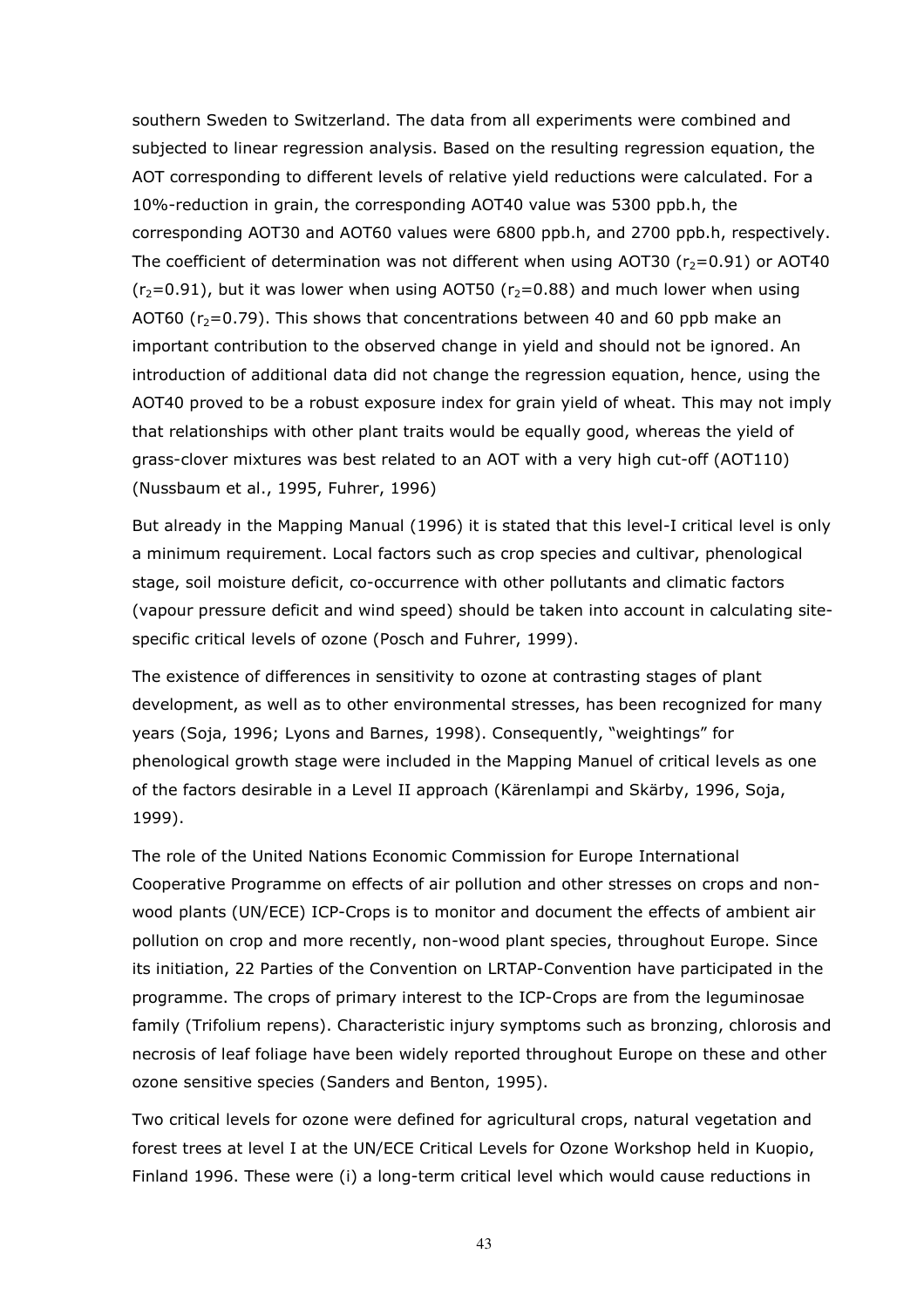southern Sweden to Switzerland. The data from all experiments were combined and subjected to linear regression analysis. Based on the resulting regression equation, the AOT corresponding to different levels of relative yield reductions were calculated. For a 10%-reduction in grain, the corresponding AOT40 value was 5300 ppb.h, the corresponding AOT30 and AOT60 values were 6800 ppb.h, and 2700 ppb.h, respectively. The coefficient of determination was not different when using AOT30 ($r_2$=0.91) or AOT40 ($r_2$=0.91), but it was lower when using AOT50 ($r_2$=0.88) and much lower when using AOT60 ($r_2$=0.79). This shows that concentrations between 40 and 60 ppb make an important contribution to the observed change in yield and should not be ignored. An introduction of additional data did not change the regression equation, hence, using the AOT40 proved to be a robust exposure index for grain yield of wheat. This may not imply that relationships with other plant traits would be equally good, whereas the yield of grass-clover mixtures was best related to an AOT with a very high cut-off (AOT110) (Nussbaum et al., 1995, Fuhrer, 1996)

But already in the Mapping Manual (1996) it is stated that this level-I critical level is only a minimum requirement. Local factors such as crop species and cultivar, phenological stage, soil moisture deficit, co-occurrence with other pollutants and climatic factors (vapour pressure deficit and wind speed) should be taken into account in calculating site-specific critical levels of ozone (Posch and Fuhrer, 1999).

The existence of differences in sensitivity to ozone at contrasting stages of plant development, as well as to other environmental stresses, has been recognized for many years (Soja, 1996; Lyons and Barnes, 1998). Consequently, "weightings" for phenological growth stage were included in the Mapping Manuel of critical levels as one of the factors desirable in a Level II approach (Kärenlampi and Skärby, 1996, Soja, 1999).

The role of the United Nations Economic Commission for Europe International Cooperative Programme on effects of air pollution and other stresses on crops and non-wood plants (UN/ECE) ICP-Crops is to monitor and document the effects of ambient air pollution on crop and more recently, non-wood plant species, throughout Europe. Since its initiation, 22 Parties of the Convention on LRTAP-Convention have participated in the programme. The crops of primary interest to the ICP-Crops are from the leguminosae family (Trifolium repens). Characteristic injury symptoms such as bronzing, chlorosis and necrosis of leaf foliage have been widely reported throughout Europe on these and other ozone sensitive species (Sanders and Benton, 1995).

Two critical levels for ozone were defined for agricultural crops, natural vegetation and forest trees at level I at the UN/ECE Critical Levels for Ozone Workshop held in Kuopio, Finland 1996. These were (i) a long-term critical level which would cause reductions in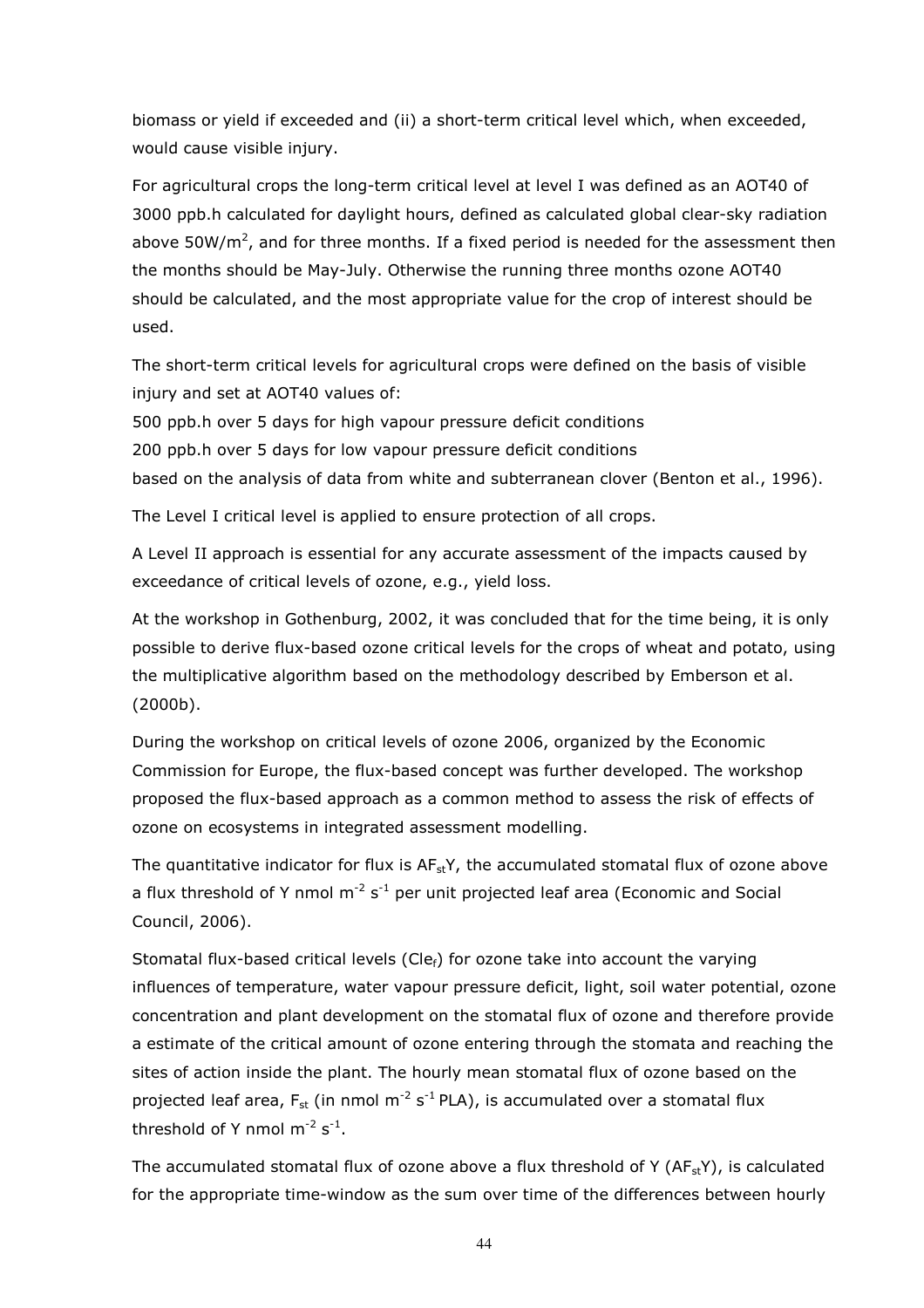biomass or yield if exceeded and (ii) a short-term critical level which, when exceeded, would cause visible injury.

For agricultural crops the long-term critical level at level I was defined as an AOT40 of 3000 ppb.h calculated for daylight hours, defined as calculated global clear-sky radiation above 50W/m$^2$, and for three months. If a fixed period is needed for the assessment then the months should be May-July. Otherwise the running three months ozone AOT40 should be calculated, and the most appropriate value for the crop of interest should be used.

The short-term critical levels for agricultural crops were defined on the basis of visible injury and set at AOT40 values of:

500 ppb.h over 5 days for high vapour pressure deficit conditions

200 ppb.h over 5 days for low vapour pressure deficit conditions

based on the analysis of data from white and subterranean clover (Benton et al., 1996).

The Level I critical level is applied to ensure protection of all crops.

A Level II approach is essential for any accurate assessment of the impacts caused by exceedance of critical levels of ozone, e.g., yield loss.

At the workshop in Gothenburg, 2002, it was concluded that for the time being, it is only possible to derive flux-based ozone critical levels for the crops of wheat and potato, using the multiplicative algorithm based on the methodology described by Emberson et al. (2000b).

During the workshop on critical levels of ozone 2006, organized by the Economic Commission for Europe, the flux-based concept was further developed. The workshop proposed the flux-based approach as a common method to assess the risk of effects of ozone on ecosystems in integrated assessment modelling.

The quantitative indicator for flux is $AF_{st}Y$, the accumulated stomatal flux of ozone above a flux threshold of Y nmol m$^{-2}$ s$^{-1}$ per unit projected leaf area (Economic and Social Council, 2006).

Stomatal flux-based critical levels ($Cle_f$) for ozone take into account the varying influences of temperature, water vapour pressure deficit, light, soil water potential, ozone concentration and plant development on the stomatal flux of ozone and therefore provide a estimate of the critical amount of ozone entering through the stomata and reaching the sites of action inside the plant. The hourly mean stomatal flux of ozone based on the projected leaf area, $F_{st}$ (in nmol m$^{-2}$ s$^{-1}$ PLA), is accumulated over a stomatal flux threshold of Y nmol m$^{-2}$ s$^{-1}$.

The accumulated stomatal flux of ozone above a flux threshold of Y ($AF_{st}Y$), is calculated for the appropriate time-window as the sum over time of the differences between hourly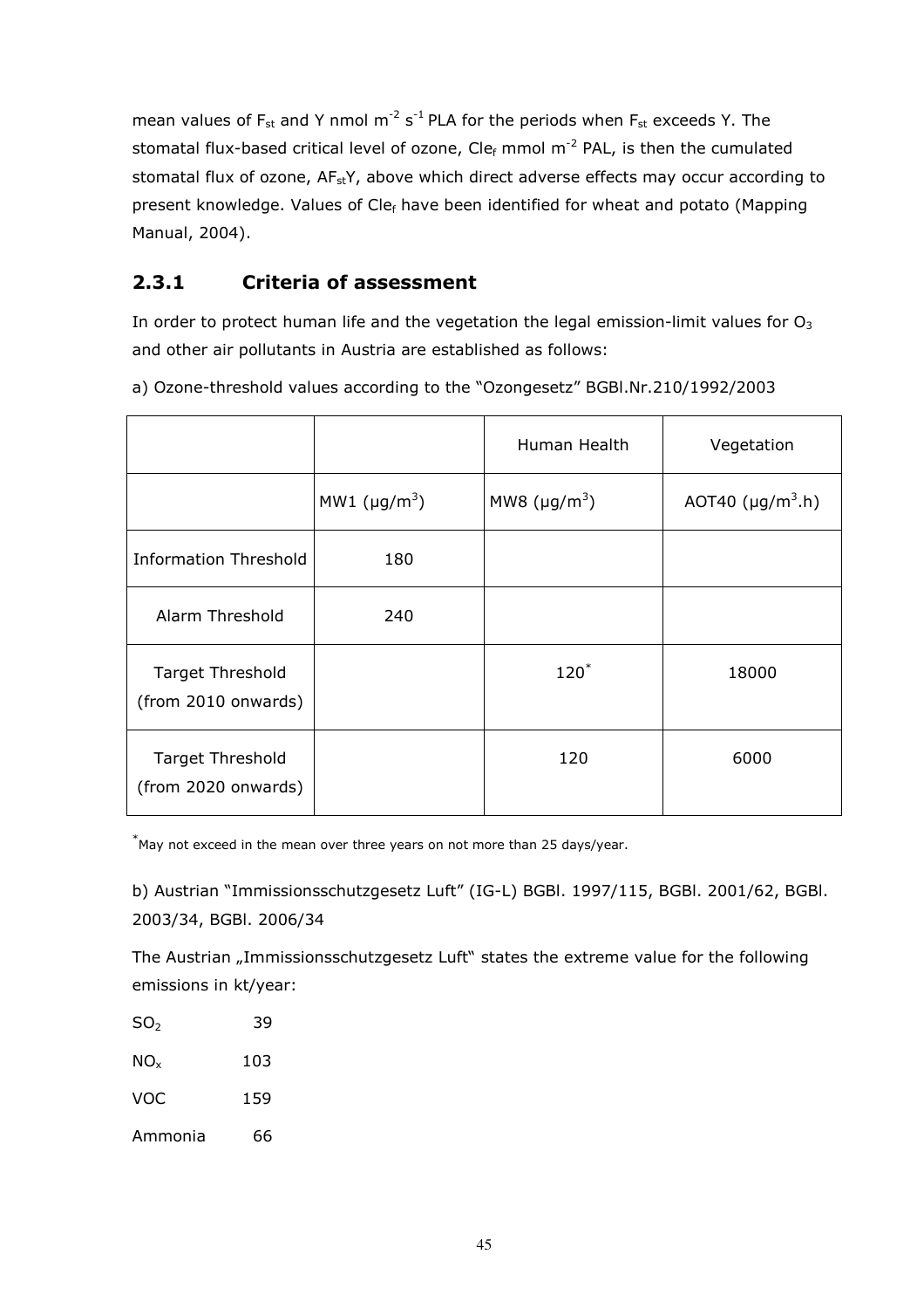mean values of $F_{st}$ and Y nmol $m^{-2}$ $s^{-1}$ PLA for the periods when $F_{st}$ exceeds Y. The stomatal flux-based critical level of ozone, $Cle_f$ mmol $m^{-2}$ PAL, is then the cumulated stomatal flux of ozone, $AF_{st}Y$, above which direct adverse effects may occur according to present knowledge. Values of $Cle_f$ have been identified for wheat and potato (Mapping Manual, 2004).

### 2.3.1 Criteria of assessment

In order to protect human life and the vegetation the legal emission-limit values for $O_3$ and other air pollutants in Austria are established as follows:

a) Ozone-threshold values according to the "Ozongesetz" BGBl.Nr.210/1992/2003

| | | Human Health | Vegetation |
|---|---|---|---|
| | MW1 ($\mu g/m^3$) | MW8 ($\mu g/m^3$) | AOT40 ($\mu g/m^3$.h) |
| Information Threshold | 180 | | |
| Alarm Threshold | 240 | | |
| Target Threshold (from 2010 onwards) | | 120* | 18000 |
| Target Threshold (from 2020 onwards) | | 120 | 6000 |

*May not exceed in the mean over three years on not more than 25 days/year.

b) Austrian "Immissionsschutzgesetz Luft" (IG-L) BGBl. 1997/115, BGBl. 2001/62, BGBl. 2003/34, BGBl. 2006/34

The Austrian „Immissionsschutzgesetz Luft" states the extreme value for the following emissions in kt/year:

| | |
|---|---|
| $SO_2$ | 39 |
| $NO_x$ | 103 |
| VOC | 159 |
| Ammonia | 66 |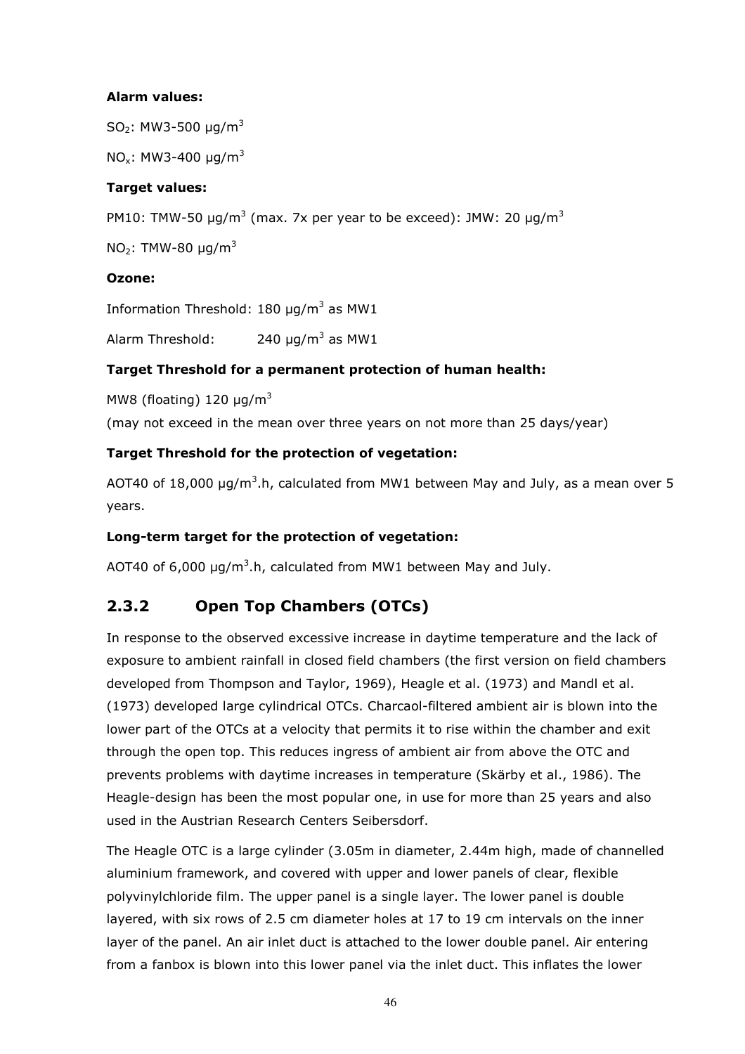**Alarm values:**

$SO_2$: MW3-500 µg/m$^3$

$NO_x$: MW3-400 µg/m$^3$

**Target values:**

PM10: TMW-50 µg/m$^3$ (max. 7x per year to be exceed): JMW: 20 µg/m$^3$

$NO_2$: TMW-80 µg/m$^3$

**Ozone:**

Information Threshold: 180 µg/m$^3$ as MW1

Alarm Threshold: 240 µg/m$^3$ as MW1

**Target Threshold for a permanent protection of human health:**

MW8 (floating) 120 µg/m$^3$

(may not exceed in the mean over three years on not more than 25 days/year)

**Target Threshold for the protection of vegetation:**

AOT40 of 18,000 µg/m$^3$.h, calculated from MW1 between May and July, as a mean over 5 years.

**Long-term target for the protection of vegetation:**

AOT40 of 6,000 µg/m$^3$.h, calculated from MW1 between May and July.

## 2.3.2 Open Top Chambers (OTCs)

In response to the observed excessive increase in daytime temperature and the lack of exposure to ambient rainfall in closed field chambers (the first version on field chambers developed from Thompson and Taylor, 1969), Heagle et al. (1973) and Mandl et al. (1973) developed large cylindrical OTCs. Charcaol-filtered ambient air is blown into the lower part of the OTCs at a velocity that permits it to rise within the chamber and exit through the open top. This reduces ingress of ambient air from above the OTC and prevents problems with daytime increases in temperature (Skärby et al., 1986). The Heagle-design has been the most popular one, in use for more than 25 years and also used in the Austrian Research Centers Seibersdorf.

The Heagle OTC is a large cylinder (3.05m in diameter, 2.44m high, made of channelled aluminium framework, and covered with upper and lower panels of clear, flexible polyvinylchloride film. The upper panel is a single layer. The lower panel is double layered, with six rows of 2.5 cm diameter holes at 17 to 19 cm intervals on the inner layer of the panel. An air inlet duct is attached to the lower double panel. Air entering from a fanbox is blown into this lower panel via the inlet duct. This inflates the lower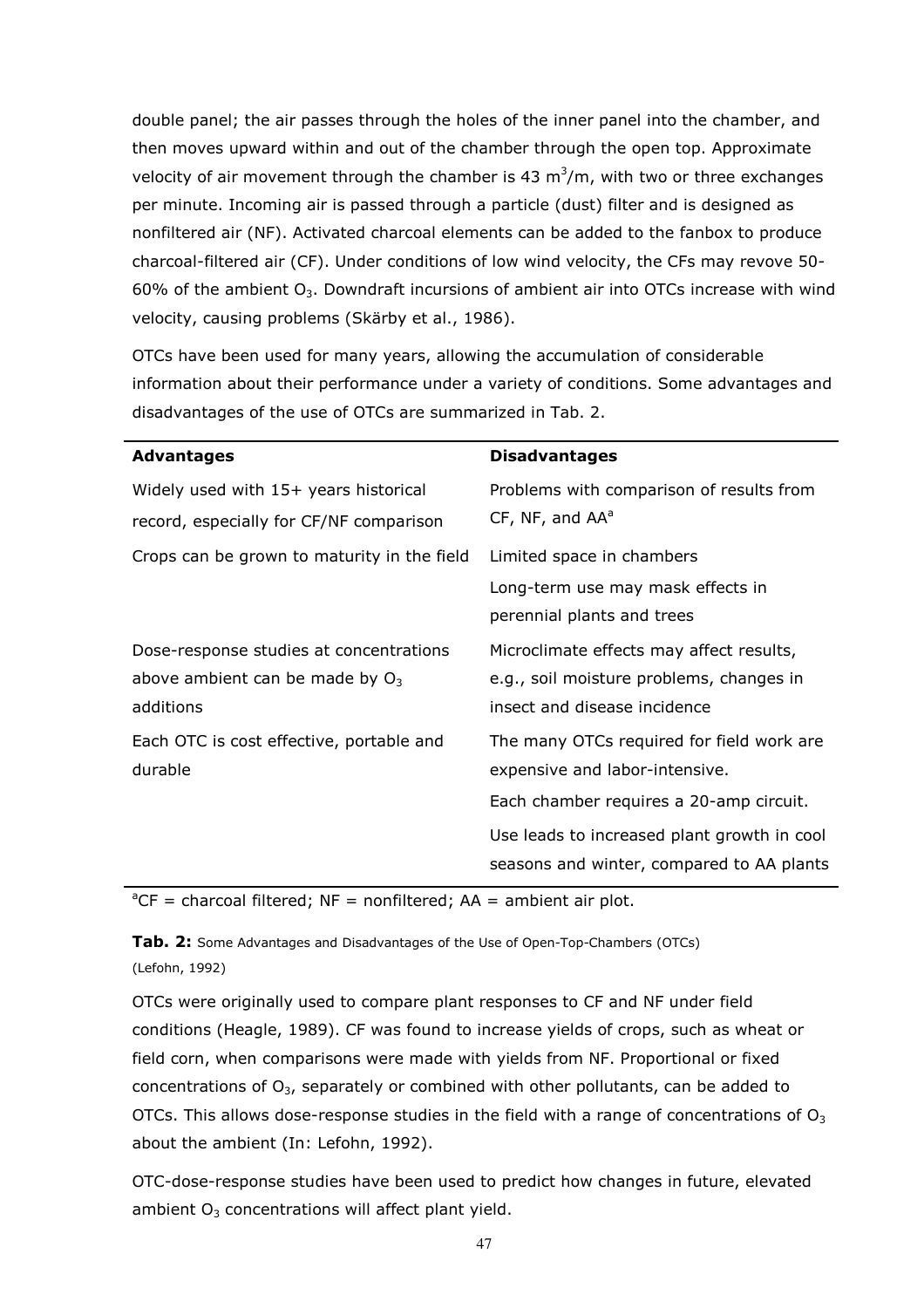double panel; the air passes through the holes of the inner panel into the chamber, and then moves upward within and out of the chamber through the open top. Approximate velocity of air movement through the chamber is 43 $m^3$/m, with two or three exchanges per minute. Incoming air is passed through a particle (dust) filter and is designed as nonfiltered air (NF). Activated charcoal elements can be added to the fanbox to produce charcoal-filtered air (CF). Under conditions of low wind velocity, the CFs may revove 50-60% of the ambient $O_3$. Downdraft incursions of ambient air into OTCs increase with wind velocity, causing problems (Skärby et al., 1986).

OTCs have been used for many years, allowing the accumulation of considerable information about their performance under a variety of conditions. Some advantages and disadvantages of the use of OTCs are summarized in Tab. 2.

| **Advantages** | **Disadvantages** |
|---|---|
| Widely used with 15+ years historical record, especially for CF/NF comparison | Problems with comparison of results from CF, NF, and AA[a] |
| Crops can be grown to maturity in the field | Limited space in chambers |
| | Long-term use may mask effects in perennial plants and trees |
| Dose-response studies at concentrations above ambient can be made by $O_3$ additions | Microclimate effects may affect results, e.g., soil moisture problems, changes in insect and disease incidence |
| Each OTC is cost effective, portable and durable | The many OTCs required for field work are expensive and labor-intensive. |
| | Each chamber requires a 20-amp circuit. |
| | Use leads to increased plant growth in cool seasons and winter, compared to AA plants |

[a]CF = charcoal filtered; NF = nonfiltered; AA = ambient air plot.

**Tab. 2:** Some Advantages and Disadvantages of the Use of Open-Top-Chambers (OTCs) (Lefohn, 1992)

OTCs were originally used to compare plant responses to CF and NF under field conditions (Heagle, 1989). CF was found to increase yields of crops, such as wheat or field corn, when comparisons were made with yields from NF. Proportional or fixed concentrations of $O_3$, separately or combined with other pollutants, can be added to OTCs. This allows dose-response studies in the field with a range of concentrations of $O_3$ about the ambient (In: Lefohn, 1992).

OTC-dose-response studies have been used to predict how changes in future, elevated ambient $O_3$ concentrations will affect plant yield.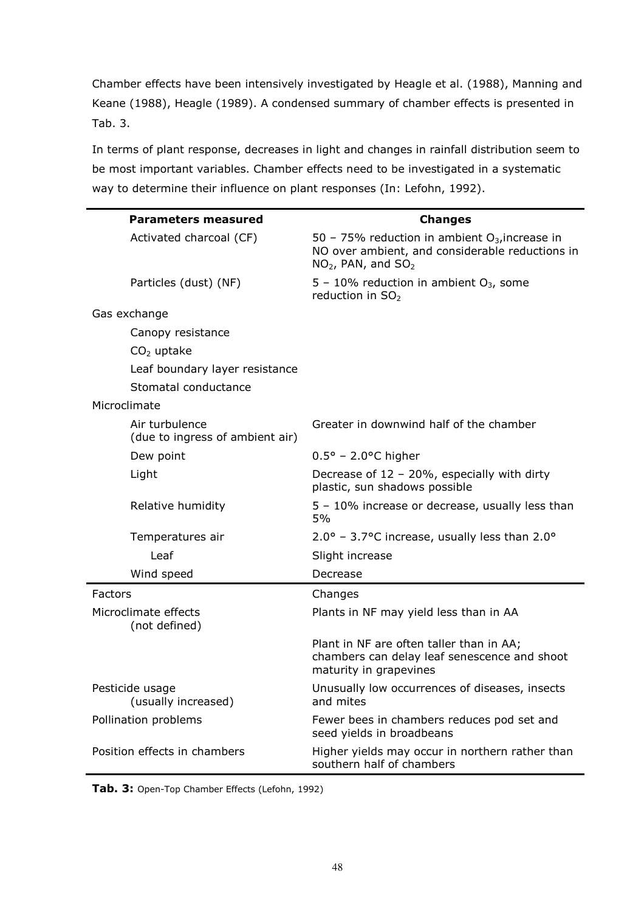Chamber effects have been intensively investigated by Heagle et al. (1988), Manning and Keane (1988), Heagle (1989). A condensed summary of chamber effects is presented in Tab. 3.

In terms of plant response, decreases in light and changes in rainfall distribution seem to be most important variables. Chamber effects need to be investigated in a systematic way to determine their influence on plant responses (In: Lefohn, 1992).

| **Parameters measured** | **Changes** |
|---|---|
| Activated charcoal (CF) | 50 – 75% reduction in ambient $O_3$,increase in NO over ambient, and considerable reductions in $NO_2$, PAN, and $SO_2$ |
| Particles (dust) (NF) | 5 – 10% reduction in ambient $O_3$, some reduction in $SO_2$ |
| Gas exchange | |
| Canopy resistance | |
| $CO_2$ uptake | |
| Leaf boundary layer resistance | |
| Stomatal conductance | |
| Microclimate | |
| Air turbulence (due to ingress of ambient air) | Greater in downwind half of the chamber |
| Dew point | 0.5° – 2.0°C higher |
| Light | Decrease of 12 – 20%, especially with dirty plastic, sun shadows possible |
| Relative humidity | 5 – 10% increase or decrease, usually less than 5% |
| Temperatures air | 2.0° – 3.7°C increase, usually less than 2.0° |
| Leaf | Slight increase |
| Wind speed | Decrease |
| Factors | Changes |
| Microclimate effects (not defined) | Plants in NF may yield less than in AA |
| | Plant in NF are often taller than in AA; chambers can delay leaf senescence and shoot maturity in grapevines |
| Pesticide usage (usually increased) | Unusually low occurrences of diseases, insects and mites |
| Pollination problems | Fewer bees in chambers reduces pod set and seed yields in broadbeans |
| Position effects in chambers | Higher yields may occur in northern rather than southern half of chambers |

**Tab. 3:** Open-Top Chamber Effects (Lefohn, 1992)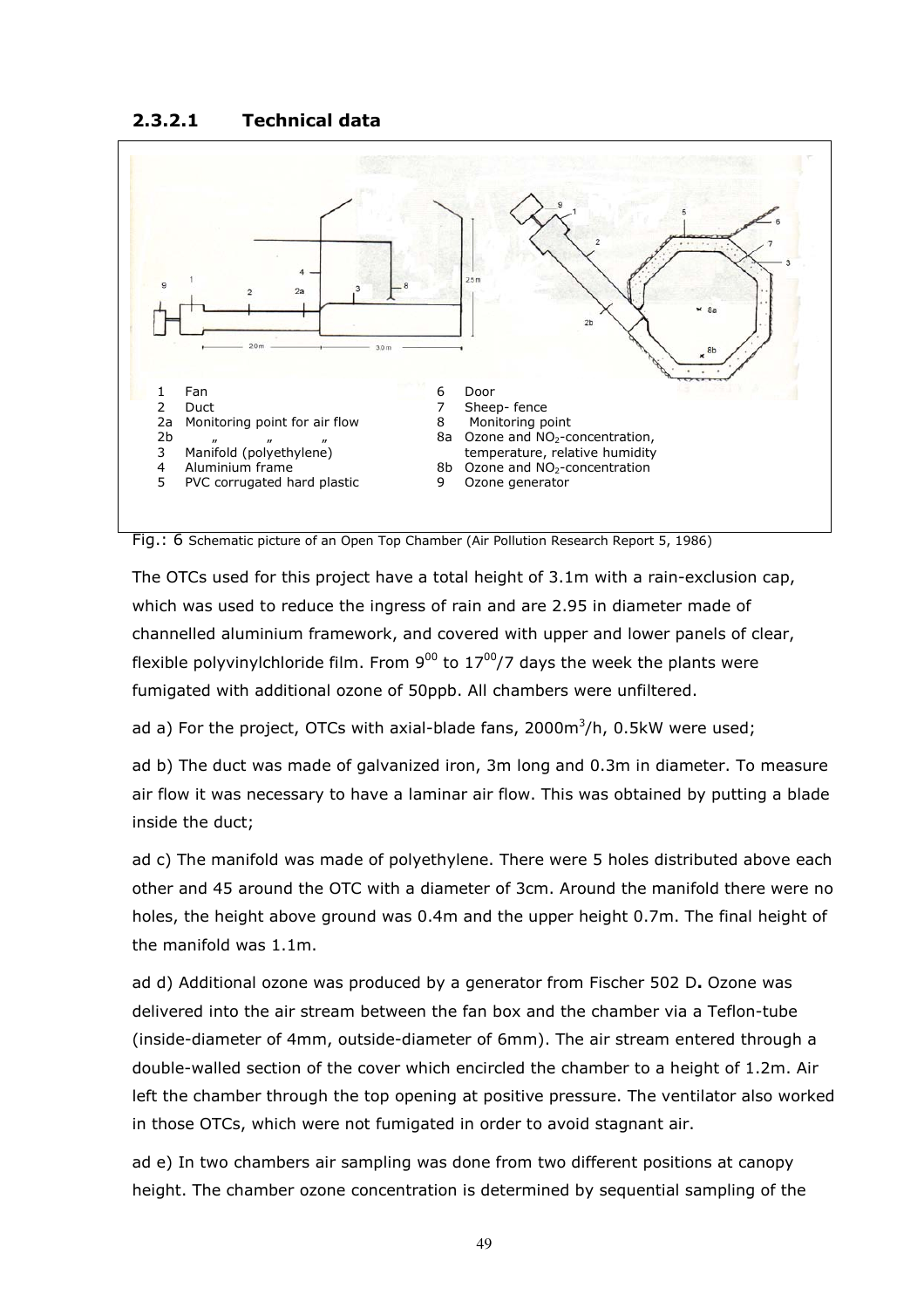#### 2.3.2.1 Technical data

| | | | |
|---|---|---|---|
| 1 | Fan | 6 | Door |
| 2 | Duct | 7 | Sheep- fence |
| 2a | Monitoring point for air flow | 8 | Monitoring point |
| 2b | „ „ „ | 8a | Ozone and $NO_2$-concentration, temperature, relative humidity |
| 3 | Manifold (polyethylene) | 8b | Ozone and $NO_2$-concentration |
| 4 | Aluminium frame | 9 | Ozone generator |
| 5 | PVC corrugated hard plastic | | |

Fig.: 6 Schematic picture of an Open Top Chamber (Air Pollution Research Report 5, 1986)

The OTCs used for this project have a total height of 3.1m with a rain-exclusion cap, which was used to reduce the ingress of rain and are 2.95 in diameter made of channelled aluminium framework, and covered with upper and lower panels of clear, flexible polyvinylchloride film. From $9^{00}$ to $17^{00}$/7 days the week the plants were fumigated with additional ozone of 50ppb. All chambers were unfiltered.

ad a) For the project, OTCs with axial-blade fans, 2000m$^3$/h, 0.5kW were used;

ad b) The duct was made of galvanized iron, 3m long and 0.3m in diameter. To measure air flow it was necessary to have a laminar air flow. This was obtained by putting a blade inside the duct;

ad c) The manifold was made of polyethylene. There were 5 holes distributed above each other and 45 around the OTC with a diameter of 3cm. Around the manifold there were no holes, the height above ground was 0.4m and the upper height 0.7m. The final height of the manifold was 1.1m.

ad d) Additional ozone was produced by a generator from Fischer 502 D**.** Ozone was delivered into the air stream between the fan box and the chamber via a Teflon-tube (inside-diameter of 4mm, outside-diameter of 6mm). The air stream entered through a double-walled section of the cover which encircled the chamber to a height of 1.2m. Air left the chamber through the top opening at positive pressure. The ventilator also worked in those OTCs, which were not fumigated in order to avoid stagnant air.

ad e) In two chambers air sampling was done from two different positions at canopy height. The chamber ozone concentration is determined by sequential sampling of the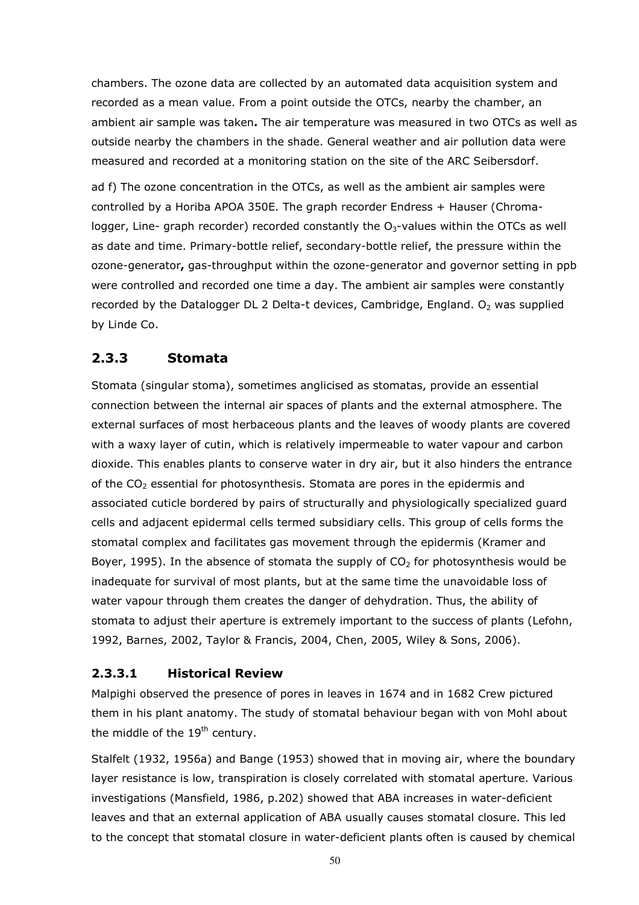chambers. The ozone data are collected by an automated data acquisition system and recorded as a mean value. From a point outside the OTCs, nearby the chamber, an ambient air sample was taken**.** The air temperature was measured in two OTCs as well as outside nearby the chambers in the shade. General weather and air pollution data were measured and recorded at a monitoring station on the site of the ARC Seibersdorf.

ad f) The ozone concentration in the OTCs, as well as the ambient air samples were controlled by a Horiba APOA 350E. The graph recorder Endress + Hauser (Chroma-logger, Line- graph recorder) recorded constantly the $O_3$-values within the OTCs as well as date and time. Primary-bottle relief, secondary-bottle relief, the pressure within the ozone-generator**,** gas-throughput within the ozone-generator and governor setting in ppb were controlled and recorded one time a day. The ambient air samples were constantly recorded by the Datalogger DL 2 Delta-t devices, Cambridge, England. $O_2$ was supplied by Linde Co.

### 2.3.3 Stomata

Stomata (singular stoma), sometimes anglicised as stomatas, provide an essential connection between the internal air spaces of plants and the external atmosphere. The external surfaces of most herbaceous plants and the leaves of woody plants are covered with a waxy layer of cutin, which is relatively impermeable to water vapour and carbon dioxide. This enables plants to conserve water in dry air, but it also hinders the entrance of the $CO_2$ essential for photosynthesis. Stomata are pores in the epidermis and associated cuticle bordered by pairs of structurally and physiologically specialized guard cells and adjacent epidermal cells termed subsidiary cells. This group of cells forms the stomatal complex and facilitates gas movement through the epidermis (Kramer and Boyer, 1995). In the absence of stomata the supply of $CO_2$ for photosynthesis would be inadequate for survival of most plants, but at the same time the unavoidable loss of water vapour through them creates the danger of dehydration. Thus, the ability of stomata to adjust their aperture is extremely important to the success of plants (Lefohn, 1992, Barnes, 2002, Taylor & Francis, 2004, Chen, 2005, Wiley & Sons, 2006).

#### 2.3.3.1 Historical Review

Malpighi observed the presence of pores in leaves in 1674 and in 1682 Crew pictured them in his plant anatomy. The study of stomatal behaviour began with von Mohl about the middle of the 19th century.

Stalfelt (1932, 1956a) and Bange (1953) showed that in moving air, where the boundary layer resistance is low, transpiration is closely correlated with stomatal aperture. Various investigations (Mansfield, 1986, p.202) showed that ABA increases in water-deficient leaves and that an external application of ABA usually causes stomatal closure. This led to the concept that stomatal closure in water-deficient plants often is caused by chemical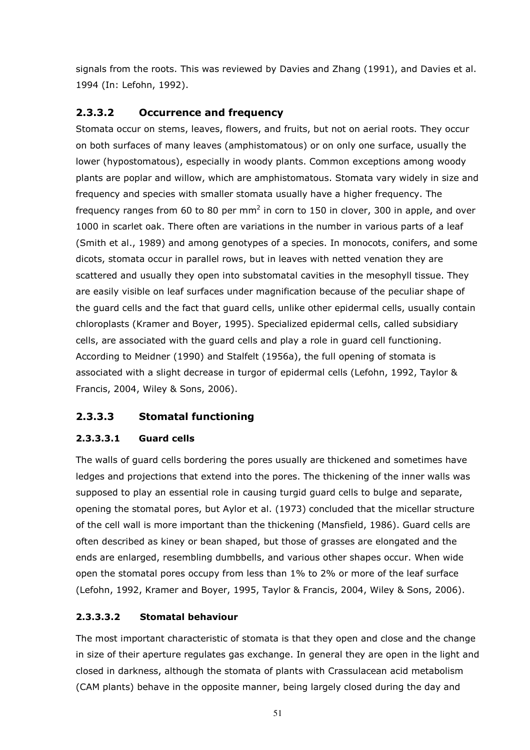signals from the roots. This was reviewed by Davies and Zhang (1991), and Davies et al. 1994 (In: Lefohn, 1992).

### 2.3.3.2 Occurrence and frequency

Stomata occur on stems, leaves, flowers, and fruits, but not on aerial roots. They occur on both surfaces of many leaves (amphistomatous) or on only one surface, usually the lower (hypostomatous), especially in woody plants. Common exceptions among woody plants are poplar and willow, which are amphistomatous. Stomata vary widely in size and frequency and species with smaller stomata usually have a higher frequency. The frequency ranges from 60 to 80 per $mm^2$ in corn to 150 in clover, 300 in apple, and over 1000 in scarlet oak. There often are variations in the number in various parts of a leaf (Smith et al., 1989) and among genotypes of a species. In monocots, conifers, and some dicots, stomata occur in parallel rows, but in leaves with netted venation they are scattered and usually they open into substomatal cavities in the mesophyll tissue. They are easily visible on leaf surfaces under magnification because of the peculiar shape of the guard cells and the fact that guard cells, unlike other epidermal cells, usually contain chloroplasts (Kramer and Boyer, 1995). Specialized epidermal cells, called subsidiary cells, are associated with the guard cells and play a role in guard cell functioning. According to Meidner (1990) and Stalfelt (1956a), the full opening of stomata is associated with a slight decrease in turgor of epidermal cells (Lefohn, 1992, Taylor & Francis, 2004, Wiley & Sons, 2006).

### 2.3.3.3 Stomatal functioning

#### 2.3.3.3.1 Guard cells

The walls of guard cells bordering the pores usually are thickened and sometimes have ledges and projections that extend into the pores. The thickening of the inner walls was supposed to play an essential role in causing turgid guard cells to bulge and separate, opening the stomatal pores, but Aylor et al. (1973) concluded that the micellar structure of the cell wall is more important than the thickening (Mansfield, 1986). Guard cells are often described as kiney or bean shaped, but those of grasses are elongated and the ends are enlarged, resembling dumbbells, and various other shapes occur. When wide open the stomatal pores occupy from less than 1% to 2% or more of the leaf surface (Lefohn, 1992, Kramer and Boyer, 1995, Taylor & Francis, 2004, Wiley & Sons, 2006).

#### 2.3.3.3.2 Stomatal behaviour

The most important characteristic of stomata is that they open and close and the change in size of their aperture regulates gas exchange. In general they are open in the light and closed in darkness, although the stomata of plants with Crassulacean acid metabolism (CAM plants) behave in the opposite manner, being largely closed during the day and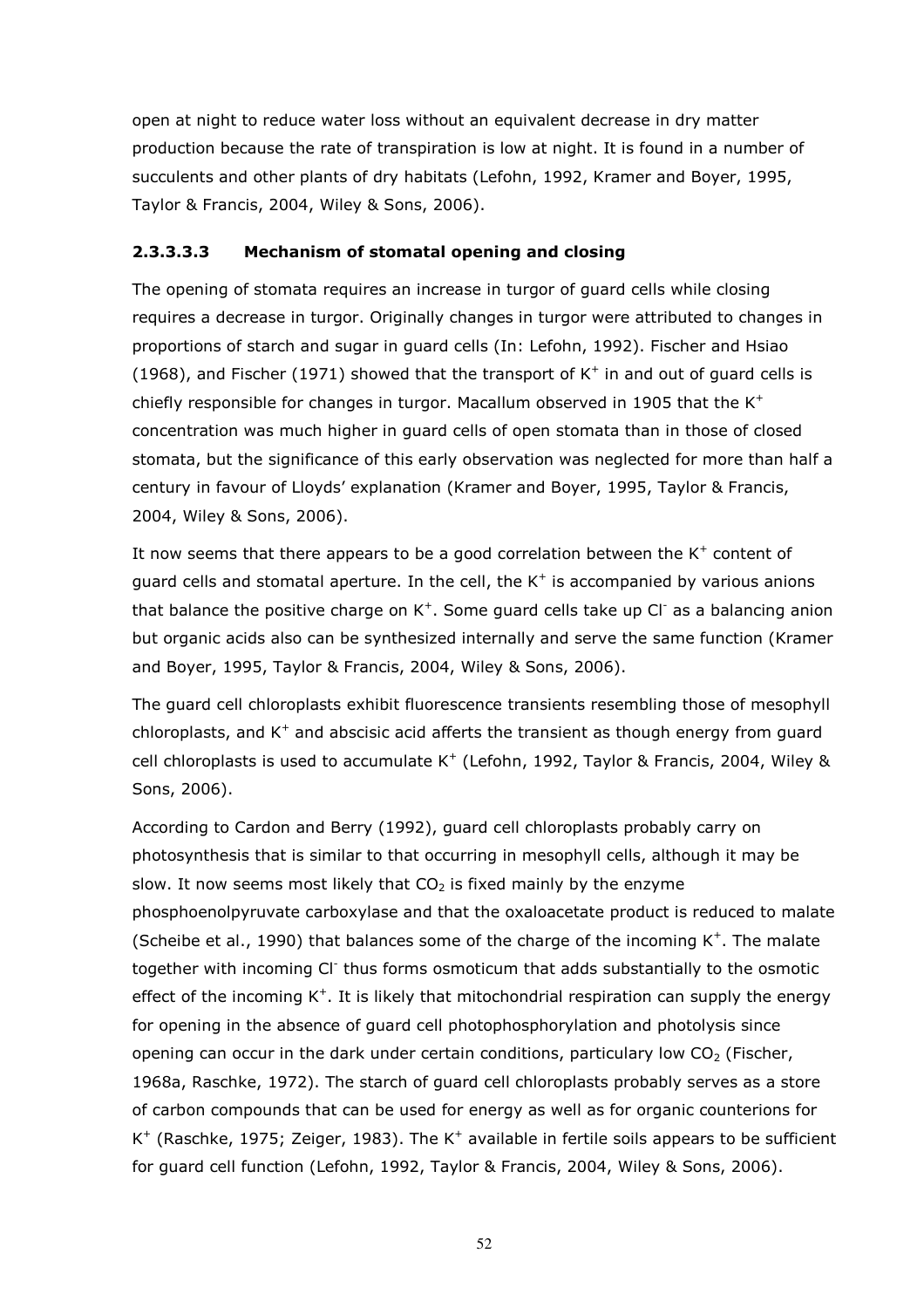open at night to reduce water loss without an equivalent decrease in dry matter production because the rate of transpiration is low at night. It is found in a number of succulents and other plants of dry habitats (Lefohn, 1992, Kramer and Boyer, 1995, Taylor & Francis, 2004, Wiley & Sons, 2006).

#### 2.3.3.3.3 Mechanism of stomatal opening and closing

The opening of stomata requires an increase in turgor of guard cells while closing requires a decrease in turgor. Originally changes in turgor were attributed to changes in proportions of starch and sugar in guard cells (In: Lefohn, 1992). Fischer and Hsiao (1968), and Fischer (1971) showed that the transport of $K^+$ in and out of guard cells is chiefly responsible for changes in turgor. Macallum observed in 1905 that the $K^+$ concentration was much higher in guard cells of open stomata than in those of closed stomata, but the significance of this early observation was neglected for more than half a century in favour of Lloyds' explanation (Kramer and Boyer, 1995, Taylor & Francis, 2004, Wiley & Sons, 2006).

It now seems that there appears to be a good correlation between the $K^+$ content of guard cells and stomatal aperture. In the cell, the $K^+$ is accompanied by various anions that balance the positive charge on $K^+$. Some guard cells take up $Cl^-$ as a balancing anion but organic acids also can be synthesized internally and serve the same function (Kramer and Boyer, 1995, Taylor & Francis, 2004, Wiley & Sons, 2006).

The guard cell chloroplasts exhibit fluorescence transients resembling those of mesophyll chloroplasts, and $K^+$ and abscisic acid afferts the transient as though energy from guard cell chloroplasts is used to accumulate $K^+$ (Lefohn, 1992, Taylor & Francis, 2004, Wiley & Sons, 2006).

According to Cardon and Berry (1992), guard cell chloroplasts probably carry on photosynthesis that is similar to that occurring in mesophyll cells, although it may be slow. It now seems most likely that $CO_2$ is fixed mainly by the enzyme phosphoenolpyruvate carboxylase and that the oxaloacetate product is reduced to malate (Scheibe et al., 1990) that balances some of the charge of the incoming $K^+$. The malate together with incoming $Cl^-$ thus forms osmoticum that adds substantially to the osmotic effect of the incoming $K^+$. It is likely that mitochondrial respiration can supply the energy for opening in the absence of guard cell photophosphorylation and photolysis since opening can occur in the dark under certain conditions, particulary low $CO_2$ (Fischer, 1968a, Raschke, 1972). The starch of guard cell chloroplasts probably serves as a store of carbon compounds that can be used for energy as well as for organic counterions for $K^+$ (Raschke, 1975; Zeiger, 1983). The $K^+$ available in fertile soils appears to be sufficient for guard cell function (Lefohn, 1992, Taylor & Francis, 2004, Wiley & Sons, 2006).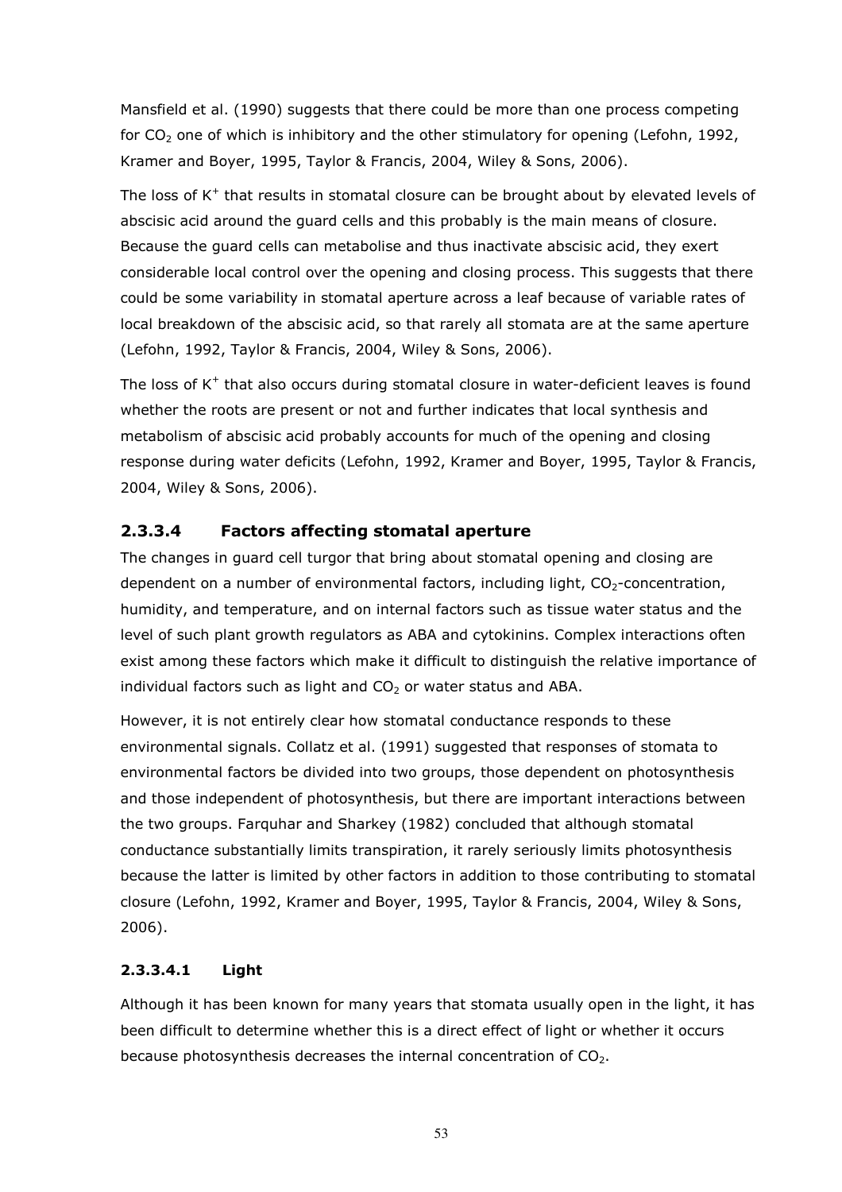Mansfield et al. (1990) suggests that there could be more than one process competing for $CO_2$ one of which is inhibitory and the other stimulatory for opening (Lefohn, 1992, Kramer and Boyer, 1995, Taylor & Francis, 2004, Wiley & Sons, 2006).

The loss of $K^+$ that results in stomatal closure can be brought about by elevated levels of abscisic acid around the guard cells and this probably is the main means of closure. Because the guard cells can metabolise and thus inactivate abscisic acid, they exert considerable local control over the opening and closing process. This suggests that there could be some variability in stomatal aperture across a leaf because of variable rates of local breakdown of the abscisic acid, so that rarely all stomata are at the same aperture (Lefohn, 1992, Taylor & Francis, 2004, Wiley & Sons, 2006).

The loss of $K^+$ that also occurs during stomatal closure in water-deficient leaves is found whether the roots are present or not and further indicates that local synthesis and metabolism of abscisic acid probably accounts for much of the opening and closing response during water deficits (Lefohn, 1992, Kramer and Boyer, 1995, Taylor & Francis, 2004, Wiley & Sons, 2006).

### 2.3.3.4 Factors affecting stomatal aperture

The changes in guard cell turgor that bring about stomatal opening and closing are dependent on a number of environmental factors, including light, $CO_2$-concentration, humidity, and temperature, and on internal factors such as tissue water status and the level of such plant growth regulators as ABA and cytokinins. Complex interactions often exist among these factors which make it difficult to distinguish the relative importance of individual factors such as light and $CO_2$ or water status and ABA.

However, it is not entirely clear how stomatal conductance responds to these environmental signals. Collatz et al. (1991) suggested that responses of stomata to environmental factors be divided into two groups, those dependent on photosynthesis and those independent of photosynthesis, but there are important interactions between the two groups. Farquhar and Sharkey (1982) concluded that although stomatal conductance substantially limits transpiration, it rarely seriously limits photosynthesis because the latter is limited by other factors in addition to those contributing to stomatal closure (Lefohn, 1992, Kramer and Boyer, 1995, Taylor & Francis, 2004, Wiley & Sons, 2006).

#### 2.3.3.4.1 Light

Although it has been known for many years that stomata usually open in the light, it has been difficult to determine whether this is a direct effect of light or whether it occurs because photosynthesis decreases the internal concentration of $CO_2$.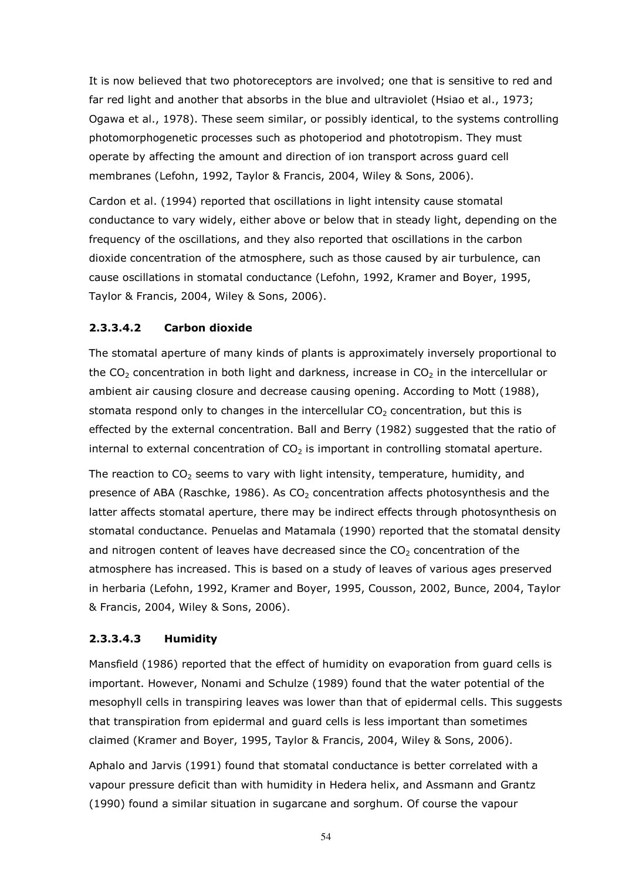It is now believed that two photoreceptors are involved; one that is sensitive to red and far red light and another that absorbs in the blue and ultraviolet (Hsiao et al., 1973; Ogawa et al., 1978). These seem similar, or possibly identical, to the systems controlling photomorphogenetic processes such as photoperiod and phototropism. They must operate by affecting the amount and direction of ion transport across guard cell membranes (Lefohn, 1992, Taylor & Francis, 2004, Wiley & Sons, 2006).

Cardon et al. (1994) reported that oscillations in light intensity cause stomatal conductance to vary widely, either above or below that in steady light, depending on the frequency of the oscillations, and they also reported that oscillations in the carbon dioxide concentration of the atmosphere, such as those caused by air turbulence, can cause oscillations in stomatal conductance (Lefohn, 1992, Kramer and Boyer, 1995, Taylor & Francis, 2004, Wiley & Sons, 2006).

#### 2.3.3.4.2 Carbon dioxide

The stomatal aperture of many kinds of plants is approximately inversely proportional to the $CO_2$ concentration in both light and darkness, increase in $CO_2$ in the intercellular or ambient air causing closure and decrease causing opening. According to Mott (1988), stomata respond only to changes in the intercellular $CO_2$ concentration, but this is effected by the external concentration. Ball and Berry (1982) suggested that the ratio of internal to external concentration of $CO_2$ is important in controlling stomatal aperture.

The reaction to $CO_2$ seems to vary with light intensity, temperature, humidity, and presence of ABA (Raschke, 1986). As $CO_2$ concentration affects photosynthesis and the latter affects stomatal aperture, there may be indirect effects through photosynthesis on stomatal conductance. Penuelas and Matamala (1990) reported that the stomatal density and nitrogen content of leaves have decreased since the $CO_2$ concentration of the atmosphere has increased. This is based on a study of leaves of various ages preserved in herbaria (Lefohn, 1992, Kramer and Boyer, 1995, Cousson, 2002, Bunce, 2004, Taylor & Francis, 2004, Wiley & Sons, 2006).

#### 2.3.3.4.3 Humidity

Mansfield (1986) reported that the effect of humidity on evaporation from guard cells is important. However, Nonami and Schulze (1989) found that the water potential of the mesophyll cells in transpiring leaves was lower than that of epidermal cells. This suggests that transpiration from epidermal and guard cells is less important than sometimes claimed (Kramer and Boyer, 1995, Taylor & Francis, 2004, Wiley & Sons, 2006).

Aphalo and Jarvis (1991) found that stomatal conductance is better correlated with a vapour pressure deficit than with humidity in Hedera helix, and Assmann and Grantz (1990) found a similar situation in sugarcane and sorghum. Of course the vapour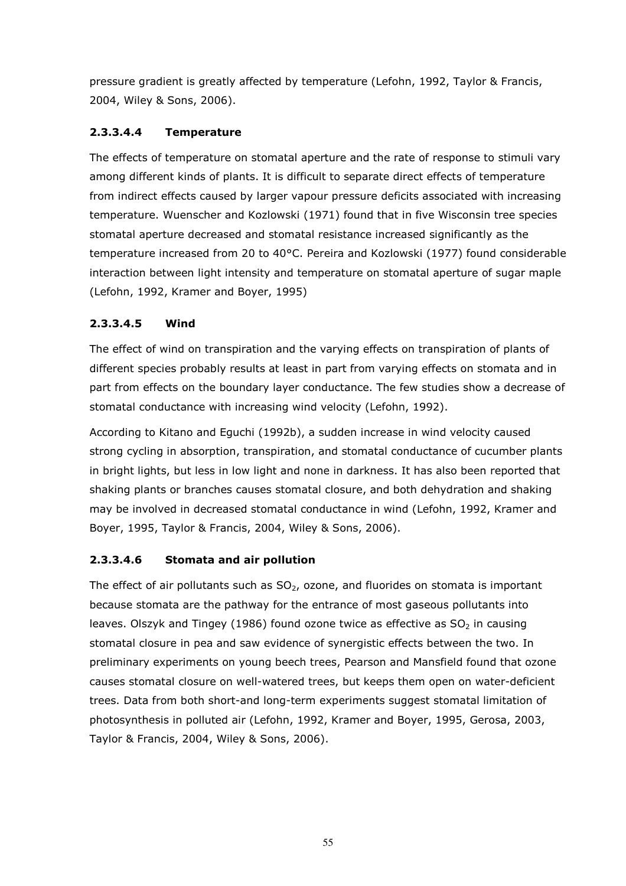pressure gradient is greatly affected by temperature (Lefohn, 1992, Taylor & Francis, 2004, Wiley & Sons, 2006).

#### 2.3.3.4.4 Temperature

The effects of temperature on stomatal aperture and the rate of response to stimuli vary among different kinds of plants. It is difficult to separate direct effects of temperature from indirect effects caused by larger vapour pressure deficits associated with increasing temperature. Wuenscher and Kozlowski (1971) found that in five Wisconsin tree species stomatal aperture decreased and stomatal resistance increased significantly as the temperature increased from 20 to 40°C. Pereira and Kozlowski (1977) found considerable interaction between light intensity and temperature on stomatal aperture of sugar maple (Lefohn, 1992, Kramer and Boyer, 1995)

#### 2.3.3.4.5 Wind

The effect of wind on transpiration and the varying effects on transpiration of plants of different species probably results at least in part from varying effects on stomata and in part from effects on the boundary layer conductance. The few studies show a decrease of stomatal conductance with increasing wind velocity (Lefohn, 1992).

According to Kitano and Eguchi (1992b), a sudden increase in wind velocity caused strong cycling in absorption, transpiration, and stomatal conductance of cucumber plants in bright lights, but less in low light and none in darkness. It has also been reported that shaking plants or branches causes stomatal closure, and both dehydration and shaking may be involved in decreased stomatal conductance in wind (Lefohn, 1992, Kramer and Boyer, 1995, Taylor & Francis, 2004, Wiley & Sons, 2006).

#### 2.3.3.4.6 Stomata and air pollution

The effect of air pollutants such as $SO_2$, ozone, and fluorides on stomata is important because stomata are the pathway for the entrance of most gaseous pollutants into leaves. Olszyk and Tingey (1986) found ozone twice as effective as $SO_2$ in causing stomatal closure in pea and saw evidence of synergistic effects between the two. In preliminary experiments on young beech trees, Pearson and Mansfield found that ozone causes stomatal closure on well-watered trees, but keeps them open on water-deficient trees. Data from both short-and long-term experiments suggest stomatal limitation of photosynthesis in polluted air (Lefohn, 1992, Kramer and Boyer, 1995, Gerosa, 2003, Taylor & Francis, 2004, Wiley & Sons, 2006).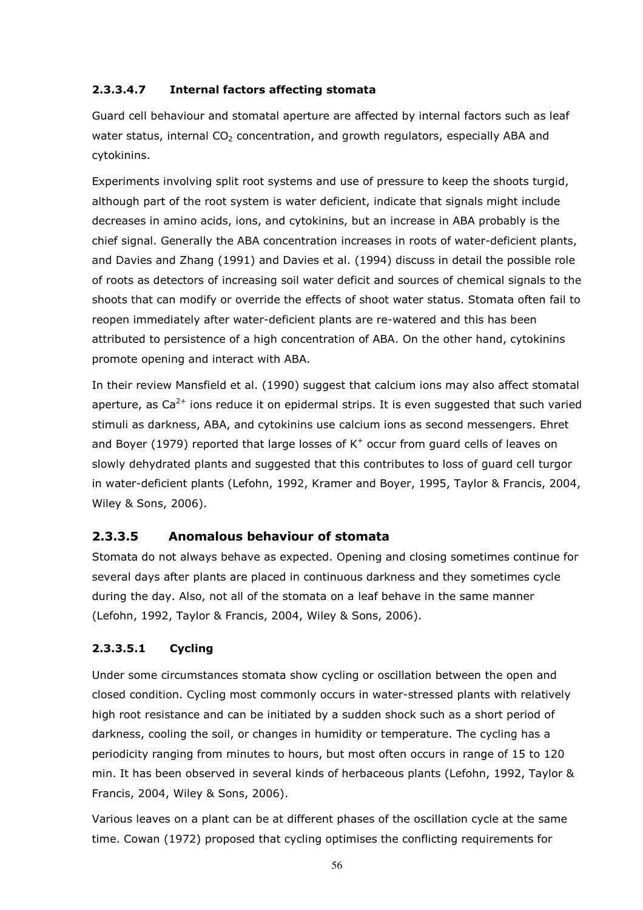#### 2.3.3.4.7 Internal factors affecting stomata

Guard cell behaviour and stomatal aperture are affected by internal factors such as leaf water status, internal $CO_2$ concentration, and growth regulators, especially ABA and cytokinins.

Experiments involving split root systems and use of pressure to keep the shoots turgid, although part of the root system is water deficient, indicate that signals might include decreases in amino acids, ions, and cytokinins, but an increase in ABA probably is the chief signal. Generally the ABA concentration increases in roots of water-deficient plants, and Davies and Zhang (1991) and Davies et al. (1994) discuss in detail the possible role of roots as detectors of increasing soil water deficit and sources of chemical signals to the shoots that can modify or override the effects of shoot water status. Stomata often fail to reopen immediately after water-deficient plants are re-watered and this has been attributed to persistence of a high concentration of ABA. On the other hand, cytokinins promote opening and interact with ABA.

In their review Mansfield et al. (1990) suggest that calcium ions may also affect stomatal aperture, as $Ca^{2+}$ ions reduce it on epidermal strips. It is even suggested that such varied stimuli as darkness, ABA, and cytokinins use calcium ions as second messengers. Ehret and Boyer (1979) reported that large losses of $K^+$ occur from guard cells of leaves on slowly dehydrated plants and suggested that this contributes to loss of guard cell turgor in water-deficient plants (Lefohn, 1992, Kramer and Boyer, 1995, Taylor & Francis, 2004, Wiley & Sons, 2006).

### 2.3.3.5 Anomalous behaviour of stomata

Stomata do not always behave as expected. Opening and closing sometimes continue for several days after plants are placed in continuous darkness and they sometimes cycle during the day. Also, not all of the stomata on a leaf behave in the same manner (Lefohn, 1992, Taylor & Francis, 2004, Wiley & Sons, 2006).

#### 2.3.3.5.1 Cycling

Under some circumstances stomata show cycling or oscillation between the open and closed condition. Cycling most commonly occurs in water-stressed plants with relatively high root resistance and can be initiated by a sudden shock such as a short period of darkness, cooling the soil, or changes in humidity or temperature. The cycling has a periodicity ranging from minutes to hours, but most often occurs in range of 15 to 120 min. It has been observed in several kinds of herbaceous plants (Lefohn, 1992, Taylor & Francis, 2004, Wiley & Sons, 2006).

Various leaves on a plant can be at different phases of the oscillation cycle at the same time. Cowan (1972) proposed that cycling optimises the conflicting requirements for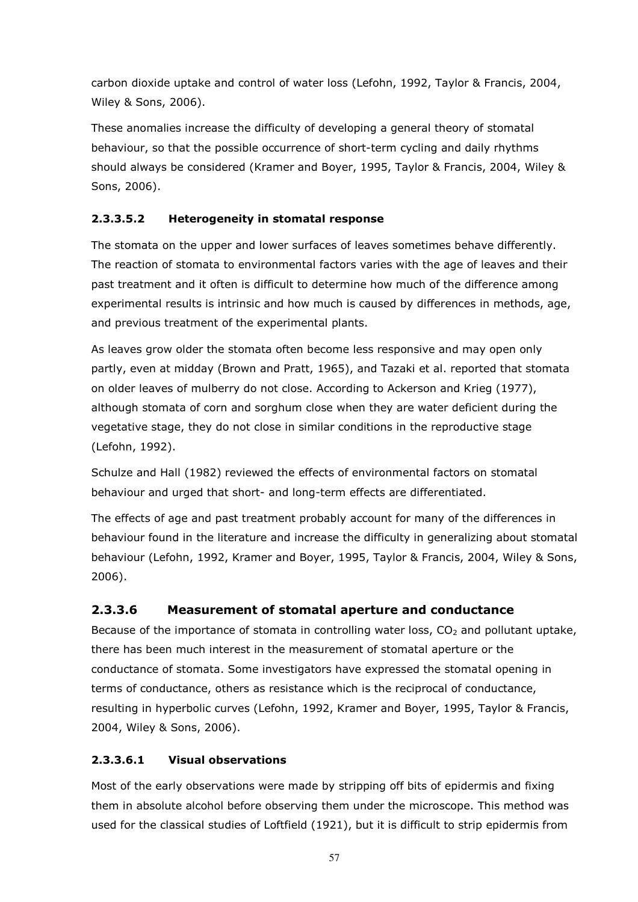carbon dioxide uptake and control of water loss (Lefohn, 1992, Taylor & Francis, 2004, Wiley & Sons, 2006).

These anomalies increase the difficulty of developing a general theory of stomatal behaviour, so that the possible occurrence of short-term cycling and daily rhythms should always be considered (Kramer and Boyer, 1995, Taylor & Francis, 2004, Wiley & Sons, 2006).

#### 2.3.3.5.2 Heterogeneity in stomatal response

The stomata on the upper and lower surfaces of leaves sometimes behave differently. The reaction of stomata to environmental factors varies with the age of leaves and their past treatment and it often is difficult to determine how much of the difference among experimental results is intrinsic and how much is caused by differences in methods, age, and previous treatment of the experimental plants.

As leaves grow older the stomata often become less responsive and may open only partly, even at midday (Brown and Pratt, 1965), and Tazaki et al. reported that stomata on older leaves of mulberry do not close. According to Ackerson and Krieg (1977), although stomata of corn and sorghum close when they are water deficient during the vegetative stage, they do not close in similar conditions in the reproductive stage (Lefohn, 1992).

Schulze and Hall (1982) reviewed the effects of environmental factors on stomatal behaviour and urged that short- and long-term effects are differentiated.

The effects of age and past treatment probably account for many of the differences in behaviour found in the literature and increase the difficulty in generalizing about stomatal behaviour (Lefohn, 1992, Kramer and Boyer, 1995, Taylor & Francis, 2004, Wiley & Sons, 2006).

### 2.3.3.6 Measurement of stomatal aperture and conductance

Because of the importance of stomata in controlling water loss, $CO_2$ and pollutant uptake, there has been much interest in the measurement of stomatal aperture or the conductance of stomata. Some investigators have expressed the stomatal opening in terms of conductance, others as resistance which is the reciprocal of conductance, resulting in hyperbolic curves (Lefohn, 1992, Kramer and Boyer, 1995, Taylor & Francis, 2004, Wiley & Sons, 2006).

#### 2.3.3.6.1 Visual observations

Most of the early observations were made by stripping off bits of epidermis and fixing them in absolute alcohol before observing them under the microscope. This method was used for the classical studies of Loftfield (1921), but it is difficult to strip epidermis from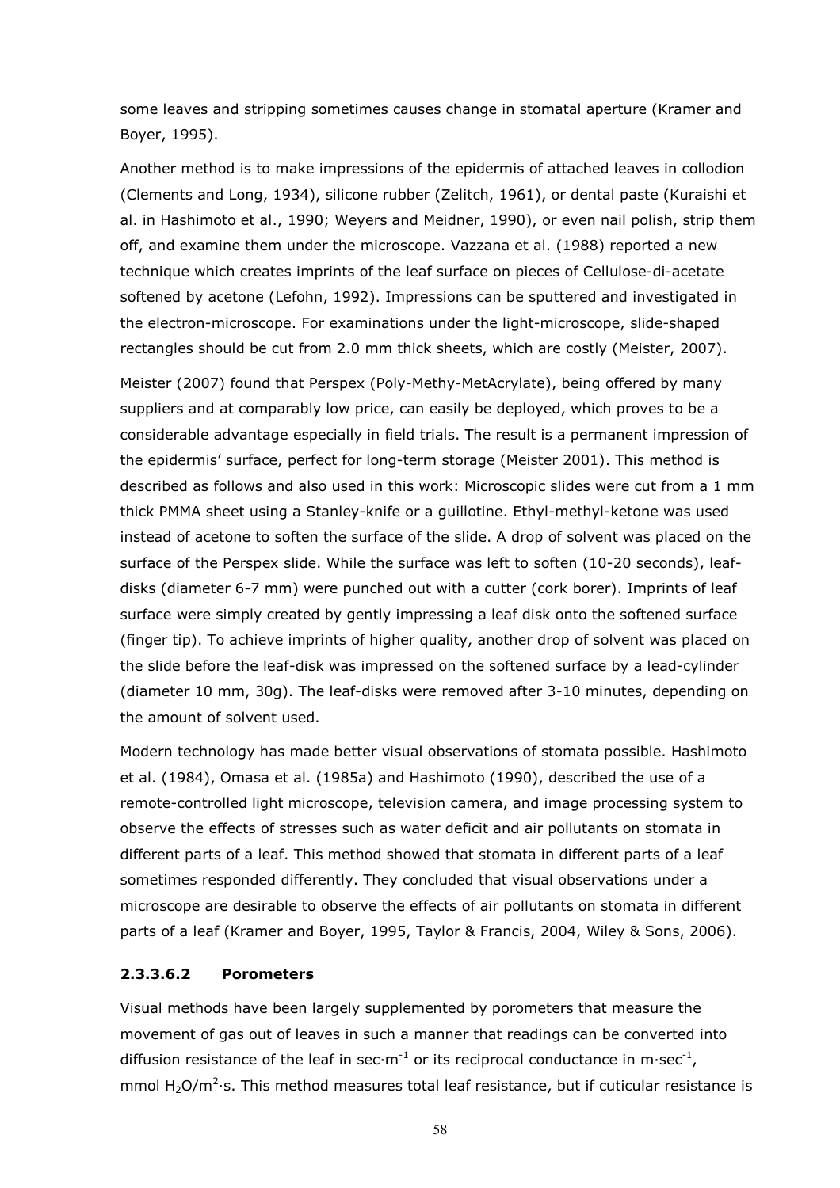some leaves and stripping sometimes causes change in stomatal aperture (Kramer and Boyer, 1995).

Another method is to make impressions of the epidermis of attached leaves in collodion (Clements and Long, 1934), silicone rubber (Zelitch, 1961), or dental paste (Kuraishi et al. in Hashimoto et al., 1990; Weyers and Meidner, 1990), or even nail polish, strip them off, and examine them under the microscope. Vazzana et al. (1988) reported a new technique which creates imprints of the leaf surface on pieces of Cellulose-di-acetate softened by acetone (Lefohn, 1992). Impressions can be sputtered and investigated in the electron-microscope. For examinations under the light-microscope, slide-shaped rectangles should be cut from 2.0 mm thick sheets, which are costly (Meister, 2007).

Meister (2007) found that Perspex (Poly-Methy-MetAcrylate), being offered by many suppliers and at comparably low price, can easily be deployed, which proves to be a considerable advantage especially in field trials. The result is a permanent impression of the epidermis' surface, perfect for long-term storage (Meister 2001). This method is described as follows and also used in this work: Microscopic slides were cut from a 1 mm thick PMMA sheet using a Stanley-knife or a guillotine. Ethyl-methyl-ketone was used instead of acetone to soften the surface of the slide. A drop of solvent was placed on the surface of the Perspex slide. While the surface was left to soften (10-20 seconds), leaf-disks (diameter 6-7 mm) were punched out with a cutter (cork borer). Imprints of leaf surface were simply created by gently impressing a leaf disk onto the softened surface (finger tip). To achieve imprints of higher quality, another drop of solvent was placed on the slide before the leaf-disk was impressed on the softened surface by a lead-cylinder (diameter 10 mm, 30g). The leaf-disks were removed after 3-10 minutes, depending on the amount of solvent used.

Modern technology has made better visual observations of stomata possible. Hashimoto et al. (1984), Omasa et al. (1985a) and Hashimoto (1990), described the use of a remote-controlled light microscope, television camera, and image processing system to observe the effects of stresses such as water deficit and air pollutants on stomata in different parts of a leaf. This method showed that stomata in different parts of a leaf sometimes responded differently. They concluded that visual observations under a microscope are desirable to observe the effects of air pollutants on stomata in different parts of a leaf (Kramer and Boyer, 1995, Taylor & Francis, 2004, Wiley & Sons, 2006).

#### 2.3.3.6.2 Porometers

Visual methods have been largely supplemented by porometers that measure the movement of gas out of leaves in such a manner that readings can be converted into diffusion resistance of the leaf in $sec \cdot m^{-1}$ or its reciprocal conductance in $m \cdot sec^{-1}$, mmol $H_2O/m^2 \cdot s$. This method measures total leaf resistance, but if cuticular resistance is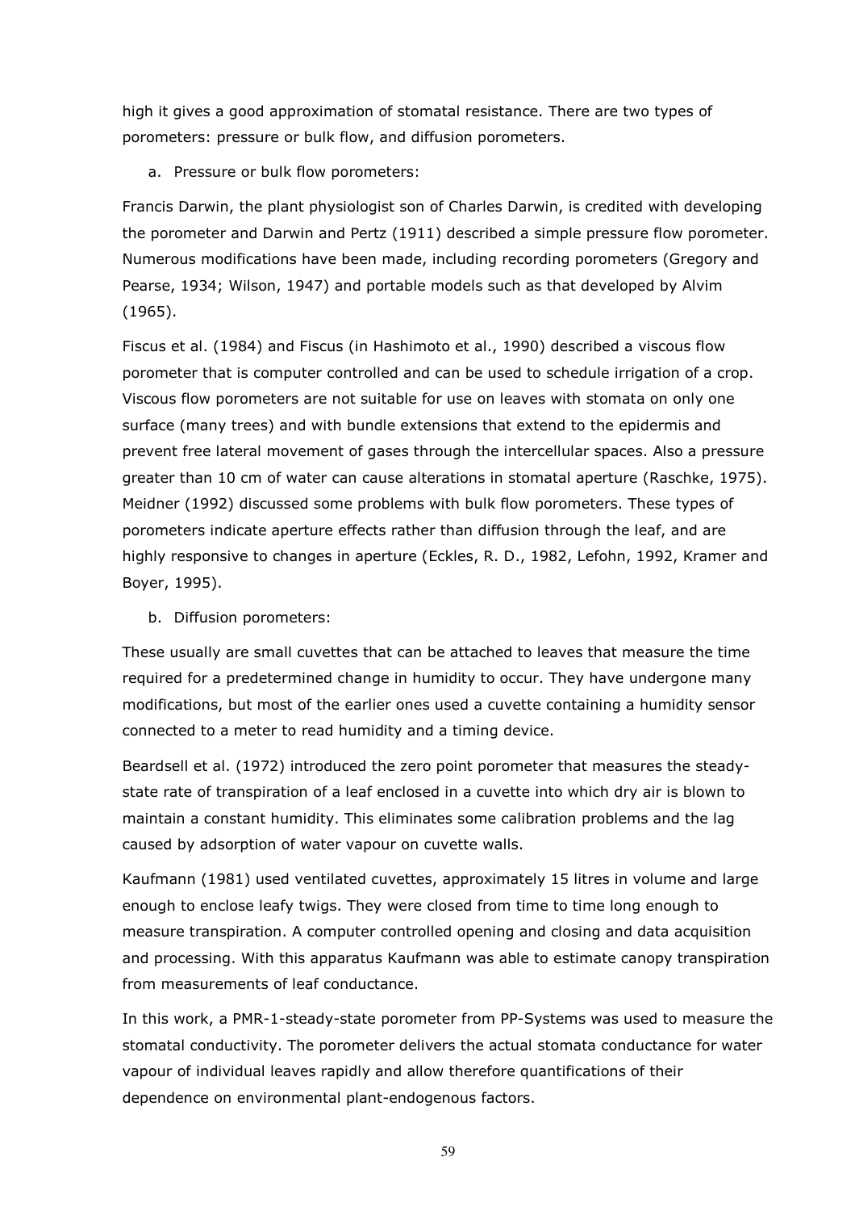high it gives a good approximation of stomatal resistance. There are two types of porometers: pressure or bulk flow, and diffusion porometers.

a. Pressure or bulk flow porometers:

Francis Darwin, the plant physiologist son of Charles Darwin, is credited with developing the porometer and Darwin and Pertz (1911) described a simple pressure flow porometer. Numerous modifications have been made, including recording porometers (Gregory and Pearse, 1934; Wilson, 1947) and portable models such as that developed by Alvim (1965).

Fiscus et al. (1984) and Fiscus (in Hashimoto et al., 1990) described a viscous flow porometer that is computer controlled and can be used to schedule irrigation of a crop. Viscous flow porometers are not suitable for use on leaves with stomata on only one surface (many trees) and with bundle extensions that extend to the epidermis and prevent free lateral movement of gases through the intercellular spaces. Also a pressure greater than 10 cm of water can cause alterations in stomatal aperture (Raschke, 1975). Meidner (1992) discussed some problems with bulk flow porometers. These types of porometers indicate aperture effects rather than diffusion through the leaf, and are highly responsive to changes in aperture (Eckles, R. D., 1982, Lefohn, 1992, Kramer and Boyer, 1995).

b. Diffusion porometers:

These usually are small cuvettes that can be attached to leaves that measure the time required for a predetermined change in humidity to occur. They have undergone many modifications, but most of the earlier ones used a cuvette containing a humidity sensor connected to a meter to read humidity and a timing device.

Beardsell et al. (1972) introduced the zero point porometer that measures the steady-state rate of transpiration of a leaf enclosed in a cuvette into which dry air is blown to maintain a constant humidity. This eliminates some calibration problems and the lag caused by adsorption of water vapour on cuvette walls.

Kaufmann (1981) used ventilated cuvettes, approximately 15 litres in volume and large enough to enclose leafy twigs. They were closed from time to time long enough to measure transpiration. A computer controlled opening and closing and data acquisition and processing. With this apparatus Kaufmann was able to estimate canopy transpiration from measurements of leaf conductance.

In this work, a PMR-1-steady-state porometer from PP-Systems was used to measure the stomatal conductivity. The porometer delivers the actual stomata conductance for water vapour of individual leaves rapidly and allow therefore quantifications of their dependence on environmental plant-endogenous factors.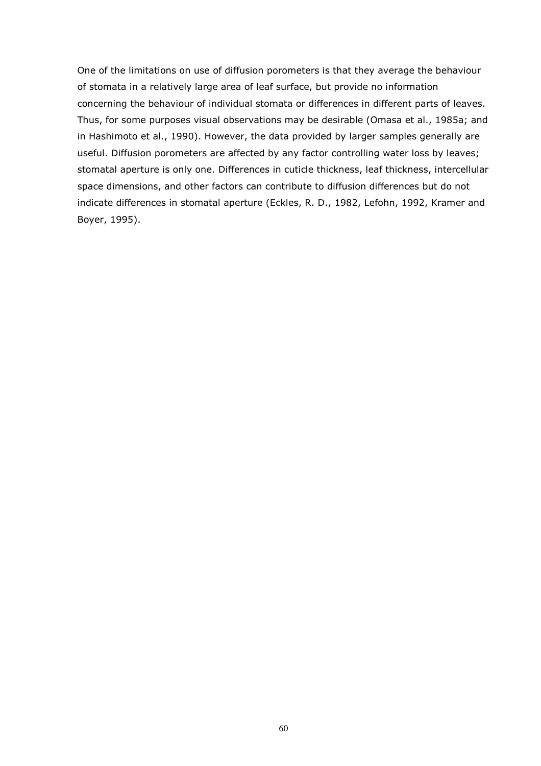One of the limitations on use of diffusion porometers is that they average the behaviour of stomata in a relatively large area of leaf surface, but provide no information concerning the behaviour of individual stomata or differences in different parts of leaves. Thus, for some purposes visual observations may be desirable (Omasa et al., 1985a; and in Hashimoto et al., 1990). However, the data provided by larger samples generally are useful. Diffusion porometers are affected by any factor controlling water loss by leaves; stomatal aperture is only one. Differences in cuticle thickness, leaf thickness, intercellular space dimensions, and other factors can contribute to diffusion differences but do not indicate differences in stomatal aperture (Eckles, R. D., 1982, Lefohn, 1992, Kramer and Boyer, 1995).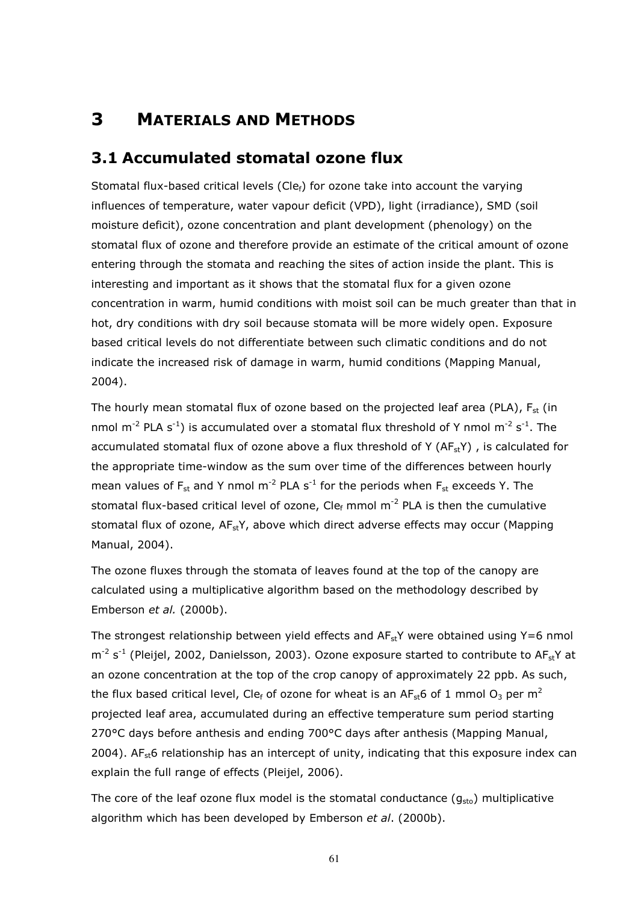// Returning just the transcribed page text; commentary goes outside the tags.
# 3 MATERIALS AND METHODS

## 3.1 Accumulated stomatal ozone flux

Stomatal flux-based critical levels ($Cle_f$) for ozone take into account the varying influences of temperature, water vapour deficit (VPD), light (irradiance), SMD (soil moisture deficit), ozone concentration and plant development (phenology) on the stomatal flux of ozone and therefore provide an estimate of the critical amount of ozone entering through the stomata and reaching the sites of action inside the plant. This is interesting and important as it shows that the stomatal flux for a given ozone concentration in warm, humid conditions with moist soil can be much greater than that in hot, dry conditions with dry soil because stomata will be more widely open. Exposure based critical levels do not differentiate between such climatic conditions and do not indicate the increased risk of damage in warm, humid conditions (Mapping Manual, 2004).

The hourly mean stomatal flux of ozone based on the projected leaf area (PLA), $F_{st}$ (in nmol $m^{-2}$ PLA $s^{-1}$) is accumulated over a stomatal flux threshold of Y nmol $m^{-2}$ $s^{-1}$. The accumulated stomatal flux of ozone above a flux threshold of Y ($AF_{st}Y$) , is calculated for the appropriate time-window as the sum over time of the differences between hourly mean values of $F_{st}$ and Y nmol $m^{-2}$ PLA $s^{-1}$ for the periods when $F_{st}$ exceeds Y. The stomatal flux-based critical level of ozone, $Cle_f$ mmol $m^{-2}$ PLA is then the cumulative stomatal flux of ozone, $AF_{st}Y$, above which direct adverse effects may occur (Mapping Manual, 2004).

The ozone fluxes through the stomata of leaves found at the top of the canopy are calculated using a multiplicative algorithm based on the methodology described by Emberson *et al.* (2000b).

The strongest relationship between yield effects and $AF_{st}Y$ were obtained using Y=6 nmol $m^{-2}$ $s^{-1}$ (Pleijel, 2002, Danielsson, 2003). Ozone exposure started to contribute to $AF_{st}Y$ at an ozone concentration at the top of the crop canopy of approximately 22 ppb. As such, the flux based critical level, $Cle_f$ of ozone for wheat is an $AF_{st}6$ of 1 mmol $O_3$ per $m^2$ projected leaf area, accumulated during an effective temperature sum period starting 270°C days before anthesis and ending 700°C days after anthesis (Mapping Manual, 2004). $AF_{st}6$ relationship has an intercept of unity, indicating that this exposure index can explain the full range of effects (Pleijel, 2006).

The core of the leaf ozone flux model is the stomatal conductance ($g_{sto}$) multiplicative algorithm which has been developed by Emberson *et al*. (2000b).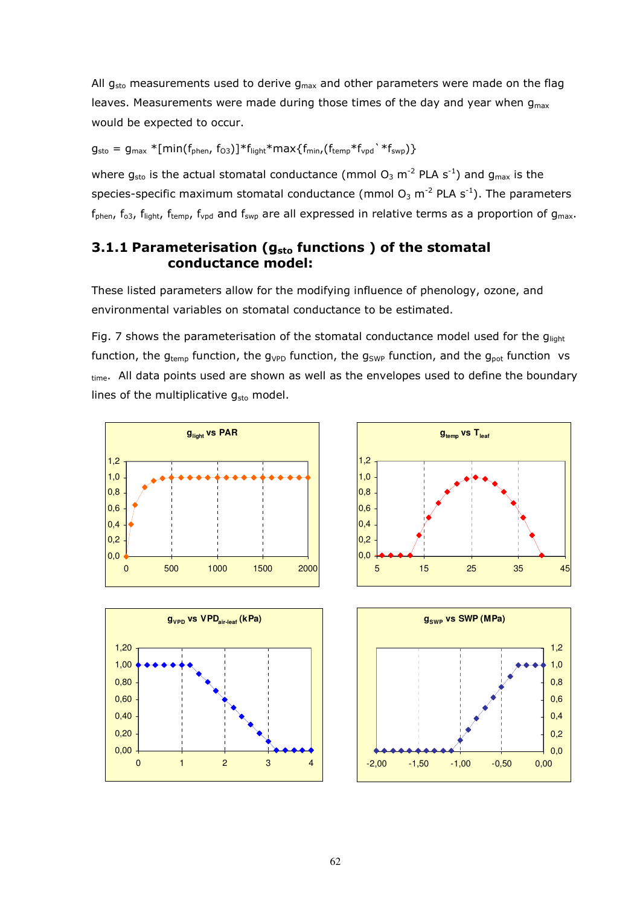All $g_{sto}$ measurements used to derive $g_{max}$ and other parameters were made on the flag leaves. Measurements were made during those times of the day and year when $g_{max}$ would be expected to occur.

$$g_{sto} = g_{max} * [\min(f_{phen}, f_{O3})] * f_{light} * \max\{f_{min}, (f_{temp} * f_{vpd}` * f_{swp})\}$$

where $g_{sto}$ is the actual stomatal conductance (mmol $O_3$ $m^{-2}$ PLA $s^{-1}$) and $g_{max}$ is the species-specific maximum stomatal conductance (mmol $O_3$ $m^{-2}$ PLA $s^{-1}$). The parameters $f_{phen}$, $f_{O3}$, $f_{light}$, $f_{temp}$, $f_{vpd}$ and $f_{swp}$ are all expressed in relative terms as a proportion of $g_{max}$.

### 3.1.1 Parameterisation ($g_{sto}$ functions ) of the stomatal conductance model:

These listed parameters allow for the modifying influence of phenology, ozone, and environmental variables on stomatal conductance to be estimated.

Fig. 7 shows the parameterisation of the stomatal conductance model used for the $g_{light}$ function, the $g_{temp}$ function, the $g_{VPD}$ function, the $g_{SWP}$ function, and the $g_{pot}$ function vs $_{time}$. All data points used are shown as well as the envelopes used to define the boundary lines of the multiplicative $g_{sto}$ model.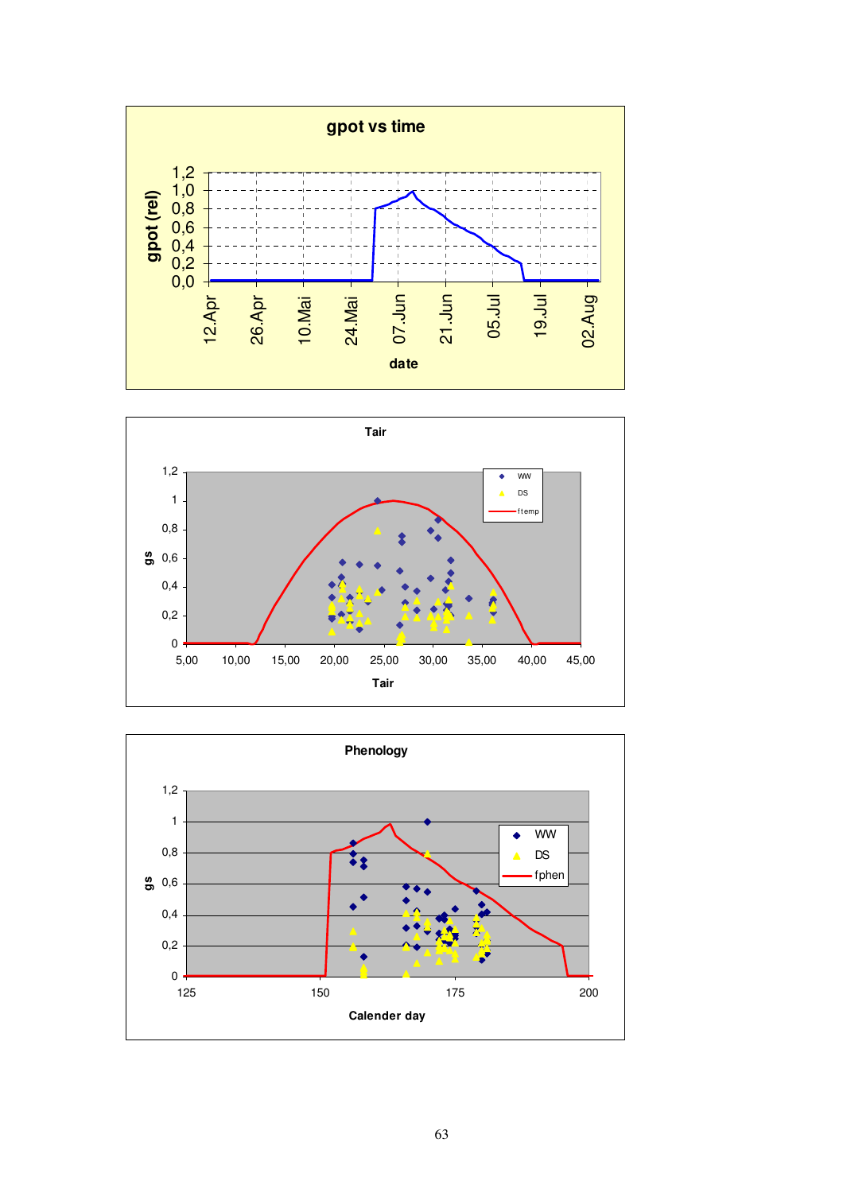**gpot vs time**

gpot (rel)

1,2
1,0
0,8
0,6
0,4
0,2
0,0

12.Apr 26.Apr 10.Mai 24.Mai 07.Jun 21.Jun 05.Jul 19.Jul 02.Aug

date

**Tair**

gs

1,2
1
0,8
0,6
0,4
0,2
0

5,00 10,00 15,00 20,00 25,00 30,00 35,00 40,00 45,00

Tair

WW
DS
ftemp

**Phenology**

gs

1,2
1
0,8
0,6
0,4
0,2
0

125 150 175 200

Calender day

WW
DS
fphen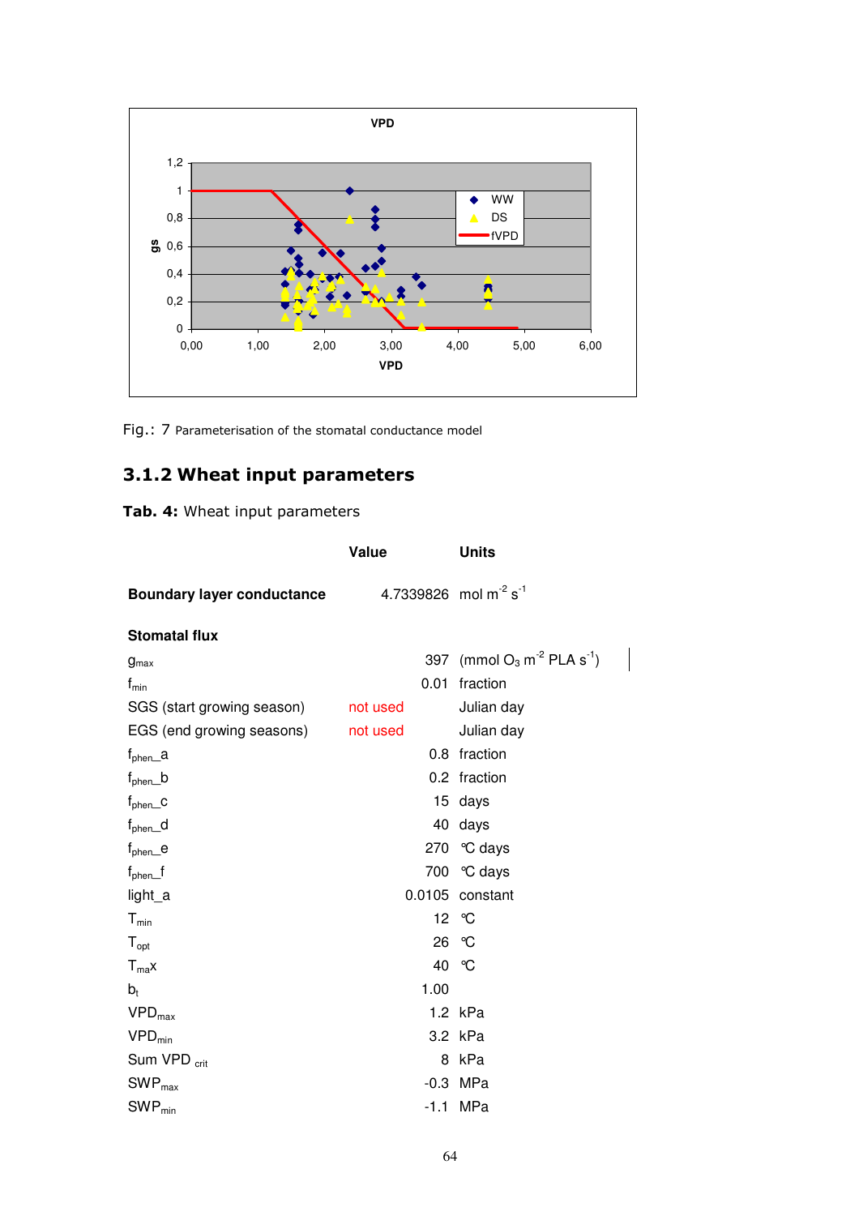Fig.: 7 Parameterisation of the stomatal conductance model

### 3.1.2 Wheat input parameters

**Tab. 4:** Wheat input parameters

| | Value | Units |
|---|---|---|
| **Boundary layer conductance** | 4.7339826 | mol $m^{-2}$ $s^{-1}$ |
| **Stomatal flux** | | |
| $g_{max}$ | 397 | (mmol $O_3$ $m^{-2}$ PLA $s^{-1}$) |
| $f_{min}$ | 0.01 | fraction |
| SGS (start growing season) | not used | Julian day |
| EGS (end growing seasons) | not used | Julian day |
| $f_{phen}$_a | 0.8 | fraction |
| $f_{phen}$_b | 0.2 | fraction |
| $f_{phen}$_c | 15 | days |
| $f_{phen}$_d | 40 | days |
| $f_{phen}$_e | 270 | ℃ days |
| $f_{phen}$_f | 700 | ℃ days |
| light_a | 0.0105 | constant |
| $T_{min}$ | 12 | ℃ |
| $T_{opt}$ | 26 | ℃ |
| $T_{max}$ | 40 | ℃ |
| $b_t$ | 1.00 | |
| $VPD_{max}$ | 1.2 | kPa |
| $VPD_{min}$ | 3.2 | kPa |
| Sum $VPD_{crit}$ | 8 | kPa |
| $SWP_{max}$ | -0.3 | MPa |
| $SWP_{min}$ | -1.1 | MPa |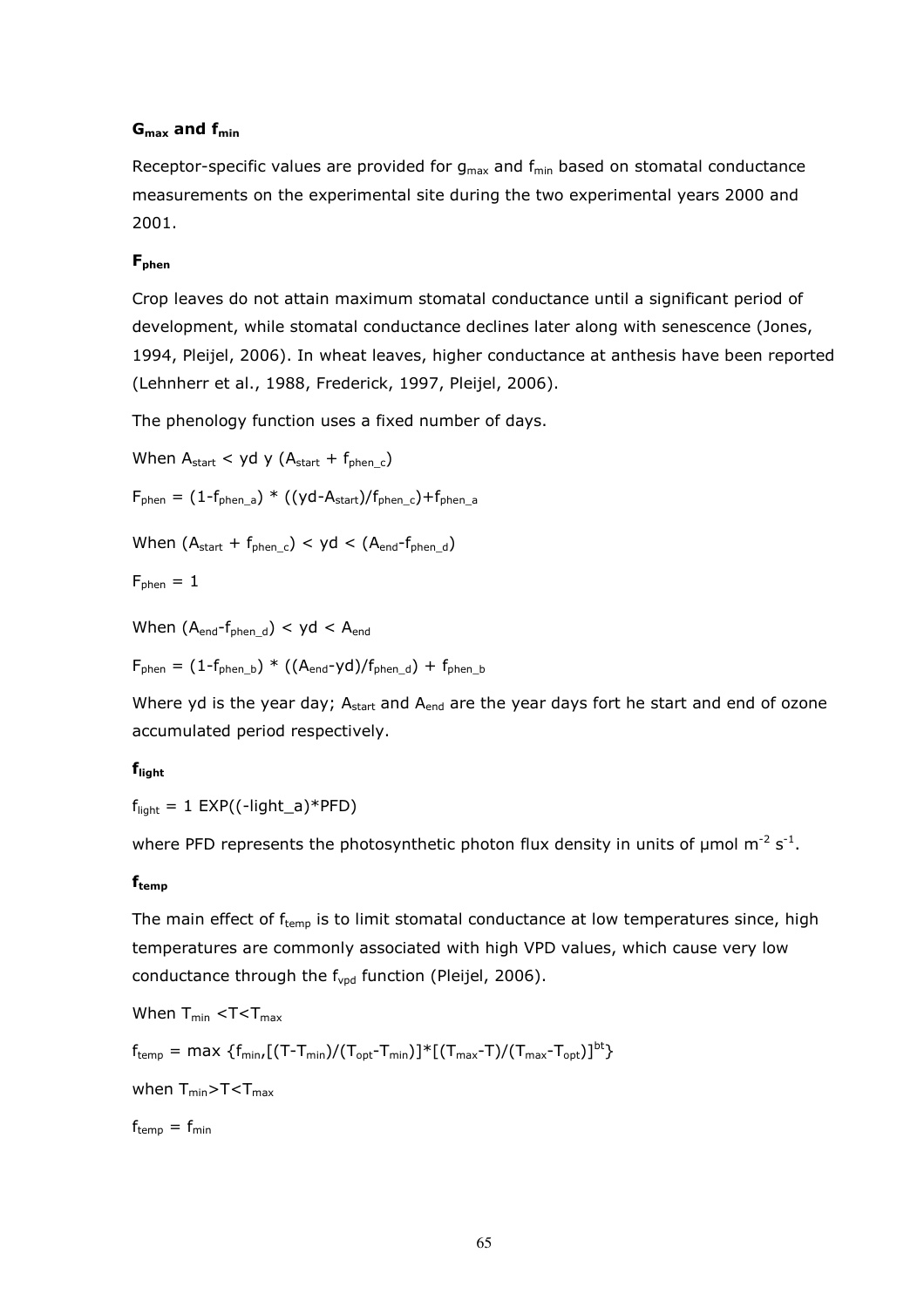**$G_{max}$ and $f_{min}$**

Receptor-specific values are provided for $g_{max}$ and $f_{min}$ based on stomatal conductance measurements on the experimental site during the two experimental years 2000 and 2001.

**$F_{phen}$**

Crop leaves do not attain maximum stomatal conductance until a significant period of development, while stomatal conductance declines later along with senescence (Jones, 1994, Pleijel, 2006). In wheat leaves, higher conductance at anthesis have been reported (Lehnherr et al., 1988, Frederick, 1997, Pleijel, 2006).

The phenology function uses a fixed number of days.

When $A_{start} < yd$ y $(A_{start} + f_{phen\_c})$

$F_{phen} = (1-f_{phen\_a}) * ((yd-A_{start})/f_{phen\_c})+f_{phen\_a}$

When $(A_{start} + f_{phen\_c}) < yd < (A_{end}-f_{phen\_d})$

$F_{phen} = 1$

When $(A_{end}-f_{phen\_d}) < yd < A_{end}$

$F_{phen} = (1-f_{phen\_b}) * ((A_{end}-yd)/f_{phen\_d}) + f_{phen\_b}$

Where yd is the year day; $A_{start}$ and $A_{end}$ are the year days fort he start and end of ozone accumulated period respectively.

**$f_{light}$**

$f_{light} = 1\ EXP((-light\_a)*PFD)$

where PFD represents the photosynthetic photon flux density in units of μmol $m^{-2}$ $s^{-1}$.

**$f_{temp}$**

The main effect of $f_{temp}$ is to limit stomatal conductance at low temperatures since, high temperatures are commonly associated with high VPD values, which cause very low conductance through the $f_{vpd}$ function (Pleijel, 2006).

When $T_{min} < T < T_{max}$

$f_{temp} = \max \{f_{min},[(T-T_{min})/(T_{opt}-T_{min})]*[(T_{max}-T)/(T_{max}-T_{opt})]^{bt}\}$

when $T_{min} > T < T_{max}$

$f_{temp} = f_{min}$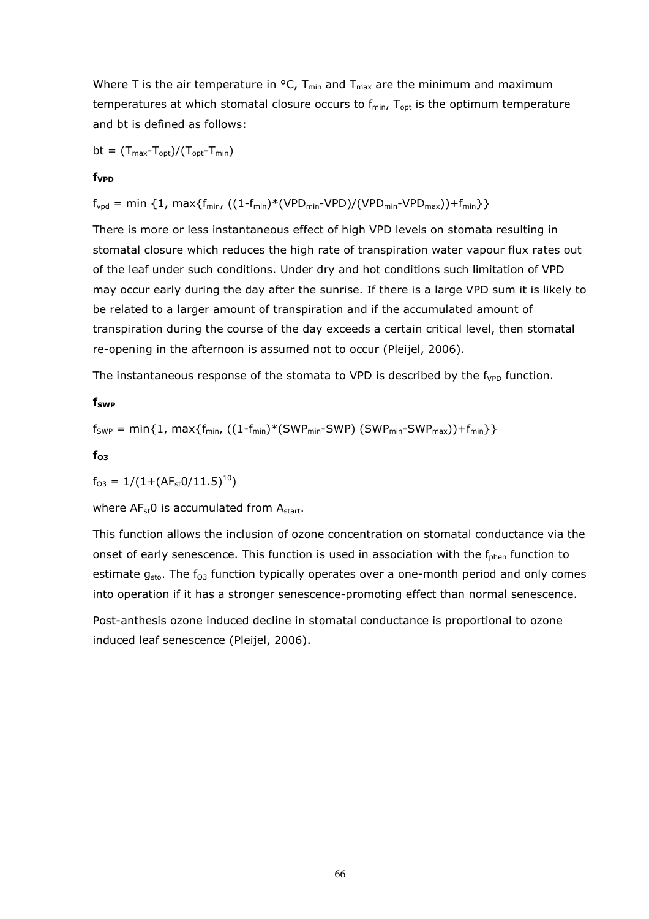Where T is the air temperature in °C, $T_{min}$ and $T_{max}$ are the minimum and maximum temperatures at which stomatal closure occurs to $f_{min}$, $T_{opt}$ is the optimum temperature and bt is defined as follows:

$bt = (T_{max}-T_{opt})/(T_{opt}-T_{min})$

**$f_{VPD}$**

$f_{vpd} = \min \{1, \max\{f_{min}, ((1-f_{min})*(VPD_{min}-VPD)/(VPD_{min}-VPD_{max}))+f_{min}\}\}$

There is more or less instantaneous effect of high VPD levels on stomata resulting in stomatal closure which reduces the high rate of transpiration water vapour flux rates out of the leaf under such conditions. Under dry and hot conditions such limitation of VPD may occur early during the day after the sunrise. If there is a large VPD sum it is likely to be related to a larger amount of transpiration and if the accumulated amount of transpiration during the course of the day exceeds a certain critical level, then stomatal re-opening in the afternoon is assumed not to occur (Pleijel, 2006).

The instantaneous response of the stomata to VPD is described by the $f_{VPD}$ function.

**$f_{SWP}$**

$f_{SWP} = \min\{1, \max\{f_{min}, ((1-f_{min})*(SWP_{min}-SWP) (SWP_{min}-SWP_{max}))+f_{min}\}\}$

**$f_{O3}$**

$f_{O3} = 1/(1+(AF_{st}0/11.5)^{10})$

where $AF_{st}0$ is accumulated from $A_{start}$.

This function allows the inclusion of ozone concentration on stomatal conductance via the onset of early senescence. This function is used in association with the $f_{phen}$ function to estimate $g_{sto}$. The $f_{O3}$ function typically operates over a one-month period and only comes into operation if it has a stronger senescence-promoting effect than normal senescence.

Post-anthesis ozone induced decline in stomatal conductance is proportional to ozone induced leaf senescence (Pleijel, 2006).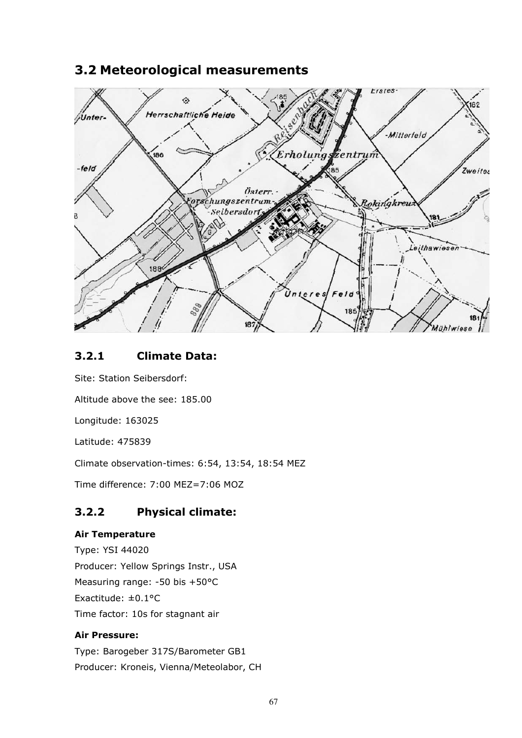## 3.2 Meteorological measurements

### 3.2.1 Climate Data:

Site: Station Seibersdorf:

Altitude above the see: 185.00

Longitude: 163025

Latitude: 475839

Climate observation-times: 6:54, 13:54, 18:54 MEZ

Time difference: 7:00 MEZ=7:06 MOZ

### 3.2.2 Physical climate:

**Air Temperature**

Type: YSI 44020

Producer: Yellow Springs Instr., USA

Measuring range: -50 bis +50°C

Exactitude: ±0.1°C

Time factor: 10s for stagnant air

**Air Pressure:**

Type: Barogeber 317S/Barometer GB1

Producer: Kroneis, Vienna/Meteolabor, CH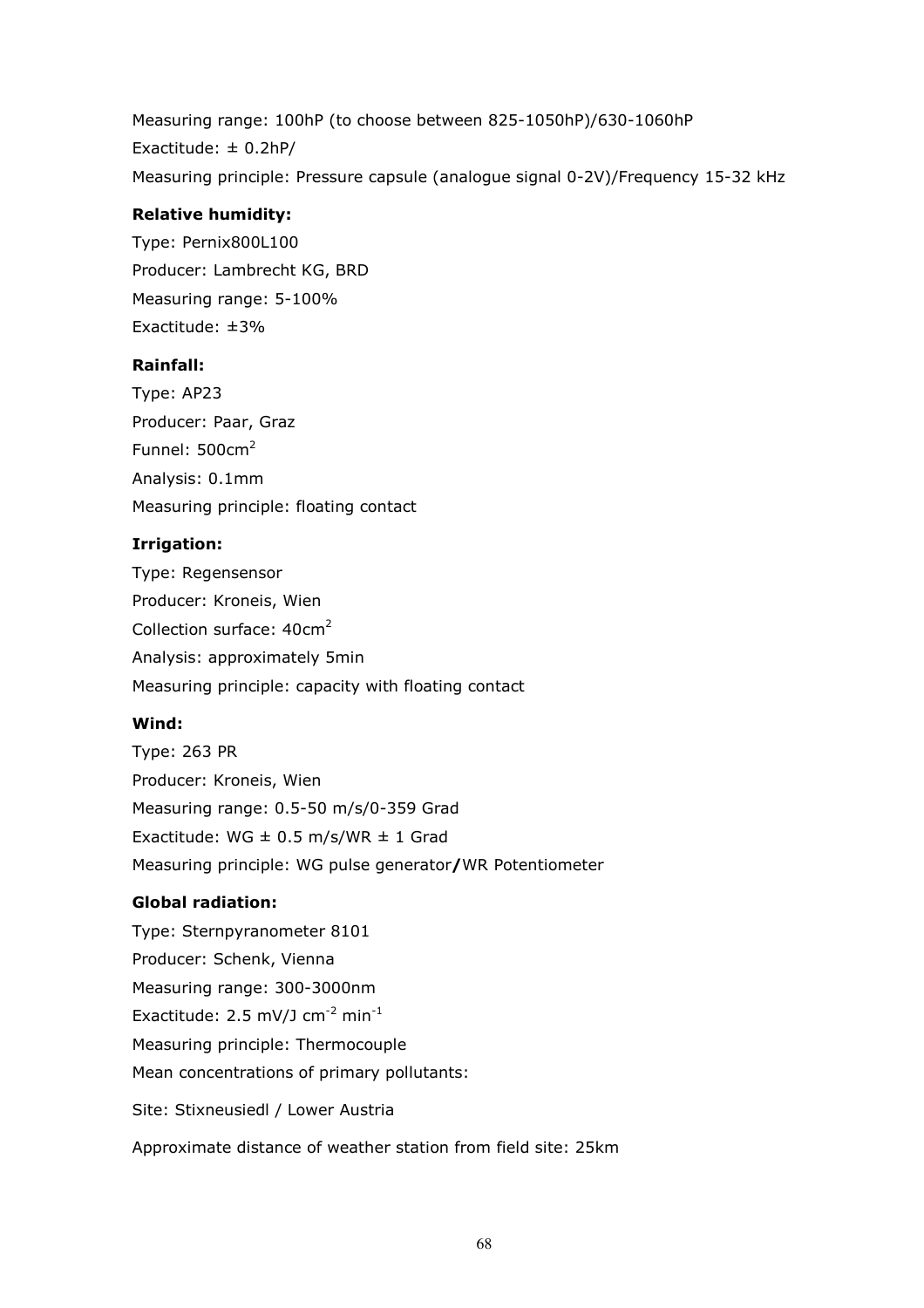Measuring range: 100hP (to choose between 825-1050hP)/630-1060hP

Exactitude: ± 0.2hP/

Measuring principle: Pressure capsule (analogue signal 0-2V)/Frequency 15-32 kHz

**Relative humidity:**

Type: Pernix800L100

Producer: Lambrecht KG, BRD

Measuring range: 5-100%

Exactitude: ±3%

**Rainfall:**

Type: AP23

Producer: Paar, Graz

Funnel: 500cm$^2$

Analysis: 0.1mm

Measuring principle: floating contact

**Irrigation:**

Type: Regensensor

Producer: Kroneis, Wien

Collection surface: 40cm$^2$

Analysis: approximately 5min

Measuring principle: capacity with floating contact

**Wind:**

Type: 263 PR

Producer: Kroneis, Wien

Measuring range: 0.5-50 m/s/0-359 Grad

Exactitude: WG ± 0.5 m/s/WR ± 1 Grad

Measuring principle: WG pulse generator**/**WR Potentiometer

**Global radiation:**

Type: Sternpyranometer 8101

Producer: Schenk, Vienna

Measuring range: 300-3000nm

Exactitude: 2.5 mV/J cm$^{-2}$ min$^{-1}$

Measuring principle: Thermocouple

Mean concentrations of primary pollutants:

Site: Stixneusiedl / Lower Austria

Approximate distance of weather station from field site: 25km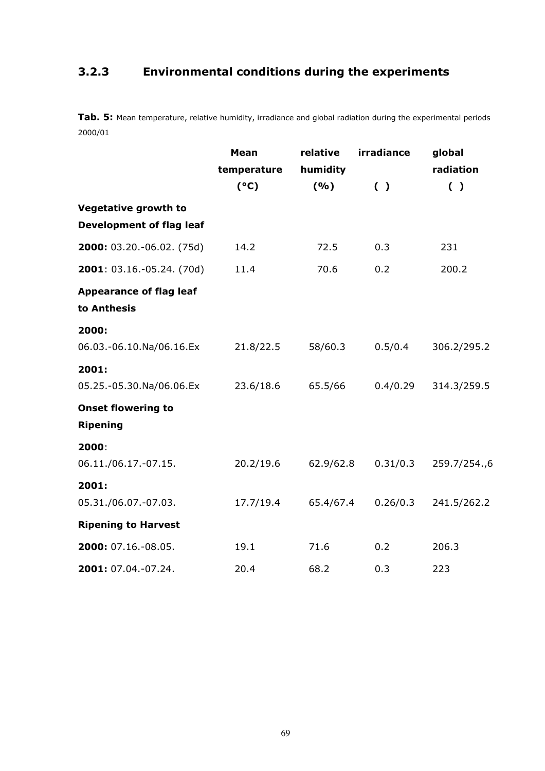## 3.2.3 Environmental conditions during the experiments

**Tab. 5:** Mean temperature, relative humidity, irradiance and global radiation during the experimental periods 2000/01

| | **Mean temperature (°C)** | **relative humidity (%)** | **irradiance ( )** | **global radiation ( )** |
|---|---|---|---|---|
| **Vegetative growth to Development of flag leaf** | | | | |
| **2000:** 03.20.-06.02. (75d) | 14.2 | 72.5 | 0.3 | 231 |
| **2001**: 03.16.-05.24. (70d) | 11.4 | 70.6 | 0.2 | 200.2 |
| **Appearance of flag leaf to Anthesis** | | | | |
| **2000:** 06.03.-06.10.Na/06.16.Ex | 21.8/22.5 | 58/60.3 | 0.5/0.4 | 306.2/295.2 |
| **2001:** 05.25.-05.30.Na/06.06.Ex | 23.6/18.6 | 65.5/66 | 0.4/0.29 | 314.3/259.5 |
| **Onset flowering to Ripening** | | | | |
| **2000**: 06.11./06.17.-07.15. | 20.2/19.6 | 62.9/62.8 | 0.31/0.3 | 259.7/254.,6 |
| **2001:** 05.31./06.07.-07.03. | 17.7/19.4 | 65.4/67.4 | 0.26/0.3 | 241.5/262.2 |
| **Ripening to Harvest** | | | | |
| **2000:** 07.16.-08.05. | 19.1 | 71.6 | 0.2 | 206.3 |
| **2001:** 07.04.-07.24. | 20.4 | 68.2 | 0.3 | 223 |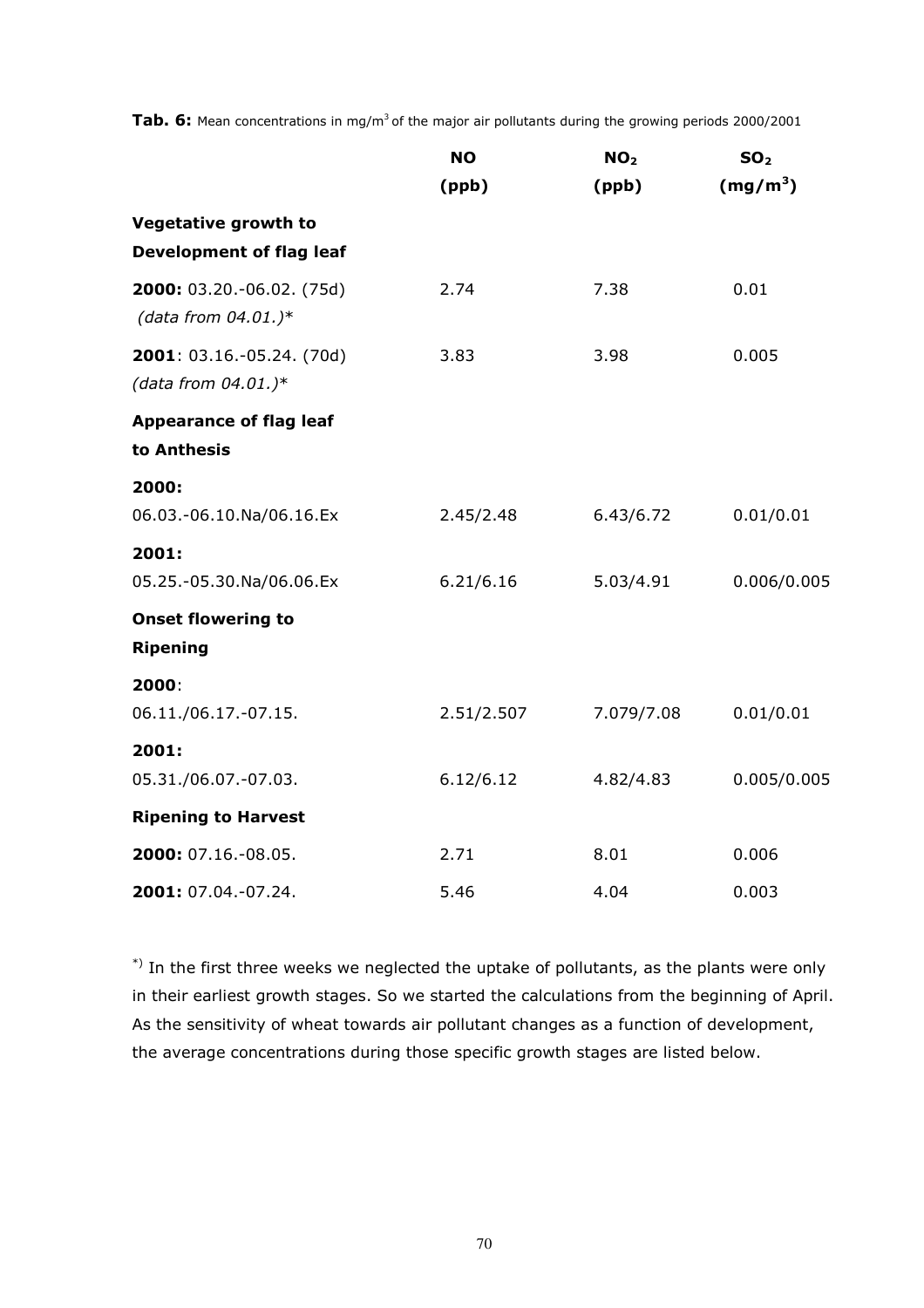**Tab. 6:** Mean concentrations in $mg/m^3$ of the major air pollutants during the growing periods 2000/2001

| | NO (ppb) | $NO_2$ (ppb) | $SO_2$ ($mg/m^3$) |
|---|---|---|---|
| **Vegetative growth to Development of flag leaf** | | | |
| **2000:** 03.20.-06.02. (75d) *(data from 04.01.)** | 2.74 | 7.38 | 0.01 |
| **2001**: 03.16.-05.24. (70d) *(data from 04.01.)** | 3.83 | 3.98 | 0.005 |
| **Appearance of flag leaf to Anthesis** | | | |
| **2000:** 06.03.-06.10.Na/06.16.Ex | 2.45/2.48 | 6.43/6.72 | 0.01/0.01 |
| **2001:** 05.25.-05.30.Na/06.06.Ex | 6.21/6.16 | 5.03/4.91 | 0.006/0.005 |
| **Onset flowering to Ripening** | | | |
| **2000**: 06.11./06.17.-07.15. | 2.51/2.507 | 7.079/7.08 | 0.01/0.01 |
| **2001:** 05.31./06.07.-07.03. | 6.12/6.12 | 4.82/4.83 | 0.005/0.005 |
| **Ripening to Harvest** | | | |
| **2000:** 07.16.-08.05. | 2.71 | 8.01 | 0.006 |
| **2001:** 07.04.-07.24. | 5.46 | 4.04 | 0.003 |

*) In the first three weeks we neglected the uptake of pollutants, as the plants were only in their earliest growth stages. So we started the calculations from the beginning of April. As the sensitivity of wheat towards air pollutant changes as a function of development, the average concentrations during those specific growth stages are listed below.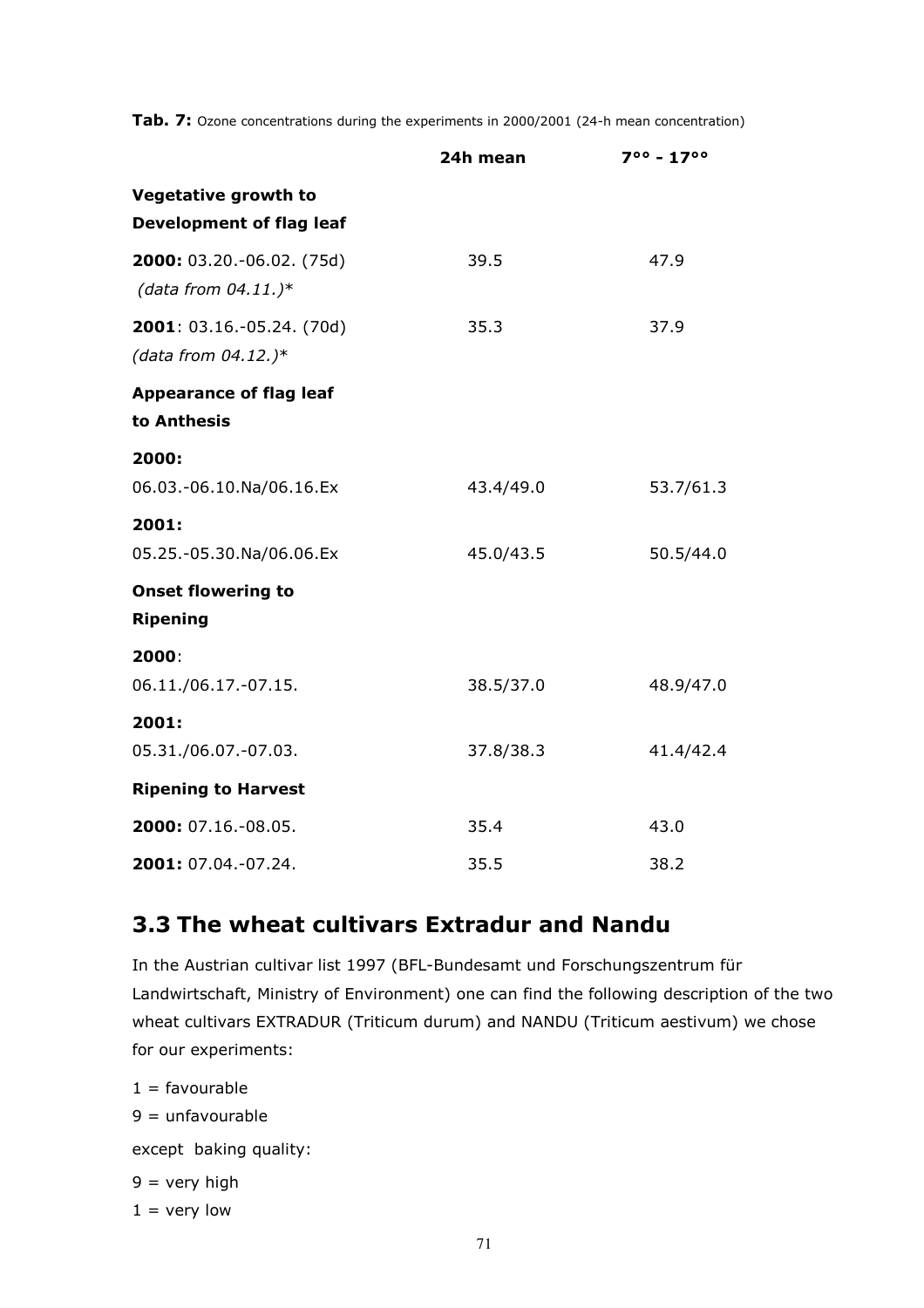**Tab. 7:** Ozone concentrations during the experiments in 2000/2001 (24-h mean concentration)

| | 24h mean | 7°° - 17°° |
|---|---|---|
| **Vegetative growth to Development of flag leaf** | | |
| **2000:** 03.20.-06.02. (75d) *(data from 04.11.)** | 39.5 | 47.9 |
| **2001**: 03.16.-05.24. (70d) *(data from 04.12.)** | 35.3 | 37.9 |
| **Appearance of flag leaf to Anthesis** | | |
| **2000:** 06.03.-06.10.Na/06.16.Ex | 43.4/49.0 | 53.7/61.3 |
| **2001:** 05.25.-05.30.Na/06.06.Ex | 45.0/43.5 | 50.5/44.0 |
| **Onset flowering to Ripening** | | |
| **2000**: 06.11./06.17.-07.15. | 38.5/37.0 | 48.9/47.0 |
| **2001:** 05.31./06.07.-07.03. | 37.8/38.3 | 41.4/42.4 |
| **Ripening to Harvest** | | |
| **2000:** 07.16.-08.05. | 35.4 | 43.0 |
| **2001:** 07.04.-07.24. | 35.5 | 38.2 |

## 3.3 The wheat cultivars Extradur and Nandu

In the Austrian cultivar list 1997 (BFL-Bundesamt und Forschungszentrum für Landwirtschaft, Ministry of Environment) one can find the following description of the two wheat cultivars EXTRADUR (Triticum durum) and NANDU (Triticum aestivum) we chose for our experiments:

1 = favourable

9 = unfavourable

except baking quality:

9 = very high

1 = very low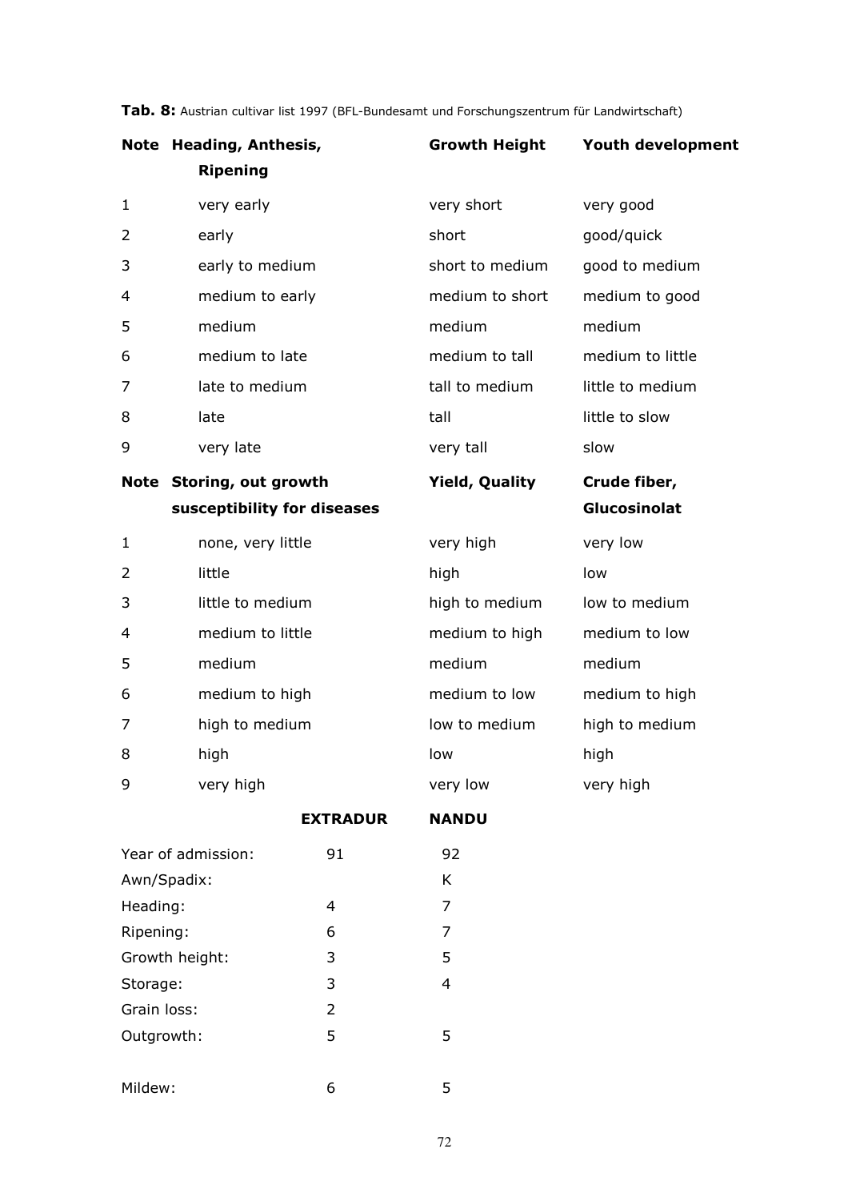**Tab. 8:** Austrian cultivar list 1997 (BFL-Bundesamt und Forschungszentrum für Landwirtschaft)

| Note | Heading, Anthesis, Ripening | Growth Height | Youth development |
|---|---|---|---|
| 1 | very early | very short | very good |
| 2 | early | short | good/quick |
| 3 | early to medium | short to medium | good to medium |
| 4 | medium to early | medium to short | medium to good |
| 5 | medium | medium | medium |
| 6 | medium to late | medium to tall | medium to little |
| 7 | late to medium | tall to medium | little to medium |
| 8 | late | tall | little to slow |
| 9 | very late | very tall | slow |
| **Note** | **Storing, out growth susceptibility for diseases** | **Yield, Quality** | **Crude fiber, Glucosinolat** |
| 1 | none, very little | very high | very low |
| 2 | little | high | low |
| 3 | little to medium | high to medium | low to medium |
| 4 | medium to little | medium to high | medium to low |
| 5 | medium | medium | medium |
| 6 | medium to high | medium to low | medium to high |
| 7 | high to medium | low to medium | high to medium |
| 8 | high | low | high |
| 9 | very high | very low | very high |

| | EXTRADUR | NANDU |
|---|---|---|
| Year of admission: | 91 | 92 |
| Awn/Spadix: | | K |
| Heading: | 4 | 7 |
| Ripening: | 6 | 7 |
| Growth height: | 3 | 5 |
| Storage: | 3 | 4 |
| Grain loss: | 2 | |
| Outgrowth: | 5 | 5 |
| Mildew: | 6 | 5 |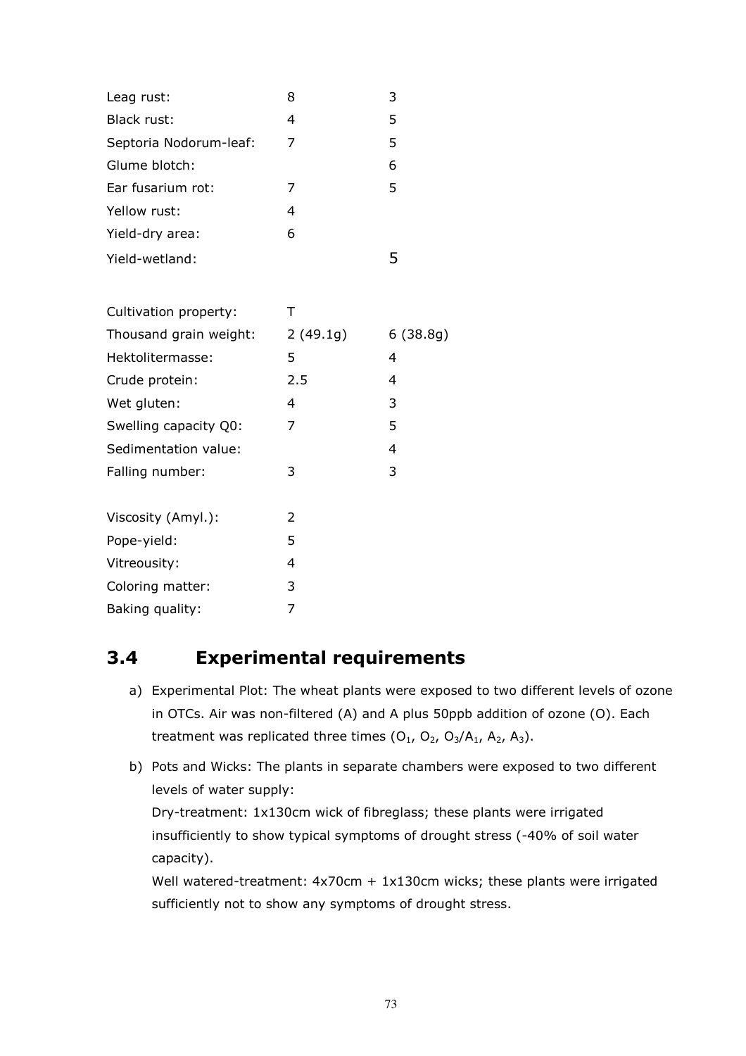| | | |
|---|---|---|
| Leag rust: | 8 | 3 |
| Black rust: | 4 | 5 |
| Septoria Nodorum-leaf: | 7 | 5 |
| Glume blotch: | | 6 |
| Ear fusarium rot: | 7 | 5 |
| Yellow rust: | 4 | |
| Yield-dry area: | 6 | |
| Yield-wetland: | | 5 |

| | | |
|---|---|---|
| Cultivation property: | T | |
| Thousand grain weight: | 2 (49.1g) | 6 (38.8g) |
| Hektolitermasse: | 5 | 4 |
| Crude protein: | 2.5 | 4 |
| Wet gluten: | 4 | 3 |
| Swelling capacity Q0: | 7 | 5 |
| Sedimentation value: | | 4 |
| Falling number: | 3 | 3 |

| | |
|---|---|
| Viscosity (Amyl.): | 2 |
| Pope-yield: | 5 |
| Vitreousity: | 4 |
| Coloring matter: | 3 |
| Baking quality: | 7 |

## 3.4 Experimental requirements

a) Experimental Plot: The wheat plants were exposed to two different levels of ozone in OTCs. Air was non-filtered (A) and A plus 50ppb addition of ozone (O). Each treatment was replicated three times ($O_1$, $O_2$, $O_3$/$A_1$, $A_2$, $A_3$).

b) Pots and Wicks: The plants in separate chambers were exposed to two different levels of water supply:
Dry-treatment: 1x130cm wick of fibreglass; these plants were irrigated insufficiently to show typical symptoms of drought stress (-40% of soil water capacity).
Well watered-treatment: 4x70cm + 1x130cm wicks; these plants were irrigated sufficiently not to show any symptoms of drought stress.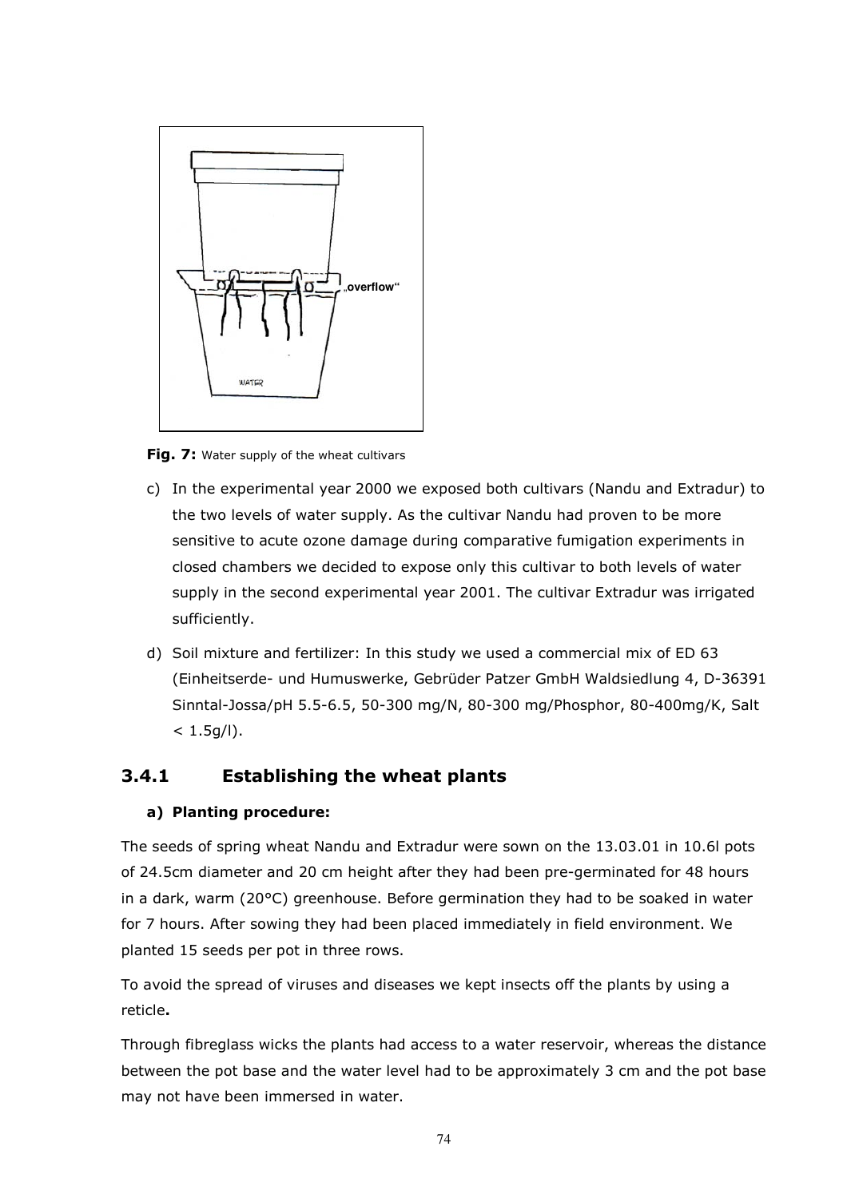Fig. 7: Water supply of the wheat cultivars

c) In the experimental year 2000 we exposed both cultivars (Nandu and Extradur) to the two levels of water supply. As the cultivar Nandu had proven to be more sensitive to acute ozone damage during comparative fumigation experiments in closed chambers we decided to expose only this cultivar to both levels of water supply in the second experimental year 2001. The cultivar Extradur was irrigated sufficiently.

d) Soil mixture and fertilizer: In this study we used a commercial mix of ED 63 (Einheitserde- und Humuswerke, Gebrüder Patzer GmbH Waldsiedlung 4, D-36391 Sinntal-Jossa/pH 5.5-6.5, 50-300 mg/N, 80-300 mg/Phosphor, 80-400mg/K, Salt < 1.5g/l).

### 3.4.1 Establishing the wheat plants

**a) Planting procedure:**

The seeds of spring wheat Nandu and Extradur were sown on the 13.03.01 in 10.6l pots of 24.5cm diameter and 20 cm height after they had been pre-germinated for 48 hours in a dark, warm (20°C) greenhouse. Before germination they had to be soaked in water for 7 hours. After sowing they had been placed immediately in field environment. We planted 15 seeds per pot in three rows.

To avoid the spread of viruses and diseases we kept insects off the plants by using a reticle**.**

Through fibreglass wicks the plants had access to a water reservoir, whereas the distance between the pot base and the water level had to be approximately 3 cm and the pot base may not have been immersed in water.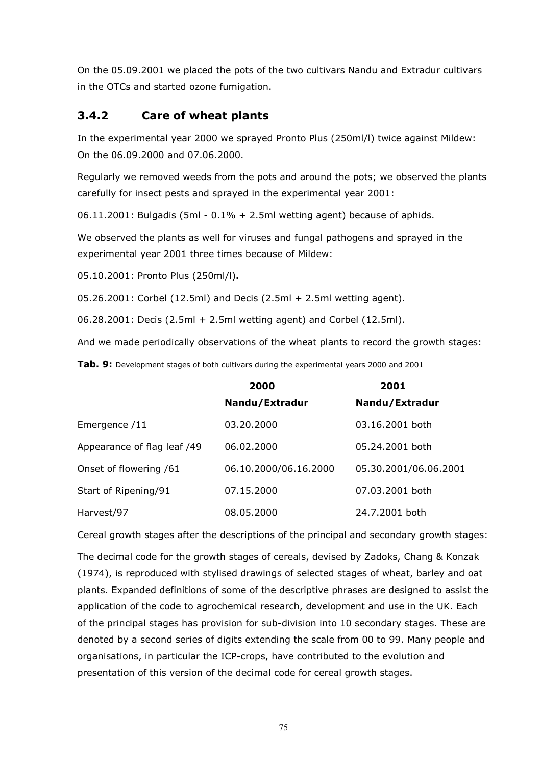On the 05.09.2001 we placed the pots of the two cultivars Nandu and Extradur cultivars in the OTCs and started ozone fumigation.

### 3.4.2 Care of wheat plants

In the experimental year 2000 we sprayed Pronto Plus (250ml/l) twice against Mildew: On the 06.09.2000 and 07.06.2000.

Regularly we removed weeds from the pots and around the pots; we observed the plants carefully for insect pests and sprayed in the experimental year 2001:

06.11.2001: Bulgadis (5ml - 0.1% + 2.5ml wetting agent) because of aphids.

We observed the plants as well for viruses and fungal pathogens and sprayed in the experimental year 2001 three times because of Mildew:

05.10.2001: Pronto Plus (250ml/l)**.**

05.26.2001: Corbel (12.5ml) and Decis (2.5ml + 2.5ml wetting agent).

06.28.2001: Decis (2.5ml + 2.5ml wetting agent) and Corbel (12.5ml).

And we made periodically observations of the wheat plants to record the growth stages:

**Tab. 9:** Development stages of both cultivars during the experimental years 2000 and 2001

| | 2000 | 2001 |
|---|---|---|
| | **Nandu/Extradur** | **Nandu/Extradur** |
| Emergence /11 | 03.20.2000 | 03.16.2001 both |
| Appearance of flag leaf /49 | 06.02.2000 | 05.24.2001 both |
| Onset of flowering /61 | 06.10.2000/06.16.2000 | 05.30.2001/06.06.2001 |
| Start of Ripening/91 | 07.15.2000 | 07.03.2001 both |
| Harvest/97 | 08.05.2000 | 24.7.2001 both |

Cereal growth stages after the descriptions of the principal and secondary growth stages:

The decimal code for the growth stages of cereals, devised by Zadoks, Chang & Konzak (1974), is reproduced with stylised drawings of selected stages of wheat, barley and oat plants. Expanded definitions of some of the descriptive phrases are designed to assist the application of the code to agrochemical research, development and use in the UK. Each of the principal stages has provision for sub-division into 10 secondary stages. These are denoted by a second series of digits extending the scale from 00 to 99. Many people and organisations, in particular the ICP-crops, have contributed to the evolution and presentation of this version of the decimal code for cereal growth stages.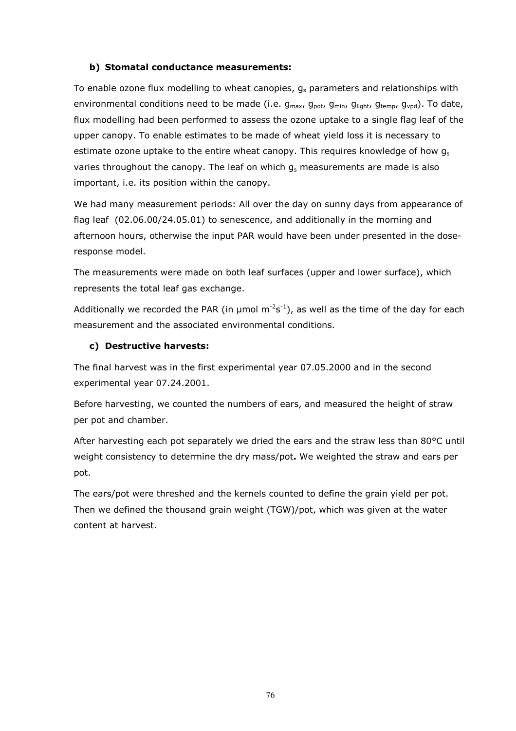### b) Stomatal conductance measurements:

To enable ozone flux modelling to wheat canopies, $g_s$ parameters and relationships with environmental conditions need to be made (i.e. $g_{max}$, $g_{pot}$, $g_{min}$, $g_{light}$, $g_{temp}$, $g_{vpd}$). To date, flux modelling had been performed to assess the ozone uptake to a single flag leaf of the upper canopy. To enable estimates to be made of wheat yield loss it is necessary to estimate ozone uptake to the entire wheat canopy. This requires knowledge of how $g_s$ varies throughout the canopy. The leaf on which $g_s$ measurements are made is also important, i.e. its position within the canopy.

We had many measurement periods: All over the day on sunny days from appearance of flag leaf (02.06.00/24.05.01) to senescence, and additionally in the morning and afternoon hours, otherwise the input PAR would have been under presented in the dose-response model.

The measurements were made on both leaf surfaces (upper and lower surface), which represents the total leaf gas exchange.

Additionally we recorded the PAR (in µmol $m^{-2}s^{-1}$), as well as the time of the day for each measurement and the associated environmental conditions.

### c) Destructive harvests:

The final harvest was in the first experimental year 07.05.2000 and in the second experimental year 07.24.2001.

Before harvesting, we counted the numbers of ears, and measured the height of straw per pot and chamber.

After harvesting each pot separately we dried the ears and the straw less than 80°C until weight consistency to determine the dry mass/pot**.** We weighted the straw and ears per pot.

The ears/pot were threshed and the kernels counted to define the grain yield per pot. Then we defined the thousand grain weight (TGW)/pot, which was given at the water content at harvest.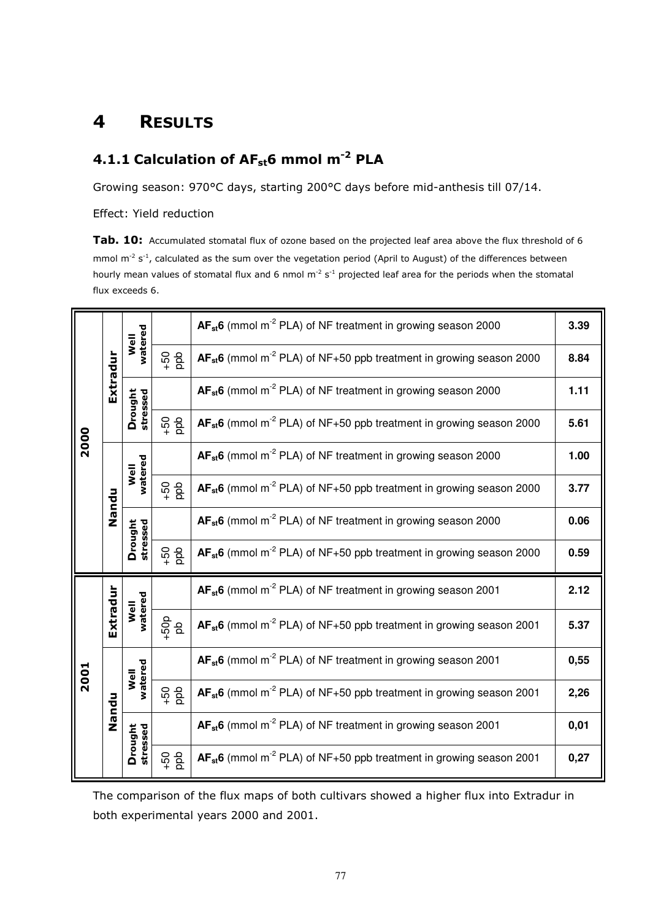// Transcribing page 77

# 4 RESULTS

## 4.1.1 Calculation of $AF_{st}6$ mmol $m^{-2}$ PLA

Growing season: 970°C days, starting 200°C days before mid-anthesis till 07/14.

Effect: Yield reduction

**Tab. 10:** Accumulated stomatal flux of ozone based on the projected leaf area above the flux threshold of 6 mmol $m^{-2}$ $s^{-1}$, calculated as the sum over the vegetation period (April to August) of the differences between hourly mean values of stomatal flux and 6 nmol $m^{-2}$ $s^{-1}$ projected leaf area for the periods when the stomatal flux exceeds 6.

| Year | Cultivar | Water regime | Ozone | Description | Value |
|---|---|---|---|---|---|
| 2000 | Extradur | Well watered | | **$AF_{st}6$** (mmol $m^{-2}$ PLA) of NF treatment in growing season 2000 | **3.39** |
| | | | +50 ppb | **$AF_{st}6$** (mmol $m^{-2}$ PLA) of NF+50 ppb treatment in growing season 2000 | **8.84** |
| | | Drought stressed | | **$AF_{st}6$** (mmol $m^{-2}$ PLA) of NF treatment in growing season 2000 | **1.11** |
| | | | +50 ppb | **$AF_{st}6$** (mmol $m^{-2}$ PLA) of NF+50 ppb treatment in growing season 2000 | **5.61** |
| | Nandu | Well watered | | **$AF_{st}6$** (mmol $m^{-2}$ PLA) of NF treatment in growing season 2000 | **1.00** |
| | | | +50 ppb | **$AF_{st}6$** (mmol $m^{-2}$ PLA) of NF+50 ppb treatment in growing season 2000 | **3.77** |
| | | Drought stressed | | **$AF_{st}6$** (mmol $m^{-2}$ PLA) of NF treatment in growing season 2000 | **0.06** |
| | | | +50 ppb | **$AF_{st}6$** (mmol $m^{-2}$ PLA) of NF+50 ppb treatment in growing season 2000 | **0.59** |
| 2001 | Extradur | Well watered | | **$AF_{st}6$** (mmol $m^{-2}$ PLA) of NF treatment in growing season 2001 | **2.12** |
| | | | +50ppb | **$AF_{st}6$** (mmol $m^{-2}$ PLA) of NF+50 ppb treatment in growing season 2001 | **5.37** |
| | Nandu | Well watered | | **$AF_{st}6$** (mmol $m^{-2}$ PLA) of NF treatment in growing season 2001 | **0,55** |
| | | | +50 ppb | **$AF_{st}6$** (mmol $m^{-2}$ PLA) of NF+50 ppb treatment in growing season 2001 | **2,26** |
| | | Drought stressed | | **$AF_{st}6$** (mmol $m^{-2}$ PLA) of NF treatment in growing season 2001 | **0,01** |
| | | | +50 ppb | **$AF_{st}6$** (mmol $m^{-2}$ PLA) of NF+50 ppb treatment in growing season 2001 | **0,27** |

The comparison of the flux maps of both cultivars showed a higher flux into Extradur in both experimental years 2000 and 2001.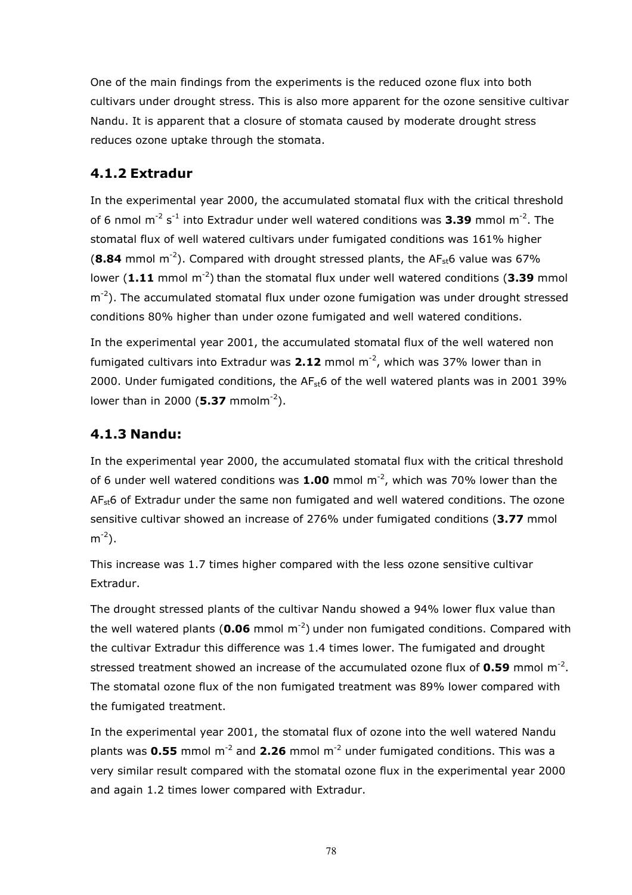One of the main findings from the experiments is the reduced ozone flux into both cultivars under drought stress. This is also more apparent for the ozone sensitive cultivar Nandu. It is apparent that a closure of stomata caused by moderate drought stress reduces ozone uptake through the stomata.

### 4.1.2 Extradur

In the experimental year 2000, the accumulated stomatal flux with the critical threshold of 6 nmol $m^{-2}$ $s^{-1}$ into Extradur under well watered conditions was **3.39** mmol $m^{-2}$. The stomatal flux of well watered cultivars under fumigated conditions was 161% higher (**8.84** mmol $m^{-2}$). Compared with drought stressed plants, the $AF_{st}6$ value was 67% lower (**1.11** mmol $m^{-2}$) than the stomatal flux under well watered conditions (**3.39** mmol $m^{-2}$). The accumulated stomatal flux under ozone fumigation was under drought stressed conditions 80% higher than under ozone fumigated and well watered conditions.

In the experimental year 2001, the accumulated stomatal flux of the well watered non fumigated cultivars into Extradur was **2.12** mmol $m^{-2}$, which was 37% lower than in 2000. Under fumigated conditions, the $AF_{st}6$ of the well watered plants was in 2001 39% lower than in 2000 (**5.37** mmol$m^{-2}$).

### 4.1.3 Nandu:

In the experimental year 2000, the accumulated stomatal flux with the critical threshold of 6 under well watered conditions was **1.00** mmol $m^{-2}$, which was 70% lower than the $AF_{st}6$ of Extradur under the same non fumigated and well watered conditions. The ozone sensitive cultivar showed an increase of 276% under fumigated conditions (**3.77** mmol $m^{-2}$).

This increase was 1.7 times higher compared with the less ozone sensitive cultivar Extradur.

The drought stressed plants of the cultivar Nandu showed a 94% lower flux value than the well watered plants (**0.06** mmol $m^{-2}$) under non fumigated conditions. Compared with the cultivar Extradur this difference was 1.4 times lower. The fumigated and drought stressed treatment showed an increase of the accumulated ozone flux of **0.59** mmol $m^{-2}$. The stomatal ozone flux of the non fumigated treatment was 89% lower compared with the fumigated treatment.

In the experimental year 2001, the stomatal flux of ozone into the well watered Nandu plants was **0.55** mmol $m^{-2}$ and **2.26** mmol $m^{-2}$ under fumigated conditions. This was a very similar result compared with the stomatal ozone flux in the experimental year 2000 and again 1.2 times lower compared with Extradur.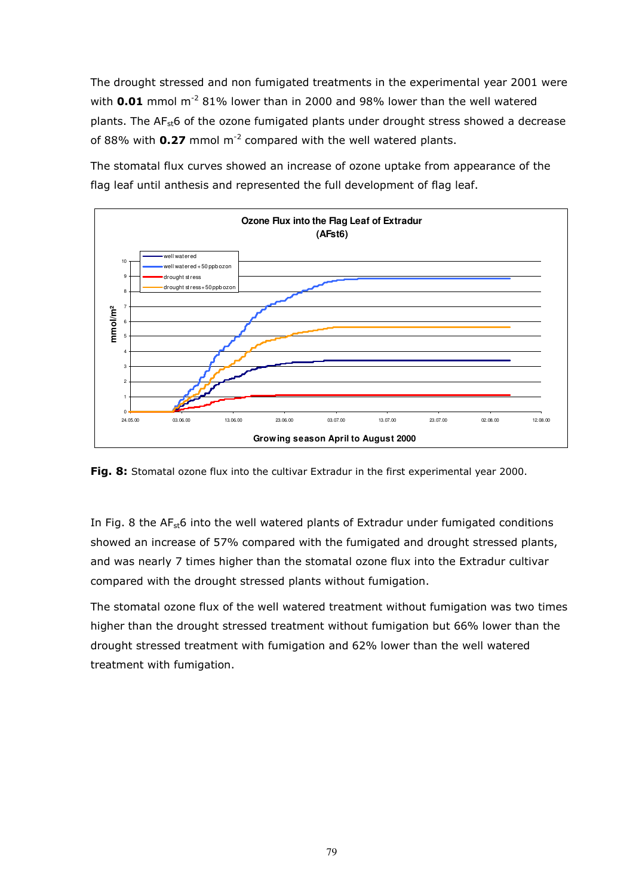The drought stressed and non fumigated treatments in the experimental year 2001 were with **0.01** mmol $m^{-2}$ 81% lower than in 2000 and 98% lower than the well watered plants. The $AF_{st}6$ of the ozone fumigated plants under drought stress showed a decrease of 88% with **0.27** mmol $m^{-2}$ compared with the well watered plants.

The stomatal flux curves showed an increase of ozone uptake from appearance of the flag leaf until anthesis and represented the full development of flag leaf.

**Fig. 8:** Stomatal ozone flux into the cultivar Extradur in the first experimental year 2000.

In Fig. 8 the $AF_{st}6$ into the well watered plants of Extradur under fumigated conditions showed an increase of 57% compared with the fumigated and drought stressed plants, and was nearly 7 times higher than the stomatal ozone flux into the Extradur cultivar compared with the drought stressed plants without fumigation.

The stomatal ozone flux of the well watered treatment without fumigation was two times higher than the drought stressed treatment without fumigation but 66% lower than the drought stressed treatment with fumigation and 62% lower than the well watered treatment with fumigation.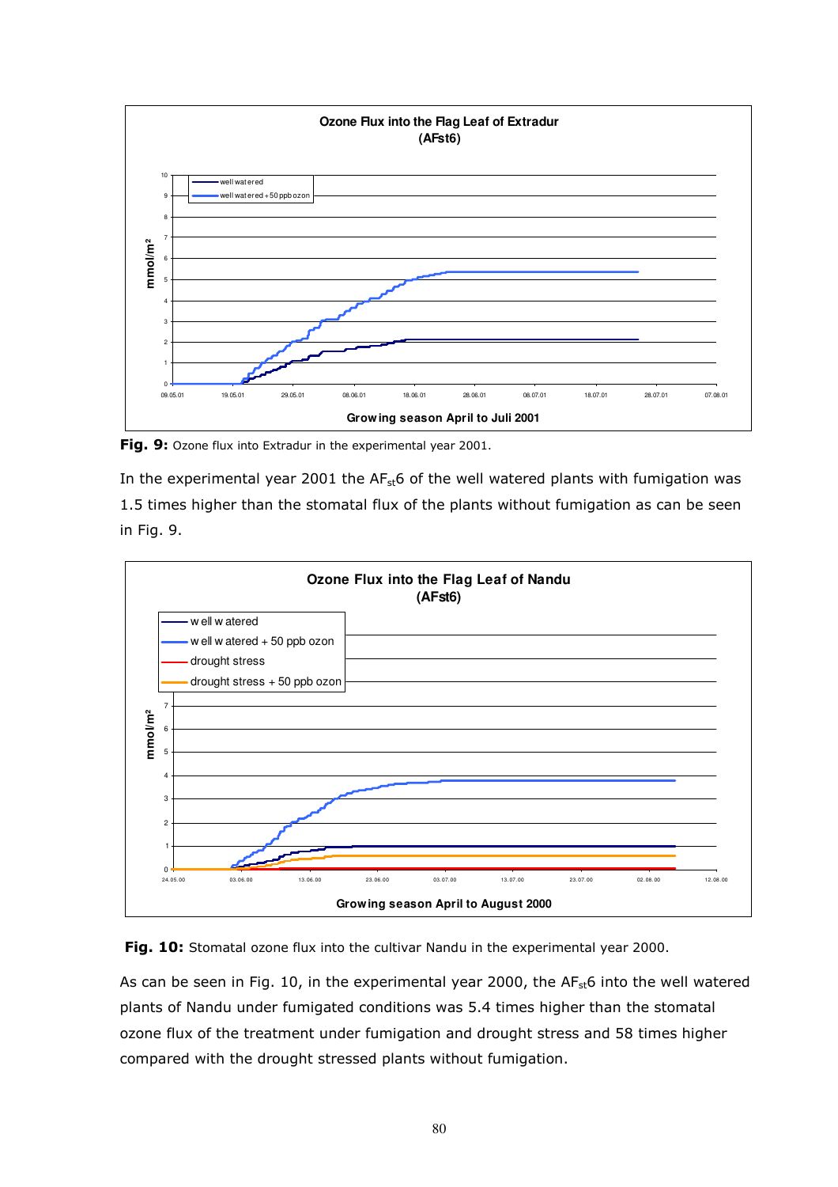**Fig. 9:** Ozone flux into Extradur in the experimental year 2001.

In the experimental year 2001 the $AF_{st}6$ of the well watered plants with fumigation was 1.5 times higher than the stomatal flux of the plants without fumigation as can be seen in Fig. 9.

**Fig. 10:** Stomatal ozone flux into the cultivar Nandu in the experimental year 2000.

As can be seen in Fig. 10, in the experimental year 2000, the $AF_{st}6$ into the well watered plants of Nandu under fumigated conditions was 5.4 times higher than the stomatal ozone flux of the treatment under fumigation and drought stress and 58 times higher compared with the drought stressed plants without fumigation.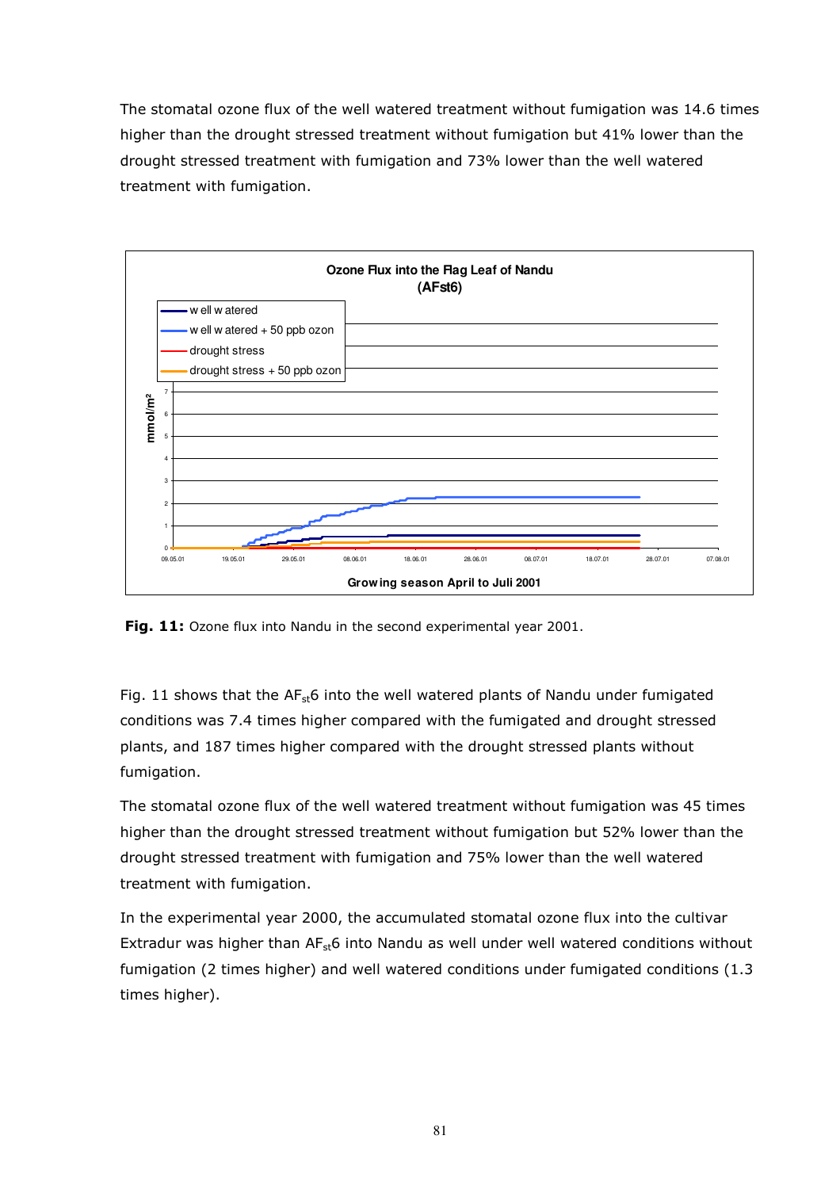The stomatal ozone flux of the well watered treatment without fumigation was 14.6 times higher than the drought stressed treatment without fumigation but 41% lower than the drought stressed treatment with fumigation and 73% lower than the well watered treatment with fumigation.

**Fig. 11:** Ozone flux into Nandu in the second experimental year 2001.

Fig. 11 shows that the $AF_{st}6$ into the well watered plants of Nandu under fumigated conditions was 7.4 times higher compared with the fumigated and drought stressed plants, and 187 times higher compared with the drought stressed plants without fumigation.

The stomatal ozone flux of the well watered treatment without fumigation was 45 times higher than the drought stressed treatment without fumigation but 52% lower than the drought stressed treatment with fumigation and 75% lower than the well watered treatment with fumigation.

In the experimental year 2000, the accumulated stomatal ozone flux into the cultivar Extradur was higher than $AF_{st}6$ into Nandu as well under well watered conditions without fumigation (2 times higher) and well watered conditions under fumigated conditions (1.3 times higher).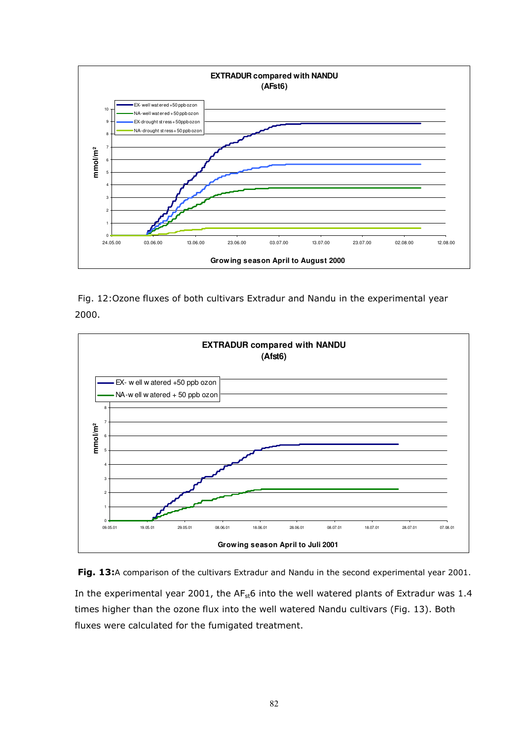Fig. 12:Ozone fluxes of both cultivars Extradur and Nandu in the experimental year 2000.

**Fig. 13:**A comparison of the cultivars Extradur and Nandu in the second experimental year 2001.

In the experimental year 2001, the $AF_{st}6$ into the well watered plants of Extradur was 1.4 times higher than the ozone flux into the well watered Nandu cultivars (Fig. 13). Both fluxes were calculated for the fumigated treatment.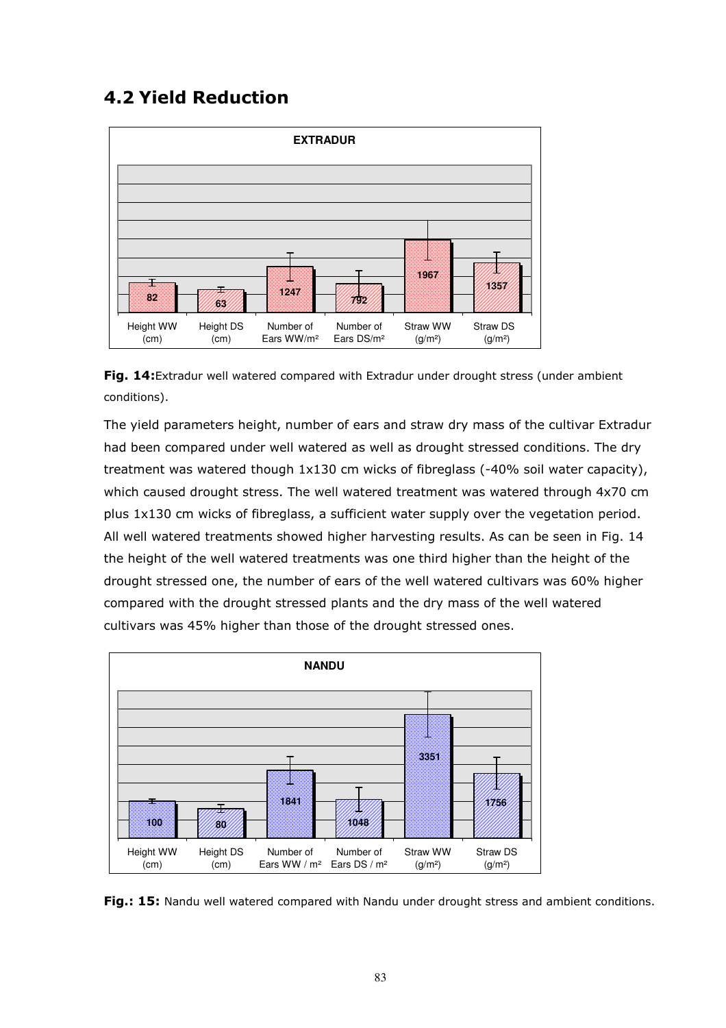## 4.2 Yield Reduction

**EXTRADUR**

| Height WW (cm) | Height DS (cm) | Number of Ears WW/m² | Number of Ears DS/m² | Straw WW (g/m²) | Straw DS (g/m²) |
|---|---|---|---|---|---|
| 82 | 63 | 1247 | 792 | 1967 | 1357 |

**Fig. 14:** Extradur well watered compared with Extradur under drought stress (under ambient conditions).

The yield parameters height, number of ears and straw dry mass of the cultivar Extradur had been compared under well watered as well as drought stressed conditions. The dry treatment was watered though 1x130 cm wicks of fibreglass (-40% soil water capacity), which caused drought stress. The well watered treatment was watered through 4x70 cm plus 1x130 cm wicks of fibreglass, a sufficient water supply over the vegetation period. All well watered treatments showed higher harvesting results. As can be seen in Fig. 14 the height of the well watered treatments was one third higher than the height of the drought stressed one, the number of ears of the well watered cultivars was 60% higher compared with the drought stressed plants and the dry mass of the well watered cultivars was 45% higher than those of the drought stressed ones.

**NANDU**

| Height WW (cm) | Height DS (cm) | Number of Ears WW / m² | Number of Ears DS / m² | Straw WW (g/m²) | Straw DS (g/m²) |
|---|---|---|---|---|---|
| 100 | 80 | 1841 | 1048 | 3351 | 1756 |

**Fig.: 15:** Nandu well watered compared with Nandu under drought stress and ambient conditions.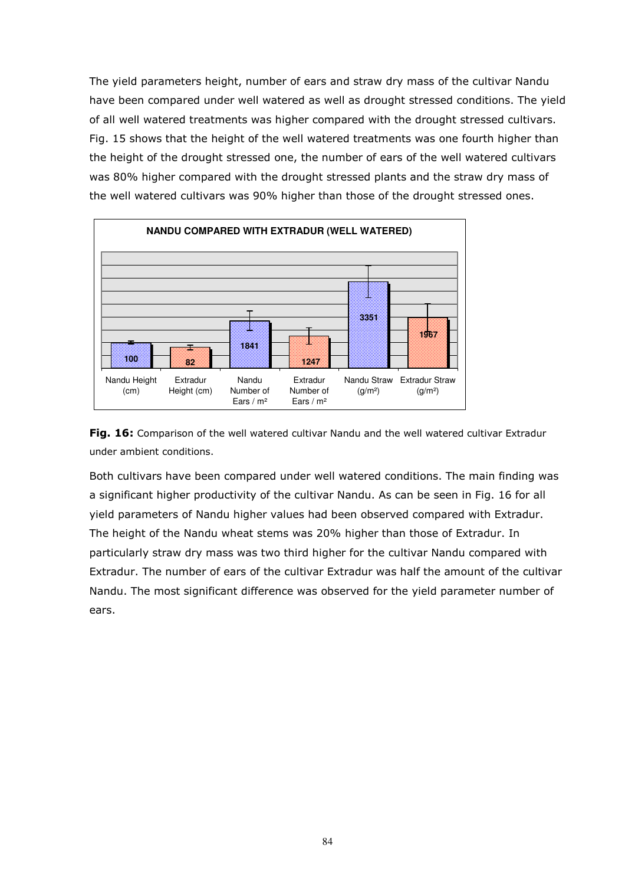The yield parameters height, number of ears and straw dry mass of the cultivar Nandu have been compared under well watered as well as drought stressed conditions. The yield of all well watered treatments was higher compared with the drought stressed cultivars. Fig. 15 shows that the height of the well watered treatments was one fourth higher than the height of the drought stressed one, the number of ears of the well watered cultivars was 80% higher compared with the drought stressed plants and the straw dry mass of the well watered cultivars was 90% higher than those of the drought stressed ones.

**NANDU COMPARED WITH EXTRADUR (WELL WATERED)**

| Nandu Height (cm) | Extradur Height (cm) | Nandu Number of Ears / m² | Extradur Number of Ears / m² | Nandu Straw (g/m²) | Extradur Straw (g/m²) |
|---|---|---|---|---|---|
| 100 | 82 | 1841 | 1247 | 3351 | 1967 |

**Fig. 16:** Comparison of the well watered cultivar Nandu and the well watered cultivar Extradur under ambient conditions.

Both cultivars have been compared under well watered conditions. The main finding was a significant higher productivity of the cultivar Nandu. As can be seen in Fig. 16 for all yield parameters of Nandu higher values had been observed compared with Extradur. The height of the Nandu wheat stems was 20% higher than those of Extradur. In particularly straw dry mass was two third higher for the cultivar Nandu compared with Extradur. The number of ears of the cultivar Extradur was half the amount of the cultivar Nandu. The most significant difference was observed for the yield parameter number of ears.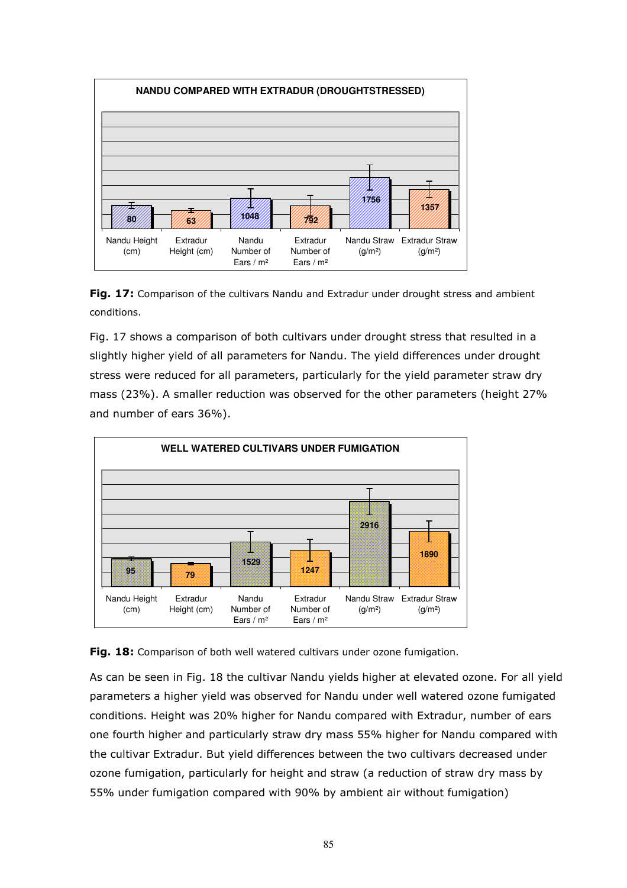**NANDU COMPARED WITH EXTRADUR (DROUGHTSTRESSED)**

| Nandu Height (cm) | Extradur Height (cm) | Nandu Number of Ears / m² | Extradur Number of Ears / m² | Nandu Straw (g/m²) | Extradur Straw (g/m²) |
|---|---|---|---|---|---|
| 80 | 63 | 1048 | 792 | 1756 | 1357 |

**Fig. 17:** Comparison of the cultivars Nandu and Extradur under drought stress and ambient conditions.

Fig. 17 shows a comparison of both cultivars under drought stress that resulted in a slightly higher yield of all parameters for Nandu. The yield differences under drought stress were reduced for all parameters, particularly for the yield parameter straw dry mass (23%). A smaller reduction was observed for the other parameters (height 27% and number of ears 36%).

**WELL WATERED CULTIVARS UNDER FUMIGATION**

| Nandu Height (cm) | Extradur Height (cm) | Nandu Number of Ears / m² | Extradur Number of Ears / m² | Nandu Straw (g/m²) | Extradur Straw (g/m²) |
|---|---|---|---|---|---|
| 95 | 79 | 1529 | 1247 | 2916 | 1890 |

**Fig. 18:** Comparison of both well watered cultivars under ozone fumigation.

As can be seen in Fig. 18 the cultivar Nandu yields higher at elevated ozone. For all yield parameters a higher yield was observed for Nandu under well watered ozone fumigated conditions. Height was 20% higher for Nandu compared with Extradur, number of ears one fourth higher and particularly straw dry mass 55% higher for Nandu compared with the cultivar Extradur. But yield differences between the two cultivars decreased under ozone fumigation, particularly for height and straw (a reduction of straw dry mass by 55% under fumigation compared with 90% by ambient air without fumigation)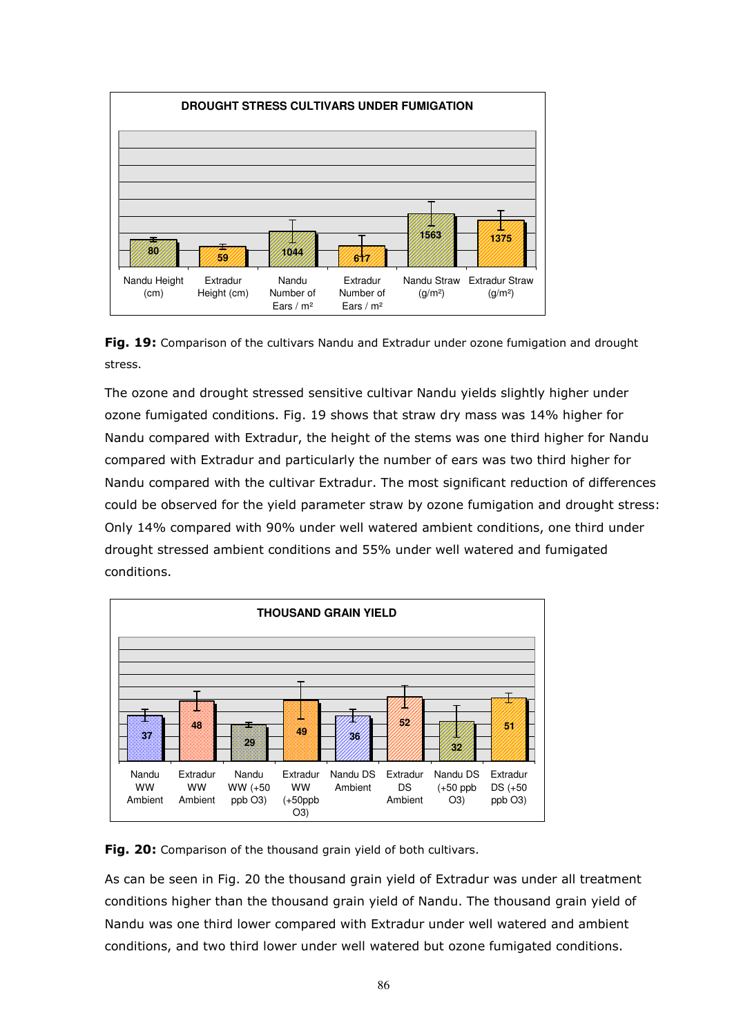**DROUGHT STRESS CULTIVARS UNDER FUMIGATION**

| Nandu Height (cm) | Extradur Height (cm) | Nandu Number of Ears / m² | Extradur Number of Ears / m² | Nandu Straw (g/m²) | Extradur Straw (g/m²) |
|---|---|---|---|---|---|
| 80 | 59 | 1044 | 617 | 1563 | 1375 |

**Fig. 19:** Comparison of the cultivars Nandu and Extradur under ozone fumigation and drought stress.

The ozone and drought stressed sensitive cultivar Nandu yields slightly higher under ozone fumigated conditions. Fig. 19 shows that straw dry mass was 14% higher for Nandu compared with Extradur, the height of the stems was one third higher for Nandu compared with Extradur and particularly the number of ears was two third higher for Nandu compared with the cultivar Extradur. The most significant reduction of differences could be observed for the yield parameter straw by ozone fumigation and drought stress: Only 14% compared with 90% under well watered ambient conditions, one third under drought stressed ambient conditions and 55% under well watered and fumigated conditions.

**THOUSAND GRAIN YIELD**

| Nandu WW Ambient | Extradur WW Ambient | Nandu WW (+50 ppb O3) | Extradur WW (+50ppb O3) | Nandu DS Ambient | Extradur DS Ambient | Nandu DS (+50 ppb O3) | Extradur DS (+50 ppb O3) |
|---|---|---|---|---|---|---|---|
| 37 | 48 | 29 | 49 | 36 | 52 | 32 | 51 |

**Fig. 20:** Comparison of the thousand grain yield of both cultivars.

As can be seen in Fig. 20 the thousand grain yield of Extradur was under all treatment conditions higher than the thousand grain yield of Nandu. The thousand grain yield of Nandu was one third lower compared with Extradur under well watered and ambient conditions, and two third lower under well watered but ozone fumigated conditions.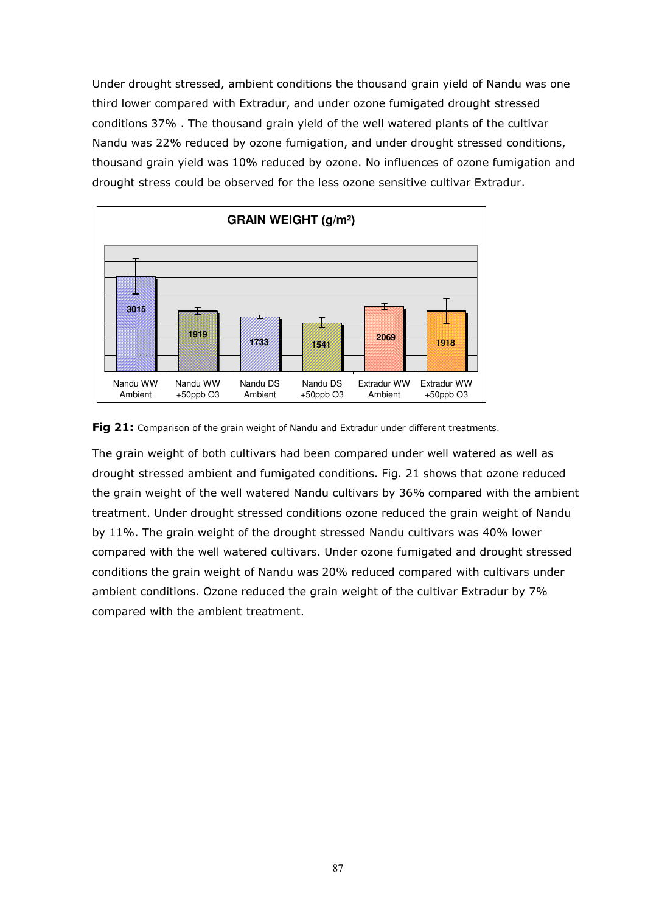Under drought stressed, ambient conditions the thousand grain yield of Nandu was one third lower compared with Extradur, and under ozone fumigated drought stressed conditions 37% . The thousand grain yield of the well watered plants of the cultivar Nandu was 22% reduced by ozone fumigation, and under drought stressed conditions, thousand grain yield was 10% reduced by ozone. No influences of ozone fumigation and drought stress could be observed for the less ozone sensitive cultivar Extradur.

**Fig 21:** Comparison of the grain weight of Nandu and Extradur under different treatments.

The grain weight of both cultivars had been compared under well watered as well as drought stressed ambient and fumigated conditions. Fig. 21 shows that ozone reduced the grain weight of the well watered Nandu cultivars by 36% compared with the ambient treatment. Under drought stressed conditions ozone reduced the grain weight of Nandu by 11%. The grain weight of the drought stressed Nandu cultivars was 40% lower compared with the well watered cultivars. Under ozone fumigated and drought stressed conditions the grain weight of Nandu was 20% reduced compared with cultivars under ambient conditions. Ozone reduced the grain weight of the cultivar Extradur by 7% compared with the ambient treatment.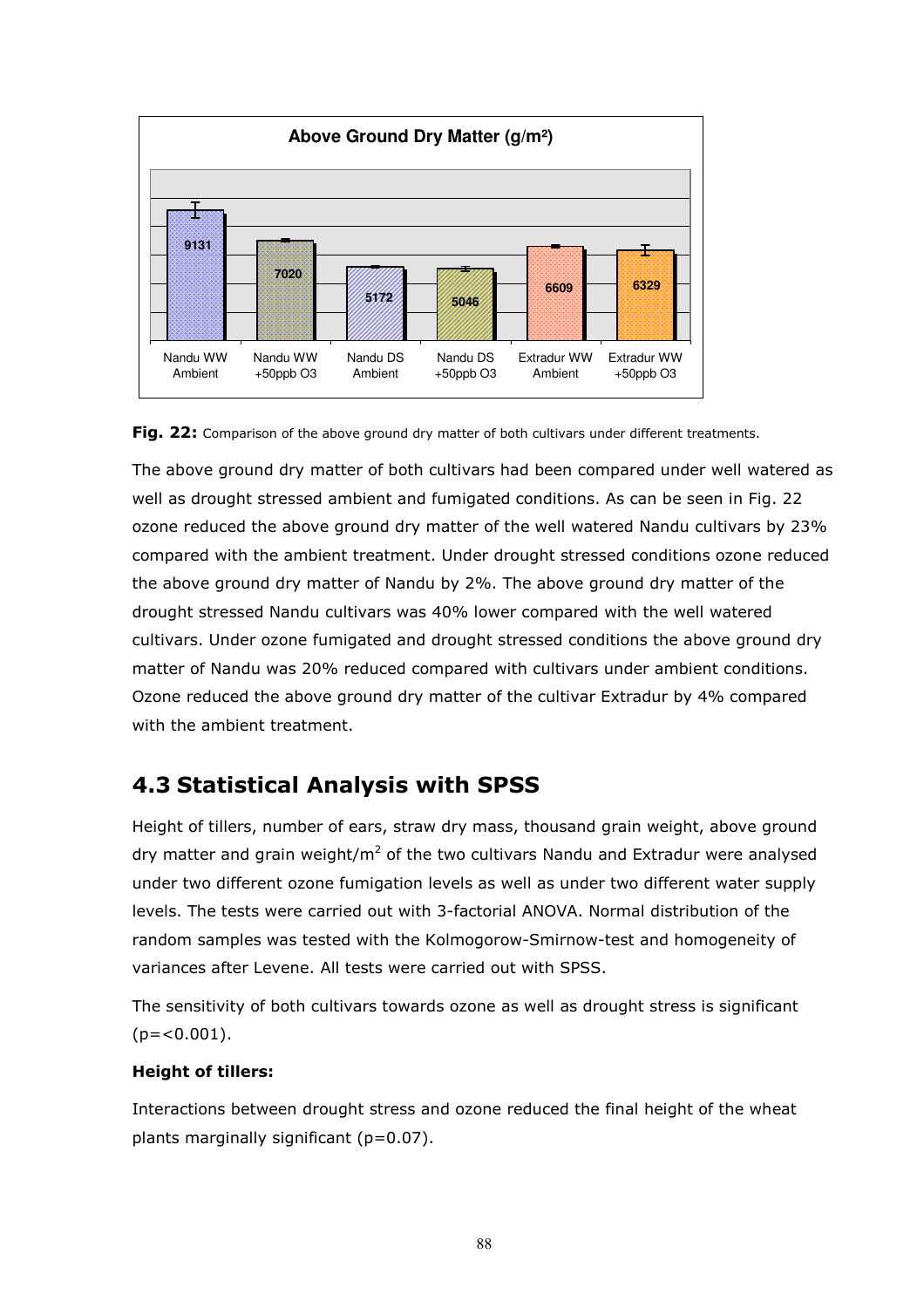**Fig. 22:** Comparison of the above ground dry matter of both cultivars under different treatments.

The above ground dry matter of both cultivars had been compared under well watered as well as drought stressed ambient and fumigated conditions. As can be seen in Fig. 22 ozone reduced the above ground dry matter of the well watered Nandu cultivars by 23% compared with the ambient treatment. Under drought stressed conditions ozone reduced the above ground dry matter of Nandu by 2%. The above ground dry matter of the drought stressed Nandu cultivars was 40% lower compared with the well watered cultivars. Under ozone fumigated and drought stressed conditions the above ground dry matter of Nandu was 20% reduced compared with cultivars under ambient conditions. Ozone reduced the above ground dry matter of the cultivar Extradur by 4% compared with the ambient treatment.

## 4.3 Statistical Analysis with SPSS

Height of tillers, number of ears, straw dry mass, thousand grain weight, above ground dry matter and grain weight/$m^2$ of the two cultivars Nandu and Extradur were analysed under two different ozone fumigation levels as well as under two different water supply levels. The tests were carried out with 3-factorial ANOVA. Normal distribution of the random samples was tested with the Kolmogorow-Smirnow-test and homogeneity of variances after Levene. All tests were carried out with SPSS.

The sensitivity of both cultivars towards ozone as well as drought stress is significant ($p=<0.001$).

**Height of tillers:**

Interactions between drought stress and ozone reduced the final height of the wheat plants marginally significant ($p=0.07$).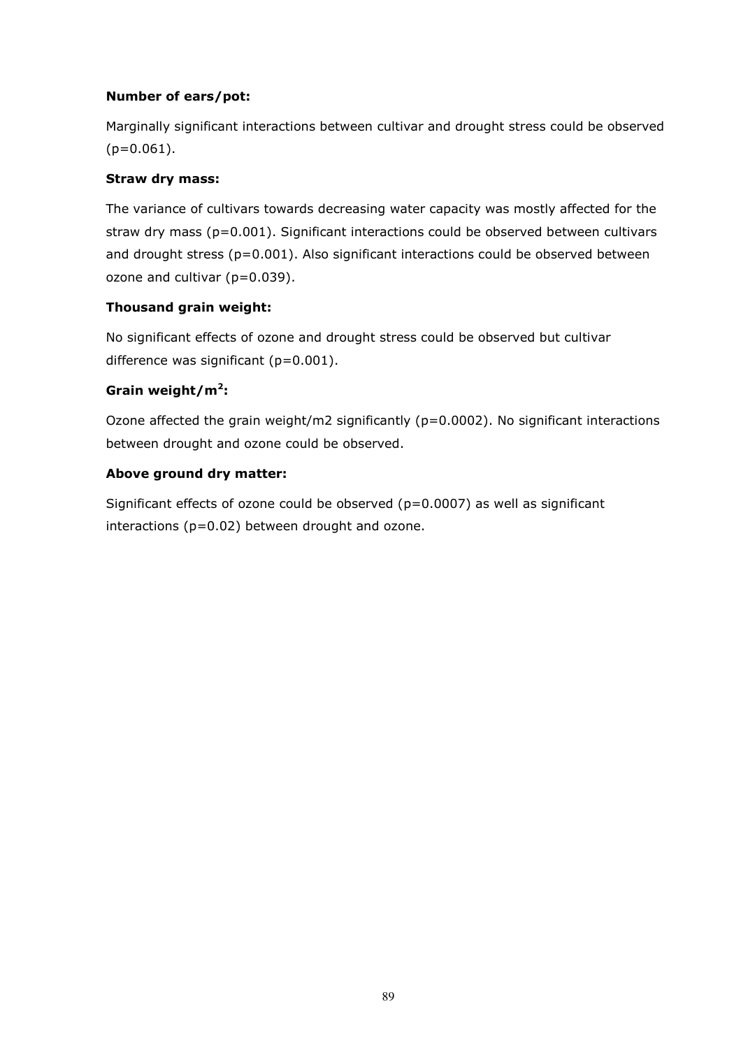**Number of ears/pot:**

Marginally significant interactions between cultivar and drought stress could be observed ($p=0.061$).

**Straw dry mass:**

The variance of cultivars towards decreasing water capacity was mostly affected for the straw dry mass ($p=0.001$). Significant interactions could be observed between cultivars and drought stress ($p=0.001$). Also significant interactions could be observed between ozone and cultivar ($p=0.039$).

**Thousand grain weight:**

No significant effects of ozone and drought stress could be observed but cultivar difference was significant ($p=0.001$).

**Grain weight/m$^2$:**

Ozone affected the grain weight/m2 significantly ($p=0.0002$). No significant interactions between drought and ozone could be observed.

**Above ground dry matter:**

Significant effects of ozone could be observed ($p=0.0007$) as well as significant interactions ($p=0.02$) between drought and ozone.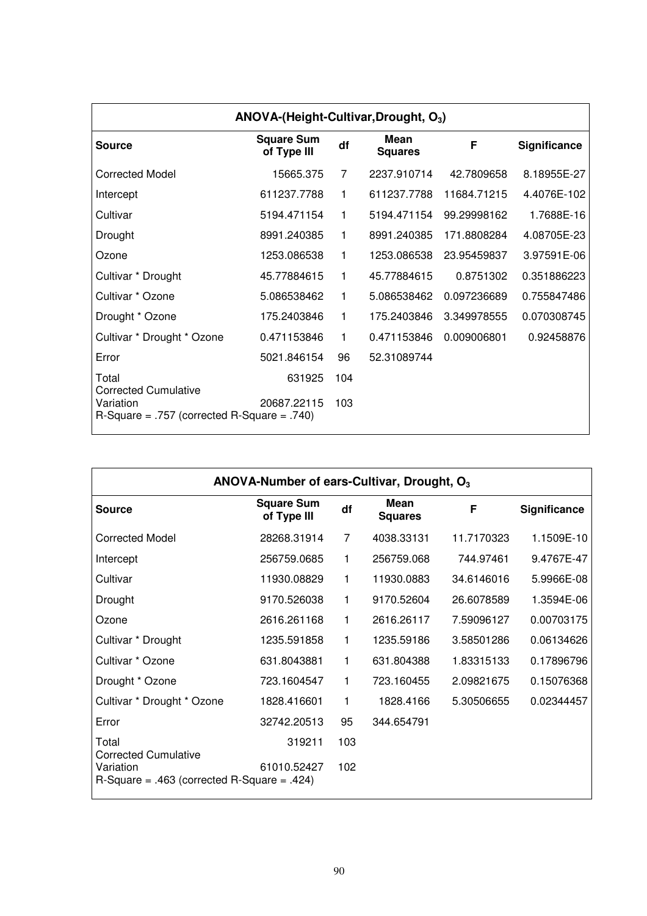**ANOVA-(Height-Cultivar,Drought, $O_3$)**

| Source | Square Sum of Type III | df | Mean Squares | F | Significance |
|---|---|---|---|---|---|
| Corrected Model | 15665.375 | 7 | 2237.910714 | 42.7809658 | 8.18955E-27 |
| Intercept | 611237.7788 | 1 | 611237.7788 | 11684.71215 | 4.4076E-102 |
| Cultivar | 5194.471154 | 1 | 5194.471154 | 99.29998162 | 1.7688E-16 |
| Drought | 8991.240385 | 1 | 8991.240385 | 171.8808284 | 4.08705E-23 |
| Ozone | 1253.086538 | 1 | 1253.086538 | 23.95459837 | 3.97591E-06 |
| Cultivar * Drought | 45.77884615 | 1 | 45.77884615 | 0.8751302 | 0.351886223 |
| Cultivar * Ozone | 5.086538462 | 1 | 5.086538462 | 0.097236689 | 0.755847486 |
| Drought * Ozone | 175.2403846 | 1 | 175.2403846 | 3.349978555 | 0.070308745 |
| Cultivar * Drought * Ozone | 0.471153846 | 1 | 0.471153846 | 0.009006801 | 0.92458876 |
| Error | 5021.846154 | 96 | 52.31089744 | | |
| Total | 631925 | 104 | | | |
| Corrected Cumulative Variation | 20687.22115 | 103 | | | |

R-Square = .757 (corrected R-Square = .740)

**ANOVA-Number of ears-Cultivar, Drought, $O_3$**

| Source | Square Sum of Type III | df | Mean Squares | F | Significance |
|---|---|---|---|---|---|
| Corrected Model | 28268.31914 | 7 | 4038.33131 | 11.7170323 | 1.1509E-10 |
| Intercept | 256759.0685 | 1 | 256759.068 | 744.97461 | 9.4767E-47 |
| Cultivar | 11930.08829 | 1 | 11930.0883 | 34.6146016 | 5.9966E-08 |
| Drought | 9170.526038 | 1 | 9170.52604 | 26.6078589 | 1.3594E-06 |
| Ozone | 2616.261168 | 1 | 2616.26117 | 7.59096127 | 0.00703175 |
| Cultivar * Drought | 1235.591858 | 1 | 1235.59186 | 3.58501286 | 0.06134626 |
| Cultivar * Ozone | 631.8043881 | 1 | 631.804388 | 1.83315133 | 0.17896796 |
| Drought * Ozone | 723.1604547 | 1 | 723.160455 | 2.09821675 | 0.15076368 |
| Cultivar * Drought * Ozone | 1828.416601 | 1 | 1828.4166 | 5.30506655 | 0.02344457 |
| Error | 32742.20513 | 95 | 344.654791 | | |
| Total | 319211 | 103 | | | |
| Corrected Cumulative Variation | 61010.52427 | 102 | | | |

R-Square = .463 (corrected R-Square = .424)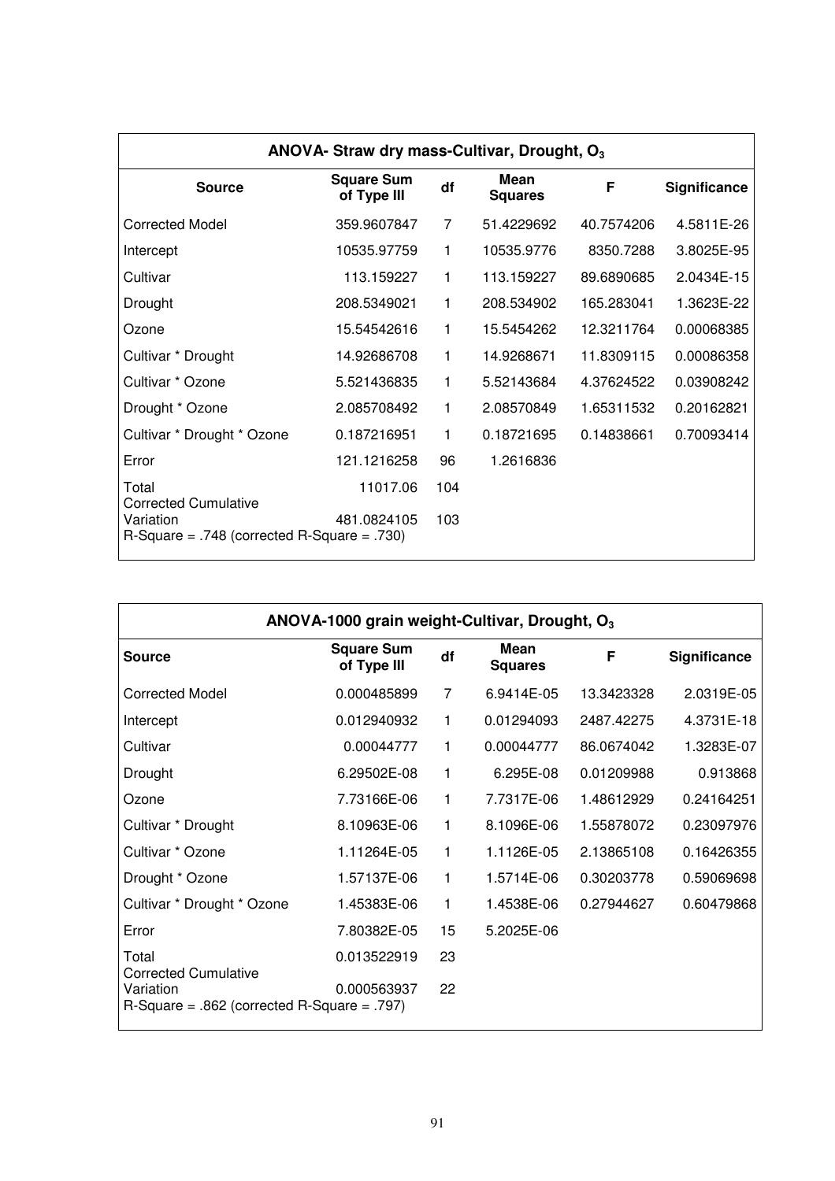| ANOVA- Straw dry mass-Cultivar, Drought, $O_3$ | | | | | |
|---|---|---|---|---|---|
| **Source** | **Square Sum of Type III** | **df** | **Mean Squares** | **F** | **Significance** |
| Corrected Model | 359.9607847 | 7 | 51.4229692 | 40.7574206 | 4.5811E-26 |
| Intercept | 10535.97759 | 1 | 10535.9776 | 8350.7288 | 3.8025E-95 |
| Cultivar | 113.159227 | 1 | 113.159227 | 89.6890685 | 2.0434E-15 |
| Drought | 208.5349021 | 1 | 208.534902 | 165.283041 | 1.3623E-22 |
| Ozone | 15.54542616 | 1 | 15.5454262 | 12.3211764 | 0.00068385 |
| Cultivar * Drought | 14.92686708 | 1 | 14.9268671 | 11.8309115 | 0.00086358 |
| Cultivar * Ozone | 5.521436835 | 1 | 5.52143684 | 4.37624522 | 0.03908242 |
| Drought * Ozone | 2.085708492 | 1 | 2.08570849 | 1.65311532 | 0.20162821 |
| Cultivar * Drought * Ozone | 0.187216951 | 1 | 0.18721695 | 0.14838661 | 0.70093414 |
| Error | 121.1216258 | 96 | 1.2616836 | | |
| Total | 11017.06 | 104 | | | |
| Corrected Cumulative Variation | 481.0824105 | 103 | | | |
| R-Square = .748 (corrected R-Square = .730) | | | | | |

| ANOVA-1000 grain weight-Cultivar, Drought, $O_3$ | | | | | |
|---|---|---|---|---|---|
| **Source** | **Square Sum of Type III** | **df** | **Mean Squares** | **F** | **Significance** |
| Corrected Model | 0.000485899 | 7 | 6.9414E-05 | 13.3423328 | 2.0319E-05 |
| Intercept | 0.012940932 | 1 | 0.01294093 | 2487.42275 | 4.3731E-18 |
| Cultivar | 0.00044777 | 1 | 0.00044777 | 86.0674042 | 1.3283E-07 |
| Drought | 6.29502E-08 | 1 | 6.295E-08 | 0.01209988 | 0.913868 |
| Ozone | 7.73166E-06 | 1 | 7.7317E-06 | 1.48612929 | 0.24164251 |
| Cultivar * Drought | 8.10963E-06 | 1 | 8.1096E-06 | 1.55878072 | 0.23097976 |
| Cultivar * Ozone | 1.11264E-05 | 1 | 1.1126E-05 | 2.13865108 | 0.16426355 |
| Drought * Ozone | 1.57137E-06 | 1 | 1.5714E-06 | 0.30203778 | 0.59069698 |
| Cultivar * Drought * Ozone | 1.45383E-06 | 1 | 1.4538E-06 | 0.27944627 | 0.60479868 |
| Error | 7.80382E-05 | 15 | 5.2025E-06 | | |
| Total | 0.013522919 | 23 | | | |
| Corrected Cumulative Variation | 0.000563937 | 22 | | | |
| R-Square = .862 (corrected R-Square = .797) | | | | | |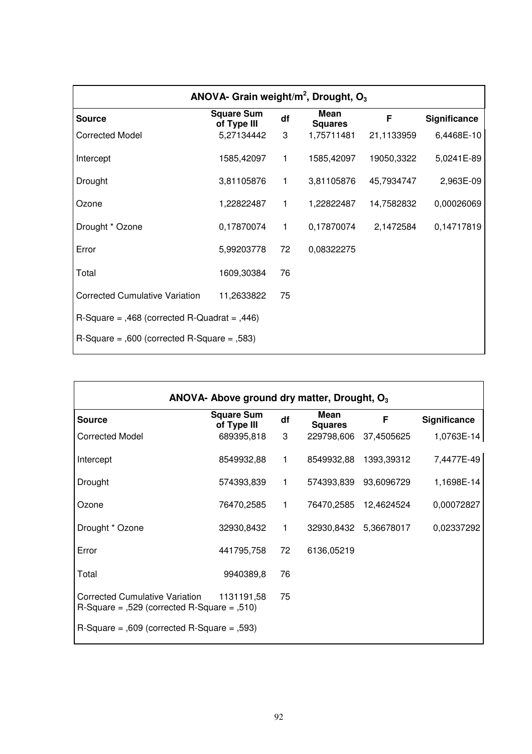| ANOVA- Grain weight/m$^2$, Drought, $O_3$ | | | | | |
|---|---|---|---|---|---|
| **Source** | **Square Sum of Type III** | **df** | **Mean Squares** | **F** | **Significance** |
| Corrected Model | 5,27134442 | 3 | 1,75711481 | 21,1133959 | 6,4468E-10 |
| Intercept | 1585,42097 | 1 | 1585,42097 | 19050,3322 | 5,0241E-89 |
| Drought | 3,81105876 | 1 | 3,81105876 | 45,7934747 | 2,963E-09 |
| Ozone | 1,22822487 | 1 | 1,22822487 | 14,7582832 | 0,00026069 |
| Drought * Ozone | 0,17870074 | 1 | 0,17870074 | 2,1472584 | 0,14717819 |
| Error | 5,99203778 | 72 | 0,08322275 | | |
| Total | 1609,30384 | 76 | | | |
| Corrected Cumulative Variation | 11,2633822 | 75 | | | |
| R-Square = ,468 (corrected R-Quadrat = ,446) | | | | | |
| R-Square = ,600 (corrected R-Square = ,583) | | | | | |

| ANOVA- Above ground dry matter, Drought, $O_3$ | | | | | |
|---|---|---|---|---|---|
| **Source** | **Square Sum of Type III** | **df** | **Mean Squares** | **F** | **Significance** |
| Corrected Model | 689395,818 | 3 | 229798,606 | 37,4505625 | 1,0763E-14 |
| Intercept | 8549932,88 | 1 | 8549932,88 | 1393,39312 | 7,4477E-49 |
| Drought | 574393,839 | 1 | 574393,839 | 93,6096729 | 1,1698E-14 |
| Ozone | 76470,2585 | 1 | 76470,2585 | 12,4624524 | 0,00072827 |
| Drought * Ozone | 32930,8432 | 1 | 32930,8432 | 5,36678017 | 0,02337292 |
| Error | 441795,758 | 72 | 6136,05219 | | |
| Total | 9940389,8 | 76 | | | |
| Corrected Cumulative Variation | 1131191,58 | 75 | | | |
| R-Square = ,529 (corrected R-Square = ,510) | | | | | |
| R-Square = ,609 (corrected R-Square = ,593) | | | | | |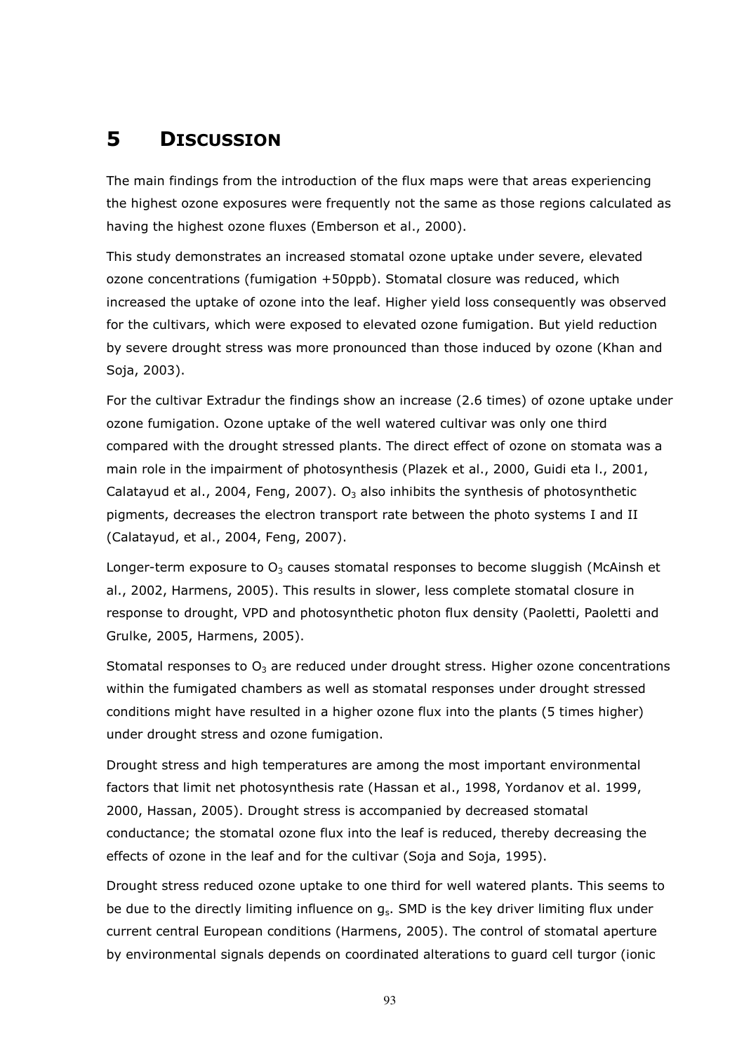# 5 DISCUSSION

The main findings from the introduction of the flux maps were that areas experiencing the highest ozone exposures were frequently not the same as those regions calculated as having the highest ozone fluxes (Emberson et al., 2000).

This study demonstrates an increased stomatal ozone uptake under severe, elevated ozone concentrations (fumigation +50ppb). Stomatal closure was reduced, which increased the uptake of ozone into the leaf. Higher yield loss consequently was observed for the cultivars, which were exposed to elevated ozone fumigation. But yield reduction by severe drought stress was more pronounced than those induced by ozone (Khan and Soja, 2003).

For the cultivar Extradur the findings show an increase (2.6 times) of ozone uptake under ozone fumigation. Ozone uptake of the well watered cultivar was only one third compared with the drought stressed plants. The direct effect of ozone on stomata was a main role in the impairment of photosynthesis (Plazek et al., 2000, Guidi eta l., 2001, Calatayud et al., 2004, Feng, 2007). $O_3$ also inhibits the synthesis of photosynthetic pigments, decreases the electron transport rate between the photo systems I and II (Calatayud, et al., 2004, Feng, 2007).

Longer-term exposure to $O_3$ causes stomatal responses to become sluggish (McAinsh et al., 2002, Harmens, 2005). This results in slower, less complete stomatal closure in response to drought, VPD and photosynthetic photon flux density (Paoletti, Paoletti and Grulke, 2005, Harmens, 2005).

Stomatal responses to $O_3$ are reduced under drought stress. Higher ozone concentrations within the fumigated chambers as well as stomatal responses under drought stressed conditions might have resulted in a higher ozone flux into the plants (5 times higher) under drought stress and ozone fumigation.

Drought stress and high temperatures are among the most important environmental factors that limit net photosynthesis rate (Hassan et al., 1998, Yordanov et al. 1999, 2000, Hassan, 2005). Drought stress is accompanied by decreased stomatal conductance; the stomatal ozone flux into the leaf is reduced, thereby decreasing the effects of ozone in the leaf and for the cultivar (Soja and Soja, 1995).

Drought stress reduced ozone uptake to one third for well watered plants. This seems to be due to the directly limiting influence on $g_s$. SMD is the key driver limiting flux under current central European conditions (Harmens, 2005). The control of stomatal aperture by environmental signals depends on coordinated alterations to guard cell turgor (ionic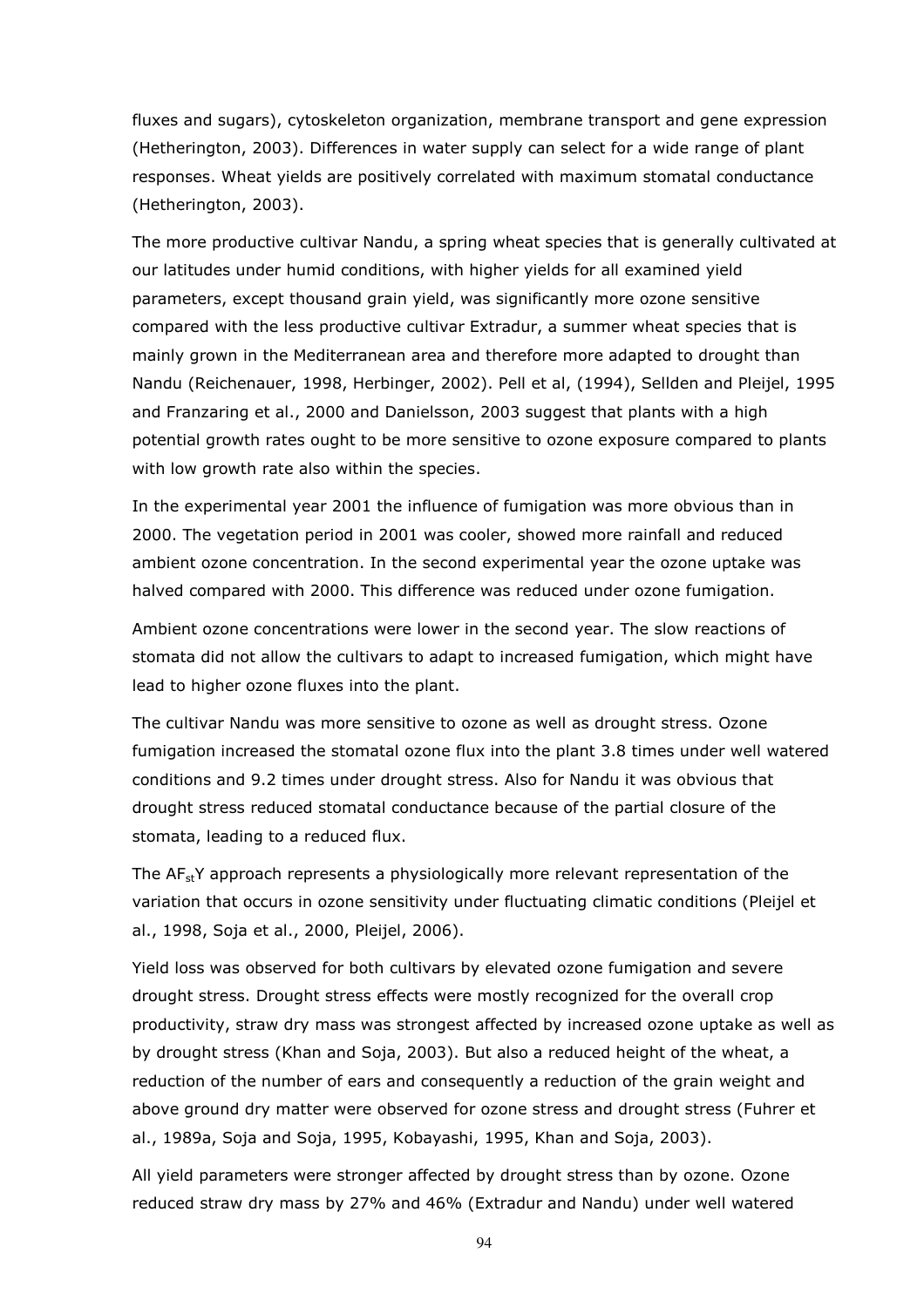fluxes and sugars), cytoskeleton organization, membrane transport and gene expression (Hetherington, 2003). Differences in water supply can select for a wide range of plant responses. Wheat yields are positively correlated with maximum stomatal conductance (Hetherington, 2003).

The more productive cultivar Nandu, a spring wheat species that is generally cultivated at our latitudes under humid conditions, with higher yields for all examined yield parameters, except thousand grain yield, was significantly more ozone sensitive compared with the less productive cultivar Extradur, a summer wheat species that is mainly grown in the Mediterranean area and therefore more adapted to drought than Nandu (Reichenauer, 1998, Herbinger, 2002). Pell et al, (1994), Sellden and Pleijel, 1995 and Franzaring et al., 2000 and Danielsson, 2003 suggest that plants with a high potential growth rates ought to be more sensitive to ozone exposure compared to plants with low growth rate also within the species.

In the experimental year 2001 the influence of fumigation was more obvious than in 2000. The vegetation period in 2001 was cooler, showed more rainfall and reduced ambient ozone concentration. In the second experimental year the ozone uptake was halved compared with 2000. This difference was reduced under ozone fumigation.

Ambient ozone concentrations were lower in the second year. The slow reactions of stomata did not allow the cultivars to adapt to increased fumigation, which might have lead to higher ozone fluxes into the plant.

The cultivar Nandu was more sensitive to ozone as well as drought stress. Ozone fumigation increased the stomatal ozone flux into the plant 3.8 times under well watered conditions and 9.2 times under drought stress. Also for Nandu it was obvious that drought stress reduced stomatal conductance because of the partial closure of the stomata, leading to a reduced flux.

The $AF_{st}Y$ approach represents a physiologically more relevant representation of the variation that occurs in ozone sensitivity under fluctuating climatic conditions (Pleijel et al., 1998, Soja et al., 2000, Pleijel, 2006).

Yield loss was observed for both cultivars by elevated ozone fumigation and severe drought stress. Drought stress effects were mostly recognized for the overall crop productivity, straw dry mass was strongest affected by increased ozone uptake as well as by drought stress (Khan and Soja, 2003). But also a reduced height of the wheat, a reduction of the number of ears and consequently a reduction of the grain weight and above ground dry matter were observed for ozone stress and drought stress (Fuhrer et al., 1989a, Soja and Soja, 1995, Kobayashi, 1995, Khan and Soja, 2003).

All yield parameters were stronger affected by drought stress than by ozone. Ozone reduced straw dry mass by 27% and 46% (Extradur and Nandu) under well watered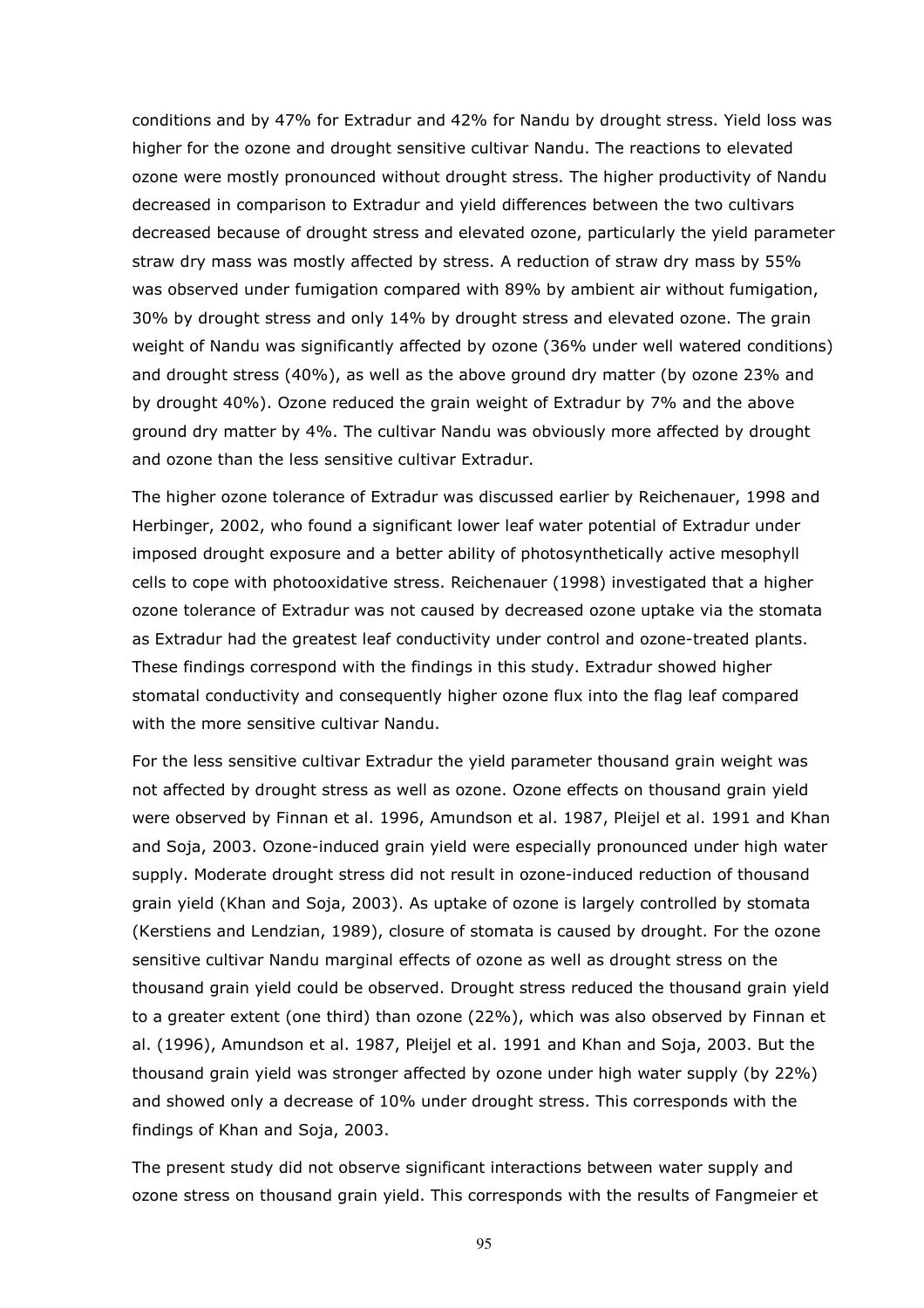conditions and by 47% for Extradur and 42% for Nandu by drought stress. Yield loss was higher for the ozone and drought sensitive cultivar Nandu. The reactions to elevated ozone were mostly pronounced without drought stress. The higher productivity of Nandu decreased in comparison to Extradur and yield differences between the two cultivars decreased because of drought stress and elevated ozone, particularly the yield parameter straw dry mass was mostly affected by stress. A reduction of straw dry mass by 55% was observed under fumigation compared with 89% by ambient air without fumigation, 30% by drought stress and only 14% by drought stress and elevated ozone. The grain weight of Nandu was significantly affected by ozone (36% under well watered conditions) and drought stress (40%), as well as the above ground dry matter (by ozone 23% and by drought 40%). Ozone reduced the grain weight of Extradur by 7% and the above ground dry matter by 4%. The cultivar Nandu was obviously more affected by drought and ozone than the less sensitive cultivar Extradur.

The higher ozone tolerance of Extradur was discussed earlier by Reichenauer, 1998 and Herbinger, 2002, who found a significant lower leaf water potential of Extradur under imposed drought exposure and a better ability of photosynthetically active mesophyll cells to cope with photooxidative stress. Reichenauer (1998) investigated that a higher ozone tolerance of Extradur was not caused by decreased ozone uptake via the stomata as Extradur had the greatest leaf conductivity under control and ozone-treated plants. These findings correspond with the findings in this study. Extradur showed higher stomatal conductivity and consequently higher ozone flux into the flag leaf compared with the more sensitive cultivar Nandu.

For the less sensitive cultivar Extradur the yield parameter thousand grain weight was not affected by drought stress as well as ozone. Ozone effects on thousand grain yield were observed by Finnan et al. 1996, Amundson et al. 1987, Pleijel et al. 1991 and Khan and Soja, 2003. Ozone-induced grain yield were especially pronounced under high water supply. Moderate drought stress did not result in ozone-induced reduction of thousand grain yield (Khan and Soja, 2003). As uptake of ozone is largely controlled by stomata (Kerstiens and Lendzian, 1989), closure of stomata is caused by drought. For the ozone sensitive cultivar Nandu marginal effects of ozone as well as drought stress on the thousand grain yield could be observed. Drought stress reduced the thousand grain yield to a greater extent (one third) than ozone (22%), which was also observed by Finnan et al. (1996), Amundson et al. 1987, Pleijel et al. 1991 and Khan and Soja, 2003. But the thousand grain yield was stronger affected by ozone under high water supply (by 22%) and showed only a decrease of 10% under drought stress. This corresponds with the findings of Khan and Soja, 2003.

The present study did not observe significant interactions between water supply and ozone stress on thousand grain yield. This corresponds with the results of Fangmeier et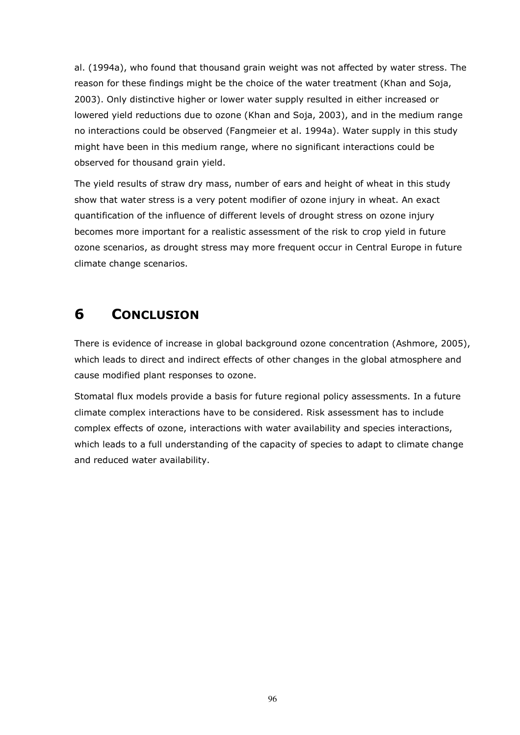al. (1994a), who found that thousand grain weight was not affected by water stress. The reason for these findings might be the choice of the water treatment (Khan and Soja, 2003). Only distinctive higher or lower water supply resulted in either increased or lowered yield reductions due to ozone (Khan and Soja, 2003), and in the medium range no interactions could be observed (Fangmeier et al. 1994a). Water supply in this study might have been in this medium range, where no significant interactions could be observed for thousand grain yield.

The yield results of straw dry mass, number of ears and height of wheat in this study show that water stress is a very potent modifier of ozone injury in wheat. An exact quantification of the influence of different levels of drought stress on ozone injury becomes more important for a realistic assessment of the risk to crop yield in future ozone scenarios, as drought stress may more frequent occur in Central Europe in future climate change scenarios.

# 6 CONCLUSION

There is evidence of increase in global background ozone concentration (Ashmore, 2005), which leads to direct and indirect effects of other changes in the global atmosphere and cause modified plant responses to ozone.

Stomatal flux models provide a basis for future regional policy assessments. In a future climate complex interactions have to be considered. Risk assessment has to include complex effects of ozone, interactions with water availability and species interactions, which leads to a full understanding of the capacity of species to adapt to climate change and reduced water availability.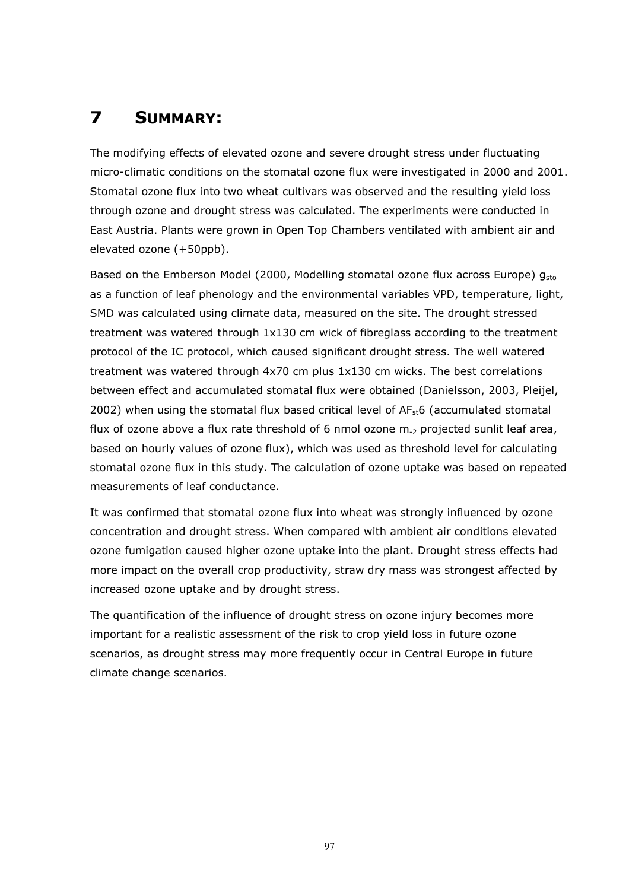# 7 SUMMARY:

The modifying effects of elevated ozone and severe drought stress under fluctuating micro-climatic conditions on the stomatal ozone flux were investigated in 2000 and 2001. Stomatal ozone flux into two wheat cultivars was observed and the resulting yield loss through ozone and drought stress was calculated. The experiments were conducted in East Austria. Plants were grown in Open Top Chambers ventilated with ambient air and elevated ozone (+50ppb).

Based on the Emberson Model (2000, Modelling stomatal ozone flux across Europe) $g_{sto}$ as a function of leaf phenology and the environmental variables VPD, temperature, light, SMD was calculated using climate data, measured on the site. The drought stressed treatment was watered through 1x130 cm wick of fibreglass according to the treatment protocol of the IC protocol, which caused significant drought stress. The well watered treatment was watered through 4x70 cm plus 1x130 cm wicks. The best correlations between effect and accumulated stomatal flux were obtained (Danielsson, 2003, Pleijel, 2002) when using the stomatal flux based critical level of $AF_{st}6$ (accumulated stomatal flux of ozone above a flux rate threshold of 6 nmol ozone $m_{-2}$ projected sunlit leaf area, based on hourly values of ozone flux), which was used as threshold level for calculating stomatal ozone flux in this study. The calculation of ozone uptake was based on repeated measurements of leaf conductance.

It was confirmed that stomatal ozone flux into wheat was strongly influenced by ozone concentration and drought stress. When compared with ambient air conditions elevated ozone fumigation caused higher ozone uptake into the plant. Drought stress effects had more impact on the overall crop productivity, straw dry mass was strongest affected by increased ozone uptake and by drought stress.

The quantification of the influence of drought stress on ozone injury becomes more important for a realistic assessment of the risk to crop yield loss in future ozone scenarios, as drought stress may more frequently occur in Central Europe in future climate change scenarios.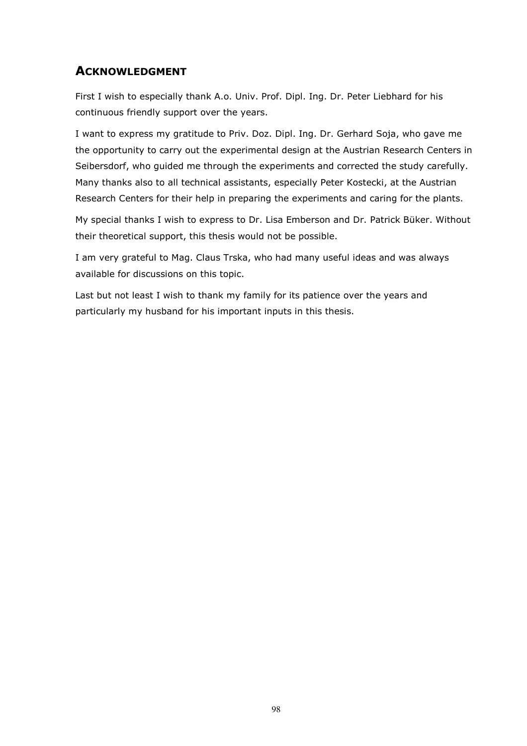## ACKNOWLEDGMENT

First I wish to especially thank A.o. Univ. Prof. Dipl. Ing. Dr. Peter Liebhard for his continuous friendly support over the years.

I want to express my gratitude to Priv. Doz. Dipl. Ing. Dr. Gerhard Soja, who gave me the opportunity to carry out the experimental design at the Austrian Research Centers in Seibersdorf, who guided me through the experiments and corrected the study carefully. Many thanks also to all technical assistants, especially Peter Kostecki, at the Austrian Research Centers for their help in preparing the experiments and caring for the plants.

My special thanks I wish to express to Dr. Lisa Emberson and Dr. Patrick Büker. Without their theoretical support, this thesis would not be possible.

I am very grateful to Mag. Claus Trska, who had many useful ideas and was always available for discussions on this topic.

Last but not least I wish to thank my family for its patience over the years and particularly my husband for his important inputs in this thesis.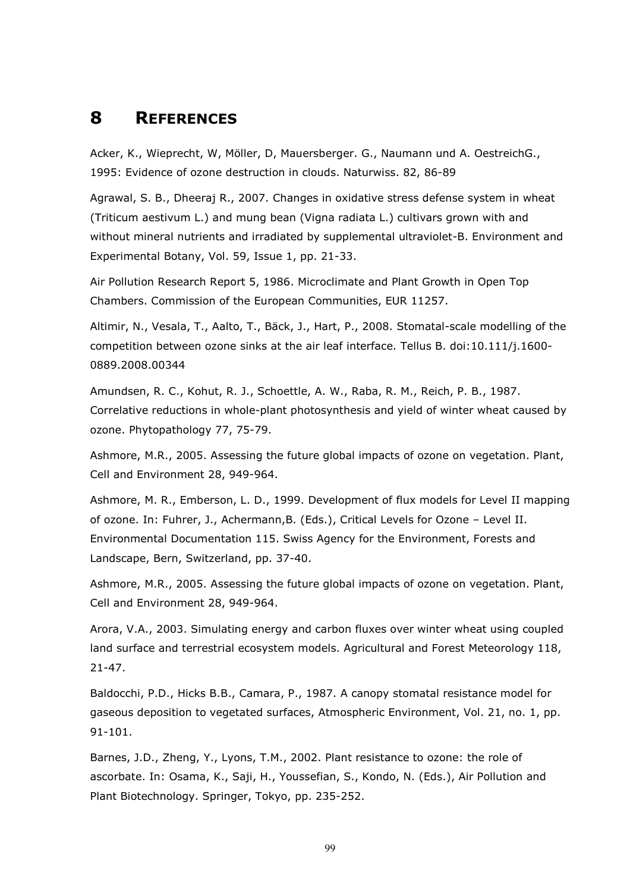# 8 REFERENCES

Acker, K., Wieprecht, W, Möller, D, Mauersberger. G., Naumann und A. OestreichG., 1995: Evidence of ozone destruction in clouds. Naturwiss. 82, 86-89

Agrawal, S. B., Dheeraj R., 2007. Changes in oxidative stress defense system in wheat (Triticum aestivum L.) and mung bean (Vigna radiata L.) cultivars grown with and without mineral nutrients and irradiated by supplemental ultraviolet-B. Environment and Experimental Botany, Vol. 59, Issue 1, pp. 21-33.

Air Pollution Research Report 5, 1986. Microclimate and Plant Growth in Open Top Chambers. Commission of the European Communities, EUR 11257.

Altimir, N., Vesala, T., Aalto, T., Bäck, J., Hart, P., 2008. Stomatal-scale modelling of the competition between ozone sinks at the air leaf interface. Tellus B. doi:10.111/j.1600-0889.2008.00344

Amundsen, R. C., Kohut, R. J., Schoettle, A. W., Raba, R. M., Reich, P. B., 1987. Correlative reductions in whole-plant photosynthesis and yield of winter wheat caused by ozone. Phytopathology 77, 75-79.

Ashmore, M.R., 2005. Assessing the future global impacts of ozone on vegetation. Plant, Cell and Environment 28, 949-964.

Ashmore, M. R., Emberson, L. D., 1999. Development of flux models for Level II mapping of ozone. In: Fuhrer, J., Achermann,B. (Eds.), Critical Levels for Ozone – Level II. Environmental Documentation 115. Swiss Agency for the Environment, Forests and Landscape, Bern, Switzerland, pp. 37-40.

Ashmore, M.R., 2005. Assessing the future global impacts of ozone on vegetation. Plant, Cell and Environment 28, 949-964.

Arora, V.A., 2003. Simulating energy and carbon fluxes over winter wheat using coupled land surface and terrestrial ecosystem models. Agricultural and Forest Meteorology 118, 21-47.

Baldocchi, P.D., Hicks B.B., Camara, P., 1987. A canopy stomatal resistance model for gaseous deposition to vegetated surfaces, Atmospheric Environment, Vol. 21, no. 1, pp. 91-101.

Barnes, J.D., Zheng, Y., Lyons, T.M., 2002. Plant resistance to ozone: the role of ascorbate. In: Osama, K., Saji, H., Youssefian, S., Kondo, N. (Eds.), Air Pollution and Plant Biotechnology. Springer, Tokyo, pp. 235-252.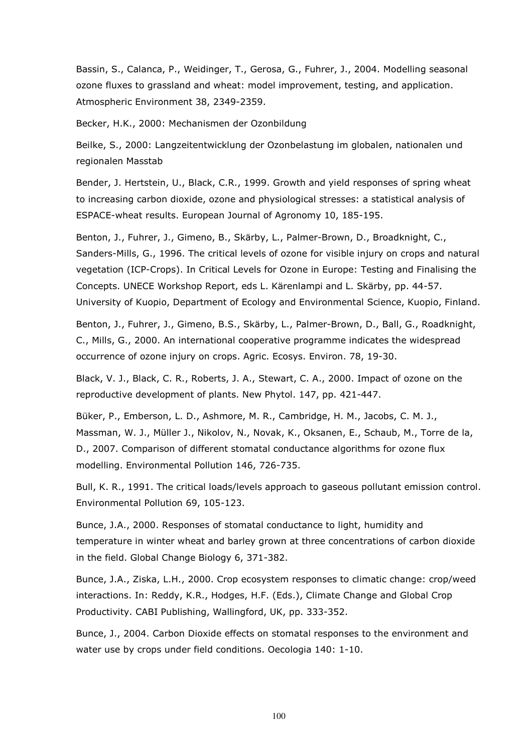Bassin, S., Calanca, P., Weidinger, T., Gerosa, G., Fuhrer, J., 2004. Modelling seasonal ozone fluxes to grassland and wheat: model improvement, testing, and application. Atmospheric Environment 38, 2349-2359.

Becker, H.K., 2000: Mechanismen der Ozonbildung

Beilke, S., 2000: Langzeitentwicklung der Ozonbelastung im globalen, nationalen und regionalen Masstab

Bender, J. Hertstein, U., Black, C.R., 1999. Growth and yield responses of spring wheat to increasing carbon dioxide, ozone and physiological stresses: a statistical analysis of ESPACE-wheat results. European Journal of Agronomy 10, 185-195.

Benton, J., Fuhrer, J., Gimeno, B., Skärby, L., Palmer-Brown, D., Broadknight, C., Sanders-Mills, G., 1996. The critical levels of ozone for visible injury on crops and natural vegetation (ICP-Crops). In Critical Levels for Ozone in Europe: Testing and Finalising the Concepts. UNECE Workshop Report, eds L. Kärenlampi and L. Skärby, pp. 44-57. University of Kuopio, Department of Ecology and Environmental Science, Kuopio, Finland.

Benton, J., Fuhrer, J., Gimeno, B.S., Skärby, L., Palmer-Brown, D., Ball, G., Roadknight, C., Mills, G., 2000. An international cooperative programme indicates the widespread occurrence of ozone injury on crops. Agric. Ecosys. Environ. 78, 19-30.

Black, V. J., Black, C. R., Roberts, J. A., Stewart, C. A., 2000. Impact of ozone on the reproductive development of plants. New Phytol. 147, pp. 421-447.

Büker, P., Emberson, L. D., Ashmore, M. R., Cambridge, H. M., Jacobs, C. M. J., Massman, W. J., Müller J., Nikolov, N., Novak, K., Oksanen, E., Schaub, M., Torre de la, D., 2007. Comparison of different stomatal conductance algorithms for ozone flux modelling. Environmental Pollution 146, 726-735.

Bull, K. R., 1991. The critical loads/levels approach to gaseous pollutant emission control. Environmental Pollution 69, 105-123.

Bunce, J.A., 2000. Responses of stomatal conductance to light, humidity and temperature in winter wheat and barley grown at three concentrations of carbon dioxide in the field. Global Change Biology 6, 371-382.

Bunce, J.A., Ziska, L.H., 2000. Crop ecosystem responses to climatic change: crop/weed interactions. In: Reddy, K.R., Hodges, H.F. (Eds.), Climate Change and Global Crop Productivity. CABI Publishing, Wallingford, UK, pp. 333-352.

Bunce, J., 2004. Carbon Dioxide effects on stomatal responses to the environment and water use by crops under field conditions. Oecologia 140: 1-10.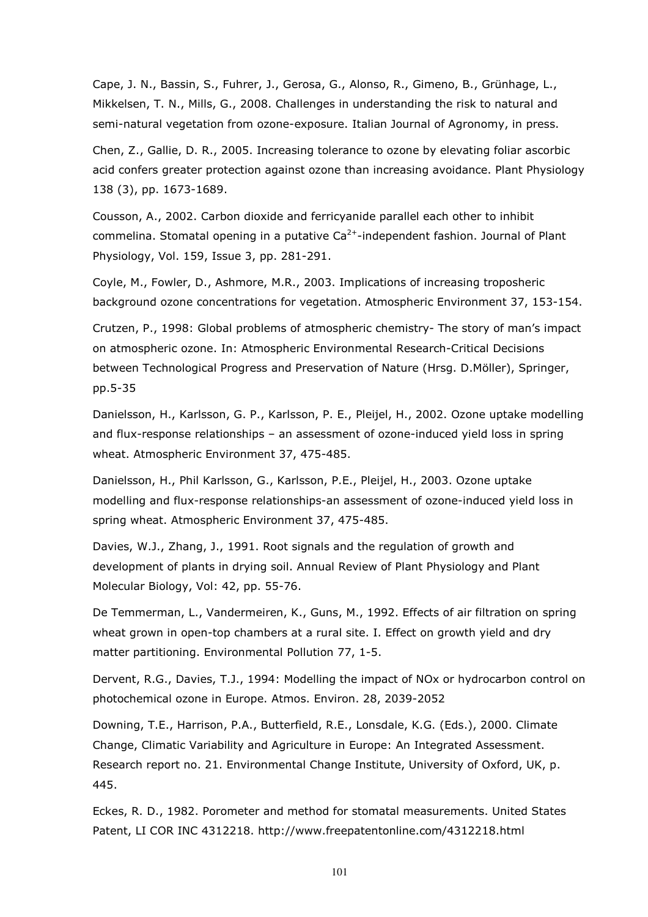Cape, J. N., Bassin, S., Fuhrer, J., Gerosa, G., Alonso, R., Gimeno, B., Grünhage, L., Mikkelsen, T. N., Mills, G., 2008. Challenges in understanding the risk to natural and semi-natural vegetation from ozone-exposure. Italian Journal of Agronomy, in press.

Chen, Z., Gallie, D. R., 2005. Increasing tolerance to ozone by elevating foliar ascorbic acid confers greater protection against ozone than increasing avoidance. Plant Physiology 138 (3), pp. 1673-1689.

Cousson, A., 2002. Carbon dioxide and ferricyanide parallel each other to inhibit commelina. Stomatal opening in a putative $Ca^{2+}$-independent fashion. Journal of Plant Physiology, Vol. 159, Issue 3, pp. 281-291.

Coyle, M., Fowler, D., Ashmore, M.R., 2003. Implications of increasing troposheric background ozone concentrations for vegetation. Atmospheric Environment 37, 153-154.

Crutzen, P., 1998: Global problems of atmospheric chemistry- The story of man's impact on atmospheric ozone. In: Atmospheric Environmental Research-Critical Decisions between Technological Progress and Preservation of Nature (Hrsg. D.Möller), Springer, pp.5-35

Danielsson, H., Karlsson, G. P., Karlsson, P. E., Pleijel, H., 2002. Ozone uptake modelling and flux-response relationships – an assessment of ozone-induced yield loss in spring wheat. Atmospheric Environment 37, 475-485.

Danielsson, H., Phil Karlsson, G., Karlsson, P.E., Pleijel, H., 2003. Ozone uptake modelling and flux-response relationships-an assessment of ozone-induced yield loss in spring wheat. Atmospheric Environment 37, 475-485.

Davies, W.J., Zhang, J., 1991. Root signals and the regulation of growth and development of plants in drying soil. Annual Review of Plant Physiology and Plant Molecular Biology, Vol: 42, pp. 55-76.

De Temmerman, L., Vandermeiren, K., Guns, M., 1992. Effects of air filtration on spring wheat grown in open-top chambers at a rural site. I. Effect on growth yield and dry matter partitioning. Environmental Pollution 77, 1-5.

Dervent, R.G., Davies, T.J., 1994: Modelling the impact of NOx or hydrocarbon control on photochemical ozone in Europe. Atmos. Environ. 28, 2039-2052

Downing, T.E., Harrison, P.A., Butterfield, R.E., Lonsdale, K.G. (Eds.), 2000. Climate Change, Climatic Variability and Agriculture in Europe: An Integrated Assessment. Research report no. 21. Environmental Change Institute, University of Oxford, UK, p. 445.

Eckes, R. D., 1982. Porometer and method for stomatal measurements. United States Patent, LI COR INC 4312218. http://www.freepatentonline.com/4312218.html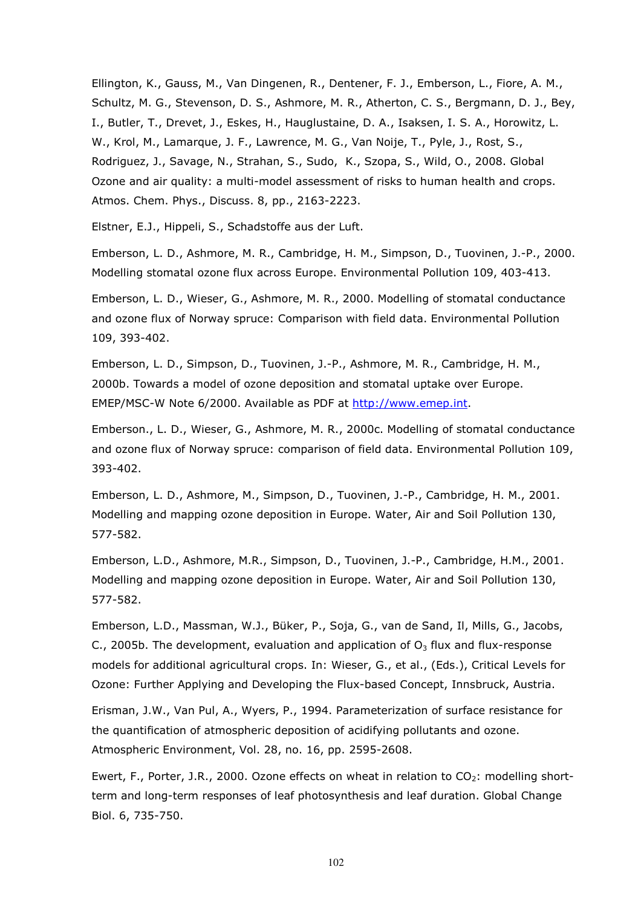Ellington, K., Gauss, M., Van Dingenen, R., Dentener, F. J., Emberson, L., Fiore, A. M., Schultz, M. G., Stevenson, D. S., Ashmore, M. R., Atherton, C. S., Bergmann, D. J., Bey, I., Butler, T., Drevet, J., Eskes, H., Hauglustaine, D. A., Isaksen, I. S. A., Horowitz, L. W., Krol, M., Lamarque, J. F., Lawrence, M. G., Van Noije, T., Pyle, J., Rost, S., Rodriguez, J., Savage, N., Strahan, S., Sudo, K., Szopa, S., Wild, O., 2008. Global Ozone and air quality: a multi-model assessment of risks to human health and crops. Atmos. Chem. Phys., Discuss. 8, pp., 2163-2223.

Elstner, E.J., Hippeli, S., Schadstoffe aus der Luft.

Emberson, L. D., Ashmore, M. R., Cambridge, H. M., Simpson, D., Tuovinen, J.-P., 2000. Modelling stomatal ozone flux across Europe. Environmental Pollution 109, 403-413.

Emberson, L. D., Wieser, G., Ashmore, M. R., 2000. Modelling of stomatal conductance and ozone flux of Norway spruce: Comparison with field data. Environmental Pollution 109, 393-402.

Emberson, L. D., Simpson, D., Tuovinen, J.-P., Ashmore, M. R., Cambridge, H. M., 2000b. Towards a model of ozone deposition and stomatal uptake over Europe. EMEP/MSC-W Note 6/2000. Available as PDF at http://www.emep.int.

Emberson., L. D., Wieser, G., Ashmore, M. R., 2000c. Modelling of stomatal conductance and ozone flux of Norway spruce: comparison of field data. Environmental Pollution 109, 393-402.

Emberson, L. D., Ashmore, M., Simpson, D., Tuovinen, J.-P., Cambridge, H. M., 2001. Modelling and mapping ozone deposition in Europe. Water, Air and Soil Pollution 130, 577-582.

Emberson, L.D., Ashmore, M.R., Simpson, D., Tuovinen, J.-P., Cambridge, H.M., 2001. Modelling and mapping ozone deposition in Europe. Water, Air and Soil Pollution 130, 577-582.

Emberson, L.D., Massman, W.J., Büker, P., Soja, G., van de Sand, Il, Mills, G., Jacobs, C., 2005b. The development, evaluation and application of $O_3$ flux and flux-response models for additional agricultural crops. In: Wieser, G., et al., (Eds.), Critical Levels for Ozone: Further Applying and Developing the Flux-based Concept, Innsbruck, Austria.

Erisman, J.W., Van Pul, A., Wyers, P., 1994. Parameterization of surface resistance for the quantification of atmospheric deposition of acidifying pollutants and ozone. Atmospheric Environment, Vol. 28, no. 16, pp. 2595-2608.

Ewert, F., Porter, J.R., 2000. Ozone effects on wheat in relation to $CO_2$: modelling short-term and long-term responses of leaf photosynthesis and leaf duration. Global Change Biol. 6, 735-750.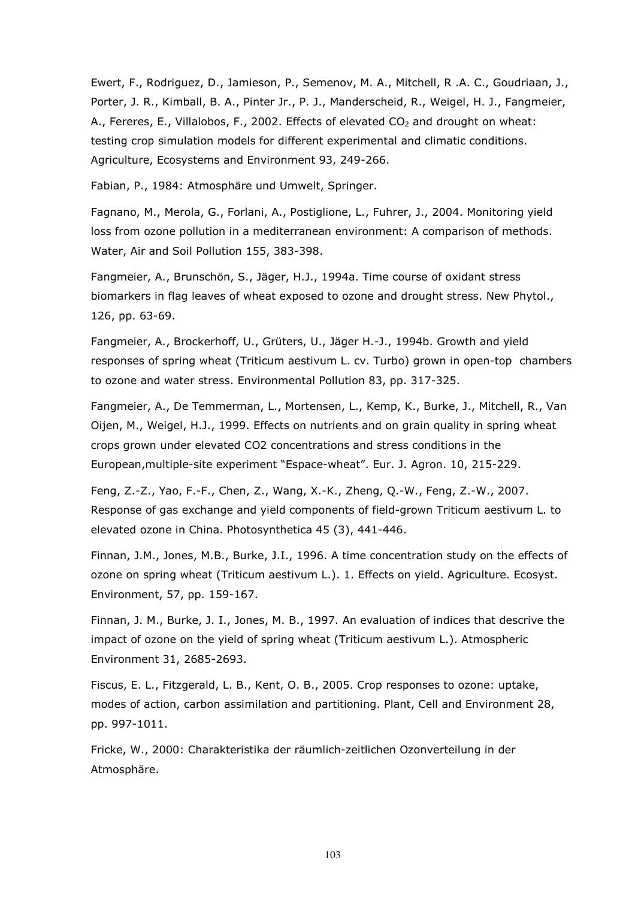Ewert, F., Rodriguez, D., Jamieson, P., Semenov, M. A., Mitchell, R .A. C., Goudriaan, J., Porter, J. R., Kimball, B. A., Pinter Jr., P. J., Manderscheid, R., Weigel, H. J., Fangmeier, A., Fereres, E., Villalobos, F., 2002. Effects of elevated $CO_2$ and drought on wheat: testing crop simulation models for different experimental and climatic conditions. Agriculture, Ecosystems and Environment 93, 249-266.

Fabian, P., 1984: Atmosphäre und Umwelt, Springer.

Fagnano, M., Merola, G., Forlani, A., Postiglione, L., Fuhrer, J., 2004. Monitoring yield loss from ozone pollution in a mediterranean environment: A comparison of methods. Water, Air and Soil Pollution 155, 383-398.

Fangmeier, A., Brunschön, S., Jäger, H.J., 1994a. Time course of oxidant stress biomarkers in flag leaves of wheat exposed to ozone and drought stress. New Phytol., 126, pp. 63-69.

Fangmeier, A., Brockerhoff, U., Grüters, U., Jäger H.-J., 1994b. Growth and yield responses of spring wheat (Triticum aestivum L. cv. Turbo) grown in open-top chambers to ozone and water stress. Environmental Pollution 83, pp. 317-325.

Fangmeier, A., De Temmerman, L., Mortensen, L., Kemp, K., Burke, J., Mitchell, R., Van Oijen, M., Weigel, H.J., 1999. Effects on nutrients and on grain quality in spring wheat crops grown under elevated CO2 concentrations and stress conditions in the European,multiple-site experiment "Espace-wheat". Eur. J. Agron. 10, 215-229.

Feng, Z.-Z., Yao, F.-F., Chen, Z., Wang, X.-K., Zheng, Q.-W., Feng, Z.-W., 2007. Response of gas exchange and yield components of field-grown Triticum aestivum L. to elevated ozone in China. Photosynthetica 45 (3), 441-446.

Finnan, J.M., Jones, M.B., Burke, J.I., 1996. A time concentration study on the effects of ozone on spring wheat (Triticum aestivum L.). 1. Effects on yield. Agriculture. Ecosyst. Environment, 57, pp. 159-167.

Finnan, J. M., Burke, J. I., Jones, M. B., 1997. An evaluation of indices that descrive the impact of ozone on the yield of spring wheat (Triticum aestivum L.). Atmospheric Environment 31, 2685-2693.

Fiscus, E. L., Fitzgerald, L. B., Kent, O. B., 2005. Crop responses to ozone: uptake, modes of action, carbon assimilation and partitioning. Plant, Cell and Environment 28, pp. 997-1011.

Fricke, W., 2000: Charakteristika der räumlich-zeitlichen Ozonverteilung in der Atmosphäre.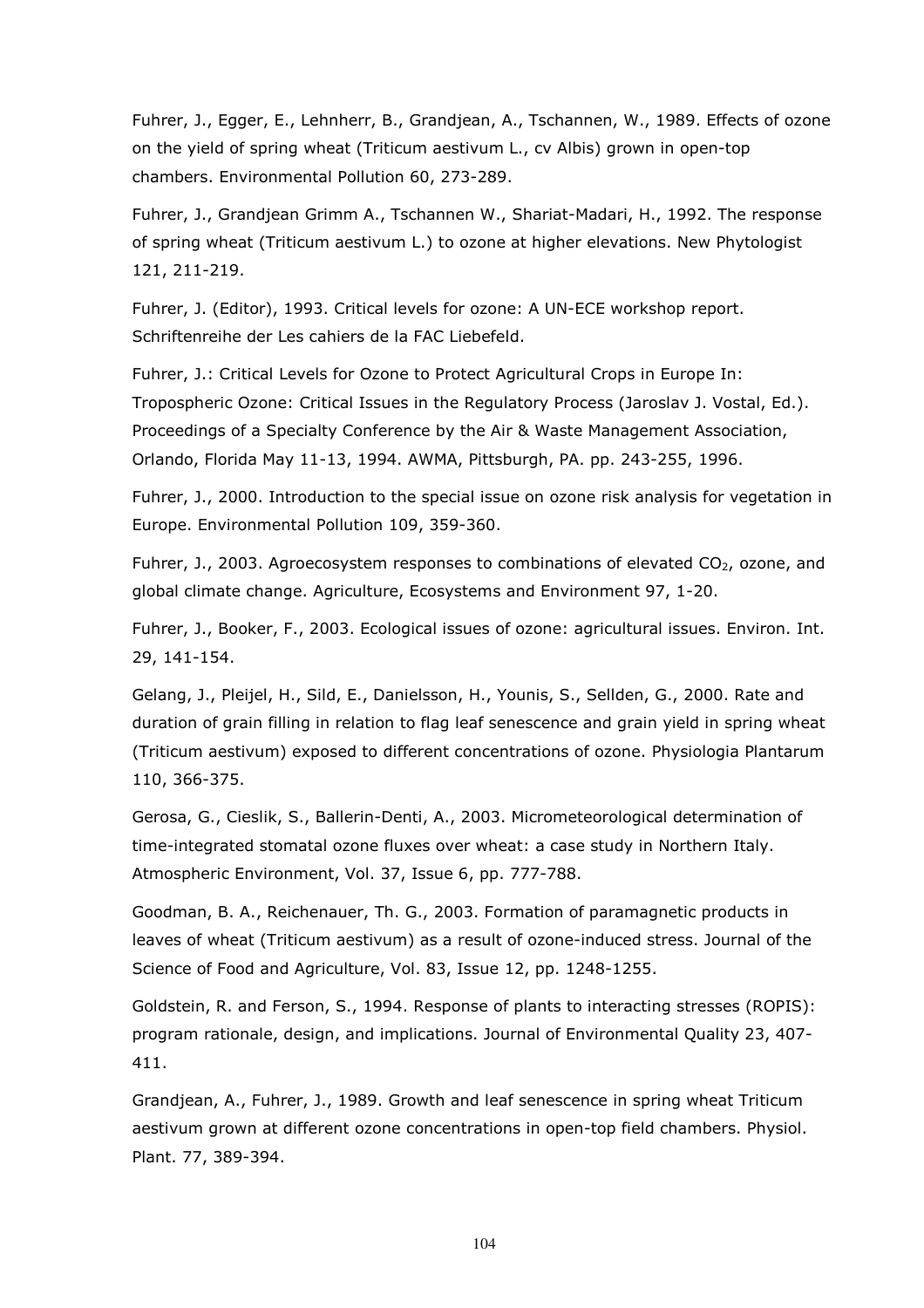Fuhrer, J., Egger, E., Lehnherr, B., Grandjean, A., Tschannen, W., 1989. Effects of ozone on the yield of spring wheat (Triticum aestivum L., cv Albis) grown in open-top chambers. Environmental Pollution 60, 273-289.

Fuhrer, J., Grandjean Grimm A., Tschannen W., Shariat-Madari, H., 1992. The response of spring wheat (Triticum aestivum L.) to ozone at higher elevations. New Phytologist 121, 211-219.

Fuhrer, J. (Editor), 1993. Critical levels for ozone: A UN-ECE workshop report. Schriftenreihe der Les cahiers de la FAC Liebefeld.

Fuhrer, J.: Critical Levels for Ozone to Protect Agricultural Crops in Europe In: Tropospheric Ozone: Critical Issues in the Regulatory Process (Jaroslav J. Vostal, Ed.). Proceedings of a Specialty Conference by the Air & Waste Management Association, Orlando, Florida May 11-13, 1994. AWMA, Pittsburgh, PA. pp. 243-255, 1996.

Fuhrer, J., 2000. Introduction to the special issue on ozone risk analysis for vegetation in Europe. Environmental Pollution 109, 359-360.

Fuhrer, J., 2003. Agroecosystem responses to combinations of elevated $CO_2$, ozone, and global climate change. Agriculture, Ecosystems and Environment 97, 1-20.

Fuhrer, J., Booker, F., 2003. Ecological issues of ozone: agricultural issues. Environ. Int. 29, 141-154.

Gelang, J., Pleijel, H., Sild, E., Danielsson, H., Younis, S., Sellden, G., 2000. Rate and duration of grain filling in relation to flag leaf senescence and grain yield in spring wheat (Triticum aestivum) exposed to different concentrations of ozone. Physiologia Plantarum 110, 366-375.

Gerosa, G., Cieslik, S., Ballerin-Denti, A., 2003. Micrometeorological determination of time-integrated stomatal ozone fluxes over wheat: a case study in Northern Italy. Atmospheric Environment, Vol. 37, Issue 6, pp. 777-788.

Goodman, B. A., Reichenauer, Th. G., 2003. Formation of paramagnetic products in leaves of wheat (Triticum aestivum) as a result of ozone-induced stress. Journal of the Science of Food and Agriculture, Vol. 83, Issue 12, pp. 1248-1255.

Goldstein, R. and Ferson, S., 1994. Response of plants to interacting stresses (ROPIS): program rationale, design, and implications. Journal of Environmental Quality 23, 407-411.

Grandjean, A., Fuhrer, J., 1989. Growth and leaf senescence in spring wheat Triticum aestivum grown at different ozone concentrations in open-top field chambers. Physiol. Plant. 77, 389-394.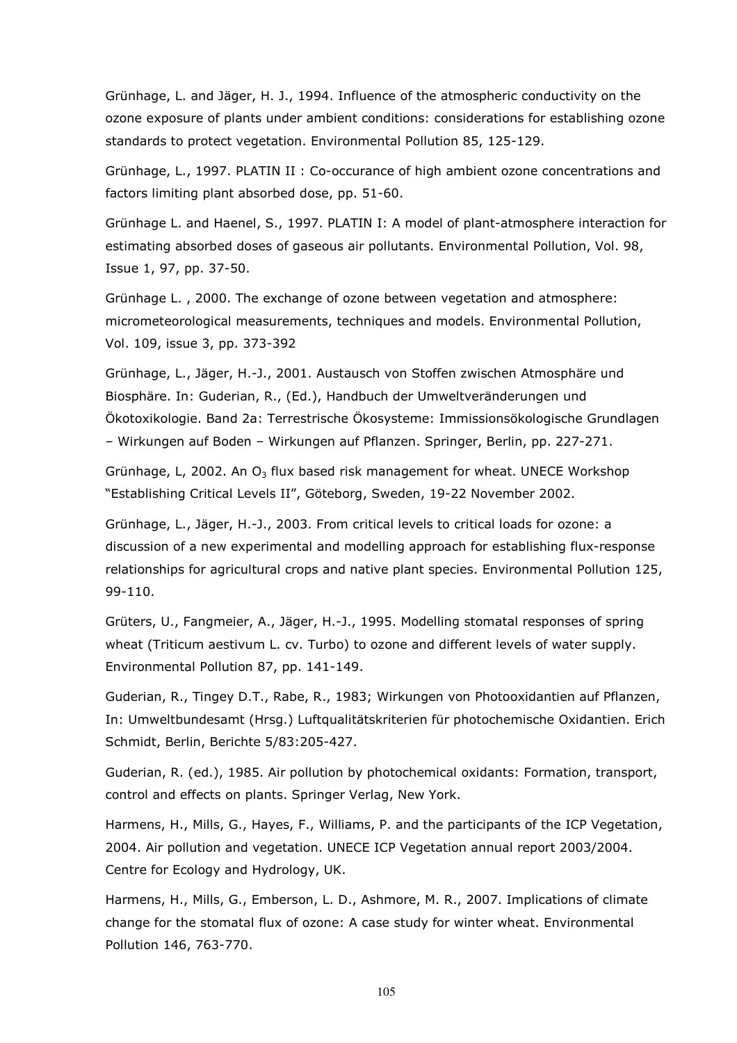Grünhage, L. and Jäger, H. J., 1994. Influence of the atmospheric conductivity on the ozone exposure of plants under ambient conditions: considerations for establishing ozone standards to protect vegetation. Environmental Pollution 85, 125-129.

Grünhage, L., 1997. PLATIN II : Co-occurance of high ambient ozone concentrations and factors limiting plant absorbed dose, pp. 51-60.

Grünhage L. and Haenel, S., 1997. PLATIN I: A model of plant-atmosphere interaction for estimating absorbed doses of gaseous air pollutants. Environmental Pollution, Vol. 98, Issue 1, 97, pp. 37-50.

Grünhage L. , 2000. The exchange of ozone between vegetation and atmosphere: micrometeorological measurements, techniques and models. Environmental Pollution, Vol. 109, issue 3, pp. 373-392

Grünhage, L., Jäger, H.-J., 2001. Austausch von Stoffen zwischen Atmosphäre und Biosphäre. In: Guderian, R., (Ed.), Handbuch der Umweltveränderungen und Ökotoxikologie. Band 2a: Terrestrische Ökosysteme: Immissionsökologische Grundlagen – Wirkungen auf Boden – Wirkungen auf Pflanzen. Springer, Berlin, pp. 227-271.

Grünhage, L, 2002. An $O_3$ flux based risk management for wheat. UNECE Workshop "Establishing Critical Levels II", Göteborg, Sweden, 19-22 November 2002.

Grünhage, L., Jäger, H.-J., 2003. From critical levels to critical loads for ozone: a discussion of a new experimental and modelling approach for establishing flux-response relationships for agricultural crops and native plant species. Environmental Pollution 125, 99-110.

Grüters, U., Fangmeier, A., Jäger, H.-J., 1995. Modelling stomatal responses of spring wheat (Triticum aestivum L. cv. Turbo) to ozone and different levels of water supply. Environmental Pollution 87, pp. 141-149.

Guderian, R., Tingey D.T., Rabe, R., 1983; Wirkungen von Photooxidantien auf Pflanzen, In: Umweltbundesamt (Hrsg.) Luftqualitätskriterien für photochemische Oxidantien. Erich Schmidt, Berlin, Berichte 5/83:205-427.

Guderian, R. (ed.), 1985. Air pollution by photochemical oxidants: Formation, transport, control and effects on plants. Springer Verlag, New York.

Harmens, H., Mills, G., Hayes, F., Williams, P. and the participants of the ICP Vegetation, 2004. Air pollution and vegetation. UNECE ICP Vegetation annual report 2003/2004. Centre for Ecology and Hydrology, UK.

Harmens, H., Mills, G., Emberson, L. D., Ashmore, M. R., 2007. Implications of climate change for the stomatal flux of ozone: A case study for winter wheat. Environmental Pollution 146, 763-770.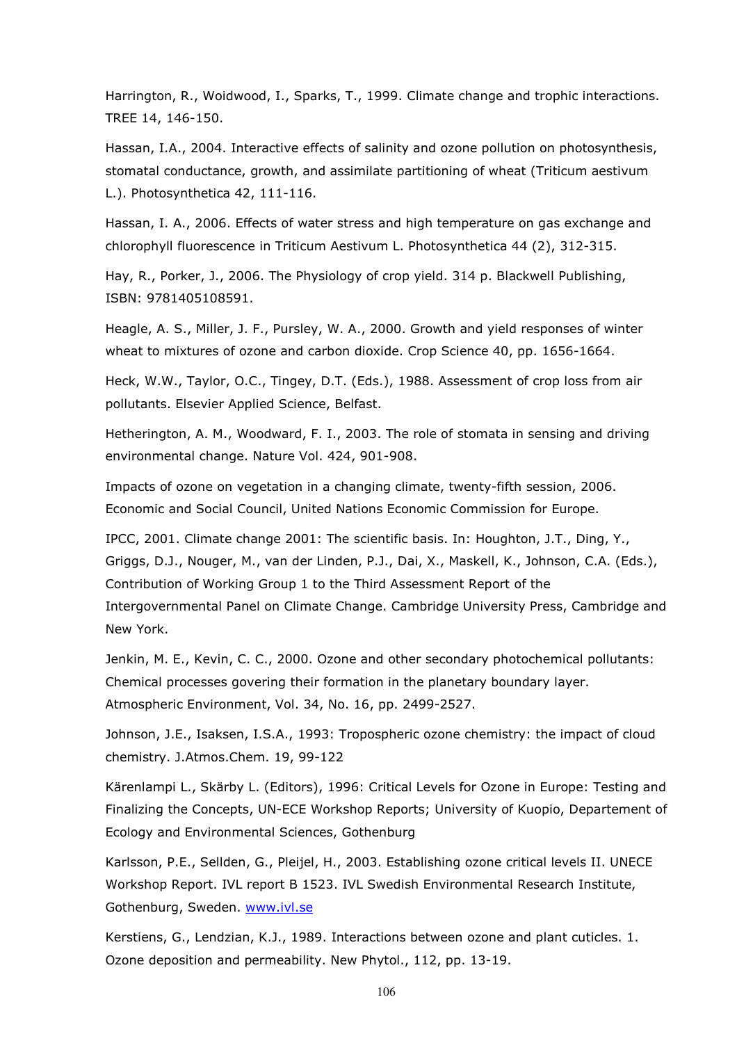Harrington, R., Woidwood, I., Sparks, T., 1999. Climate change and trophic interactions. TREE 14, 146-150.

Hassan, I.A., 2004. Interactive effects of salinity and ozone pollution on photosynthesis, stomatal conductance, growth, and assimilate partitioning of wheat (Triticum aestivum L.). Photosynthetica 42, 111-116.

Hassan, I. A., 2006. Effects of water stress and high temperature on gas exchange and chlorophyll fluorescence in Triticum Aestivum L. Photosynthetica 44 (2), 312-315.

Hay, R., Porker, J., 2006. The Physiology of crop yield. 314 p. Blackwell Publishing, ISBN: 9781405108591.

Heagle, A. S., Miller, J. F., Pursley, W. A., 2000. Growth and yield responses of winter wheat to mixtures of ozone and carbon dioxide. Crop Science 40, pp. 1656-1664.

Heck, W.W., Taylor, O.C., Tingey, D.T. (Eds.), 1988. Assessment of crop loss from air pollutants. Elsevier Applied Science, Belfast.

Hetherington, A. M., Woodward, F. I., 2003. The role of stomata in sensing and driving environmental change. Nature Vol. 424, 901-908.

Impacts of ozone on vegetation in a changing climate, twenty-fifth session, 2006. Economic and Social Council, United Nations Economic Commission for Europe.

IPCC, 2001. Climate change 2001: The scientific basis. In: Houghton, J.T., Ding, Y., Griggs, D.J., Nouger, M., van der Linden, P.J., Dai, X., Maskell, K., Johnson, C.A. (Eds.), Contribution of Working Group 1 to the Third Assessment Report of the Intergovernmental Panel on Climate Change. Cambridge University Press, Cambridge and New York.

Jenkin, M. E., Kevin, C. C., 2000. Ozone and other secondary photochemical pollutants: Chemical processes govering their formation in the planetary boundary layer. Atmospheric Environment, Vol. 34, No. 16, pp. 2499-2527.

Johnson, J.E., Isaksen, I.S.A., 1993: Tropospheric ozone chemistry: the impact of cloud chemistry. J.Atmos.Chem. 19, 99-122

Kärenlampi L., Skärby L. (Editors), 1996: Critical Levels for Ozone in Europe: Testing and Finalizing the Concepts, UN-ECE Workshop Reports; University of Kuopio, Departement of Ecology and Environmental Sciences, Gothenburg

Karlsson, P.E., Sellden, G., Pleijel, H., 2003. Establishing ozone critical levels II. UNECE Workshop Report. IVL report B 1523. IVL Swedish Environmental Research Institute, Gothenburg, Sweden. www.ivl.se

Kerstiens, G., Lendzian, K.J., 1989. Interactions between ozone and plant cuticles. 1. Ozone deposition and permeability. New Phytol., 112, pp. 13-19.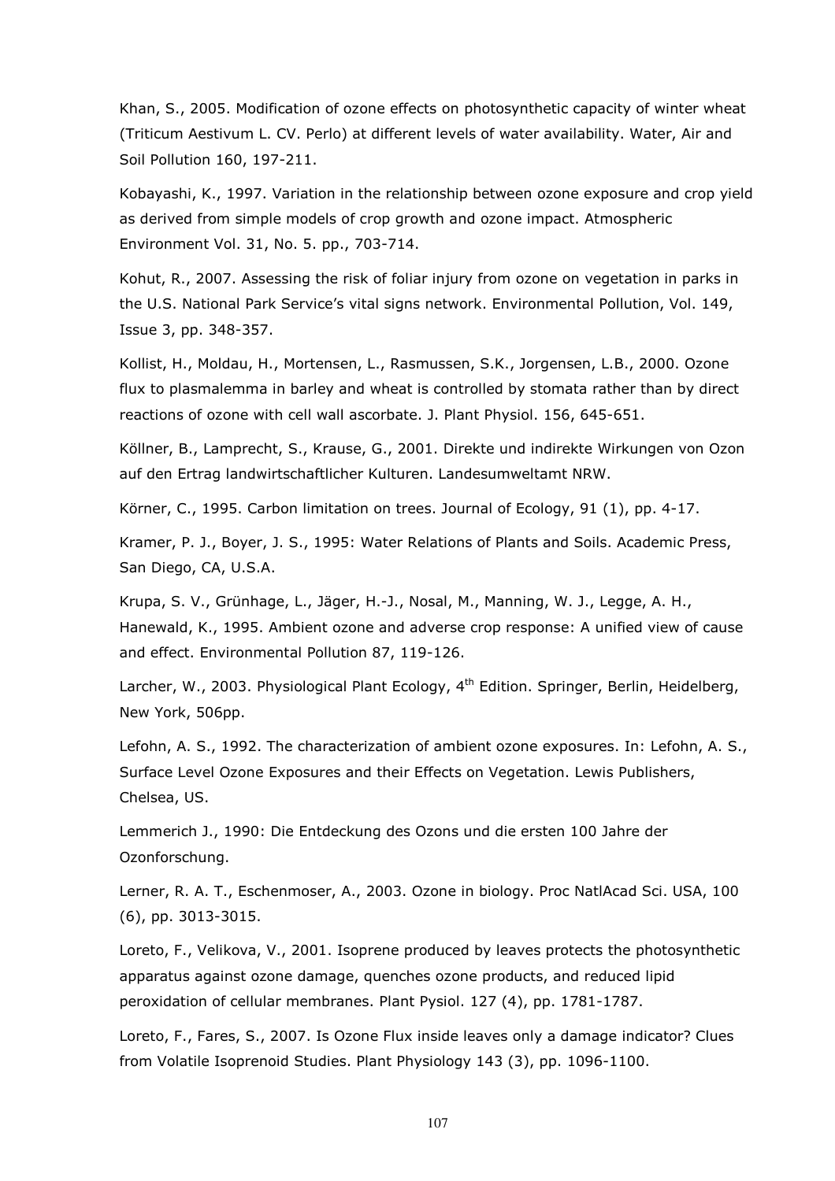Khan, S., 2005. Modification of ozone effects on photosynthetic capacity of winter wheat (Triticum Aestivum L. CV. Perlo) at different levels of water availability. Water, Air and Soil Pollution 160, 197-211.

Kobayashi, K., 1997. Variation in the relationship between ozone exposure and crop yield as derived from simple models of crop growth and ozone impact. Atmospheric Environment Vol. 31, No. 5. pp., 703-714.

Kohut, R., 2007. Assessing the risk of foliar injury from ozone on vegetation in parks in the U.S. National Park Service's vital signs network. Environmental Pollution, Vol. 149, Issue 3, pp. 348-357.

Kollist, H., Moldau, H., Mortensen, L., Rasmussen, S.K., Jorgensen, L.B., 2000. Ozone flux to plasmalemma in barley and wheat is controlled by stomata rather than by direct reactions of ozone with cell wall ascorbate. J. Plant Physiol. 156, 645-651.

Köllner, B., Lamprecht, S., Krause, G., 2001. Direkte und indirekte Wirkungen von Ozon auf den Ertrag landwirtschaftlicher Kulturen. Landesumweltamt NRW.

Körner, C., 1995. Carbon limitation on trees. Journal of Ecology, 91 (1), pp. 4-17.

Kramer, P. J., Boyer, J. S., 1995: Water Relations of Plants and Soils. Academic Press, San Diego, CA, U.S.A.

Krupa, S. V., Grünhage, L., Jäger, H.-J., Nosal, M., Manning, W. J., Legge, A. H., Hanewald, K., 1995. Ambient ozone and adverse crop response: A unified view of cause and effect. Environmental Pollution 87, 119-126.

Larcher, W., 2003. Physiological Plant Ecology, 4th Edition. Springer, Berlin, Heidelberg, New York, 506pp.

Lefohn, A. S., 1992. The characterization of ambient ozone exposures. In: Lefohn, A. S., Surface Level Ozone Exposures and their Effects on Vegetation. Lewis Publishers, Chelsea, US.

Lemmerich J., 1990: Die Entdeckung des Ozons und die ersten 100 Jahre der Ozonforschung.

Lerner, R. A. T., Eschenmoser, A., 2003. Ozone in biology. Proc NatlAcad Sci. USA, 100 (6), pp. 3013-3015.

Loreto, F., Velikova, V., 2001. Isoprene produced by leaves protects the photosynthetic apparatus against ozone damage, quenches ozone products, and reduced lipid peroxidation of cellular membranes. Plant Pysiol. 127 (4), pp. 1781-1787.

Loreto, F., Fares, S., 2007. Is Ozone Flux inside leaves only a damage indicator? Clues from Volatile Isoprenoid Studies. Plant Physiology 143 (3), pp. 1096-1100.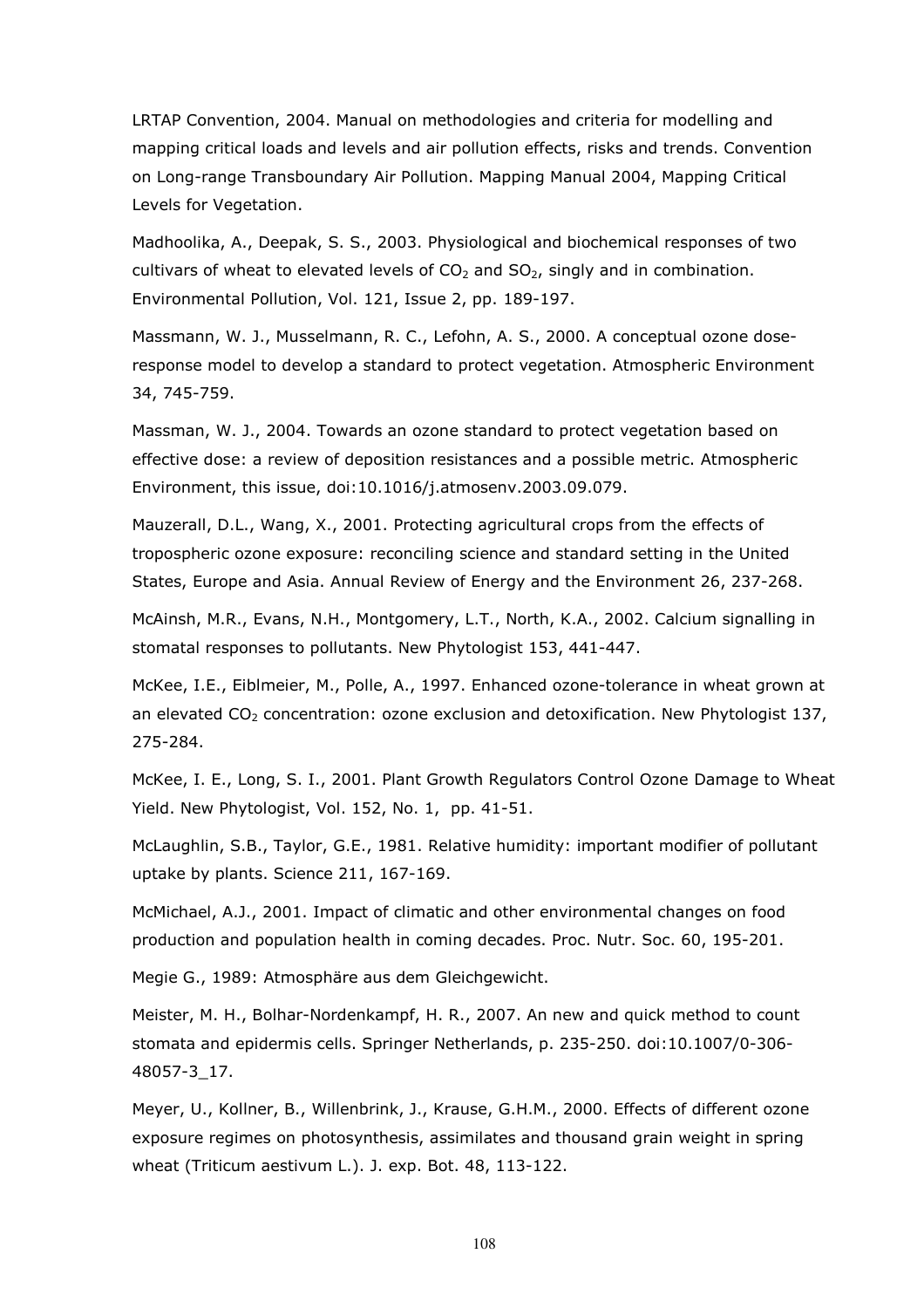LRTAP Convention, 2004. Manual on methodologies and criteria for modelling and mapping critical loads and levels and air pollution effects, risks and trends. Convention on Long-range Transboundary Air Pollution. Mapping Manual 2004, Mapping Critical Levels for Vegetation.

Madhoolika, A., Deepak, S. S., 2003. Physiological and biochemical responses of two cultivars of wheat to elevated levels of $CO_2$ and $SO_2$, singly and in combination. Environmental Pollution, Vol. 121, Issue 2, pp. 189-197.

Massmann, W. J., Musselmann, R. C., Lefohn, A. S., 2000. A conceptual ozone dose-response model to develop a standard to protect vegetation. Atmospheric Environment 34, 745-759.

Massman, W. J., 2004. Towards an ozone standard to protect vegetation based on effective dose: a review of deposition resistances and a possible metric. Atmospheric Environment, this issue, doi:10.1016/j.atmosenv.2003.09.079.

Mauzerall, D.L., Wang, X., 2001. Protecting agricultural crops from the effects of tropospheric ozone exposure: reconciling science and standard setting in the United States, Europe and Asia. Annual Review of Energy and the Environment 26, 237-268.

McAinsh, M.R., Evans, N.H., Montgomery, L.T., North, K.A., 2002. Calcium signalling in stomatal responses to pollutants. New Phytologist 153, 441-447.

McKee, I.E., Eiblmeier, M., Polle, A., 1997. Enhanced ozone-tolerance in wheat grown at an elevated $CO_2$ concentration: ozone exclusion and detoxification. New Phytologist 137, 275-284.

McKee, I. E., Long, S. I., 2001. Plant Growth Regulators Control Ozone Damage to Wheat Yield. New Phytologist, Vol. 152, No. 1, pp. 41-51.

McLaughlin, S.B., Taylor, G.E., 1981. Relative humidity: important modifier of pollutant uptake by plants. Science 211, 167-169.

McMichael, A.J., 2001. Impact of climatic and other environmental changes on food production and population health in coming decades. Proc. Nutr. Soc. 60, 195-201.

Megie G., 1989: Atmosphäre aus dem Gleichgewicht.

Meister, M. H., Bolhar-Nordenkampf, H. R., 2007. An new and quick method to count stomata and epidermis cells. Springer Netherlands, p. 235-250. doi:10.1007/0-306-48057-3_17.

Meyer, U., Kollner, B., Willenbrink, J., Krause, G.H.M., 2000. Effects of different ozone exposure regimes on photosynthesis, assimilates and thousand grain weight in spring wheat (Triticum aestivum L.). J. exp. Bot. 48, 113-122.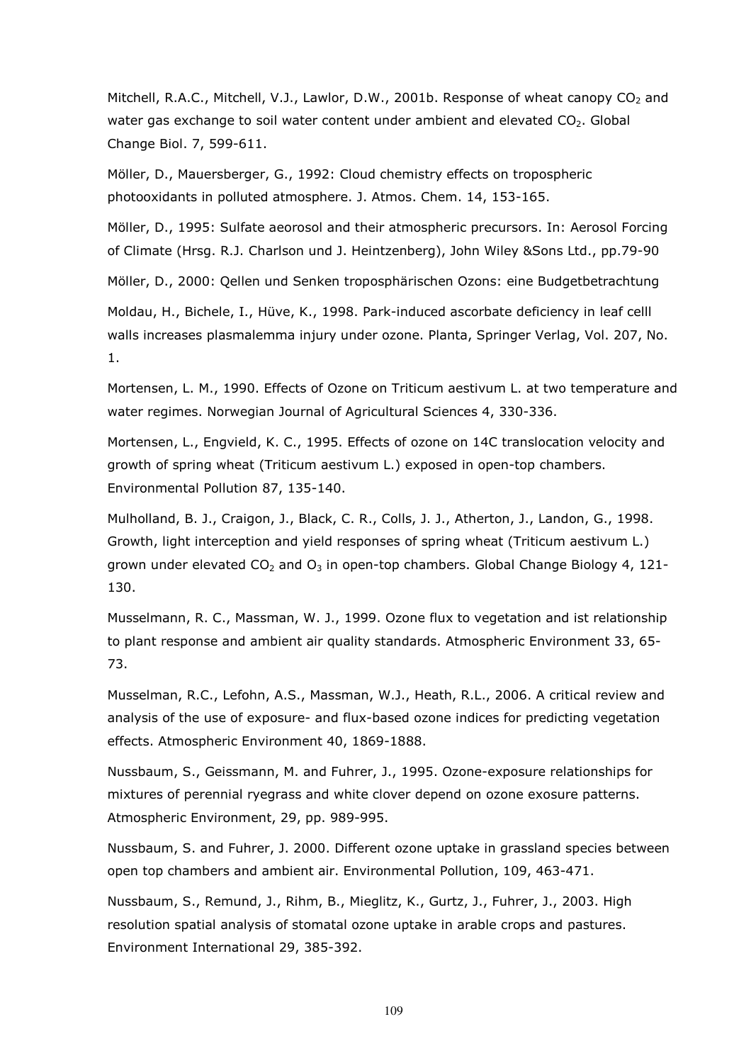Mitchell, R.A.C., Mitchell, V.J., Lawlor, D.W., 2001b. Response of wheat canopy $CO_2$ and water gas exchange to soil water content under ambient and elevated $CO_2$. Global Change Biol. 7, 599-611.

Möller, D., Mauersberger, G., 1992: Cloud chemistry effects on tropospheric photooxidants in polluted atmosphere. J. Atmos. Chem. 14, 153-165.

Möller, D., 1995: Sulfate aeorosol and their atmospheric precursors. In: Aerosol Forcing of Climate (Hrsg. R.J. Charlson und J. Heintzenberg), John Wiley &Sons Ltd., pp.79-90

Möller, D., 2000: Qellen und Senken troposphärischen Ozons: eine Budgetbetrachtung

Moldau, H., Bichele, I., Hüve, K., 1998. Park-induced ascorbate deficiency in leaf celll walls increases plasmalemma injury under ozone. Planta, Springer Verlag, Vol. 207, No. 1.

Mortensen, L. M., 1990. Effects of Ozone on Triticum aestivum L. at two temperature and water regimes. Norwegian Journal of Agricultural Sciences 4, 330-336.

Mortensen, L., Engvield, K. C., 1995. Effects of ozone on 14C translocation velocity and growth of spring wheat (Triticum aestivum L.) exposed in open-top chambers. Environmental Pollution 87, 135-140.

Mulholland, B. J., Craigon, J., Black, C. R., Colls, J. J., Atherton, J., Landon, G., 1998. Growth, light interception and yield responses of spring wheat (Triticum aestivum L.) grown under elevated $CO_2$ and $O_3$ in open-top chambers. Global Change Biology 4, 121-130.

Musselmann, R. C., Massman, W. J., 1999. Ozone flux to vegetation and ist relationship to plant response and ambient air quality standards. Atmospheric Environment 33, 65-73.

Musselman, R.C., Lefohn, A.S., Massman, W.J., Heath, R.L., 2006. A critical review and analysis of the use of exposure- and flux-based ozone indices for predicting vegetation effects. Atmospheric Environment 40, 1869-1888.

Nussbaum, S., Geissmann, M. and Fuhrer, J., 1995. Ozone-exposure relationships for mixtures of perennial ryegrass and white clover depend on ozone exosure patterns. Atmospheric Environment, 29, pp. 989-995.

Nussbaum, S. and Fuhrer, J. 2000. Different ozone uptake in grassland species between open top chambers and ambient air. Environmental Pollution, 109, 463-471.

Nussbaum, S., Remund, J., Rihm, B., Mieglitz, K., Gurtz, J., Fuhrer, J., 2003. High resolution spatial analysis of stomatal ozone uptake in arable crops and pastures. Environment International 29, 385-392.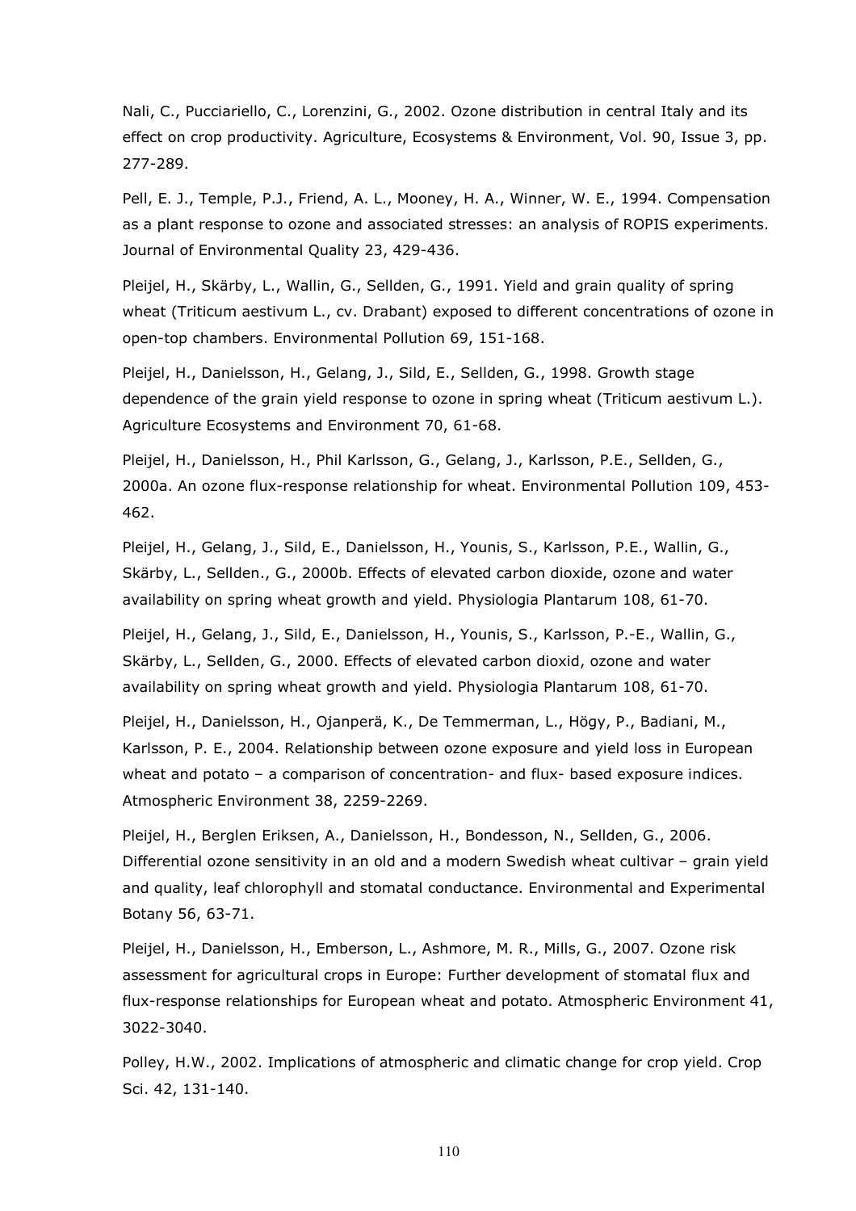Nali, C., Pucciariello, C., Lorenzini, G., 2002. Ozone distribution in central Italy and its effect on crop productivity. Agriculture, Ecosystems & Environment, Vol. 90, Issue 3, pp. 277-289.

Pell, E. J., Temple, P.J., Friend, A. L., Mooney, H. A., Winner, W. E., 1994. Compensation as a plant response to ozone and associated stresses: an analysis of ROPIS experiments. Journal of Environmental Quality 23, 429-436.

Pleijel, H., Skärby, L., Wallin, G., Sellden, G., 1991. Yield and grain quality of spring wheat (Triticum aestivum L., cv. Drabant) exposed to different concentrations of ozone in open-top chambers. Environmental Pollution 69, 151-168.

Pleijel, H., Danielsson, H., Gelang, J., Sild, E., Sellden, G., 1998. Growth stage dependence of the grain yield response to ozone in spring wheat (Triticum aestivum L.). Agriculture Ecosystems and Environment 70, 61-68.

Pleijel, H., Danielsson, H., Phil Karlsson, G., Gelang, J., Karlsson, P.E., Sellden, G., 2000a. An ozone flux-response relationship for wheat. Environmental Pollution 109, 453-462.

Pleijel, H., Gelang, J., Sild, E., Danielsson, H., Younis, S., Karlsson, P.E., Wallin, G., Skärby, L., Sellden., G., 2000b. Effects of elevated carbon dioxide, ozone and water availability on spring wheat growth and yield. Physiologia Plantarum 108, 61-70.

Pleijel, H., Gelang, J., Sild, E., Danielsson, H., Younis, S., Karlsson, P.-E., Wallin, G., Skärby, L., Sellden, G., 2000. Effects of elevated carbon dioxid, ozone and water availability on spring wheat growth and yield. Physiologia Plantarum 108, 61-70.

Pleijel, H., Danielsson, H., Ojanperä, K., De Temmerman, L., Högy, P., Badiani, M., Karlsson, P. E., 2004. Relationship between ozone exposure and yield loss in European wheat and potato – a comparison of concentration- and flux- based exposure indices. Atmospheric Environment 38, 2259-2269.

Pleijel, H., Berglen Eriksen, A., Danielsson, H., Bondesson, N., Sellden, G., 2006. Differential ozone sensitivity in an old and a modern Swedish wheat cultivar – grain yield and quality, leaf chlorophyll and stomatal conductance. Environmental and Experimental Botany 56, 63-71.

Pleijel, H., Danielsson, H., Emberson, L., Ashmore, M. R., Mills, G., 2007. Ozone risk assessment for agricultural crops in Europe: Further development of stomatal flux and flux-response relationships for European wheat and potato. Atmospheric Environment 41, 3022-3040.

Polley, H.W., 2002. Implications of atmospheric and climatic change for crop yield. Crop Sci. 42, 131-140.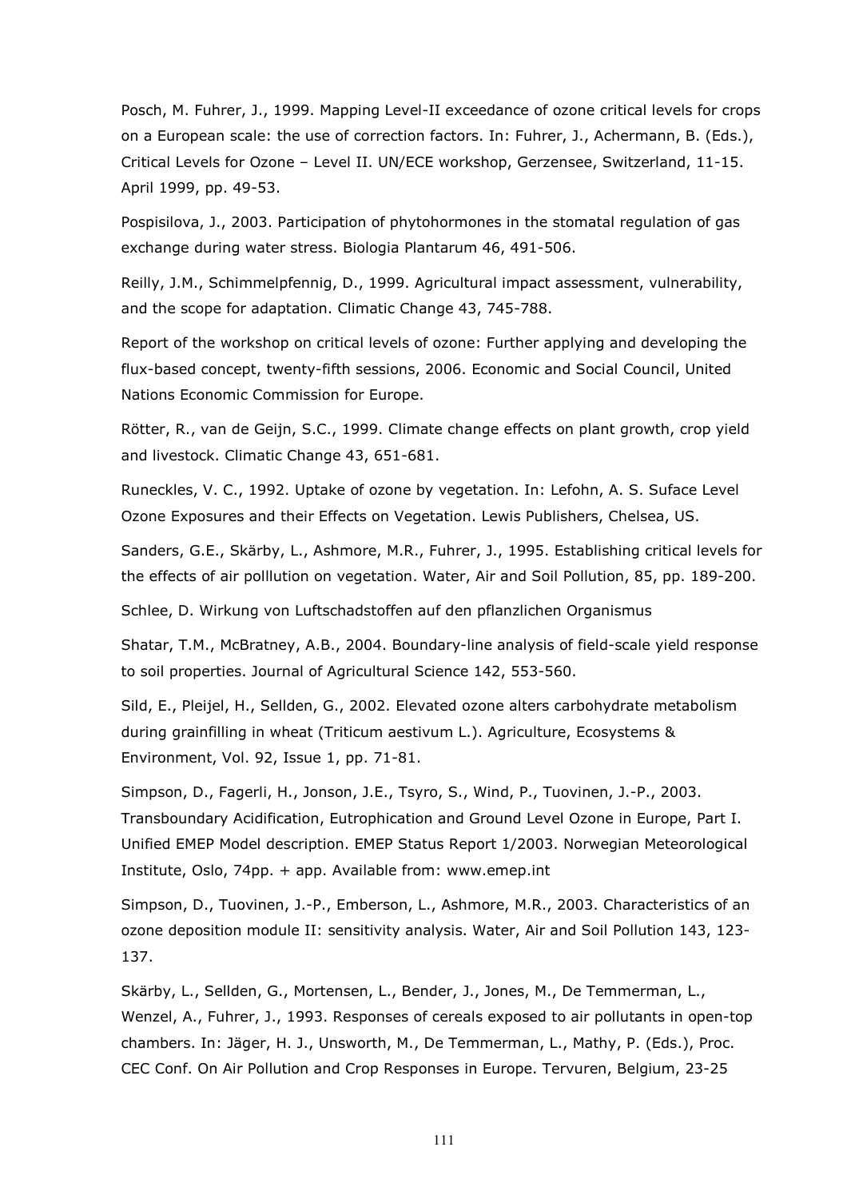Posch, M. Fuhrer, J., 1999. Mapping Level-II exceedance of ozone critical levels for crops on a European scale: the use of correction factors. In: Fuhrer, J., Achermann, B. (Eds.), Critical Levels for Ozone – Level II. UN/ECE workshop, Gerzensee, Switzerland, 11-15. April 1999, pp. 49-53.

Pospisilova, J., 2003. Participation of phytohormones in the stomatal regulation of gas exchange during water stress. Biologia Plantarum 46, 491-506.

Reilly, J.M., Schimmelpfennig, D., 1999. Agricultural impact assessment, vulnerability, and the scope for adaptation. Climatic Change 43, 745-788.

Report of the workshop on critical levels of ozone: Further applying and developing the flux-based concept, twenty-fifth sessions, 2006. Economic and Social Council, United Nations Economic Commission for Europe.

Rötter, R., van de Geijn, S.C., 1999. Climate change effects on plant growth, crop yield and livestock. Climatic Change 43, 651-681.

Runeckles, V. C., 1992. Uptake of ozone by vegetation. In: Lefohn, A. S. Suface Level Ozone Exposures and their Effects on Vegetation. Lewis Publishers, Chelsea, US.

Sanders, G.E., Skärby, L., Ashmore, M.R., Fuhrer, J., 1995. Establishing critical levels for the effects of air polllution on vegetation. Water, Air and Soil Pollution, 85, pp. 189-200.

Schlee, D. Wirkung von Luftschadstoffen auf den pflanzlichen Organismus

Shatar, T.M., McBratney, A.B., 2004. Boundary-line analysis of field-scale yield response to soil properties. Journal of Agricultural Science 142, 553-560.

Sild, E., Pleijel, H., Sellden, G., 2002. Elevated ozone alters carbohydrate metabolism during grainfilling in wheat (Triticum aestivum L.). Agriculture, Ecosystems & Environment, Vol. 92, Issue 1, pp. 71-81.

Simpson, D., Fagerli, H., Jonson, J.E., Tsyro, S., Wind, P., Tuovinen, J.-P., 2003. Transboundary Acidification, Eutrophication and Ground Level Ozone in Europe, Part I. Unified EMEP Model description. EMEP Status Report 1/2003. Norwegian Meteorological Institute, Oslo, 74pp. + app. Available from: www.emep.int

Simpson, D., Tuovinen, J.-P., Emberson, L., Ashmore, M.R., 2003. Characteristics of an ozone deposition module II: sensitivity analysis. Water, Air and Soil Pollution 143, 123-137.

Skärby, L., Sellden, G., Mortensen, L., Bender, J., Jones, M., De Temmerman, L., Wenzel, A., Fuhrer, J., 1993. Responses of cereals exposed to air pollutants in open-top chambers. In: Jäger, H. J., Unsworth, M., De Temmerman, L., Mathy, P. (Eds.), Proc. CEC Conf. On Air Pollution and Crop Responses in Europe. Tervuren, Belgium, 23-25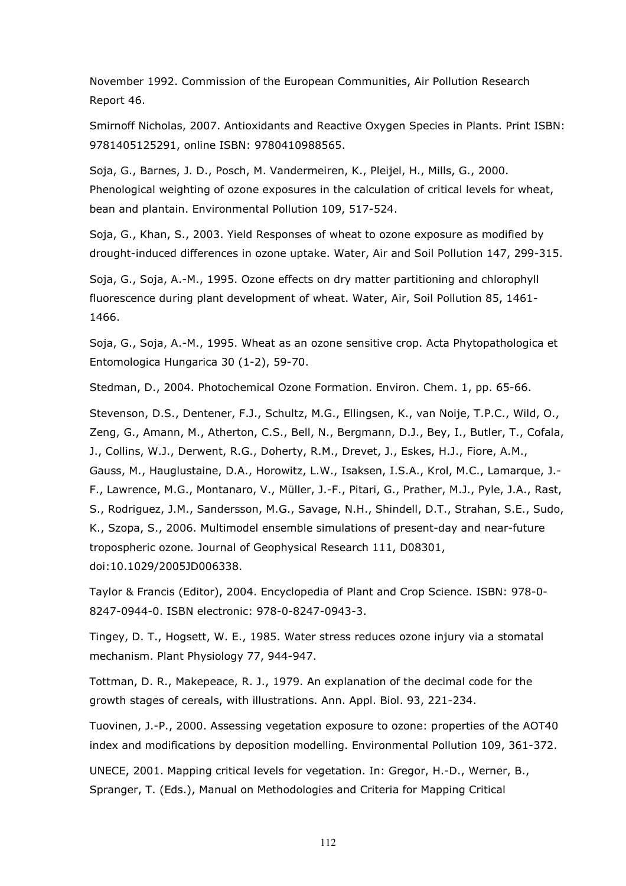November 1992. Commission of the European Communities, Air Pollution Research Report 46.

Smirnoff Nicholas, 2007. Antioxidants and Reactive Oxygen Species in Plants. Print ISBN: 9781405125291, online ISBN: 9780410988565.

Soja, G., Barnes, J. D., Posch, M. Vandermeiren, K., Pleijel, H., Mills, G., 2000. Phenological weighting of ozone exposures in the calculation of critical levels for wheat, bean and plantain. Environmental Pollution 109, 517-524.

Soja, G., Khan, S., 2003. Yield Responses of wheat to ozone exposure as modified by drought-induced differences in ozone uptake. Water, Air and Soil Pollution 147, 299-315.

Soja, G., Soja, A.-M., 1995. Ozone effects on dry matter partitioning and chlorophyll fluorescence during plant development of wheat. Water, Air, Soil Pollution 85, 1461-1466.

Soja, G., Soja, A.-M., 1995. Wheat as an ozone sensitive crop. Acta Phytopathologica et Entomologica Hungarica 30 (1-2), 59-70.

Stedman, D., 2004. Photochemical Ozone Formation. Environ. Chem. 1, pp. 65-66.

Stevenson, D.S., Dentener, F.J., Schultz, M.G., Ellingsen, K., van Noije, T.P.C., Wild, O., Zeng, G., Amann, M., Atherton, C.S., Bell, N., Bergmann, D.J., Bey, I., Butler, T., Cofala, J., Collins, W.J., Derwent, R.G., Doherty, R.M., Drevet, J., Eskes, H.J., Fiore, A.M., Gauss, M., Hauglustaine, D.A., Horowitz, L.W., Isaksen, I.S.A., Krol, M.C., Lamarque, J.-F., Lawrence, M.G., Montanaro, V., Müller, J.-F., Pitari, G., Prather, M.J., Pyle, J.A., Rast, S., Rodriguez, J.M., Sandersson, M.G., Savage, N.H., Shindell, D.T., Strahan, S.E., Sudo, K., Szopa, S., 2006. Multimodel ensemble simulations of present-day and near-future tropospheric ozone. Journal of Geophysical Research 111, D08301, doi:10.1029/2005JD006338.

Taylor & Francis (Editor), 2004. Encyclopedia of Plant and Crop Science. ISBN: 978-0-8247-0944-0. ISBN electronic: 978-0-8247-0943-3.

Tingey, D. T., Hogsett, W. E., 1985. Water stress reduces ozone injury via a stomatal mechanism. Plant Physiology 77, 944-947.

Tottman, D. R., Makepeace, R. J., 1979. An explanation of the decimal code for the growth stages of cereals, with illustrations. Ann. Appl. Biol. 93, 221-234.

Tuovinen, J.-P., 2000. Assessing vegetation exposure to ozone: properties of the AOT40 index and modifications by deposition modelling. Environmental Pollution 109, 361-372.

UNECE, 2001. Mapping critical levels for vegetation. In: Gregor, H.-D., Werner, B., Spranger, T. (Eds.), Manual on Methodologies and Criteria for Mapping Critical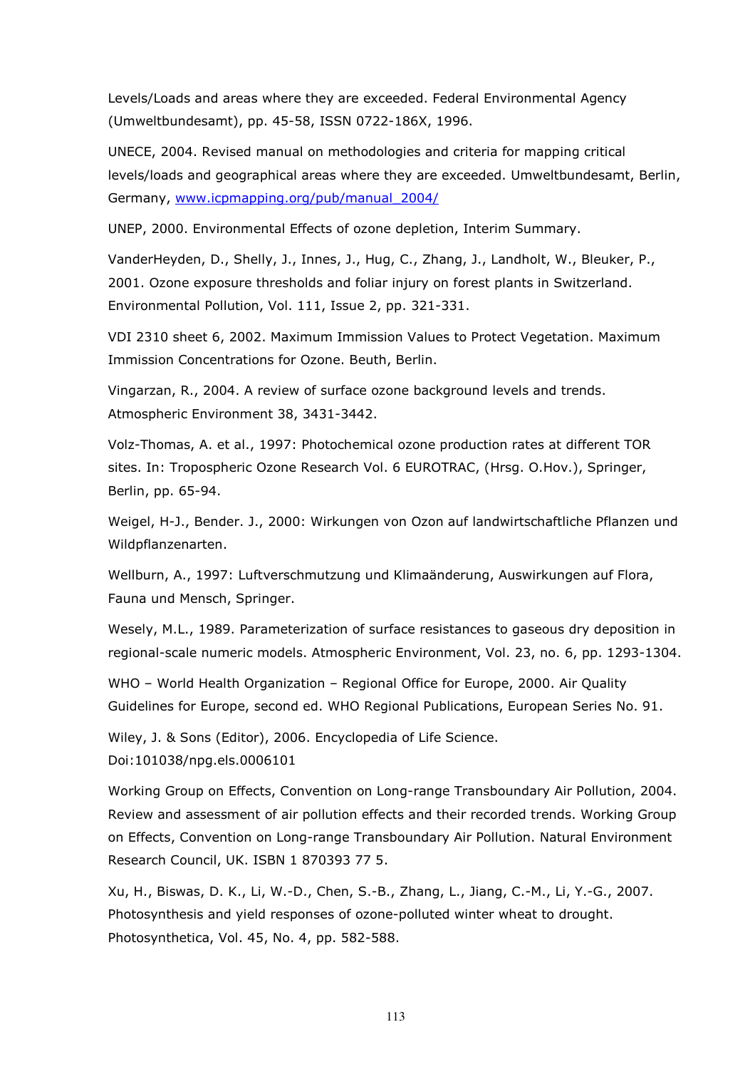Levels/Loads and areas where they are exceeded. Federal Environmental Agency (Umweltbundesamt), pp. 45-58, ISSN 0722-186X, 1996.

UNECE, 2004. Revised manual on methodologies and criteria for mapping critical levels/loads and geographical areas where they are exceeded. Umweltbundesamt, Berlin, Germany, www.icpmapping.org/pub/manual_2004/

UNEP, 2000. Environmental Effects of ozone depletion, Interim Summary.

VanderHeyden, D., Shelly, J., Innes, J., Hug, C., Zhang, J., Landholt, W., Bleuker, P., 2001. Ozone exposure thresholds and foliar injury on forest plants in Switzerland. Environmental Pollution, Vol. 111, Issue 2, pp. 321-331.

VDI 2310 sheet 6, 2002. Maximum Immission Values to Protect Vegetation. Maximum Immission Concentrations for Ozone. Beuth, Berlin.

Vingarzan, R., 2004. A review of surface ozone background levels and trends. Atmospheric Environment 38, 3431-3442.

Volz-Thomas, A. et al., 1997: Photochemical ozone production rates at different TOR sites. In: Tropospheric Ozone Research Vol. 6 EUROTRAC, (Hrsg. O.Hov.), Springer, Berlin, pp. 65-94.

Weigel, H-J., Bender. J., 2000: Wirkungen von Ozon auf landwirtschaftliche Pflanzen und Wildpflanzenarten.

Wellburn, A., 1997: Luftverschmutzung und Klimaänderung, Auswirkungen auf Flora, Fauna und Mensch, Springer.

Wesely, M.L., 1989. Parameterization of surface resistances to gaseous dry deposition in regional-scale numeric models. Atmospheric Environment, Vol. 23, no. 6, pp. 1293-1304.

WHO – World Health Organization – Regional Office for Europe, 2000. Air Quality Guidelines for Europe, second ed. WHO Regional Publications, European Series No. 91.

Wiley, J. & Sons (Editor), 2006. Encyclopedia of Life Science. Doi:101038/npg.els.0006101

Working Group on Effects, Convention on Long-range Transboundary Air Pollution, 2004. Review and assessment of air pollution effects and their recorded trends. Working Group on Effects, Convention on Long-range Transboundary Air Pollution. Natural Environment Research Council, UK. ISBN 1 870393 77 5.

Xu, H., Biswas, D. K., Li, W.-D., Chen, S.-B., Zhang, L., Jiang, C.-M., Li, Y.-G., 2007. Photosynthesis and yield responses of ozone-polluted winter wheat to drought. Photosynthetica, Vol. 45, No. 4, pp. 582-588.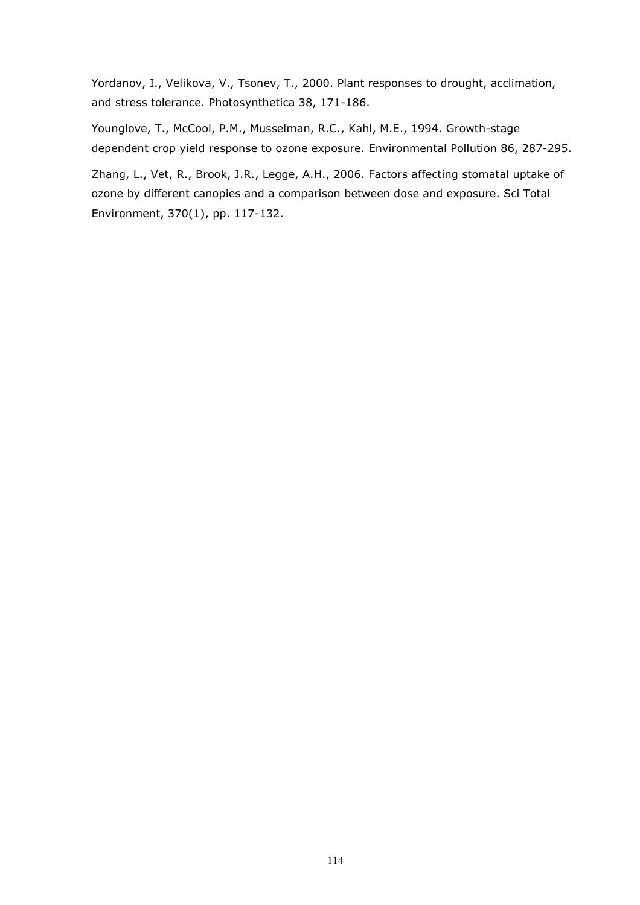Yordanov, I., Velikova, V., Tsonev, T., 2000. Plant responses to drought, acclimation, and stress tolerance. Photosynthetica 38, 171-186.

Younglove, T., McCool, P.M., Musselman, R.C., Kahl, M.E., 1994. Growth-stage dependent crop yield response to ozone exposure. Environmental Pollution 86, 287-295.

Zhang, L., Vet, R., Brook, J.R., Legge, A.H., 2006. Factors affecting stomatal uptake of ozone by different canopies and a comparison between dose and exposure. Sci Total Environment, 370(1), pp. 117-132.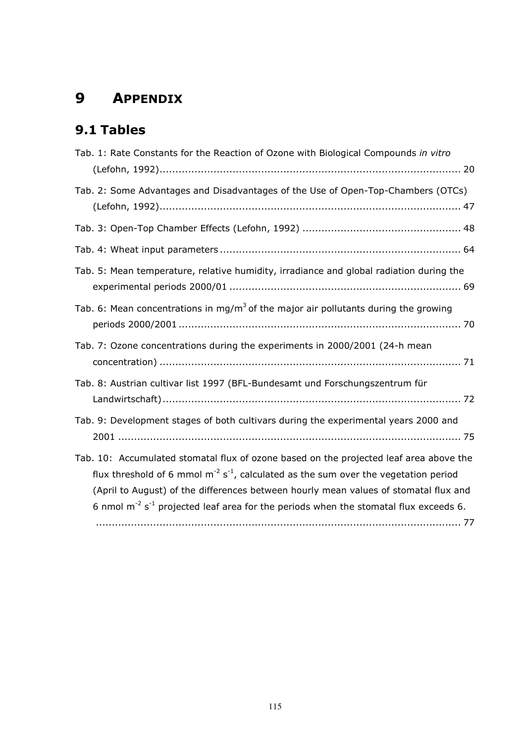# 9 APPENDIX

## 9.1 Tables

Tab. 1: Rate Constants for the Reaction of Ozone with Biological Compounds *in vitro* (Lefohn, 1992)............................................................................................ 20

Tab. 2: Some Advantages and Disadvantages of the Use of Open-Top-Chambers (OTCs) (Lefohn, 1992)............................................................................................ 47

Tab. 3: Open-Top Chamber Effects (Lefohn, 1992) ................................................. 48

Tab. 4: Wheat input parameters ............................................................................ 64

Tab. 5: Mean temperature, relative humidity, irradiance and global radiation during the experimental periods 2000/01 ........................................................................ 69

Tab. 6: Mean concentrations in $mg/m^3$ of the major air pollutants during the growing periods 2000/2001 ........................................................................................ 70

Tab. 7: Ozone concentrations during the experiments in 2000/2001 (24-h mean concentration) .............................................................................................. 71

Tab. 8: Austrian cultivar list 1997 (BFL-Bundesamt und Forschungszentrum für Landwirtschaft)............................................................................................. 72

Tab. 9: Development stages of both cultivars during the experimental years 2000 and 2001 ........................................................................................................... 75

Tab. 10: Accumulated stomatal flux of ozone based on the projected leaf area above the flux threshold of 6 mmol $m^{-2}$ $s^{-1}$, calculated as the sum over the vegetation period (April to August) of the differences between hourly mean values of stomatal flux and 6 nmol $m^{-2}$ $s^{-1}$ projected leaf area for the periods when the stomatal flux exceeds 6. ........................................................................................................................ 77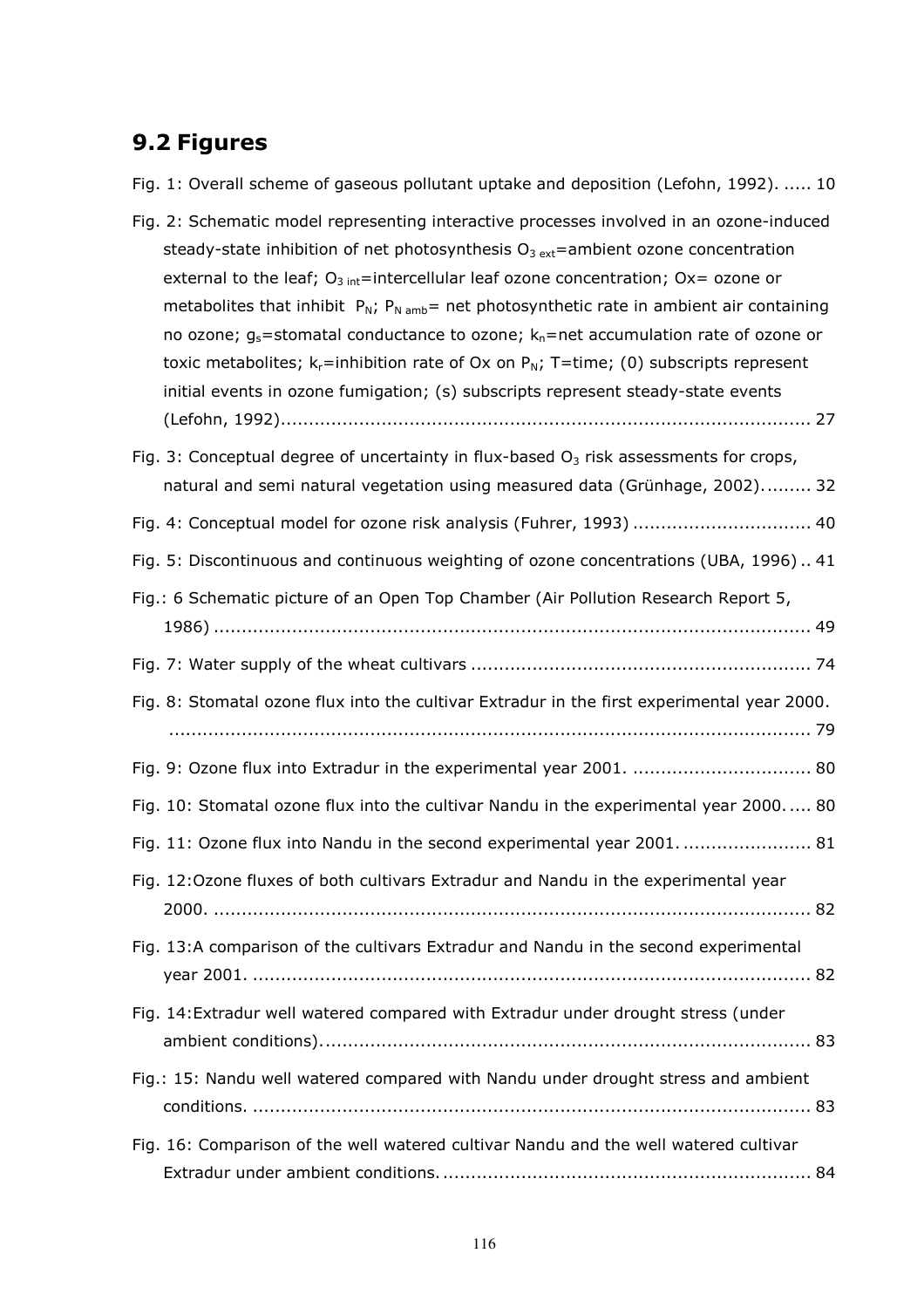## 9.2 Figures

Fig. 1: Overall scheme of gaseous pollutant uptake and deposition (Lefohn, 1992). ..... 10

Fig. 2: Schematic model representing interactive processes involved in an ozone-induced steady-state inhibition of net photosynthesis $O_{3\ ext}$=ambient ozone concentration external to the leaf; $O_{3\ int}$=intercellular leaf ozone concentration; Ox= ozone or metabolites that inhibit $P_N$; $P_{N\ amb}$= net photosynthetic rate in ambient air containing no ozone; $g_s$=stomatal conductance to ozone; $k_n$=net accumulation rate of ozone or toxic metabolites; $k_r$=inhibition rate of Ox on $P_N$; T=time; (0) subscripts represent initial events in ozone fumigation; (s) subscripts represent steady-state events (Lefohn, 1992)............................................................................................... 27

Fig. 3: Conceptual degree of uncertainty in flux-based $O_3$ risk assessments for crops, natural and semi natural vegetation using measured data (Grünhage, 2002)......... 32

Fig. 4: Conceptual model for ozone risk analysis (Fuhrer, 1993) ................................ 40

Fig. 5: Discontinuous and continuous weighting of ozone concentrations (UBA, 1996) .. 41

Fig.: 6 Schematic picture of an Open Top Chamber (Air Pollution Research Report 5, 1986) .......................................................................................................... 49

Fig. 7: Water supply of the wheat cultivars ............................................................ 74

Fig. 8: Stomatal ozone flux into the cultivar Extradur in the first experimental year 2000. .................................................................................................................... 79

Fig. 9: Ozone flux into Extradur in the experimental year 2001. ................................ 80

Fig. 10: Stomatal ozone flux into the cultivar Nandu in the experimental year 2000..... 80

Fig. 11: Ozone flux into Nandu in the second experimental year 2001. ...................... 81

Fig. 12:Ozone fluxes of both cultivars Extradur and Nandu in the experimental year 2000. .......................................................................................................... 82

Fig. 13:A comparison of the cultivars Extradur and Nandu in the second experimental year 2001. .................................................................................................. 82

Fig. 14:Extradur well watered compared with Extradur under drought stress (under ambient conditions)........................................................................................ 83

Fig.: 15: Nandu well watered compared with Nandu under drought stress and ambient conditions. .................................................................................................. 83

Fig. 16: Comparison of the well watered cultivar Nandu and the well watered cultivar Extradur under ambient conditions.................................................................. 84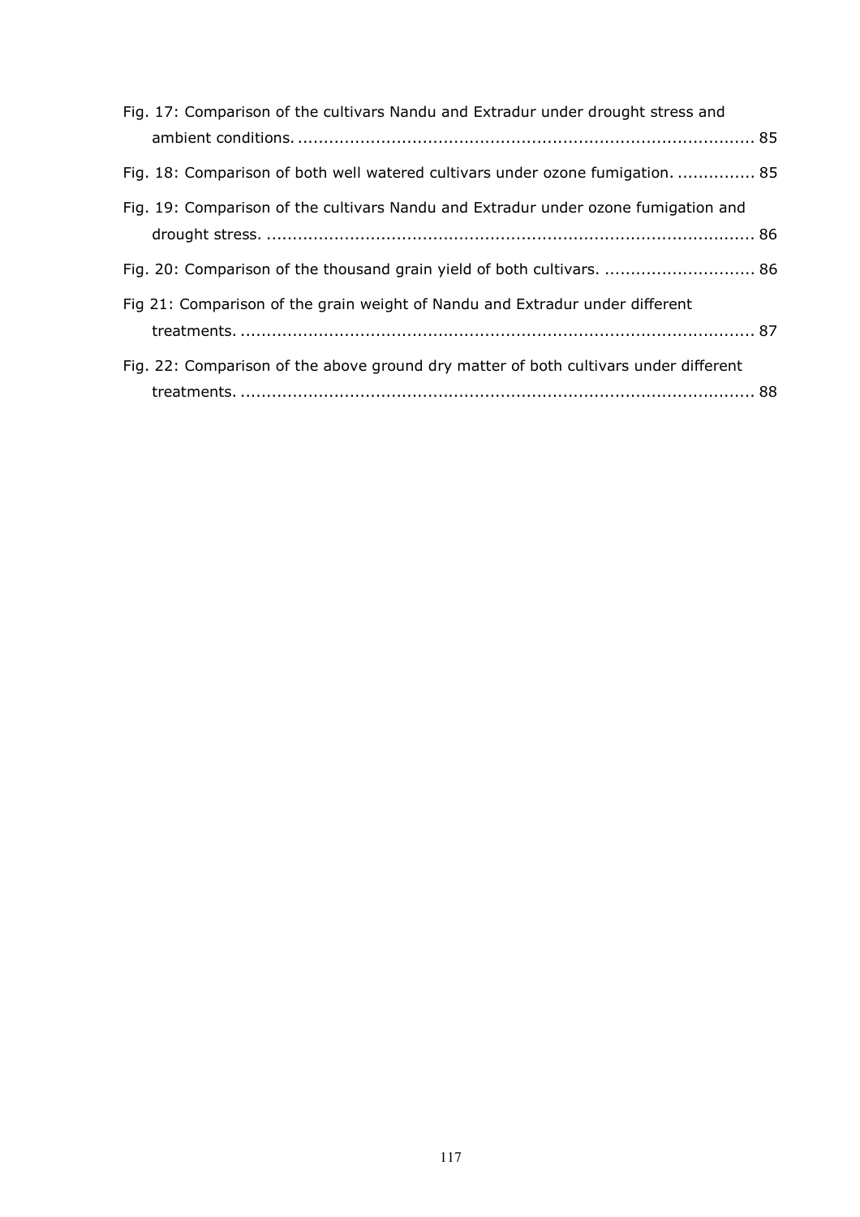Fig. 17: Comparison of the cultivars Nandu and Extradur under drought stress and ambient conditions. ........................................................................................ 85

Fig. 18: Comparison of both well watered cultivars under ozone fumigation. ............... 85

Fig. 19: Comparison of the cultivars Nandu and Extradur under ozone fumigation and drought stress. ............................................................................................. 86

Fig. 20: Comparison of the thousand grain yield of both cultivars. ............................. 86

Fig 21: Comparison of the grain weight of Nandu and Extradur under different treatments. ................................................................................................... 87

Fig. 22: Comparison of the above ground dry matter of both cultivars under different treatments. ................................................................................................... 88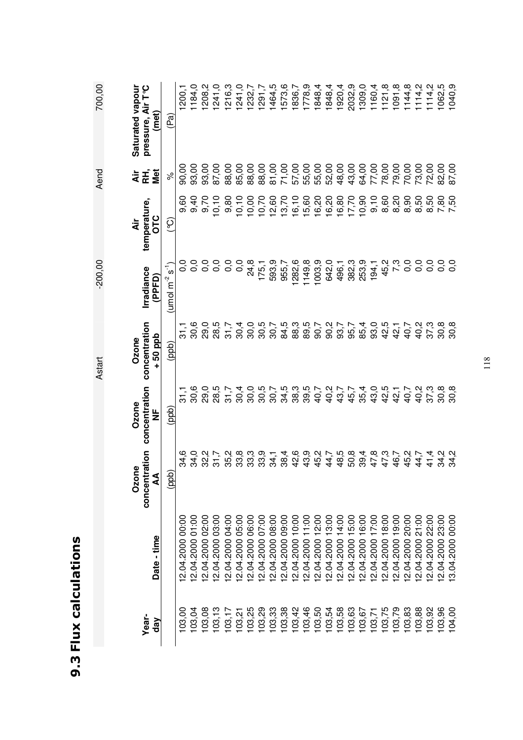## 9.3 Flux calculations

| | | | | Astart | -200,00 | | Aend | 700,00 |
|---|---|---|---|---|---|---|---|---|
| **Year-day** | **Date - time** | **Ozone concentration AA** | **Ozone concentration NF** | **Ozone concentration + 50 ppb** | **Irradiance (PPFD)** | **Air temperature, OTC** | **Air RH, Met** | **Saturated vapour pressure, Air T°C (met)** |
| | | (ppb) | (ppb) | (ppb) | (umol m$^{-2}$ s$^{-1}$) | (°C) | % | (Pa) |
| 103,00 | 12.04.2000 00:00 | 34,6 | 31,1 | 31,1 | 0,0 | 9,60 | 90,00 | 1200,1 |
| 103,04 | 12.04.2000 01:00 | 34,0 | 30,6 | 30,6 | 0,0 | 9,40 | 93,00 | 1184,0 |
| 103,08 | 12.04.2000 02:00 | 32,2 | 29,0 | 29,0 | 0,0 | 9,70 | 93,00 | 1208,2 |
| 103,13 | 12.04.2000 03:00 | 31,7 | 28,5 | 28,5 | 0,0 | 10,10 | 87,00 | 1241,0 |
| 103,17 | 12.04.2000 04:00 | 35,2 | 31,7 | 31,7 | 0,0 | 9,80 | 88,00 | 1216,3 |
| 103,21 | 12.04.2000 05:00 | 33,8 | 30,4 | 30,4 | 0,0 | 10,10 | 85,00 | 1241,0 |
| 103,25 | 12.04.2000 06:00 | 33,3 | 30,0 | 30,0 | 24,8 | 10,00 | 88,00 | 1232,7 |
| 103,29 | 12.04.2000 07:00 | 33,9 | 30,5 | 30,5 | 175,1 | 10,70 | 88,00 | 1291,7 |
| 103,33 | 12.04.2000 08:00 | 34,1 | 30,7 | 30,7 | 593,9 | 12,60 | 81,00 | 1464,5 |
| 103,38 | 12.04.2000 09:00 | 38,4 | 34,5 | 84,5 | 955,7 | 13,70 | 71,00 | 1573,6 |
| 103,42 | 12.04.2000 10:00 | 42,6 | 38,3 | 88,3 | 1282,6 | 16,10 | 57,00 | 1836,7 |
| 103,46 | 12.04.2000 11:00 | 43,9 | 39,5 | 89,5 | 1149,8 | 15,60 | 55,00 | 1778,9 |
| 103,50 | 12.04.2000 12:00 | 45,2 | 40,7 | 90,7 | 1003,9 | 16,20 | 55,00 | 1848,4 |
| 103,54 | 12.04.2000 13:00 | 44,7 | 40,2 | 90,2 | 642,0 | 16,20 | 52,00 | 1848,4 |
| 103,58 | 12.04.2000 14:00 | 48,5 | 43,7 | 93,7 | 496,1 | 16,80 | 48,00 | 1920,4 |
| 103,63 | 12.04.2000 15:00 | 50,8 | 45,7 | 95,7 | 382,3 | 17,70 | 43,00 | 2032,9 |
| 103,67 | 12.04.2000 16:00 | 39,4 | 35,4 | 85,4 | 253,9 | 10,90 | 64,00 | 1309,0 |
| 103,71 | 12.04.2000 17:00 | 47,8 | 43,0 | 93,0 | 194,1 | 9,10 | 77,00 | 1160,4 |
| 103,75 | 12.04.2000 18:00 | 47,3 | 42,5 | 42,5 | 45,2 | 8,60 | 78,00 | 1121,8 |
| 103,79 | 12.04.2000 19:00 | 46,7 | 42,1 | 42,1 | 7,3 | 8,20 | 79,00 | 1091,8 |
| 103,83 | 12.04.2000 20:00 | 45,2 | 40,7 | 40,7 | 0,0 | 8,90 | 70,00 | 1144,8 |
| 103,88 | 12.04.2000 21:00 | 44,7 | 40,2 | 40,2 | 0,0 | 8,50 | 73,00 | 1114,2 |
| 103,92 | 12.04.2000 22:00 | 41,4 | 37,3 | 37,3 | 0,0 | 8,50 | 72,00 | 1114,2 |
| 103,96 | 12.04.2000 23:00 | 34,2 | 30,8 | 30,8 | 0,0 | 7,80 | 82,00 | 1062,5 |
| 104,00 | 13.04.2000 00:00 | 34,2 | 30,8 | 30,8 | 0,0 | 7,50 | 87,00 | 1040,9 |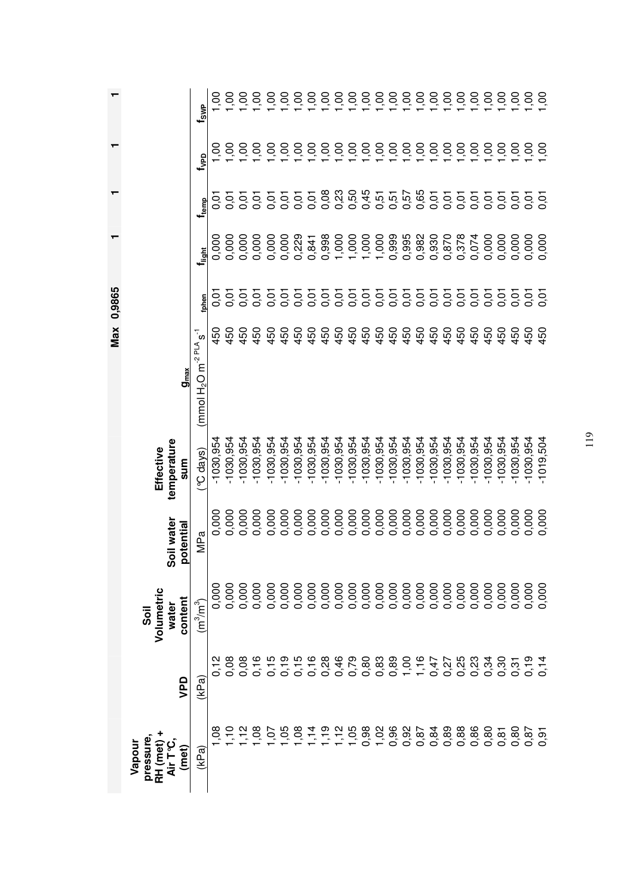| Vapour pressure, RH (met) + Air T°C, (met) | VPD | Soil Volumetric water content | Soil water potential | Effective temperature sum | $g_{max}$ | fphen | $f_{light}$ | $f_{temp}$ | $f_{VPD}$ | $f_{SWP}$ |
|---|---|---|---|---|---|---|---|---|---|---|
| | | | | | Max | 0,9865 | 1 | 1 | 1 | 1 |
| (kPa) | (kPa) | ($m^3/m^3$) | MPa | (°C days) | (mmol $H_2O$ $m^{-2\ PLA}$ $s^{-1}$) | | | | | |
| 1,08 | 0,12 | 0,000 | 0,000 | -1030,954 | 450 | 0,01 | 0,000 | 0,01 | 1,00 | 1,00 |
| 1,10 | 0,08 | 0,000 | 0,000 | -1030,954 | 450 | 0,01 | 0,000 | 0,01 | 1,00 | 1,00 |
| 1,12 | 0,08 | 0,000 | 0,000 | -1030,954 | 450 | 0,01 | 0,000 | 0,01 | 1,00 | 1,00 |
| 1,08 | 0,16 | 0,000 | 0,000 | -1030,954 | 450 | 0,01 | 0,000 | 0,01 | 1,00 | 1,00 |
| 1,07 | 0,15 | 0,000 | 0,000 | -1030,954 | 450 | 0,01 | 0,000 | 0,01 | 1,00 | 1,00 |
| 1,05 | 0,19 | 0,000 | 0,000 | -1030,954 | 450 | 0,01 | 0,000 | 0,01 | 1,00 | 1,00 |
| 1,08 | 0,15 | 0,000 | 0,000 | -1030,954 | 450 | 0,01 | 0,229 | 0,01 | 1,00 | 1,00 |
| 1,14 | 0,16 | 0,000 | 0,000 | -1030,954 | 450 | 0,01 | 0,841 | 0,01 | 1,00 | 1,00 |
| 1,19 | 0,28 | 0,000 | 0,000 | -1030,954 | 450 | 0,01 | 0,998 | 0,08 | 1,00 | 1,00 |
| 1,12 | 0,46 | 0,000 | 0,000 | -1030,954 | 450 | 0,01 | 1,000 | 0,23 | 1,00 | 1,00 |
| 1,05 | 0,79 | 0,000 | 0,000 | -1030,954 | 450 | 0,01 | 1,000 | 0,50 | 1,00 | 1,00 |
| 0,98 | 0,80 | 0,000 | 0,000 | -1030,954 | 450 | 0,01 | 1,000 | 0,45 | 1,00 | 1,00 |
| 1,02 | 0,83 | 0,000 | 0,000 | -1030,954 | 450 | 0,01 | 1,000 | 0,51 | 1,00 | 1,00 |
| 0,96 | 0,89 | 0,000 | 0,000 | -1030,954 | 450 | 0,01 | 0,999 | 0,51 | 1,00 | 1,00 |
| 0,92 | 1,00 | 0,000 | 0,000 | -1030,954 | 450 | 0,01 | 0,995 | 0,57 | 1,00 | 1,00 |
| 0,87 | 1,16 | 0,000 | 0,000 | -1030,954 | 450 | 0,01 | 0,982 | 0,65 | 1,00 | 1,00 |
| 0,84 | 0,47 | 0,000 | 0,000 | -1030,954 | 450 | 0,01 | 0,930 | 0,01 | 1,00 | 1,00 |
| 0,89 | 0,27 | 0,000 | 0,000 | -1030,954 | 450 | 0,01 | 0,870 | 0,01 | 1,00 | 1,00 |
| 0,88 | 0,25 | 0,000 | 0,000 | -1030,954 | 450 | 0,01 | 0,378 | 0,01 | 1,00 | 1,00 |
| 0,86 | 0,23 | 0,000 | 0,000 | -1030,954 | 450 | 0,01 | 0,074 | 0,01 | 1,00 | 1,00 |
| 0,80 | 0,34 | 0,000 | 0,000 | -1030,954 | 450 | 0,01 | 0,000 | 0,01 | 1,00 | 1,00 |
| 0,81 | 0,30 | 0,000 | 0,000 | -1030,954 | 450 | 0,01 | 0,000 | 0,01 | 1,00 | 1,00 |
| 0,80 | 0,31 | 0,000 | 0,000 | -1030,954 | 450 | 0,01 | 0,000 | 0,01 | 1,00 | 1,00 |
| 0,87 | 0,19 | 0,000 | 0,000 | -1030,954 | 450 | 0,01 | 0,000 | 0,01 | 1,00 | 1,00 |
| 0,91 | 0,14 | 0,000 | 0,000 | -1019,504 | 450 | 0,01 | 0,000 | 0,01 | 1,00 | 1,00 |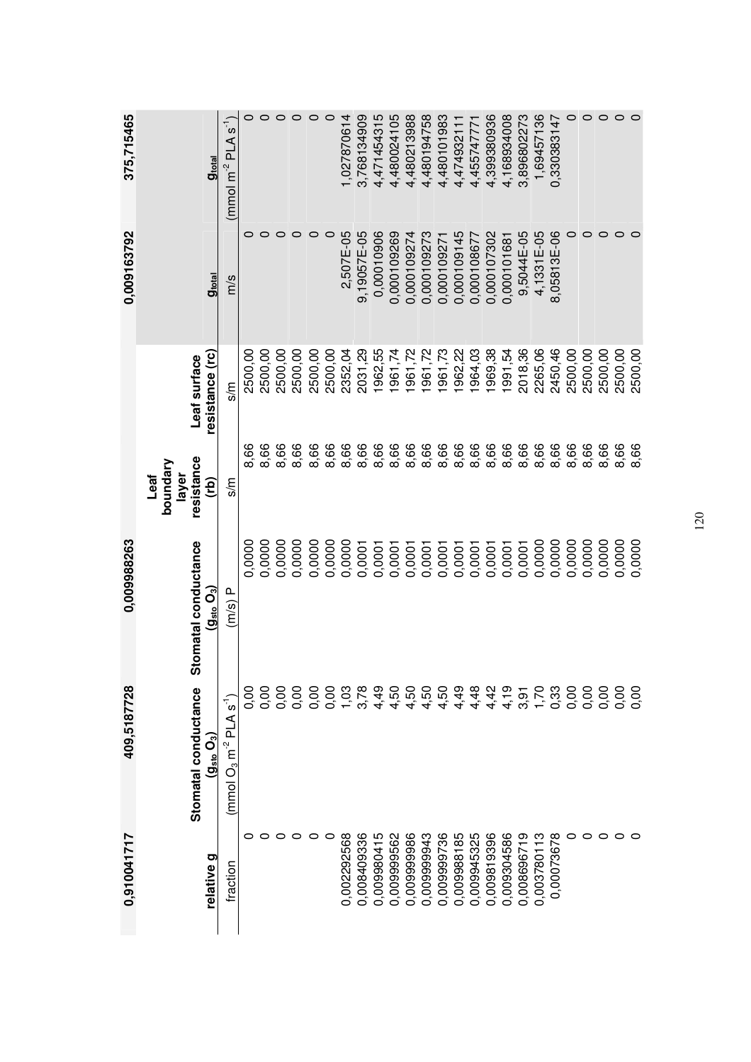| 0,910041717 | 409,5187728 | 0,009988263 | | | 0,009163792 | 375,715465 |
|---|---|---|---|---|---|---|
| relative g | Stomatal conductance ($g_{sto}$ $O_3$) | Stomatal conductance ($g_{sto}$ $O_3$) | Leaf boundary layer resistance (rb) | Leaf surface resistance (rc) | $g_{total}$ | $g_{total}$ |
| fraction | (mmol $O_3$ $m^{-2}$ PLA $s^{-1}$) | (m/s) P | s/m | s/m | m/s | (mmol $m^{-2}$ PLA $s^{-1}$) |
| 0 | 0,00 | 0,0000 | 8,66 | 2500,00 | 0 | 0 |
| 0 | 0,00 | 0,0000 | 8,66 | 2500,00 | 0 | 0 |
| 0 | 0,00 | 0,0000 | 8,66 | 2500,00 | 0 | 0 |
| 0 | 0,00 | 0,0000 | 8,66 | 2500,00 | 0 | 0 |
| 0 | 0,00 | 0,0000 | 8,66 | 2500,00 | 0 | 0 |
| 0 | 0,00 | 0,0000 | 8,66 | 2500,00 | 0 | 0 |
| 0,002292568 | 1,03 | 0,0000 | 8,66 | 2352,04 | 2,507E-05 | 1,027870614 |
| 0,008409336 | 3,78 | 0,0001 | 8,66 | 2031,29 | 9,19057E-05 | 3,768134909 |
| 0,009980415 | 4,49 | 0,0001 | 8,66 | 1962,55 | 0,00010906 | 4,471454315 |
| 0,009999562 | 4,50 | 0,0001 | 8,66 | 1961,74 | 0,000109269 | 4,480024105 |
| 0,009999986 | 4,50 | 0,0001 | 8,66 | 1961,72 | 0,000109274 | 4,480213988 |
| 0,009999943 | 4,50 | 0,0001 | 8,66 | 1961,72 | 0,000109273 | 4,480194758 |
| 0,009999736 | 4,50 | 0,0001 | 8,66 | 1961,73 | 0,000109271 | 4,480101983 |
| 0,009988185 | 4,49 | 0,0001 | 8,66 | 1962,22 | 0,000109145 | 4,474932111 |
| 0,009945325 | 4,48 | 0,0001 | 8,66 | 1964,03 | 0,000108677 | 4,455747771 |
| 0,009819396 | 4,42 | 0,0001 | 8,66 | 1969,38 | 0,000107302 | 4,399380936 |
| 0,009304586 | 4,19 | 0,0001 | 8,66 | 1991,54 | 0,000101681 | 4,168934008 |
| 0,008696719 | 3,91 | 0,0001 | 8,66 | 2018,36 | 9,5044E-05 | 3,896802273 |
| 0,003780113 | 1,70 | 0,0000 | 8,66 | 2265,06 | 4,1331E-05 | 1,69457136 |
| 0,00073678 | 0,33 | 0,0000 | 8,66 | 2450,46 | 8,05813E-06 | 0,330383147 |
| 0 | 0,00 | 0,0000 | 8,66 | 2500,00 | 0 | 0 |
| 0 | 0,00 | 0,0000 | 8,66 | 2500,00 | 0 | 0 |
| 0 | 0,00 | 0,0000 | 8,66 | 2500,00 | 0 | 0 |
| 0 | 0,00 | 0,0000 | 8,66 | 2500,00 | 0 | 0 |
| 0 | 0,00 | 0,0000 | 8,66 | 2500,00 | 0 | 0 |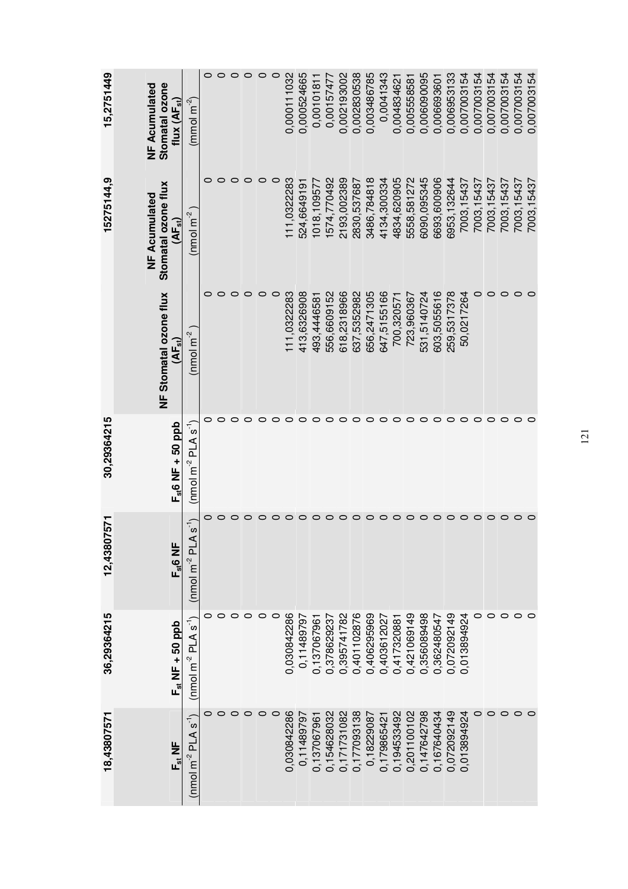| 18,43807571 | 36,29364215 | 12,43807571 | 30,29364215 | | 15275144,9 | 15,2751449 |
|---|---|---|---|---|---|---|
| $F_{st}$ NF | $F_{st}$ NF + 50 ppb | $F_{st}6$ NF | $F_{st}6$ NF + 50 ppb | NF Stomatal ozone flux ($AF_{st}$) | NF Acumulated Stomatal ozone flux ($AF_{st}$) | NF Acumulated Stomatal ozone flux ($AF_{st}$) |
| (nmol $m^{-2}$ PLA $s^{-1}$) | (nmol $m^{-2}$ PLA $s^{-1}$) | (nmol $m^{-2}$ PLA $s^{-1}$) | (nmol $m^{-2}$ PLA $s^{-1}$) | (nmol $m^{-2}$ ) | (nmol $m^{-2}$ ) | (mmol $m^{-2}$) |
| 0 | 0 | 0 | 0 | 0 | 0 | 0 |
| 0 | 0 | 0 | 0 | 0 | 0 | 0 |
| 0 | 0 | 0 | 0 | 0 | 0 | 0 |
| 0 | 0 | 0 | 0 | 0 | 0 | 0 |
| 0 | 0 | 0 | 0 | 0 | 0 | 0 |
| 0 | 0 | 0 | 0 | 0 | 0 | 0 |
| 0,030842286 | 0,030842286 | 0 | 0 | 111,0322283 | 111,0322283 | 0,000111032 |
| 0,11489797 | 0,11489797 | 0 | 0 | 413,6326908 | 524,6649191 | 0,000524665 |
| 0,137067961 | 0,137067961 | 0 | 0 | 493,4446581 | 1018,109577 | 0,00101811 |
| 0,154628032 | 0,378629237 | 0 | 0 | 556,6609152 | 1574,770492 | 0,00157477 |
| 0,171731082 | 0,395741782 | 0 | 0 | 618,2318966 | 2193,002389 | 0,002193002 |
| 0,177093138 | 0,401102876 | 0 | 0 | 637,5352982 | 2830,537687 | 0,002830538 |
| 0,18229087 | 0,406295969 | 0 | 0 | 656,2471305 | 3486,784818 | 0,003486785 |
| 0,179865421 | 0,403612027 | 0 | 0 | 647,5155166 | 4134,300334 | 0,0041343 |
| 0,194533492 | 0,417320881 | 0 | 0 | 700,320571 | 4834,620905 | 0,004834621 |
| 0,201100102 | 0,421069149 | 0 | 0 | 723,960367 | 5558,581272 | 0,005558581 |
| 0,147642798 | 0,356089498 | 0 | 0 | 531,5140724 | 6090,095345 | 0,006090095 |
| 0,167640434 | 0,362480547 | 0 | 0 | 603,5055616 | 6693,600906 | 0,006693601 |
| 0,072092149 | 0,072092149 | 0 | 0 | 259,5317378 | 6953,132644 | 0,006953133 |
| 0,013894924 | 0,013894924 | 0 | 0 | 50,0217264 | 7003,15437 | 0,007003154 |
| 0 | 0 | 0 | 0 | 0 | 7003,15437 | 0,007003154 |
| 0 | 0 | 0 | 0 | 0 | 7003,15437 | 0,007003154 |
| 0 | 0 | 0 | 0 | 0 | 7003,15437 | 0,007003154 |
| 0 | 0 | 0 | 0 | 0 | 7003,15437 | 0,007003154 |
| 0 | 0 | 0 | 0 | 0 | 7003,15437 | 0,007003154 |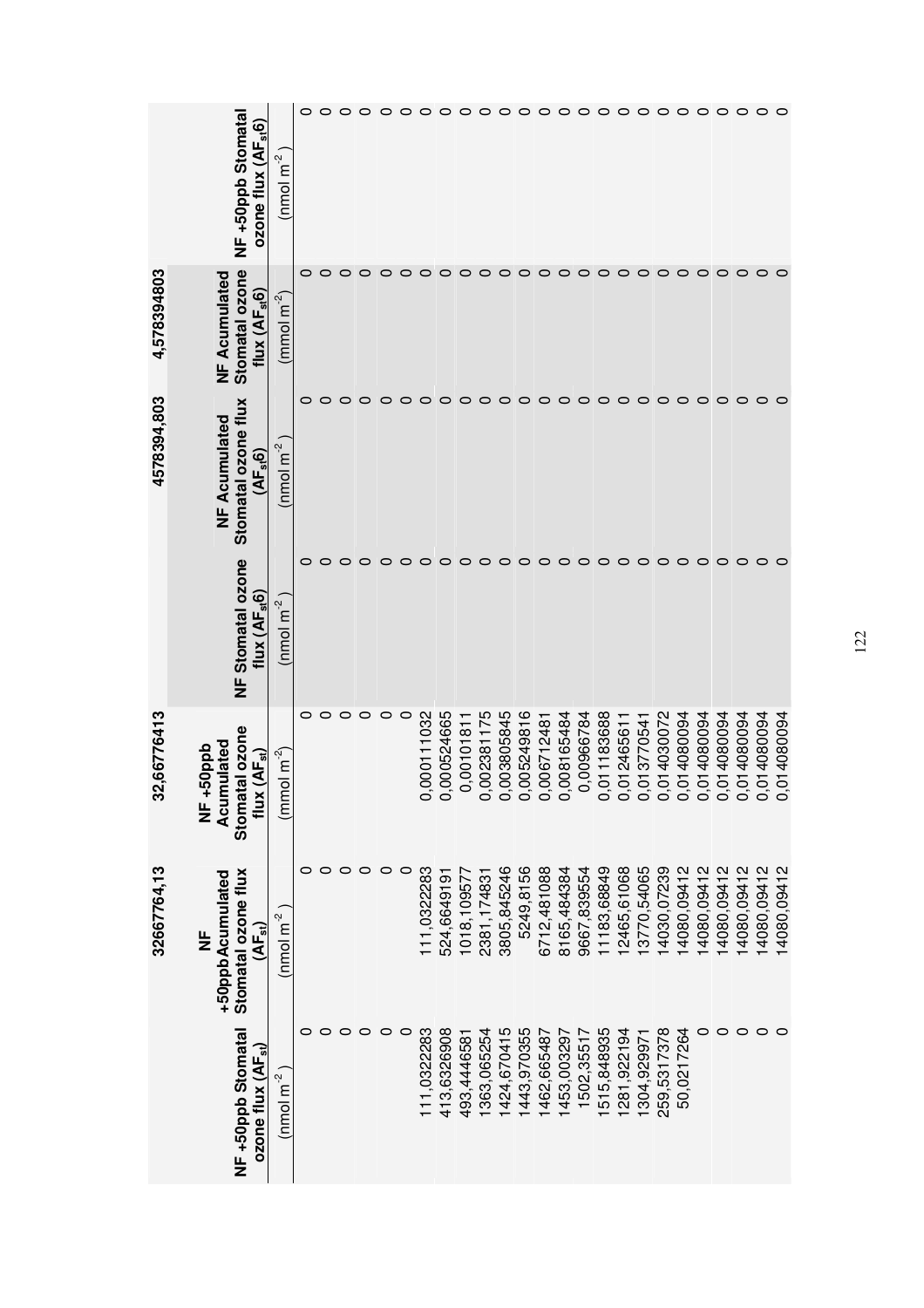| NF +50ppb Stomatal ozone flux ($AF_{st}$) | NF +50ppb Acumulated Stomatal ozone flux ($AF_{st}$) | NF +50pb Acumulated Stomatal ozone flux ($AF_{st}$) | NF Stomatal ozone flux ($AF_{st}6$) | NF Acumulated Stomatal ozone flux ($AF_{st}6$) | NF Acumulated Stomatal ozone flux ($AF_{st}6$) | NF +50ppb Stomatal ozone flux ($AF_{st}6$) |
|---|---|---|---|---|---|---|
| | 32667764,13 | 32,66776413 | | 4578394,803 | 4,578394803 | |
| (nmol m$^{-2}$) | (nmol m$^{-2}$) | (mmol m$^{-2}$) | (nmol m$^{-2}$) | (nmol m$^{-2}$) | (mmol m$^{-2}$) | (nmol m$^{-2}$) |
| 0 | 0 | 0 | 0 | 0 | 0 | 0 |
| 0 | 0 | 0 | 0 | 0 | 0 | 0 |
| 0 | 0 | 0 | 0 | 0 | 0 | 0 |
| 0 | 0 | 0 | 0 | 0 | 0 | 0 |
| 0 | 0 | 0 | 0 | 0 | 0 | 0 |
| 0 | 0 | 0 | 0 | 0 | 0 | 0 |
| 111,0322283 | 111,0322283 | 0,000111032 | 0 | 0 | 0 | 0 |
| 413,6326908 | 524,6649191 | 0,000524665 | 0 | 0 | 0 | 0 |
| 493,4446581 | 1018,109577 | 0,00101811 | 0 | 0 | 0 | 0 |
| 1363,065254 | 2381,174831 | 0,002381175 | 0 | 0 | 0 | 0 |
| 1424,670415 | 3805,845246 | 0,003805845 | 0 | 0 | 0 | 0 |
| 1443,970355 | 5249,8156 | 0,005249816 | 0 | 0 | 0 | 0 |
| 1462,665487 | 6712,481088 | 0,00671248 | 0 | 0 | 0 | 0 |
| 1453,003297 | 8165,484384 | 0,008165484 | 0 | 0 | 0 | 0 |
| 1502,35517 | 9667,839554 | 0,00966784 | 0 | 0 | 0 | 0 |
| 1515,848935 | 11183,68849 | 0,011183688 | 0 | 0 | 0 | 0 |
| 1281,922194 | 12465,61068 | 0,012465611 | 0 | 0 | 0 | 0 |
| 1304,929971 | 13770,54065 | 0,013770541 | 0 | 0 | 0 | 0 |
| 259,5317378 | 14030,07239 | 0,014030072 | 0 | 0 | 0 | 0 |
| 50,0217264 | 14080,09412 | 0,014080094 | 0 | 0 | 0 | 0 |
| 0 | 14080,09412 | 0,014080094 | 0 | 0 | 0 | 0 |
| 0 | 14080,09412 | 0,014080094 | 0 | 0 | 0 | 0 |
| 0 | 14080,09412 | 0,014080094 | 0 | 0 | 0 | 0 |
| 0 | 14080,09412 | 0,014080094 | 0 | 0 | 0 | 0 |
| 0 | 14080,09412 | 0,014080094 | 0 | 0 | 0 | 0 |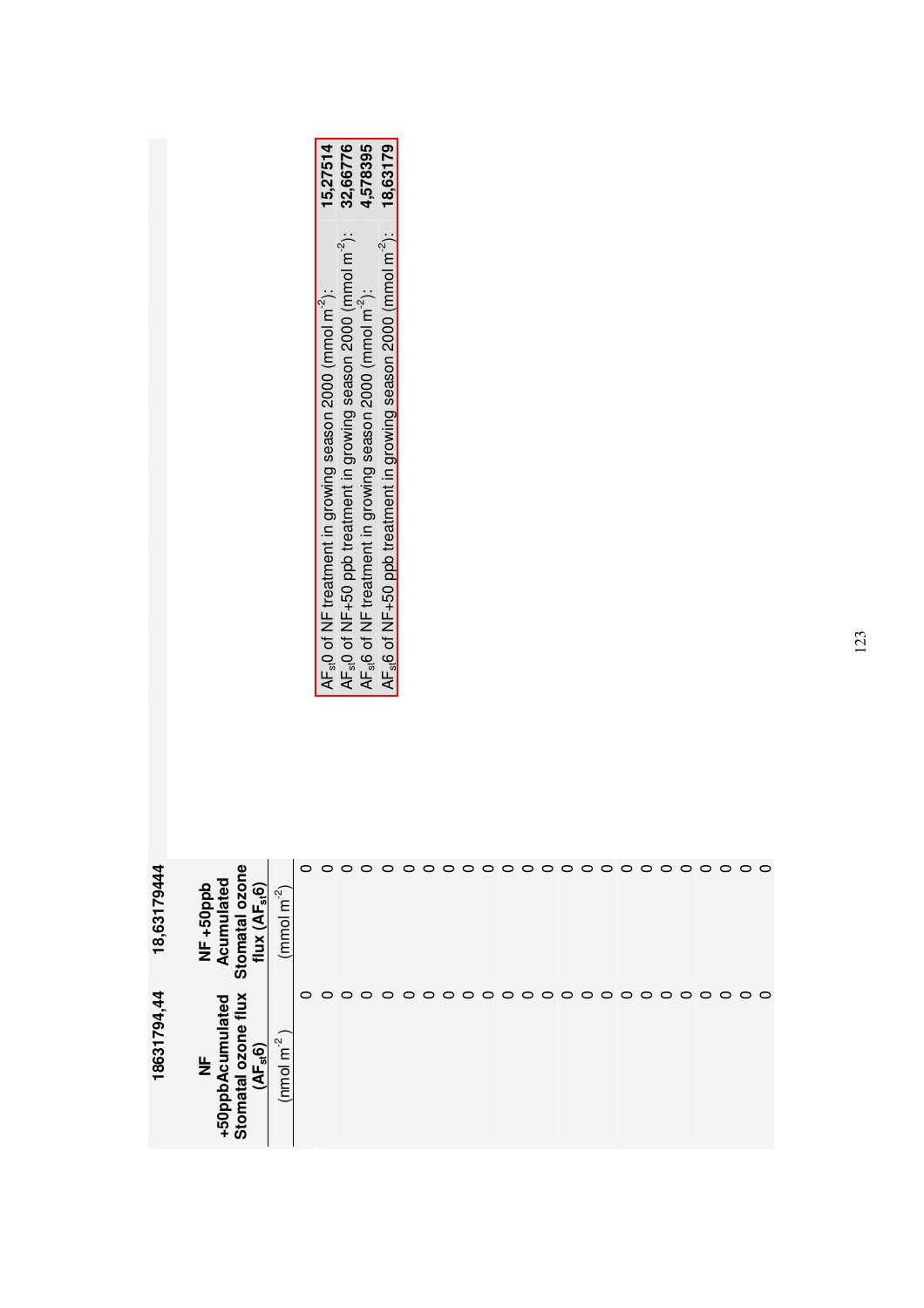| 18631794,44 | 18,63179444 |
|---|---|
| NF +50ppbAcumulated Stomatal ozone flux ($AF_{st}6$) | NF +50ppb Acumulated Stomatal ozone flux ($AF_{st}6$) |
| (nmol m$^{-2}$) | (mmol m$^{-2}$) |
| 0 | 0 |
| 0 | 0 |
| 0 | 0 |
| 0 | 0 |
| 0 | 0 |
| 0 | 0 |
| 0 | 0 |
| 0 | 0 |
| 0 | 0 |
| 0 | 0 |
| 0 | 0 |
| 0 | 0 |
| 0 | 0 |
| 0 | 0 |
| 0 | 0 |
| 0 | 0 |
| 0 | 0 |
| 0 | 0 |
| 0 | 0 |
| 0 | 0 |
| 0 | 0 |
| 0 | 0 |
| 0 | 0 |
| 0 | 0 |
| 0 | 0 |
| 0 | 0 |
| 0 | 0 |
| 0 | 0 |
| 0 | 0 |
| 0 | 0 |
| 0 | 0 |
| 0 | 0 |
| 0 | 0 |
| 0 | 0 |

| | |
|---|---|
| $AF_{st}0$ of NF treatment in growing season 2000 (mmol m$^{-2}$): | **15,27514** |
| $AF_{st}0$ of NF+50 ppb treatment in growing season 2000 (mmol m$^{-2}$): | **32,66776** |
| $AF_{st}6$ of NF treatment in growing season 2000 (mmol m$^{-2}$): | **4,578395** |
| $AF_{st}6$ of NF+50 ppb treatment in growing season 2000 (mmol m$^{-2}$): | **18,63179** |